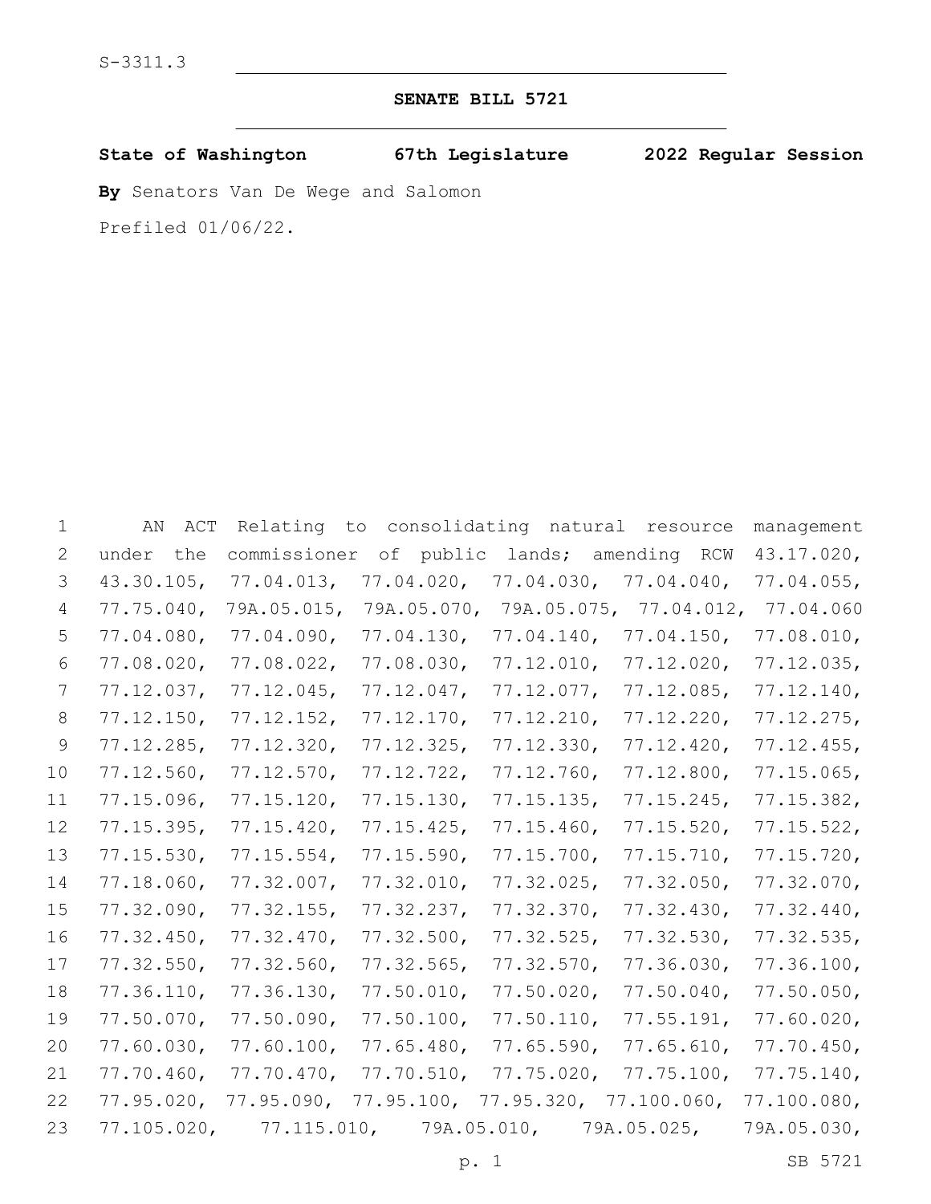S-3311.3

# SENATE BILL 5721

**State of Washington 67th Legislature 2022 Regular Session**

**By** Senators Van De Wege and Salomon

Prefiled 01/06/22.

AN ACT Relating to consolidating natural resource management under the commissioner of public lands; amending RCW 43.17.020, 43.30.105, 77.04.013, 77.04.020, 77.04.030, 77.04.040, 77.04.055, 77.75.040, 79A.05.015, 79A.05.070, 79A.05.075, 77.04.012, 77.04.060 77.04.080, 77.04.090, 77.04.130, 77.04.140, 77.04.150, 77.08.010, 77.08.020, 77.08.022, 77.08.030, 77.12.010, 77.12.020, 77.12.035, 77.12.037, 77.12.045, 77.12.047, 77.12.077, 77.12.085, 77.12.140, 77.12.150, 77.12.152, 77.12.170, 77.12.210, 77.12.220, 77.12.275, 77.12.285, 77.12.320, 77.12.325, 77.12.330, 77.12.420, 77.12.455, 77.12.560, 77.12.570, 77.12.722, 77.12.760, 77.12.800, 77.15.065, 77.15.096, 77.15.120, 77.15.130, 77.15.135, 77.15.245, 77.15.382, 77.15.395, 77.15.420, 77.15.425, 77.15.460, 77.15.520, 77.15.522, 77.15.530, 77.15.554, 77.15.590, 77.15.700, 77.15.710, 77.15.720, 77.18.060, 77.32.007, 77.32.010, 77.32.025, 77.32.050, 77.32.070, 77.32.090, 77.32.155, 77.32.237, 77.32.370, 77.32.430, 77.32.440, 77.32.450, 77.32.470, 77.32.500, 77.32.525, 77.32.530, 77.32.535, 77.32.550, 77.32.560, 77.32.565, 77.32.570, 77.36.030, 77.36.100, 77.36.110, 77.36.130, 77.50.010, 77.50.020, 77.50.040, 77.50.050, 77.50.070, 77.50.090, 77.50.100, 77.50.110, 77.55.191, 77.60.020, 77.60.030, 77.60.100, 77.65.480, 77.65.590, 77.65.610, 77.70.450, 77.70.460, 77.70.470, 77.70.510, 77.75.020, 77.75.100, 77.75.140, 77.95.020, 77.95.090, 77.95.100, 77.95.320, 77.100.060, 77.100.080, 77.105.020, 77.115.010, 79A.05.010, 79A.05.025, 79A.05.030,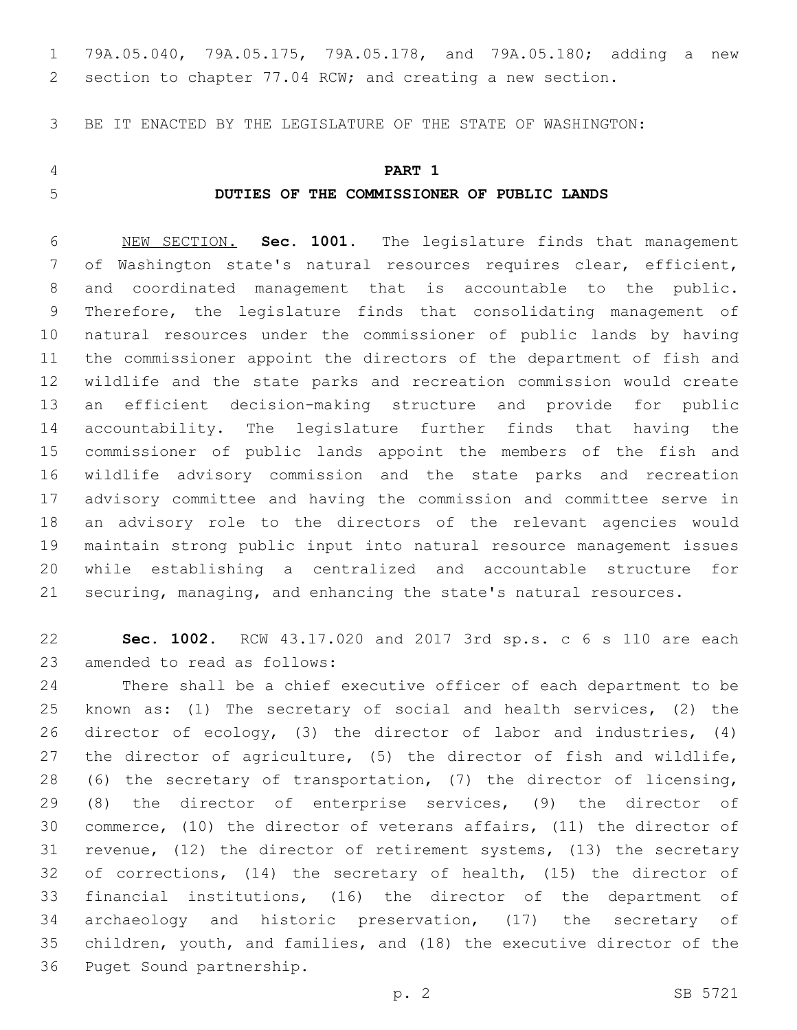79A.05.040, 79A.05.175, 79A.05.178, and 79A.05.180; adding a new section to chapter 77.04 RCW; and creating a new section.

BE IT ENACTED BY THE LEGISLATURE OF THE STATE OF WASHINGTON:

**PART 1**

**DUTIES OF THE COMMISSIONER OF PUBLIC LANDS**

NEW SECTION. **Sec. 1001.** The legislature finds that management of Washington state's natural resources requires clear, efficient, and coordinated management that is accountable to the public. Therefore, the legislature finds that consolidating management of natural resources under the commissioner of public lands by having the commissioner appoint the directors of the department of fish and wildlife and the state parks and recreation commission would create an efficient decision-making structure and provide for public accountability. The legislature further finds that having the commissioner of public lands appoint the members of the fish and wildlife advisory commission and the state parks and recreation advisory committee and having the commission and committee serve in an advisory role to the directors of the relevant agencies would maintain strong public input into natural resource management issues while establishing a centralized and accountable structure for securing, managing, and enhancing the state's natural resources.

**Sec. 1002.** RCW 43.17.020 and 2017 3rd sp.s. c 6 s 110 are each amended to read as follows:

There shall be a chief executive officer of each department to be known as: (1) The secretary of social and health services, (2) the director of ecology, (3) the director of labor and industries, (4) the director of agriculture, (5) the director of fish and wildlife, (6) the secretary of transportation, (7) the director of licensing, (8) the director of enterprise services, (9) the director of commerce, (10) the director of veterans affairs, (11) the director of revenue, (12) the director of retirement systems, (13) the secretary of corrections, (14) the secretary of health, (15) the director of financial institutions, (16) the director of the department of archaeology and historic preservation, (17) the secretary of children, youth, and families, and (18) the executive director of the Puget Sound partnership.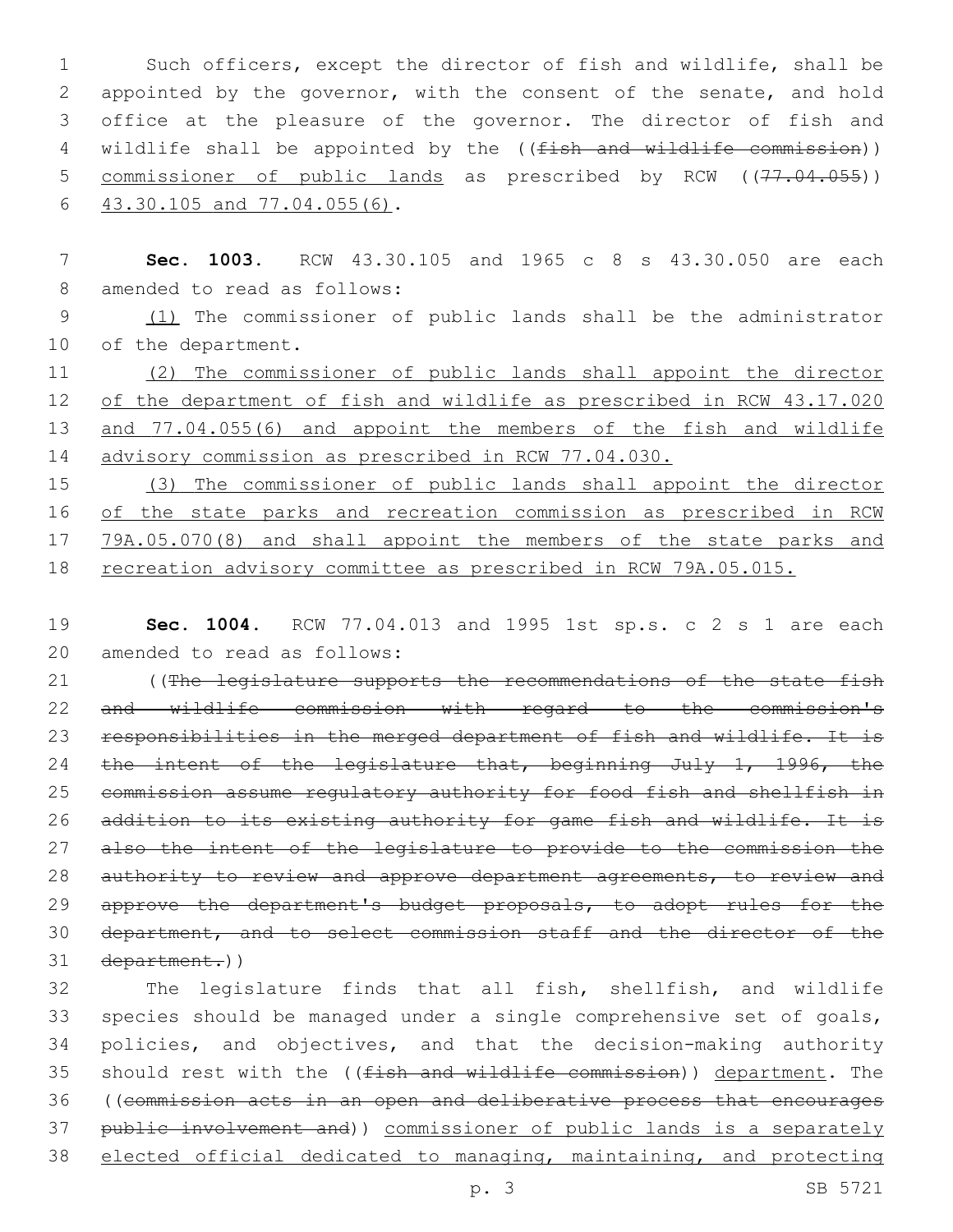Such officers, except the director of fish and wildlife, shall be appointed by the governor, with the consent of the senate, and hold office at the pleasure of the governor. The director of fish and wildlife shall be appointed by the ((~~fish and wildlife commission~~)) <u>commissioner of public lands</u> as prescribed by RCW ((~~77.04.055~~)) <u>43.30.105 and 77.04.055(6)</u>.

**Sec. 1003.** RCW 43.30.105 and 1965 c 8 s 43.30.050 are each amended to read as follows:

<u>(1)</u> The commissioner of public lands shall be the administrator of the department.

<u>(2) The commissioner of public lands shall appoint the director of the department of fish and wildlife as prescribed in RCW 43.17.020 and 77.04.055(6) and appoint the members of the fish and wildlife advisory commission as prescribed in RCW 77.04.030.</u>

<u>(3) The commissioner of public lands shall appoint the director of the state parks and recreation commission as prescribed in RCW 79A.05.070(8) and shall appoint the members of the state parks and recreation advisory committee as prescribed in RCW 79A.05.015.</u>

**Sec. 1004.** RCW 77.04.013 and 1995 1st sp.s. c 2 s 1 are each amended to read as follows:

((~~The legislature supports the recommendations of the state fish and wildlife commission with regard to the commission's responsibilities in the merged department of fish and wildlife. It is the intent of the legislature that, beginning July 1, 1996, the commission assume regulatory authority for food fish and shellfish in addition to its existing authority for game fish and wildlife. It is also the intent of the legislature to provide to the commission the authority to review and approve department agreements, to review and approve the department's budget proposals, to adopt rules for the department, and to select commission staff and the director of the department.~~))

The legislature finds that all fish, shellfish, and wildlife species should be managed under a single comprehensive set of goals, policies, and objectives, and that the decision-making authority should rest with the ((~~fish and wildlife commission~~)) <u>department</u>. The ((~~commission acts in an open and deliberative process that encourages public involvement and~~)) <u>commissioner of public lands is a separately elected official dedicated to managing, maintaining, and protecting</u>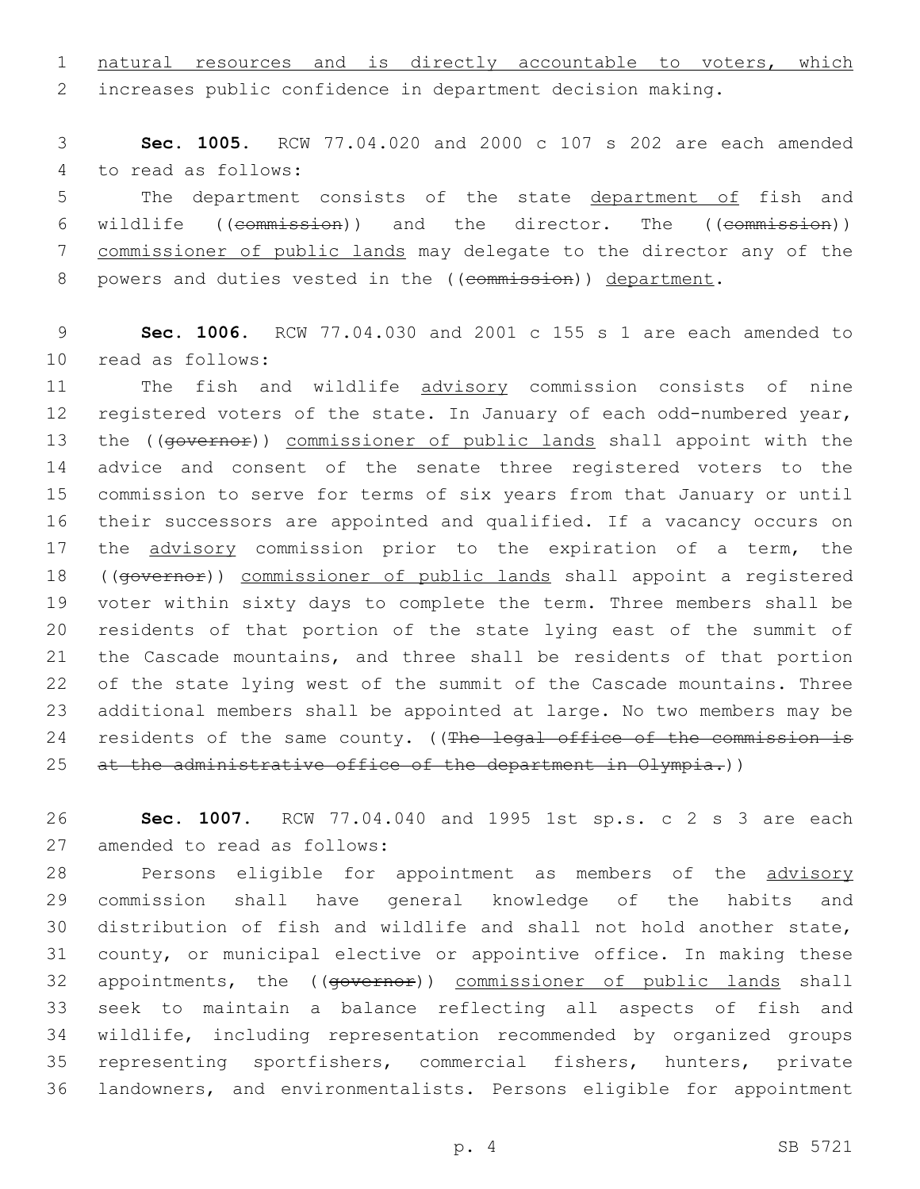natural resources and is directly accountable to voters, which increases public confidence in department decision making.

**Sec. 1005.** RCW 77.04.020 and 2000 c 107 s 202 are each amended to read as follows:

The department consists of the state department of fish and wildlife ((~~commission~~)) and the director. The ((~~commission~~)) commissioner of public lands may delegate to the director any of the powers and duties vested in the ((~~commission~~)) department.

**Sec. 1006.** RCW 77.04.030 and 2001 c 155 s 1 are each amended to read as follows:

The fish and wildlife advisory commission consists of nine registered voters of the state. In January of each odd-numbered year, the ((~~governor~~)) commissioner of public lands shall appoint with the advice and consent of the senate three registered voters to the commission to serve for terms of six years from that January or until their successors are appointed and qualified. If a vacancy occurs on the advisory commission prior to the expiration of a term, the ((~~governor~~)) commissioner of public lands shall appoint a registered voter within sixty days to complete the term. Three members shall be residents of that portion of the state lying east of the summit of the Cascade mountains, and three shall be residents of that portion of the state lying west of the summit of the Cascade mountains. Three additional members shall be appointed at large. No two members may be residents of the same county. ((~~The legal office of the commission is at the administrative office of the department in Olympia.~~))

**Sec. 1007.** RCW 77.04.040 and 1995 1st sp.s. c 2 s 3 are each amended to read as follows:

Persons eligible for appointment as members of the advisory commission shall have general knowledge of the habits and distribution of fish and wildlife and shall not hold another state, county, or municipal elective or appointive office. In making these appointments, the ((~~governor~~)) commissioner of public lands shall seek to maintain a balance reflecting all aspects of fish and wildlife, including representation recommended by organized groups representing sportfishers, commercial fishers, hunters, private landowners, and environmentalists. Persons eligible for appointment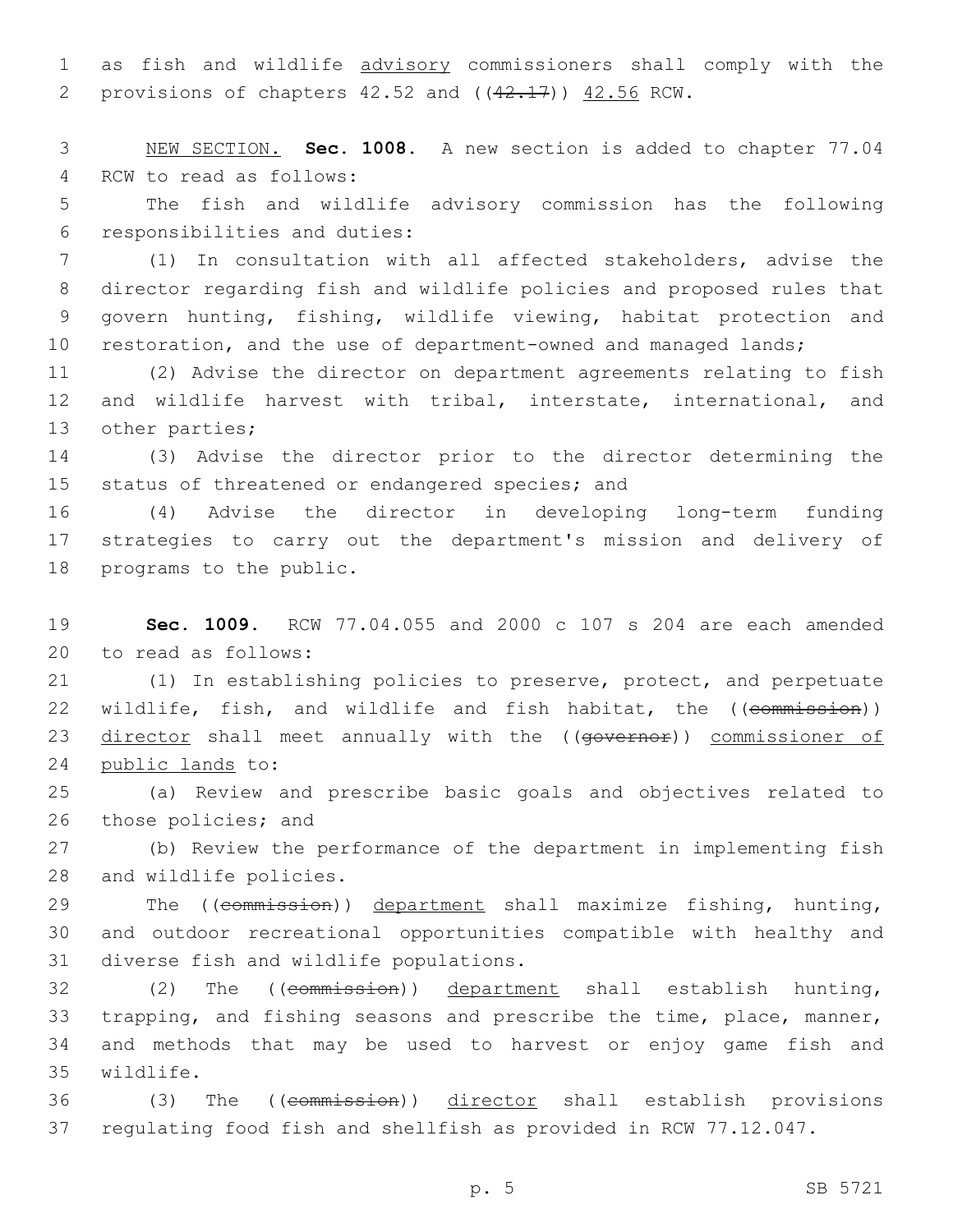as fish and wildlife advisory commissioners shall comply with the provisions of chapters 42.52 and ((~~42.17~~)) 42.56 RCW.

NEW SECTION. **Sec. 1008.** A new section is added to chapter 77.04 RCW to read as follows:

The fish and wildlife advisory commission has the following responsibilities and duties:

(1) In consultation with all affected stakeholders, advise the director regarding fish and wildlife policies and proposed rules that govern hunting, fishing, wildlife viewing, habitat protection and restoration, and the use of department-owned and managed lands;

(2) Advise the director on department agreements relating to fish and wildlife harvest with tribal, interstate, international, and other parties;

(3) Advise the director prior to the director determining the status of threatened or endangered species; and

(4) Advise the director in developing long-term funding strategies to carry out the department's mission and delivery of programs to the public.

**Sec. 1009.** RCW 77.04.055 and 2000 c 107 s 204 are each amended to read as follows:

(1) In establishing policies to preserve, protect, and perpetuate wildlife, fish, and wildlife and fish habitat, the ((~~commission~~)) director shall meet annually with the ((~~governor~~)) commissioner of public lands to:

(a) Review and prescribe basic goals and objectives related to those policies; and

(b) Review the performance of the department in implementing fish and wildlife policies.

The ((~~commission~~)) department shall maximize fishing, hunting, and outdoor recreational opportunities compatible with healthy and diverse fish and wildlife populations.

(2) The ((~~commission~~)) department shall establish hunting, trapping, and fishing seasons and prescribe the time, place, manner, and methods that may be used to harvest or enjoy game fish and wildlife.

(3) The ((~~commission~~)) director shall establish provisions regulating food fish and shellfish as provided in RCW 77.12.047.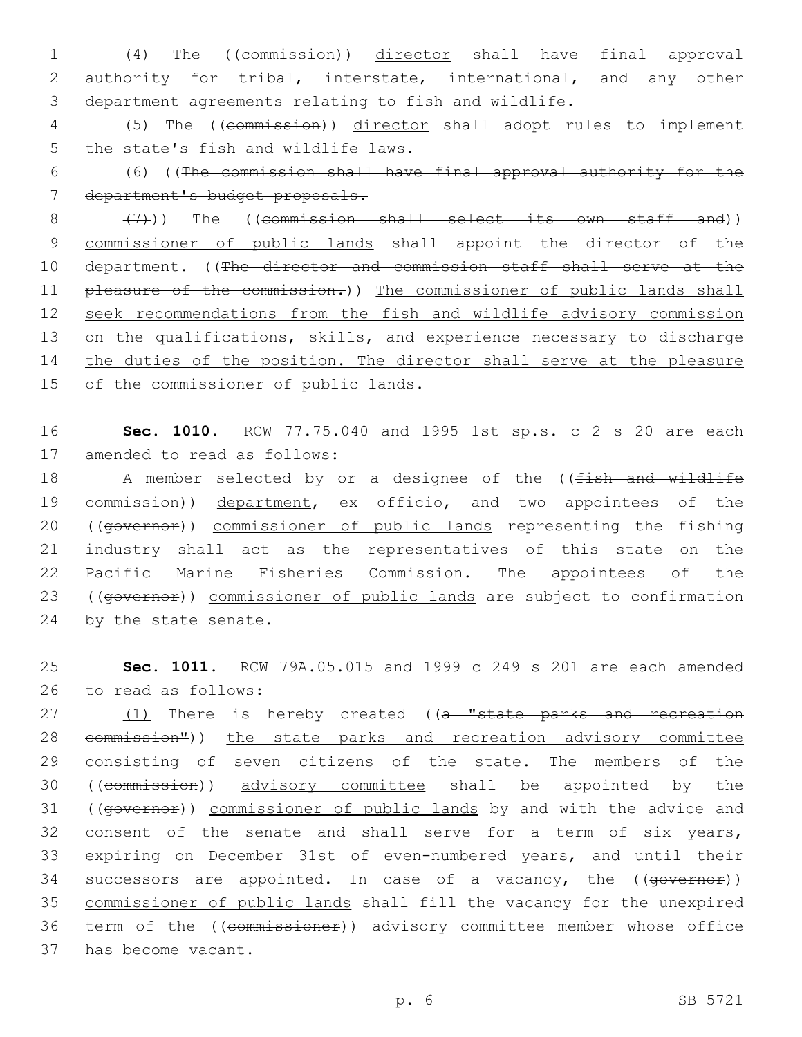(4) The ((~~commission~~)) <u>director</u> shall have final approval authority for tribal, interstate, international, and any other department agreements relating to fish and wildlife.

(5) The ((~~commission~~)) <u>director</u> shall adopt rules to implement the state's fish and wildlife laws.

(6) ((~~The commission shall have final approval authority for the department's budget proposals.~~

~~(7)~~)) The ((~~commission shall select its own staff and~~)) <u>commissioner of public lands</u> shall appoint the director of the department. ((~~The director and commission staff shall serve at the pleasure of the commission.~~)) <u>The commissioner of public lands shall seek recommendations from the fish and wildlife advisory commission on the qualifications, skills, and experience necessary to discharge the duties of the position. The director shall serve at the pleasure of the commissioner of public lands.</u>

**Sec. 1010.** RCW 77.75.040 and 1995 1st sp.s. c 2 s 20 are each amended to read as follows:

A member selected by or a designee of the ((~~fish and wildlife commission~~)) <u>department</u>, ex officio, and two appointees of the ((~~governor~~)) <u>commissioner of public lands</u> representing the fishing industry shall act as the representatives of this state on the Pacific Marine Fisheries Commission. The appointees of the ((~~governor~~)) <u>commissioner of public lands</u> are subject to confirmation by the state senate.

**Sec. 1011.** RCW 79A.05.015 and 1999 c 249 s 201 are each amended to read as follows:

<u>(1)</u> There is hereby created ((~~a "state parks and recreation commission"~~)) <u>the state parks and recreation advisory committee</u> consisting of seven citizens of the state. The members of the ((~~commission~~)) <u>advisory committee</u> shall be appointed by the ((~~governor~~)) <u>commissioner of public lands</u> by and with the advice and consent of the senate and shall serve for a term of six years, expiring on December 31st of even-numbered years, and until their successors are appointed. In case of a vacancy, the ((~~governor~~)) <u>commissioner of public lands</u> shall fill the vacancy for the unexpired term of the ((~~commissioner~~)) <u>advisory committee member</u> whose office has become vacant.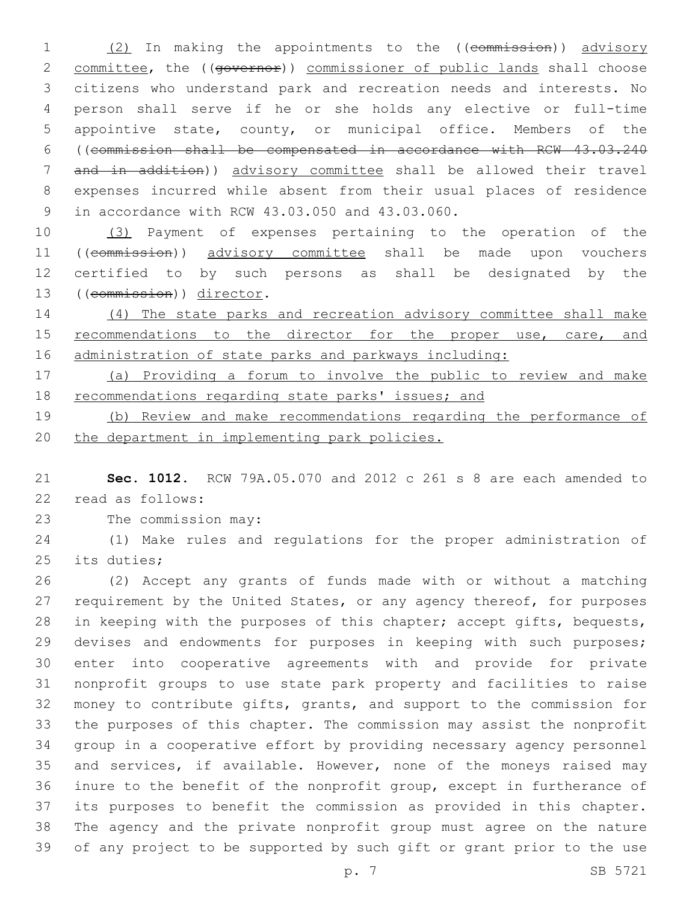(2) In making the appointments to the ((~~commission~~)) <u>advisory committee</u>, the ((~~governor~~)) <u>commissioner of public lands</u> shall choose citizens who understand park and recreation needs and interests. No person shall serve if he or she holds any elective or full-time appointive state, county, or municipal office. Members of the ((~~commission shall be compensated in accordance with RCW 43.03.240 and in addition~~)) <u>advisory committee</u> shall be allowed their travel expenses incurred while absent from their usual places of residence in accordance with RCW 43.03.050 and 43.03.060.

<u>(3)</u> Payment of expenses pertaining to the operation of the ((~~commission~~)) <u>advisory committee</u> shall be made upon vouchers certified to by such persons as shall be designated by the ((~~commission~~)) <u>director</u>.

<u>(4) The state parks and recreation advisory committee shall make recommendations to the director for the proper use, care, and administration of state parks and parkways including:</u>

<u>(a) Providing a forum to involve the public to review and make recommendations regarding state parks' issues; and</u>

<u>(b) Review and make recommendations regarding the performance of the department in implementing park policies.</u>

**Sec. 1012.** RCW 79A.05.070 and 2012 c 261 s 8 are each amended to read as follows:

The commission may:

(1) Make rules and regulations for the proper administration of its duties;

(2) Accept any grants of funds made with or without a matching requirement by the United States, or any agency thereof, for purposes in keeping with the purposes of this chapter; accept gifts, bequests, devises and endowments for purposes in keeping with such purposes; enter into cooperative agreements with and provide for private nonprofit groups to use state park property and facilities to raise money to contribute gifts, grants, and support to the commission for the purposes of this chapter. The commission may assist the nonprofit group in a cooperative effort by providing necessary agency personnel and services, if available. However, none of the moneys raised may inure to the benefit of the nonprofit group, except in furtherance of its purposes to benefit the commission as provided in this chapter. The agency and the private nonprofit group must agree on the nature of any project to be supported by such gift or grant prior to the use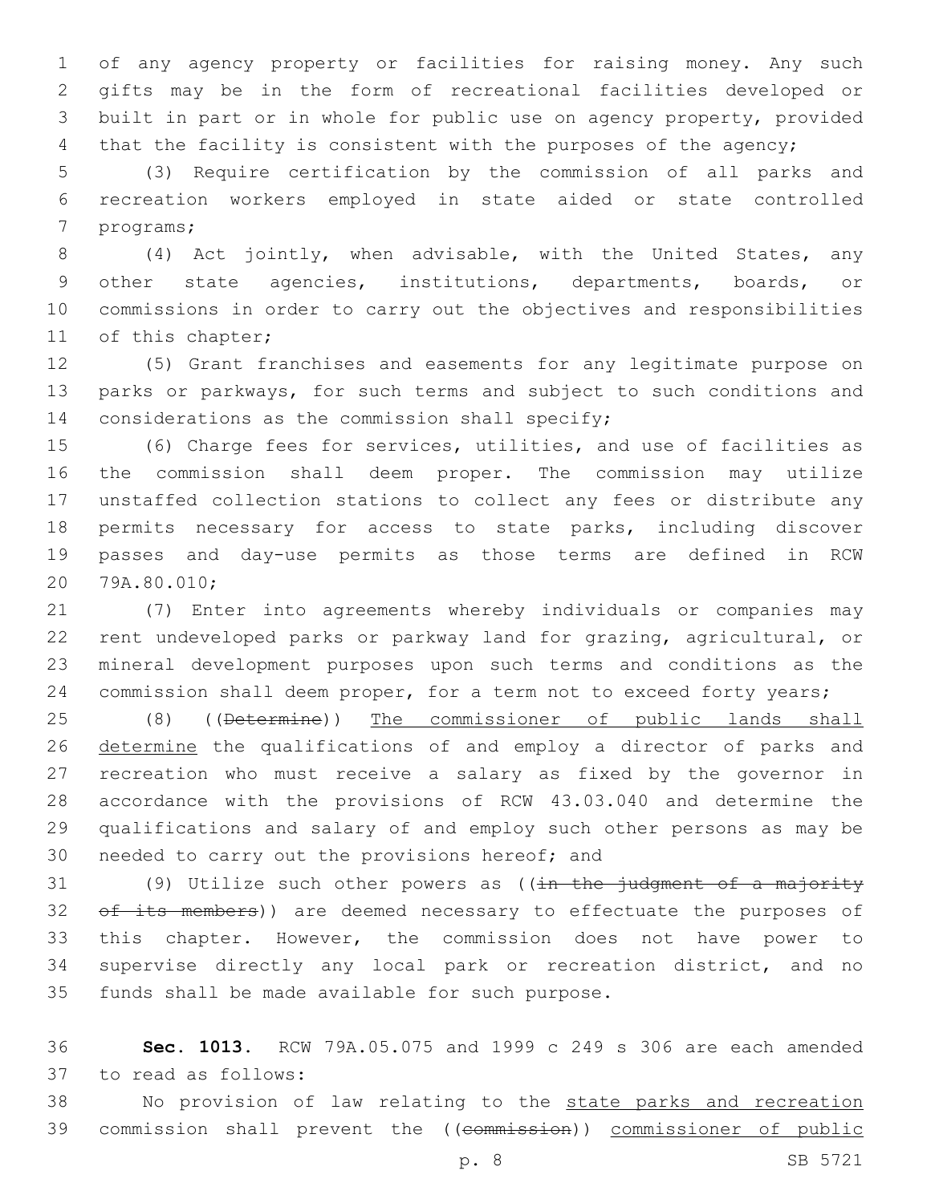of any agency property or facilities for raising money. Any such gifts may be in the form of recreational facilities developed or built in part or in whole for public use on agency property, provided that the facility is consistent with the purposes of the agency;

(3) Require certification by the commission of all parks and recreation workers employed in state aided or state controlled programs;

(4) Act jointly, when advisable, with the United States, any other state agencies, institutions, departments, boards, or commissions in order to carry out the objectives and responsibilities of this chapter;

(5) Grant franchises and easements for any legitimate purpose on parks or parkways, for such terms and subject to such conditions and considerations as the commission shall specify;

(6) Charge fees for services, utilities, and use of facilities as the commission shall deem proper. The commission may utilize unstaffed collection stations to collect any fees or distribute any permits necessary for access to state parks, including discover passes and day-use permits as those terms are defined in RCW 79A.80.010;

(7) Enter into agreements whereby individuals or companies may rent undeveloped parks or parkway land for grazing, agricultural, or mineral development purposes upon such terms and conditions as the commission shall deem proper, for a term not to exceed forty years;

(8) ((~~Determine~~)) <u>The commissioner of public lands shall determine</u> the qualifications of and employ a director of parks and recreation who must receive a salary as fixed by the governor in accordance with the provisions of RCW 43.03.040 and determine the qualifications and salary of and employ such other persons as may be needed to carry out the provisions hereof; and

(9) Utilize such other powers as ((~~in the judgment of a majority of its members~~)) are deemed necessary to effectuate the purposes of this chapter. However, the commission does not have power to supervise directly any local park or recreation district, and no funds shall be made available for such purpose.

**Sec. 1013.** RCW 79A.05.075 and 1999 c 249 s 306 are each amended to read as follows:

No provision of law relating to the <u>state parks and recreation</u> commission shall prevent the ((~~commission~~)) <u>commissioner of public</u>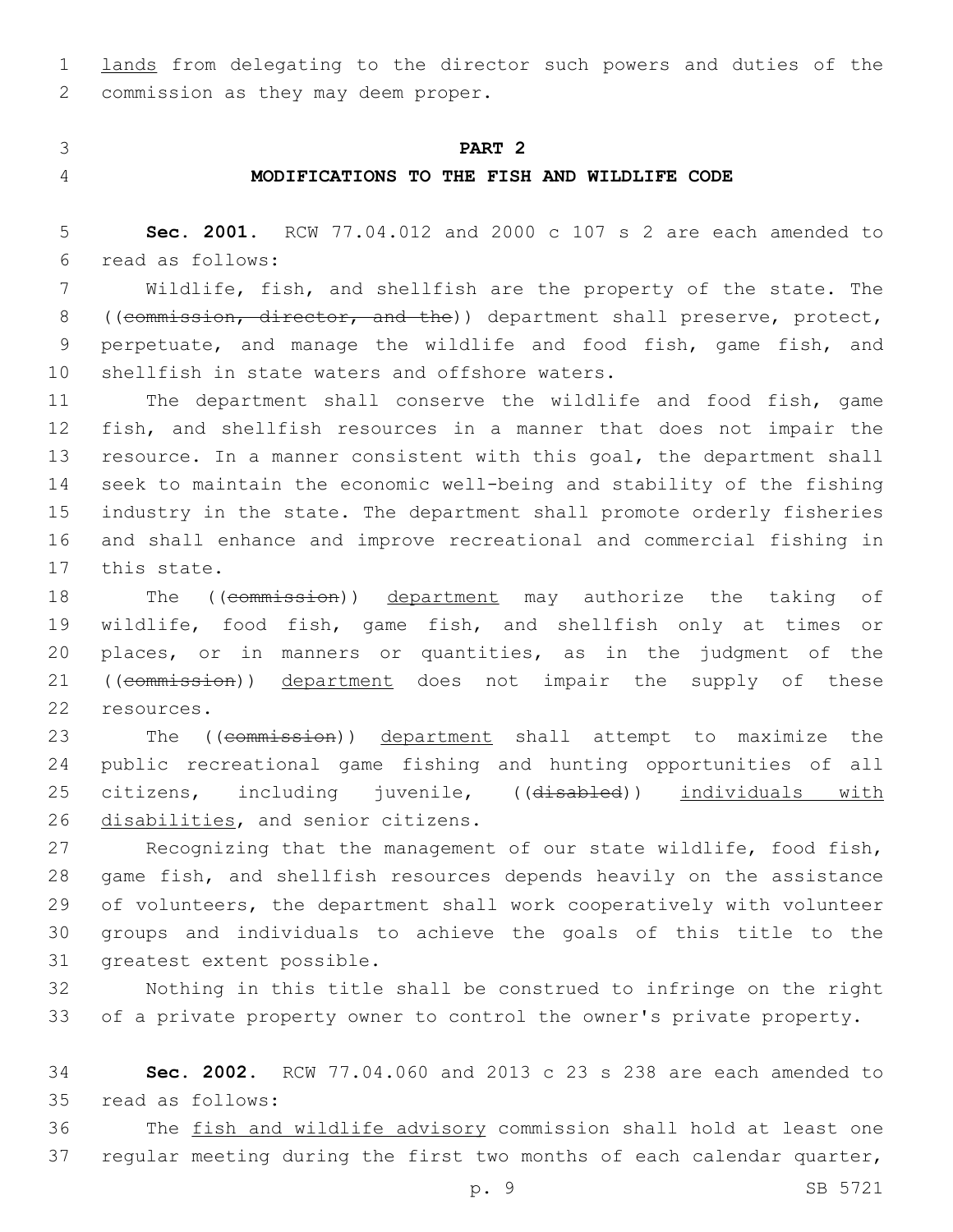lands from delegating to the director such powers and duties of the commission as they may deem proper.

## PART 2

## MODIFICATIONS TO THE FISH AND WILDLIFE CODE

**Sec. 2001.** RCW 77.04.012 and 2000 c 107 s 2 are each amended to read as follows:

Wildlife, fish, and shellfish are the property of the state. The ((~~commission, director, and the~~)) department shall preserve, protect, perpetuate, and manage the wildlife and food fish, game fish, and shellfish in state waters and offshore waters.

The department shall conserve the wildlife and food fish, game fish, and shellfish resources in a manner that does not impair the resource. In a manner consistent with this goal, the department shall seek to maintain the economic well-being and stability of the fishing industry in the state. The department shall promote orderly fisheries and shall enhance and improve recreational and commercial fishing in this state.

The ((~~commission~~)) <u>department</u> may authorize the taking of wildlife, food fish, game fish, and shellfish only at times or places, or in manners or quantities, as in the judgment of the ((~~commission~~)) <u>department</u> does not impair the supply of these resources.

The ((~~commission~~)) <u>department</u> shall attempt to maximize the public recreational game fishing and hunting opportunities of all citizens, including juvenile, ((~~disabled~~)) <u>individuals with disabilities</u>, and senior citizens.

Recognizing that the management of our state wildlife, food fish, game fish, and shellfish resources depends heavily on the assistance of volunteers, the department shall work cooperatively with volunteer groups and individuals to achieve the goals of this title to the greatest extent possible.

Nothing in this title shall be construed to infringe on the right of a private property owner to control the owner's private property.

**Sec. 2002.** RCW 77.04.060 and 2013 c 23 s 238 are each amended to read as follows:

The <u>fish and wildlife advisory</u> commission shall hold at least one regular meeting during the first two months of each calendar quarter,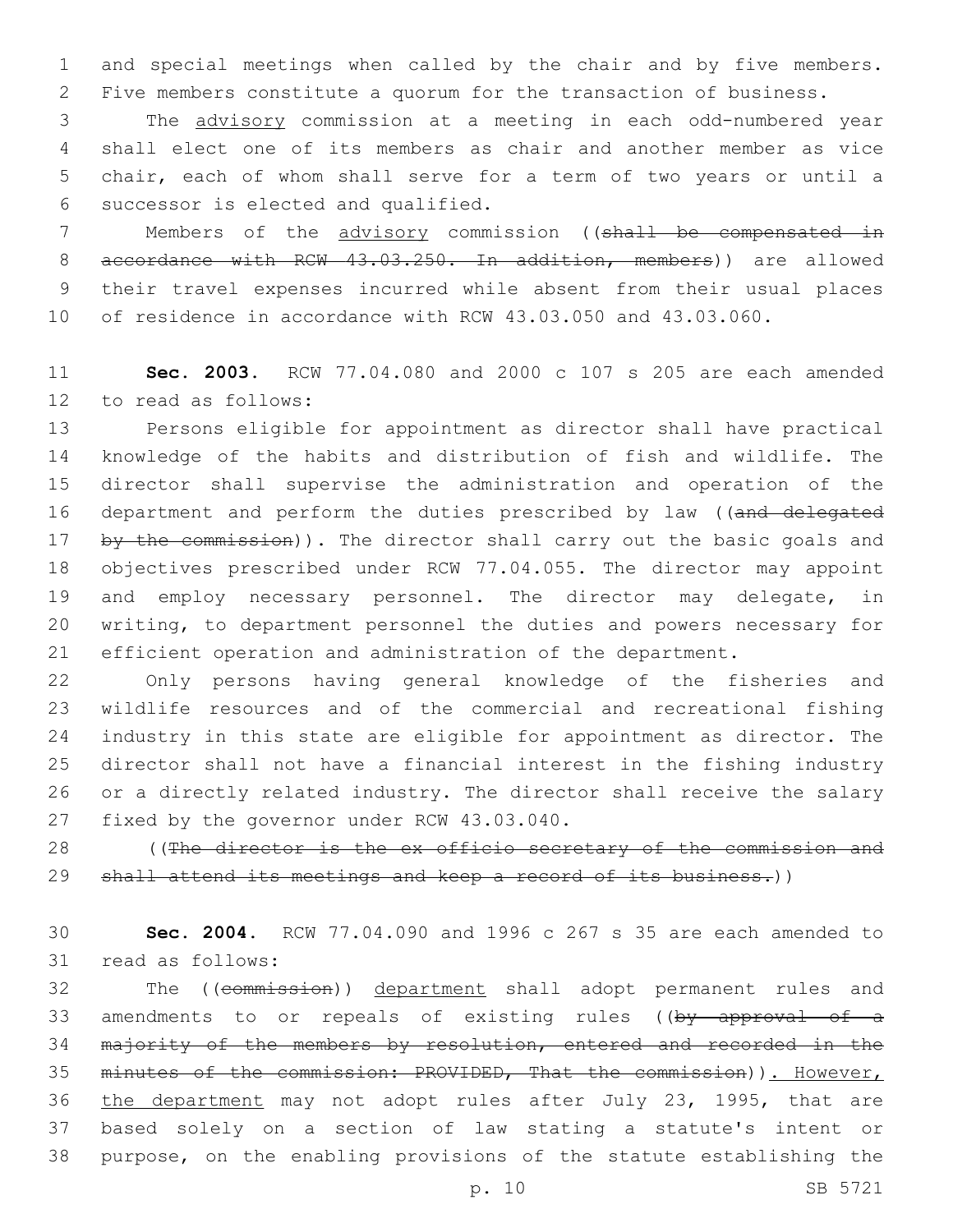and special meetings when called by the chair and by five members. Five members constitute a quorum for the transaction of business.

The advisory commission at a meeting in each odd-numbered year shall elect one of its members as chair and another member as vice chair, each of whom shall serve for a term of two years or until a successor is elected and qualified.

Members of the advisory commission ((shall be compensated in accordance with RCW 43.03.250. In addition, members)) are allowed their travel expenses incurred while absent from their usual places of residence in accordance with RCW 43.03.050 and 43.03.060.

**Sec. 2003.** RCW 77.04.080 and 2000 c 107 s 205 are each amended to read as follows:

Persons eligible for appointment as director shall have practical knowledge of the habits and distribution of fish and wildlife. The director shall supervise the administration and operation of the department and perform the duties prescribed by law ((and delegated by the commission)). The director shall carry out the basic goals and objectives prescribed under RCW 77.04.055. The director may appoint and employ necessary personnel. The director may delegate, in writing, to department personnel the duties and powers necessary for efficient operation and administration of the department.

Only persons having general knowledge of the fisheries and wildlife resources and of the commercial and recreational fishing industry in this state are eligible for appointment as director. The director shall not have a financial interest in the fishing industry or a directly related industry. The director shall receive the salary fixed by the governor under RCW 43.03.040.

((The director is the ex officio secretary of the commission and shall attend its meetings and keep a record of its business.))

**Sec. 2004.** RCW 77.04.090 and 1996 c 267 s 35 are each amended to read as follows:

The ((commission)) department shall adopt permanent rules and amendments to or repeals of existing rules ((by approval of a majority of the members by resolution, entered and recorded in the minutes of the commission: PROVIDED, That the commission)). However, the department may not adopt rules after July 23, 1995, that are based solely on a section of law stating a statute's intent or purpose, on the enabling provisions of the statute establishing the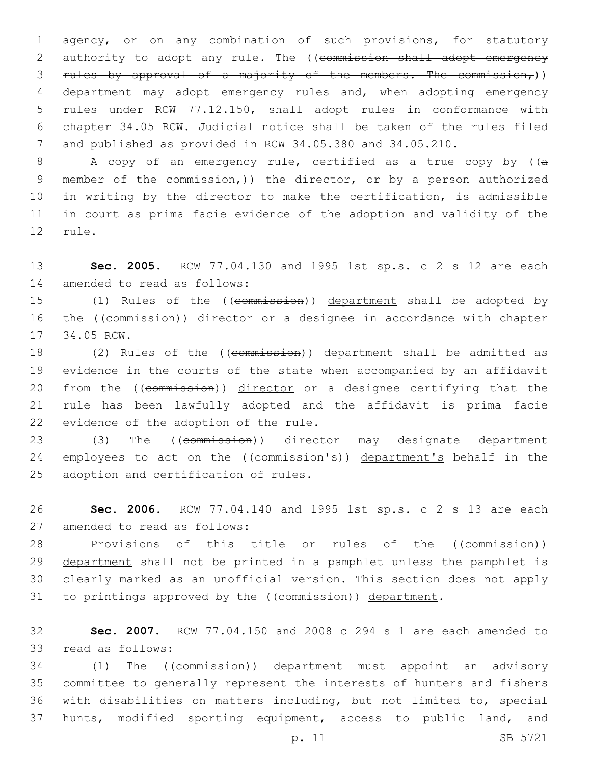agency, or on any combination of such provisions, for statutory authority to adopt any rule. The ((~~commission shall adopt emergency rules by approval of a majority of the members. The commission,~~)) department may adopt emergency rules and, when adopting emergency rules under RCW 77.12.150, shall adopt rules in conformance with chapter 34.05 RCW. Judicial notice shall be taken of the rules filed and published as provided in RCW 34.05.380 and 34.05.210.

A copy of an emergency rule, certified as a true copy by ((~~a member of the commission,~~)) the director, or by a person authorized in writing by the director to make the certification, is admissible in court as prima facie evidence of the adoption and validity of the rule.

**Sec. 2005.** RCW 77.04.130 and 1995 1st sp.s. c 2 s 12 are each amended to read as follows:

(1) Rules of the ((~~commission~~)) department shall be adopted by the ((~~commission~~)) director or a designee in accordance with chapter 34.05 RCW.

(2) Rules of the ((~~commission~~)) department shall be admitted as evidence in the courts of the state when accompanied by an affidavit from the ((~~commission~~)) director or a designee certifying that the rule has been lawfully adopted and the affidavit is prima facie evidence of the adoption of the rule.

(3) The ((~~commission~~)) director may designate department employees to act on the ((~~commission's~~)) department's behalf in the adoption and certification of rules.

**Sec. 2006.** RCW 77.04.140 and 1995 1st sp.s. c 2 s 13 are each amended to read as follows:

Provisions of this title or rules of the ((~~commission~~)) department shall not be printed in a pamphlet unless the pamphlet is clearly marked as an unofficial version. This section does not apply to printings approved by the ((~~commission~~)) department.

**Sec. 2007.** RCW 77.04.150 and 2008 c 294 s 1 are each amended to read as follows:

(1) The ((~~commission~~)) department must appoint an advisory committee to generally represent the interests of hunters and fishers with disabilities on matters including, but not limited to, special hunts, modified sporting equipment, access to public land, and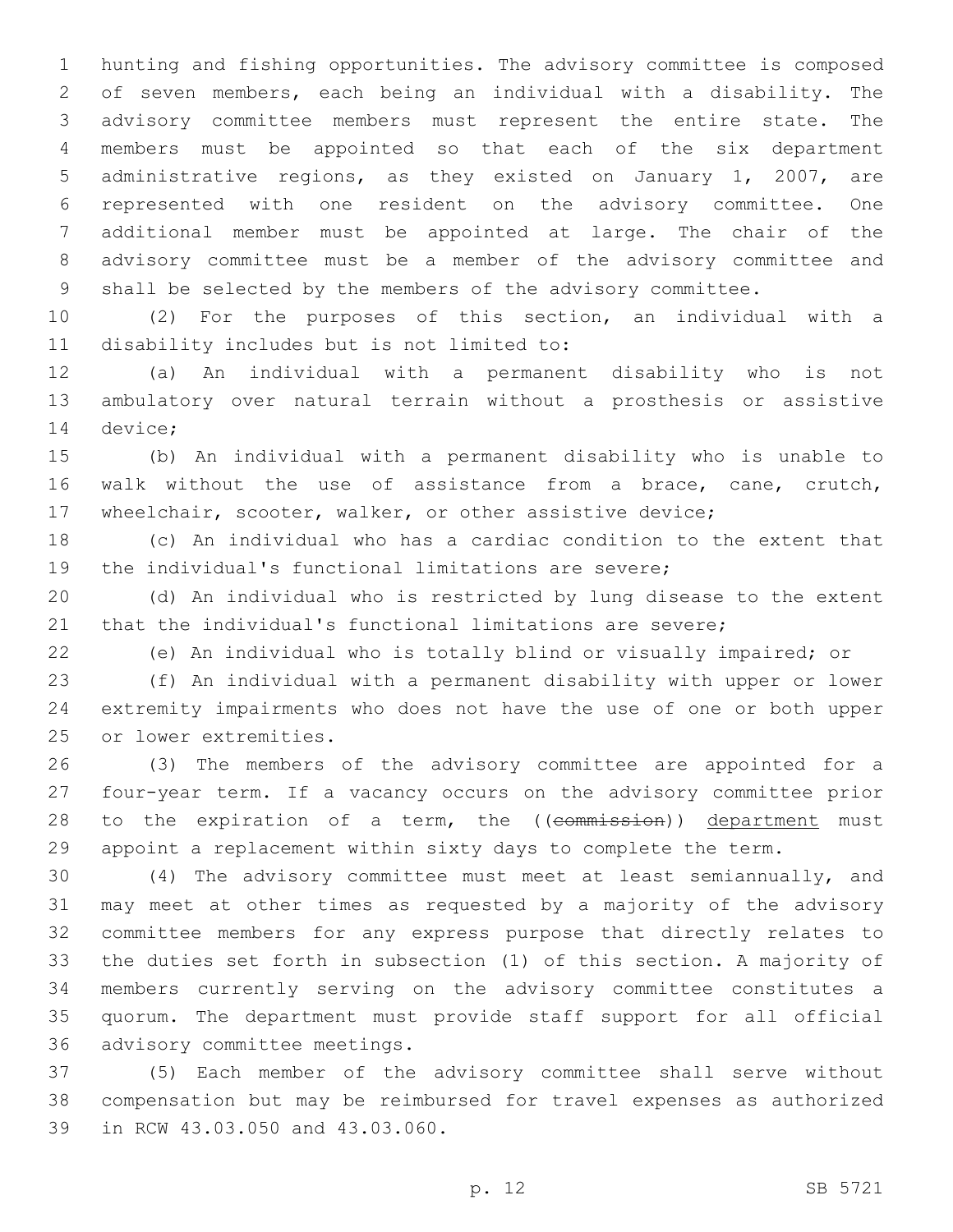hunting and fishing opportunities. The advisory committee is composed of seven members, each being an individual with a disability. The advisory committee members must represent the entire state. The members must be appointed so that each of the six department administrative regions, as they existed on January 1, 2007, are represented with one resident on the advisory committee. One additional member must be appointed at large. The chair of the advisory committee must be a member of the advisory committee and shall be selected by the members of the advisory committee.

(2) For the purposes of this section, an individual with a disability includes but is not limited to:

(a) An individual with a permanent disability who is not ambulatory over natural terrain without a prosthesis or assistive device;

(b) An individual with a permanent disability who is unable to walk without the use of assistance from a brace, cane, crutch, wheelchair, scooter, walker, or other assistive device;

(c) An individual who has a cardiac condition to the extent that the individual's functional limitations are severe;

(d) An individual who is restricted by lung disease to the extent that the individual's functional limitations are severe;

(e) An individual who is totally blind or visually impaired; or

(f) An individual with a permanent disability with upper or lower extremity impairments who does not have the use of one or both upper or lower extremities.

(3) The members of the advisory committee are appointed for a four-year term. If a vacancy occurs on the advisory committee prior to the expiration of a term, the ((~~commission~~)) <u>department</u> must appoint a replacement within sixty days to complete the term.

(4) The advisory committee must meet at least semiannually, and may meet at other times as requested by a majority of the advisory committee members for any express purpose that directly relates to the duties set forth in subsection (1) of this section. A majority of members currently serving on the advisory committee constitutes a quorum. The department must provide staff support for all official advisory committee meetings.

(5) Each member of the advisory committee shall serve without compensation but may be reimbursed for travel expenses as authorized in RCW 43.03.050 and 43.03.060.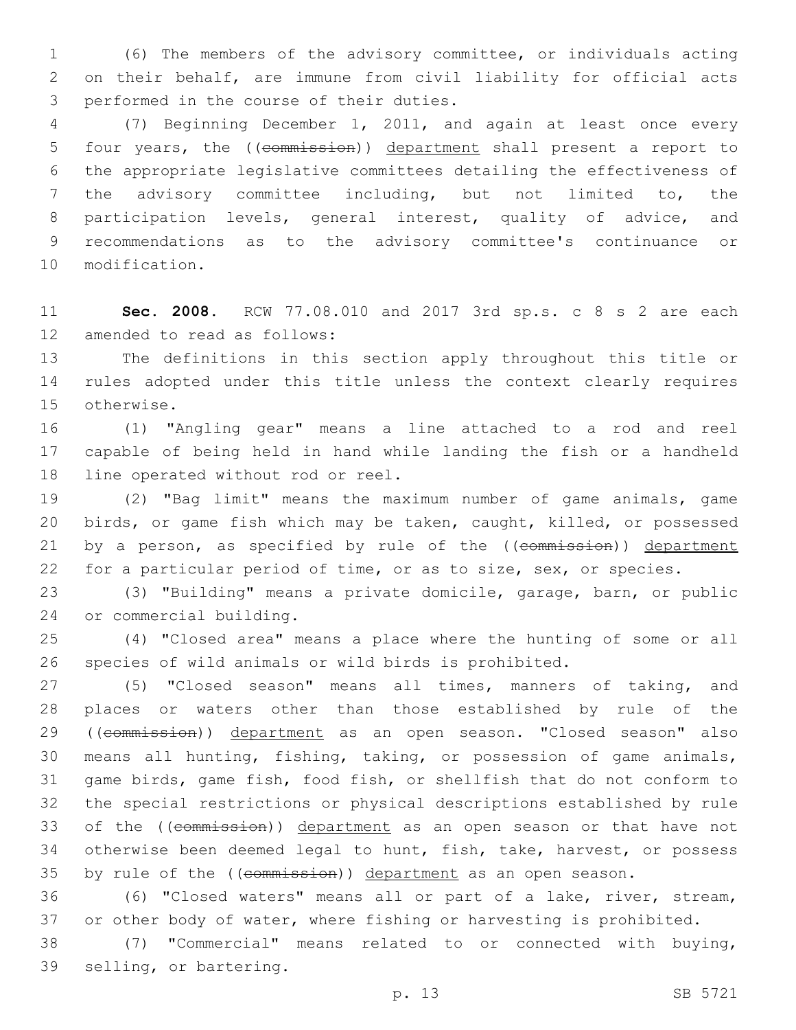(6) The members of the advisory committee, or individuals acting on their behalf, are immune from civil liability for official acts performed in the course of their duties.

(7) Beginning December 1, 2011, and again at least once every four years, the ((~~commission~~)) <u>department</u> shall present a report to the appropriate legislative committees detailing the effectiveness of the advisory committee including, but not limited to, the participation levels, general interest, quality of advice, and recommendations as to the advisory committee's continuance or modification.

**Sec. 2008.** RCW 77.08.010 and 2017 3rd sp.s. c 8 s 2 are each amended to read as follows:

The definitions in this section apply throughout this title or rules adopted under this title unless the context clearly requires otherwise.

(1) "Angling gear" means a line attached to a rod and reel capable of being held in hand while landing the fish or a handheld line operated without rod or reel.

(2) "Bag limit" means the maximum number of game animals, game birds, or game fish which may be taken, caught, killed, or possessed by a person, as specified by rule of the ((~~commission~~)) <u>department</u> for a particular period of time, or as to size, sex, or species.

(3) "Building" means a private domicile, garage, barn, or public or commercial building.

(4) "Closed area" means a place where the hunting of some or all species of wild animals or wild birds is prohibited.

(5) "Closed season" means all times, manners of taking, and places or waters other than those established by rule of the ((~~commission~~)) <u>department</u> as an open season. "Closed season" also means all hunting, fishing, taking, or possession of game animals, game birds, game fish, food fish, or shellfish that do not conform to the special restrictions or physical descriptions established by rule of the ((~~commission~~)) <u>department</u> as an open season or that have not otherwise been deemed legal to hunt, fish, take, harvest, or possess by rule of the ((~~commission~~)) <u>department</u> as an open season.

(6) "Closed waters" means all or part of a lake, river, stream, or other body of water, where fishing or harvesting is prohibited.

(7) "Commercial" means related to or connected with buying, selling, or bartering.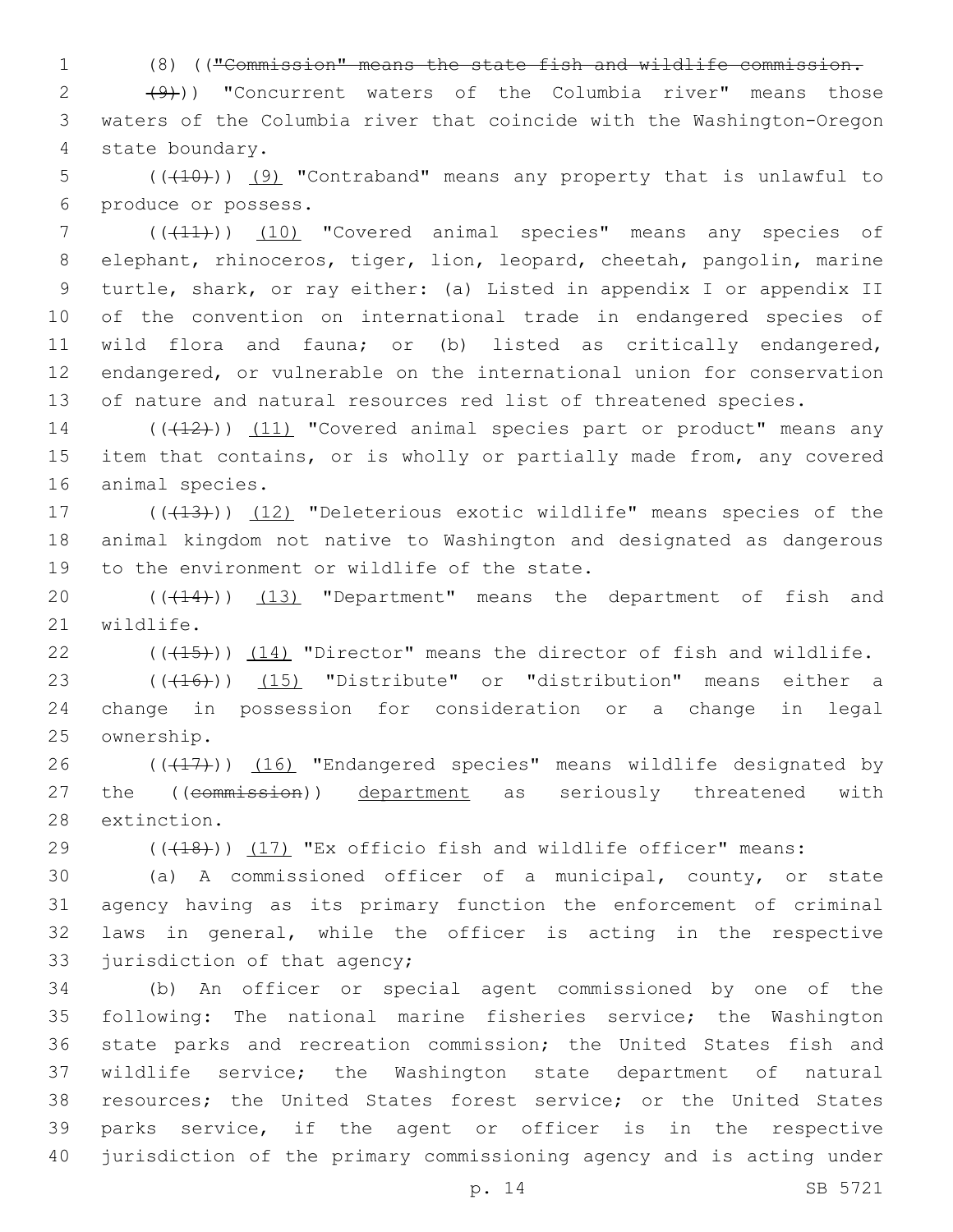(8) ((~~"Commission" means the state fish and wildlife commission.~~

~~(9)~~)) "Concurrent waters of the Columbia river" means those waters of the Columbia river that coincide with the Washington-Oregon state boundary.

((~~(10)~~)) <u>(9)</u> "Contraband" means any property that is unlawful to produce or possess.

((~~(11)~~)) <u>(10)</u> "Covered animal species" means any species of elephant, rhinoceros, tiger, lion, leopard, cheetah, pangolin, marine turtle, shark, or ray either: (a) Listed in appendix I or appendix II of the convention on international trade in endangered species of wild flora and fauna; or (b) listed as critically endangered, endangered, or vulnerable on the international union for conservation of nature and natural resources red list of threatened species.

((~~(12)~~)) <u>(11)</u> "Covered animal species part or product" means any item that contains, or is wholly or partially made from, any covered animal species.

((~~(13)~~)) <u>(12)</u> "Deleterious exotic wildlife" means species of the animal kingdom not native to Washington and designated as dangerous to the environment or wildlife of the state.

((~~(14)~~)) <u>(13)</u> "Department" means the department of fish and wildlife.

((~~(15)~~)) <u>(14)</u> "Director" means the director of fish and wildlife.

((~~(16)~~)) <u>(15)</u> "Distribute" or "distribution" means either a change in possession for consideration or a change in legal ownership.

((~~(17)~~)) <u>(16)</u> "Endangered species" means wildlife designated by the ((~~commission~~)) <u>department</u> as seriously threatened with extinction.

((~~(18)~~)) <u>(17)</u> "Ex officio fish and wildlife officer" means:

(a) A commissioned officer of a municipal, county, or state agency having as its primary function the enforcement of criminal laws in general, while the officer is acting in the respective jurisdiction of that agency;

(b) An officer or special agent commissioned by one of the following: The national marine fisheries service; the Washington state parks and recreation commission; the United States fish and wildlife service; the Washington state department of natural resources; the United States forest service; or the United States parks service, if the agent or officer is in the respective jurisdiction of the primary commissioning agency and is acting under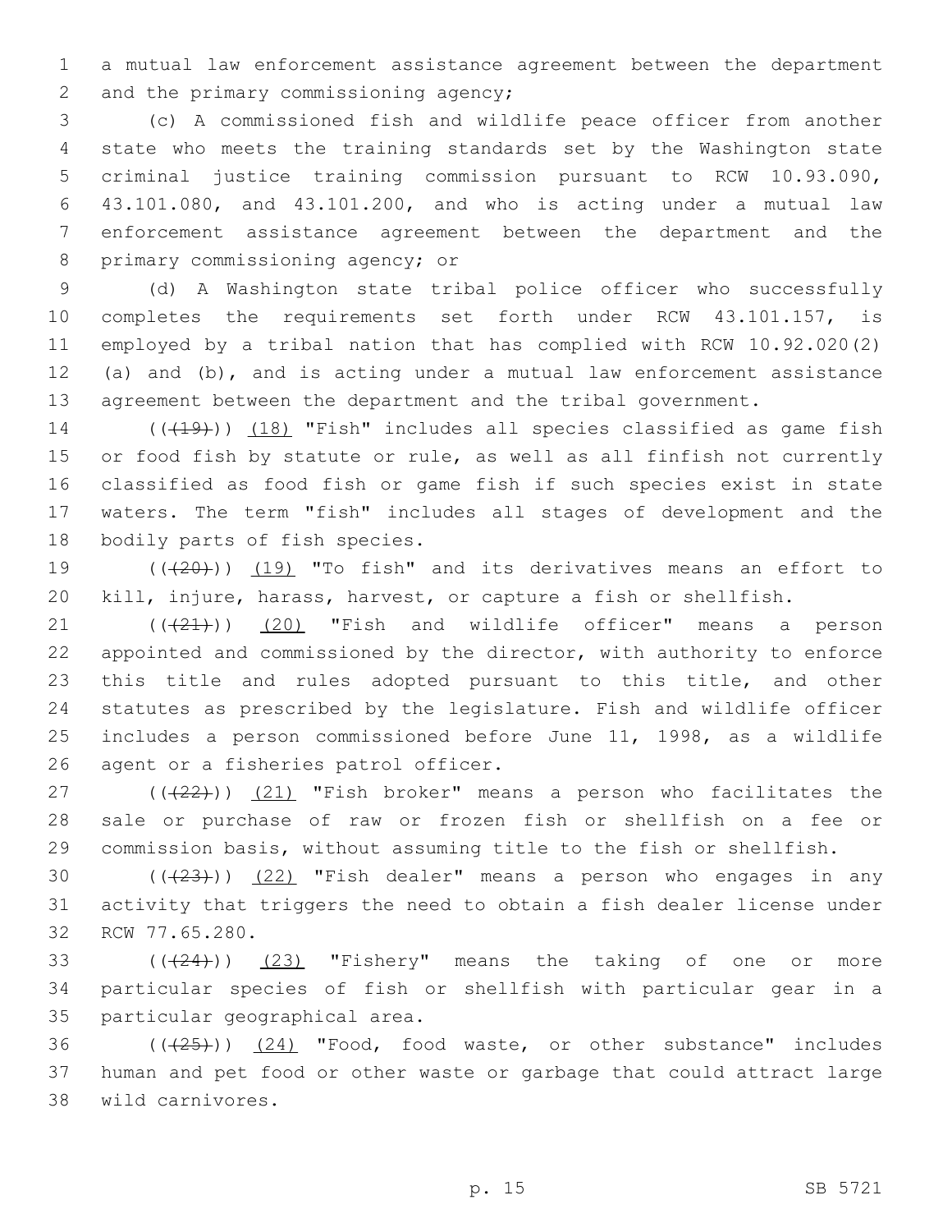a mutual law enforcement assistance agreement between the department and the primary commissioning agency;

(c) A commissioned fish and wildlife peace officer from another state who meets the training standards set by the Washington state criminal justice training commission pursuant to RCW 10.93.090, 43.101.080, and 43.101.200, and who is acting under a mutual law enforcement assistance agreement between the department and the primary commissioning agency; or

(d) A Washington state tribal police officer who successfully completes the requirements set forth under RCW 43.101.157, is employed by a tribal nation that has complied with RCW 10.92.020(2) (a) and (b), and is acting under a mutual law enforcement assistance agreement between the department and the tribal government.

(((19))) (18) "Fish" includes all species classified as game fish or food fish by statute or rule, as well as all finfish not currently classified as food fish or game fish if such species exist in state waters. The term "fish" includes all stages of development and the bodily parts of fish species.

(((20))) (19) "To fish" and its derivatives means an effort to kill, injure, harass, harvest, or capture a fish or shellfish.

(((21))) (20) "Fish and wildlife officer" means a person appointed and commissioned by the director, with authority to enforce this title and rules adopted pursuant to this title, and other statutes as prescribed by the legislature. Fish and wildlife officer includes a person commissioned before June 11, 1998, as a wildlife agent or a fisheries patrol officer.

(((22))) (21) "Fish broker" means a person who facilitates the sale or purchase of raw or frozen fish or shellfish on a fee or commission basis, without assuming title to the fish or shellfish.

(((23))) (22) "Fish dealer" means a person who engages in any activity that triggers the need to obtain a fish dealer license under RCW 77.65.280.

(((24))) (23) "Fishery" means the taking of one or more particular species of fish or shellfish with particular gear in a particular geographical area.

(((25))) (24) "Food, food waste, or other substance" includes human and pet food or other waste or garbage that could attract large wild carnivores.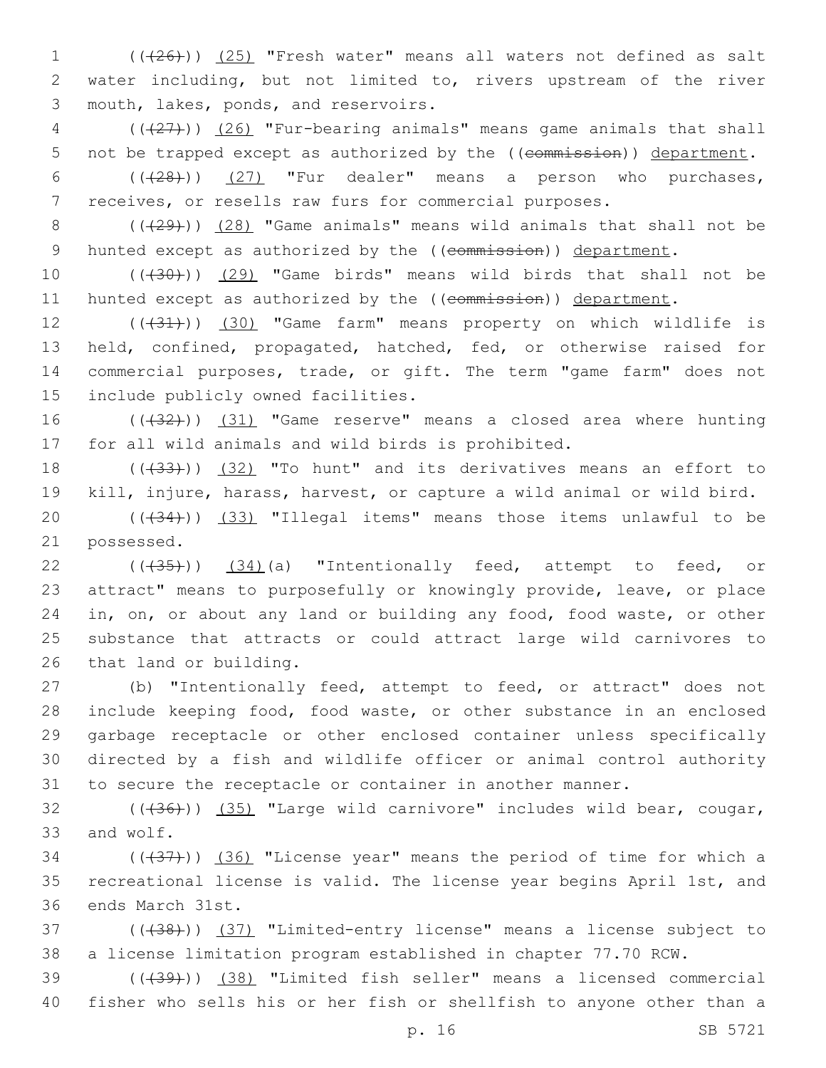(((26))) (25) "Fresh water" means all waters not defined as salt water including, but not limited to, rivers upstream of the river mouth, lakes, ponds, and reservoirs.

(((27))) (26) "Fur-bearing animals" means game animals that shall not be trapped except as authorized by the ((commission)) department.

(((28))) (27) "Fur dealer" means a person who purchases, receives, or resells raw furs for commercial purposes.

(((29))) (28) "Game animals" means wild animals that shall not be hunted except as authorized by the ((commission)) department.

(((30))) (29) "Game birds" means wild birds that shall not be hunted except as authorized by the ((commission)) department.

(((31))) (30) "Game farm" means property on which wildlife is held, confined, propagated, hatched, fed, or otherwise raised for commercial purposes, trade, or gift. The term "game farm" does not include publicly owned facilities.

(((32))) (31) "Game reserve" means a closed area where hunting for all wild animals and wild birds is prohibited.

(((33))) (32) "To hunt" and its derivatives means an effort to kill, injure, harass, harvest, or capture a wild animal or wild bird.

(((34))) (33) "Illegal items" means those items unlawful to be possessed.

(((35))) (34)(a) "Intentionally feed, attempt to feed, or attract" means to purposefully or knowingly provide, leave, or place in, on, or about any land or building any food, food waste, or other substance that attracts or could attract large wild carnivores to that land or building.

(b) "Intentionally feed, attempt to feed, or attract" does not include keeping food, food waste, or other substance in an enclosed garbage receptacle or other enclosed container unless specifically directed by a fish and wildlife officer or animal control authority to secure the receptacle or container in another manner.

(((36))) (35) "Large wild carnivore" includes wild bear, cougar, and wolf.

(((37))) (36) "License year" means the period of time for which a recreational license is valid. The license year begins April 1st, and ends March 31st.

(((38))) (37) "Limited-entry license" means a license subject to a license limitation program established in chapter 77.70 RCW.

(((39))) (38) "Limited fish seller" means a licensed commercial fisher who sells his or her fish or shellfish to anyone other than a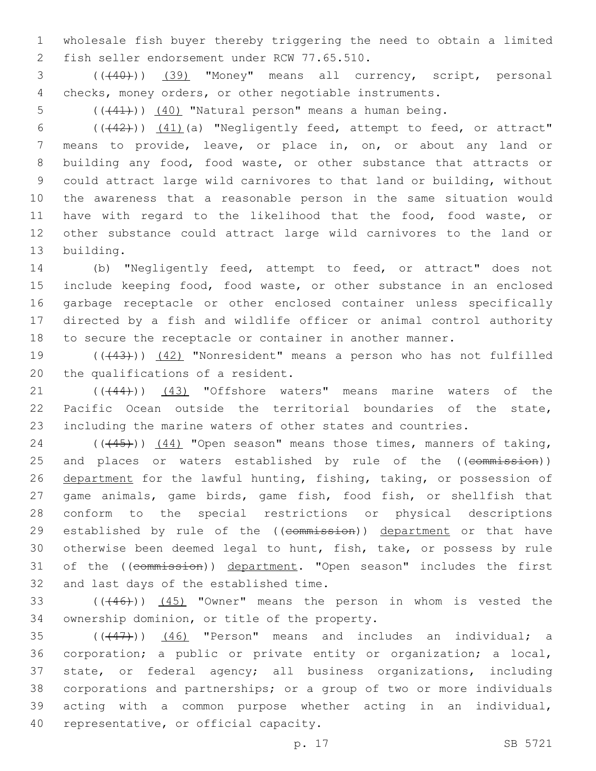wholesale fish buyer thereby triggering the need to obtain a limited fish seller endorsement under RCW 77.65.510.

(((40))) (39) "Money" means all currency, script, personal checks, money orders, or other negotiable instruments.

(((41))) (40) "Natural person" means a human being.

(((42))) (41)(a) "Negligently feed, attempt to feed, or attract" means to provide, leave, or place in, on, or about any land or building any food, food waste, or other substance that attracts or could attract large wild carnivores to that land or building, without the awareness that a reasonable person in the same situation would have with regard to the likelihood that the food, food waste, or other substance could attract large wild carnivores to the land or building.

(b) "Negligently feed, attempt to feed, or attract" does not include keeping food, food waste, or other substance in an enclosed garbage receptacle or other enclosed container unless specifically directed by a fish and wildlife officer or animal control authority to secure the receptacle or container in another manner.

(((43))) (42) "Nonresident" means a person who has not fulfilled the qualifications of a resident.

(((44))) (43) "Offshore waters" means marine waters of the Pacific Ocean outside the territorial boundaries of the state, including the marine waters of other states and countries.

(((45))) (44) "Open season" means those times, manners of taking, and places or waters established by rule of the ((commission)) department for the lawful hunting, fishing, taking, or possession of game animals, game birds, game fish, food fish, or shellfish that conform to the special restrictions or physical descriptions established by rule of the ((commission)) department or that have otherwise been deemed legal to hunt, fish, take, or possess by rule of the ((commission)) department. "Open season" includes the first and last days of the established time.

(((46))) (45) "Owner" means the person in whom is vested the ownership dominion, or title of the property.

(((47))) (46) "Person" means and includes an individual; a corporation; a public or private entity or organization; a local, state, or federal agency; all business organizations, including corporations and partnerships; or a group of two or more individuals acting with a common purpose whether acting in an individual, representative, or official capacity.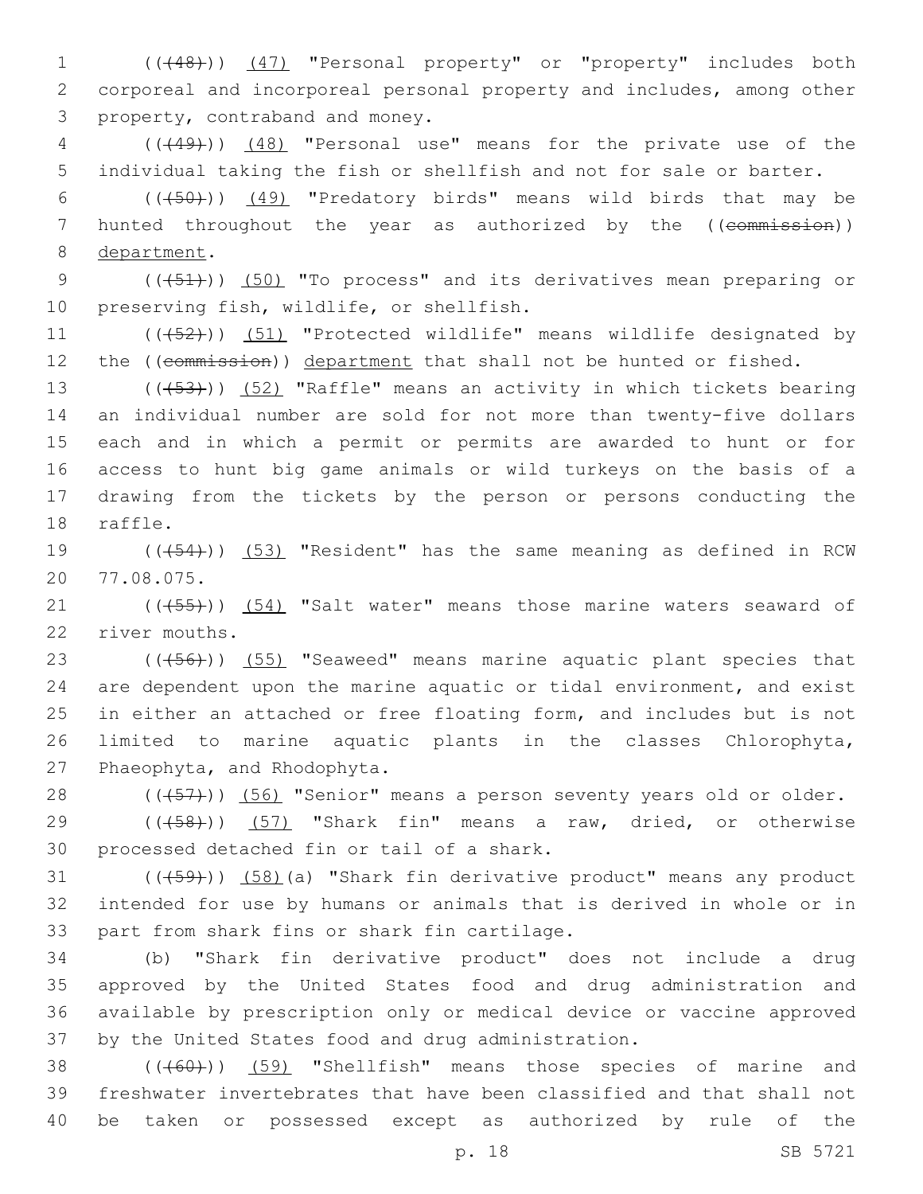((~~(48)~~)) <u>(47)</u> "Personal property" or "property" includes both corporeal and incorporeal personal property and includes, among other property, contraband and money.

((~~(49)~~)) <u>(48)</u> "Personal use" means for the private use of the individual taking the fish or shellfish and not for sale or barter.

((~~(50)~~)) <u>(49)</u> "Predatory birds" means wild birds that may be hunted throughout the year as authorized by the ((~~commission~~)) <u>department</u>.

((~~(51)~~)) <u>(50)</u> "To process" and its derivatives mean preparing or preserving fish, wildlife, or shellfish.

((~~(52)~~)) <u>(51)</u> "Protected wildlife" means wildlife designated by the ((~~commission~~)) <u>department</u> that shall not be hunted or fished.

((~~(53)~~)) <u>(52)</u> "Raffle" means an activity in which tickets bearing an individual number are sold for not more than twenty-five dollars each and in which a permit or permits are awarded to hunt or for access to hunt big game animals or wild turkeys on the basis of a drawing from the tickets by the person or persons conducting the raffle.

((~~(54)~~)) <u>(53)</u> "Resident" has the same meaning as defined in RCW 77.08.075.

((~~(55)~~)) <u>(54)</u> "Salt water" means those marine waters seaward of river mouths.

((~~(56)~~)) <u>(55)</u> "Seaweed" means marine aquatic plant species that are dependent upon the marine aquatic or tidal environment, and exist in either an attached or free floating form, and includes but is not limited to marine aquatic plants in the classes Chlorophyta, Phaeophyta, and Rhodophyta.

((~~(57)~~)) <u>(56)</u> "Senior" means a person seventy years old or older.

((~~(58)~~)) <u>(57)</u> "Shark fin" means a raw, dried, or otherwise processed detached fin or tail of a shark.

((~~(59)~~)) <u>(58)</u>(a) "Shark fin derivative product" means any product intended for use by humans or animals that is derived in whole or in part from shark fins or shark fin cartilage.

(b) "Shark fin derivative product" does not include a drug approved by the United States food and drug administration and available by prescription only or medical device or vaccine approved by the United States food and drug administration.

((~~(60)~~)) <u>(59)</u> "Shellfish" means those species of marine and freshwater invertebrates that have been classified and that shall not be taken or possessed except as authorized by rule of the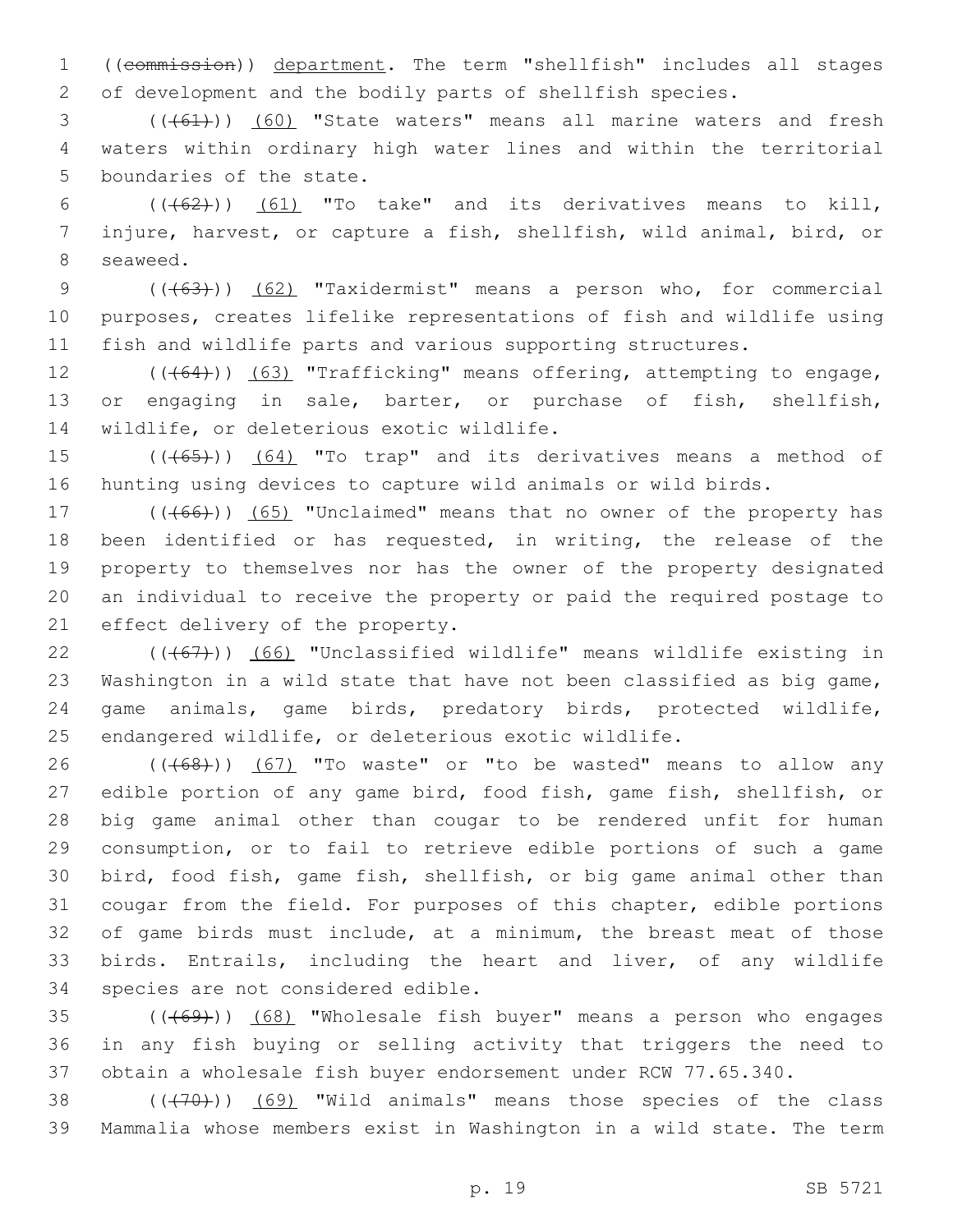((~~commission~~)) department. The term "shellfish" includes all stages of development and the bodily parts of shellfish species.

((~~(61)~~)) (60) "State waters" means all marine waters and fresh waters within ordinary high water lines and within the territorial boundaries of the state.

((~~(62)~~)) (61) "To take" and its derivatives means to kill, injure, harvest, or capture a fish, shellfish, wild animal, bird, or seaweed.

((~~(63)~~)) (62) "Taxidermist" means a person who, for commercial purposes, creates lifelike representations of fish and wildlife using fish and wildlife parts and various supporting structures.

((~~(64)~~)) (63) "Trafficking" means offering, attempting to engage, or engaging in sale, barter, or purchase of fish, shellfish, wildlife, or deleterious exotic wildlife.

((~~(65)~~)) (64) "To trap" and its derivatives means a method of hunting using devices to capture wild animals or wild birds.

((~~(66)~~)) (65) "Unclaimed" means that no owner of the property has been identified or has requested, in writing, the release of the property to themselves nor has the owner of the property designated an individual to receive the property or paid the required postage to effect delivery of the property.

((~~(67)~~)) (66) "Unclassified wildlife" means wildlife existing in Washington in a wild state that have not been classified as big game, game animals, game birds, predatory birds, protected wildlife, endangered wildlife, or deleterious exotic wildlife.

((~~(68)~~)) (67) "To waste" or "to be wasted" means to allow any edible portion of any game bird, food fish, game fish, shellfish, or big game animal other than cougar to be rendered unfit for human consumption, or to fail to retrieve edible portions of such a game bird, food fish, game fish, shellfish, or big game animal other than cougar from the field. For purposes of this chapter, edible portions of game birds must include, at a minimum, the breast meat of those birds. Entrails, including the heart and liver, of any wildlife species are not considered edible.

((~~(69)~~)) (68) "Wholesale fish buyer" means a person who engages in any fish buying or selling activity that triggers the need to obtain a wholesale fish buyer endorsement under RCW 77.65.340.

((~~(70)~~)) (69) "Wild animals" means those species of the class Mammalia whose members exist in Washington in a wild state. The term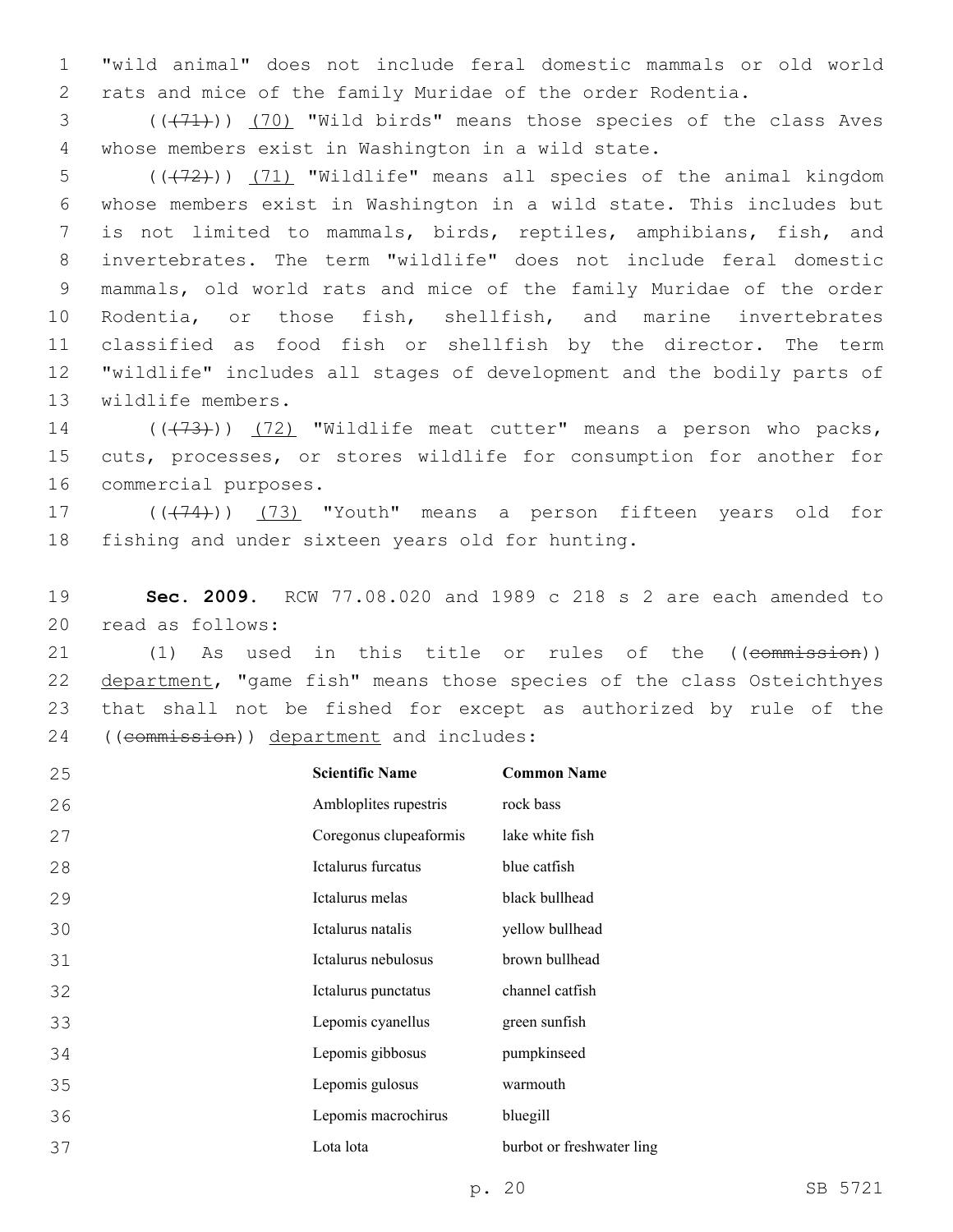"wild animal" does not include feral domestic mammals or old world rats and mice of the family Muridae of the order Rodentia.

(((71))) (70) "Wild birds" means those species of the class Aves whose members exist in Washington in a wild state.

(((72))) (71) "Wildlife" means all species of the animal kingdom whose members exist in Washington in a wild state. This includes but is not limited to mammals, birds, reptiles, amphibians, fish, and invertebrates. The term "wildlife" does not include feral domestic mammals, old world rats and mice of the family Muridae of the order Rodentia, or those fish, shellfish, and marine invertebrates classified as food fish or shellfish by the director. The term "wildlife" includes all stages of development and the bodily parts of wildlife members.

(((73))) (72) "Wildlife meat cutter" means a person who packs, cuts, processes, or stores wildlife for consumption for another for commercial purposes.

(((74))) (73) "Youth" means a person fifteen years old for fishing and under sixteen years old for hunting.

**Sec. 2009.** RCW 77.08.020 and 1989 c 218 s 2 are each amended to read as follows:

(1) As used in this title or rules of the ((commission)) department, "game fish" means those species of the class Osteichthyes that shall not be fished for except as authorized by rule of the ((commission)) department and includes:

| Scientific Name | Common Name |
|---|---|
| Ambloplites rupestris | rock bass |
| Coregonus clupeaformis | lake white fish |
| Ictalurus furcatus | blue catfish |
| Ictalurus melas | black bullhead |
| Ictalurus natalis | yellow bullhead |
| Ictalurus nebulosus | brown bullhead |
| Ictalurus punctatus | channel catfish |
| Lepomis cyanellus | green sunfish |
| Lepomis gibbosus | pumpkinseed |
| Lepomis gulosus | warmouth |
| Lepomis macrochirus | bluegill |
| Lota lota | burbot or freshwater ling |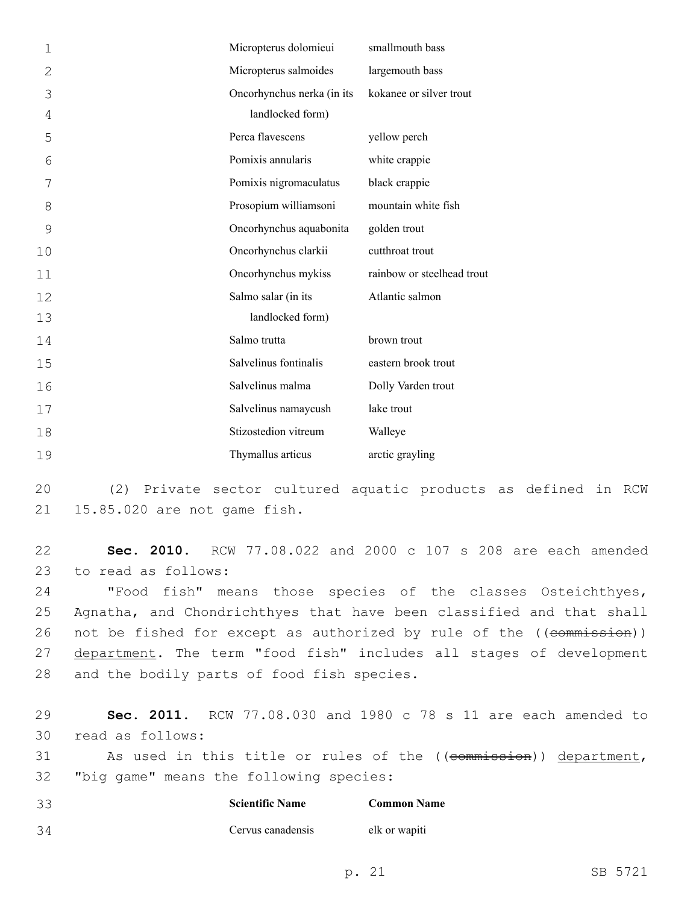| | |
|---|---|
| Micropterus dolomieui | smallmouth bass |
| Micropterus salmoides | largemouth bass |
| Oncorhynchus nerka (in its landlocked form) | kokanee or silver trout |
| Perca flavescens | yellow perch |
| Pomixis annularis | white crappie |
| Pomixis nigromaculatus | black crappie |
| Prosopium williamsoni | mountain white fish |
| Oncorhynchus aquabonita | golden trout |
| Oncorhynchus clarkii | cutthroat trout |
| Oncorhynchus mykiss | rainbow or steelhead trout |
| Salmo salar (in its landlocked form) | Atlantic salmon |
| Salmo trutta | brown trout |
| Salvelinus fontinalis | eastern brook trout |
| Salvelinus malma | Dolly Varden trout |
| Salvelinus namaycush | lake trout |
| Stizostedion vitreum | Walleye |
| Thymallus articus | arctic grayling |

(2) Private sector cultured aquatic products as defined in RCW 15.85.020 are not game fish.

**Sec. 2010.** RCW 77.08.022 and 2000 c 107 s 208 are each amended to read as follows:

"Food fish" means those species of the classes Osteichthyes, Agnatha, and Chondrichthyes that have been classified and that shall not be fished for except as authorized by rule of the ((~~commission~~)) <u>department</u>. The term "food fish" includes all stages of development and the bodily parts of food fish species.

**Sec. 2011.** RCW 77.08.030 and 1980 c 78 s 11 are each amended to read as follows:

As used in this title or rules of the ((~~commission~~)) <u>department</u>, "big game" means the following species:

| **Scientific Name** | **Common Name** |
|---|---|
| Cervus canadensis | elk or wapiti |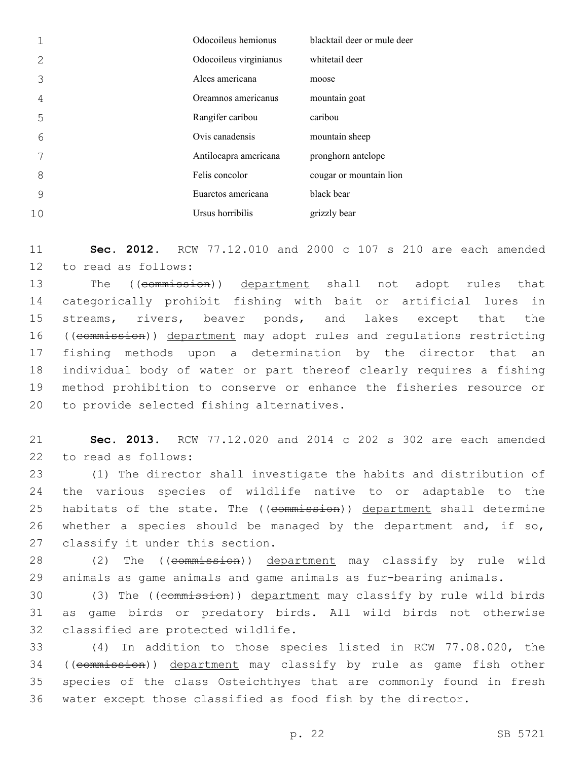| | |
|---|---|
| Odocoileus hemionus | blacktail deer or mule deer |
| Odocoileus virginianus | whitetail deer |
| Alces americana | moose |
| Oreamnos americanus | mountain goat |
| Rangifer caribou | caribou |
| Ovis canadensis | mountain sheep |
| Antilocapra americana | pronghorn antelope |
| Felis concolor | cougar or mountain lion |
| Euarctos americana | black bear |
| Ursus horribilis | grizzly bear |

**Sec. 2012.** RCW 77.12.010 and 2000 c 107 s 210 are each amended to read as follows:

The ((~~commission~~)) department shall not adopt rules that categorically prohibit fishing with bait or artificial lures in streams, rivers, beaver ponds, and lakes except that the ((~~commission~~)) department may adopt rules and regulations restricting fishing methods upon a determination by the director that an individual body of water or part thereof clearly requires a fishing method prohibition to conserve or enhance the fisheries resource or to provide selected fishing alternatives.

**Sec. 2013.** RCW 77.12.020 and 2014 c 202 s 302 are each amended to read as follows:

(1) The director shall investigate the habits and distribution of the various species of wildlife native to or adaptable to the habitats of the state. The ((~~commission~~)) department shall determine whether a species should be managed by the department and, if so, classify it under this section.

(2) The ((~~commission~~)) department may classify by rule wild animals as game animals and game animals as fur-bearing animals.

(3) The ((~~commission~~)) department may classify by rule wild birds as game birds or predatory birds. All wild birds not otherwise classified are protected wildlife.

(4) In addition to those species listed in RCW 77.08.020, the ((~~commission~~)) department may classify by rule as game fish other species of the class Osteichthyes that are commonly found in fresh water except those classified as food fish by the director.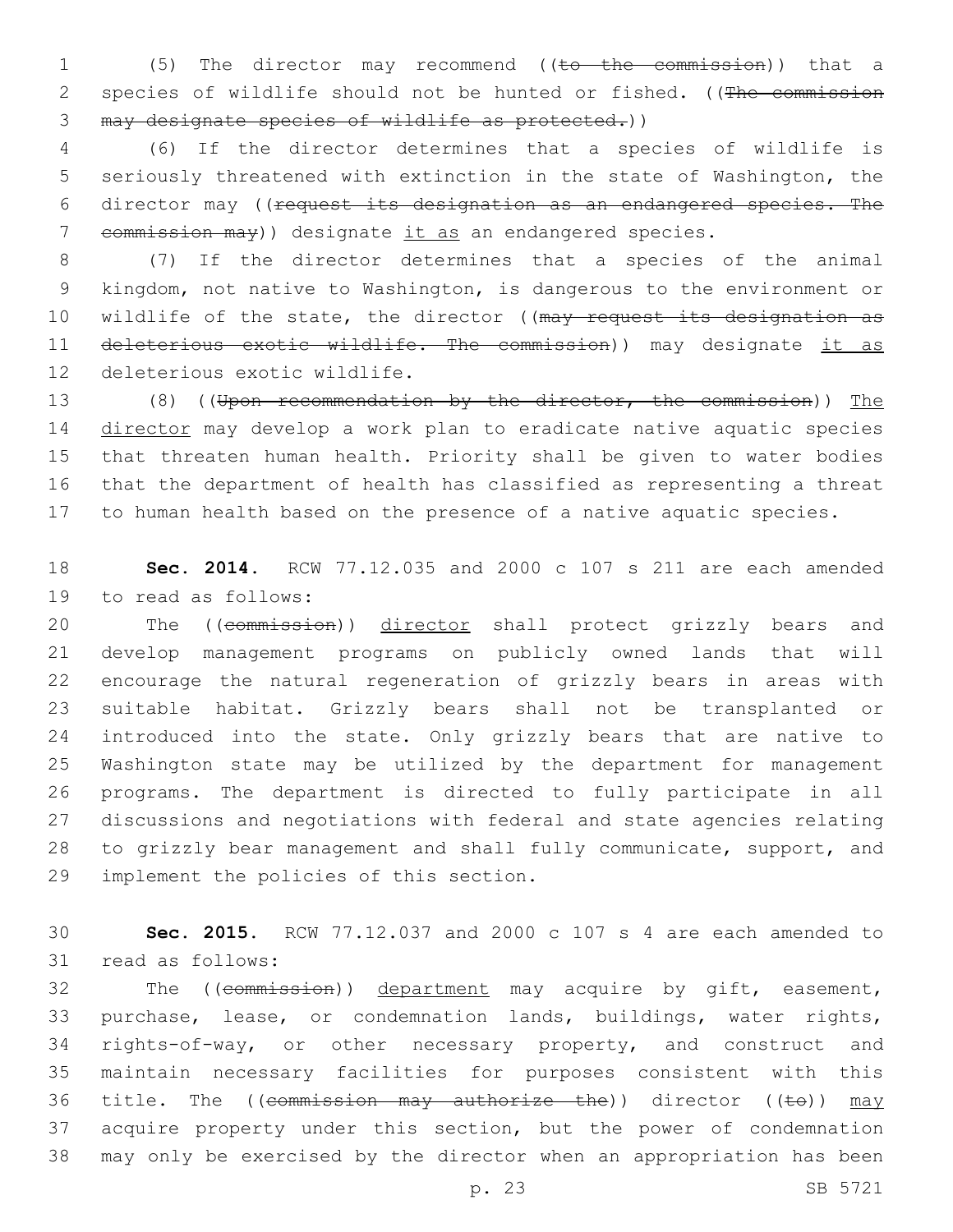(5) The director may recommend ((~~to the commission~~)) that a species of wildlife should not be hunted or fished. ((~~The commission may designate species of wildlife as protected.~~))

(6) If the director determines that a species of wildlife is seriously threatened with extinction in the state of Washington, the director may ((~~request its designation as an endangered species. The commission may~~)) designate <u>it as</u> an endangered species.

(7) If the director determines that a species of the animal kingdom, not native to Washington, is dangerous to the environment or wildlife of the state, the director ((~~may request its designation as deleterious exotic wildlife. The commission~~)) may designate <u>it as</u> deleterious exotic wildlife.

(8) ((~~Upon recommendation by the director, the commission~~)) <u>The director</u> may develop a work plan to eradicate native aquatic species that threaten human health. Priority shall be given to water bodies that the department of health has classified as representing a threat to human health based on the presence of a native aquatic species.

**Sec. 2014.** RCW 77.12.035 and 2000 c 107 s 211 are each amended to read as follows:

The ((~~commission~~)) <u>director</u> shall protect grizzly bears and develop management programs on publicly owned lands that will encourage the natural regeneration of grizzly bears in areas with suitable habitat. Grizzly bears shall not be transplanted or introduced into the state. Only grizzly bears that are native to Washington state may be utilized by the department for management programs. The department is directed to fully participate in all discussions and negotiations with federal and state agencies relating to grizzly bear management and shall fully communicate, support, and implement the policies of this section.

**Sec. 2015.** RCW 77.12.037 and 2000 c 107 s 4 are each amended to read as follows:

The ((~~commission~~)) <u>department</u> may acquire by gift, easement, purchase, lease, or condemnation lands, buildings, water rights, rights-of-way, or other necessary property, and construct and maintain necessary facilities for purposes consistent with this title. The ((~~commission may authorize the~~)) director ((~~to~~)) <u>may</u> acquire property under this section, but the power of condemnation may only be exercised by the director when an appropriation has been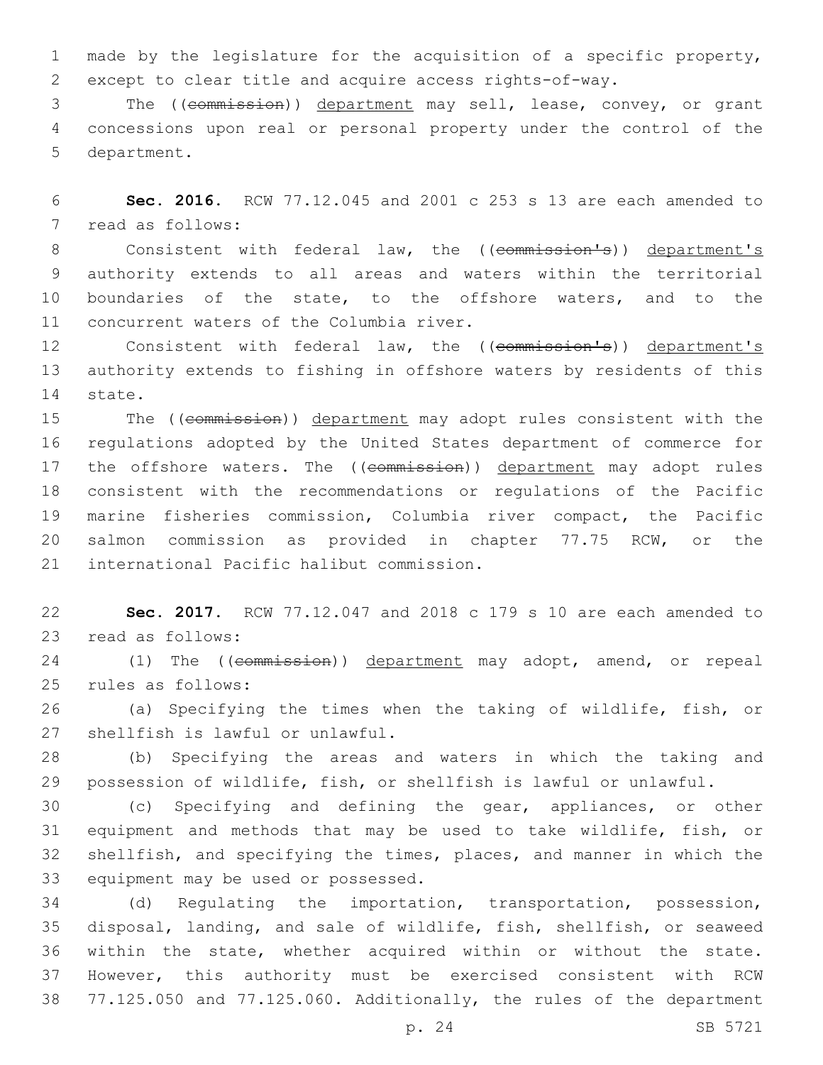made by the legislature for the acquisition of a specific property, except to clear title and acquire access rights-of-way.

The ((~~commission~~)) department may sell, lease, convey, or grant concessions upon real or personal property under the control of the department.

**Sec. 2016.** RCW 77.12.045 and 2001 c 253 s 13 are each amended to read as follows:

Consistent with federal law, the ((~~commission's~~)) department's authority extends to all areas and waters within the territorial boundaries of the state, to the offshore waters, and to the concurrent waters of the Columbia river.

Consistent with federal law, the ((~~commission's~~)) department's authority extends to fishing in offshore waters by residents of this state.

The ((~~commission~~)) department may adopt rules consistent with the regulations adopted by the United States department of commerce for the offshore waters. The ((~~commission~~)) department may adopt rules consistent with the recommendations or regulations of the Pacific marine fisheries commission, Columbia river compact, the Pacific salmon commission as provided in chapter 77.75 RCW, or the international Pacific halibut commission.

**Sec. 2017.** RCW 77.12.047 and 2018 c 179 s 10 are each amended to read as follows:

(1) The ((~~commission~~)) department may adopt, amend, or repeal rules as follows:

(a) Specifying the times when the taking of wildlife, fish, or shellfish is lawful or unlawful.

(b) Specifying the areas and waters in which the taking and possession of wildlife, fish, or shellfish is lawful or unlawful.

(c) Specifying and defining the gear, appliances, or other equipment and methods that may be used to take wildlife, fish, or shellfish, and specifying the times, places, and manner in which the equipment may be used or possessed.

(d) Regulating the importation, transportation, possession, disposal, landing, and sale of wildlife, fish, shellfish, or seaweed within the state, whether acquired within or without the state. However, this authority must be exercised consistent with RCW 77.125.050 and 77.125.060. Additionally, the rules of the department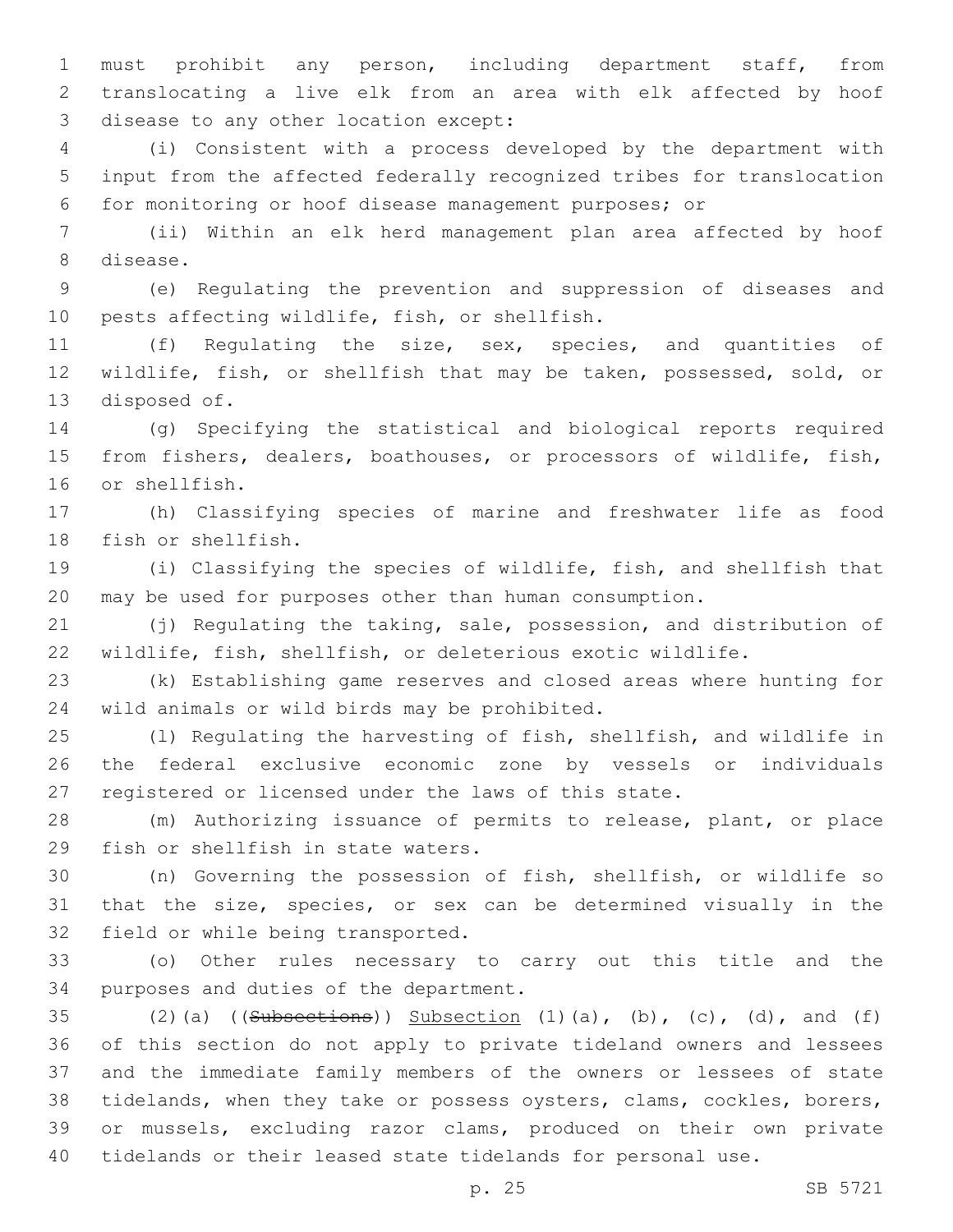must prohibit any person, including department staff, from translocating a live elk from an area with elk affected by hoof disease to any other location except:

(i) Consistent with a process developed by the department with input from the affected federally recognized tribes for translocation for monitoring or hoof disease management purposes; or

(ii) Within an elk herd management plan area affected by hoof disease.

(e) Regulating the prevention and suppression of diseases and pests affecting wildlife, fish, or shellfish.

(f) Regulating the size, sex, species, and quantities of wildlife, fish, or shellfish that may be taken, possessed, sold, or disposed of.

(g) Specifying the statistical and biological reports required from fishers, dealers, boathouses, or processors of wildlife, fish, or shellfish.

(h) Classifying species of marine and freshwater life as food fish or shellfish.

(i) Classifying the species of wildlife, fish, and shellfish that may be used for purposes other than human consumption.

(j) Regulating the taking, sale, possession, and distribution of wildlife, fish, shellfish, or deleterious exotic wildlife.

(k) Establishing game reserves and closed areas where hunting for wild animals or wild birds may be prohibited.

(l) Regulating the harvesting of fish, shellfish, and wildlife in the federal exclusive economic zone by vessels or individuals registered or licensed under the laws of this state.

(m) Authorizing issuance of permits to release, plant, or place fish or shellfish in state waters.

(n) Governing the possession of fish, shellfish, or wildlife so that the size, species, or sex can be determined visually in the field or while being transported.

(o) Other rules necessary to carry out this title and the purposes and duties of the department.

(2)(a) ((~~Subsections~~)) Subsection (1)(a), (b), (c), (d), and (f) of this section do not apply to private tideland owners and lessees and the immediate family members of the owners or lessees of state tidelands, when they take or possess oysters, clams, cockles, borers, or mussels, excluding razor clams, produced on their own private tidelands or their leased state tidelands for personal use.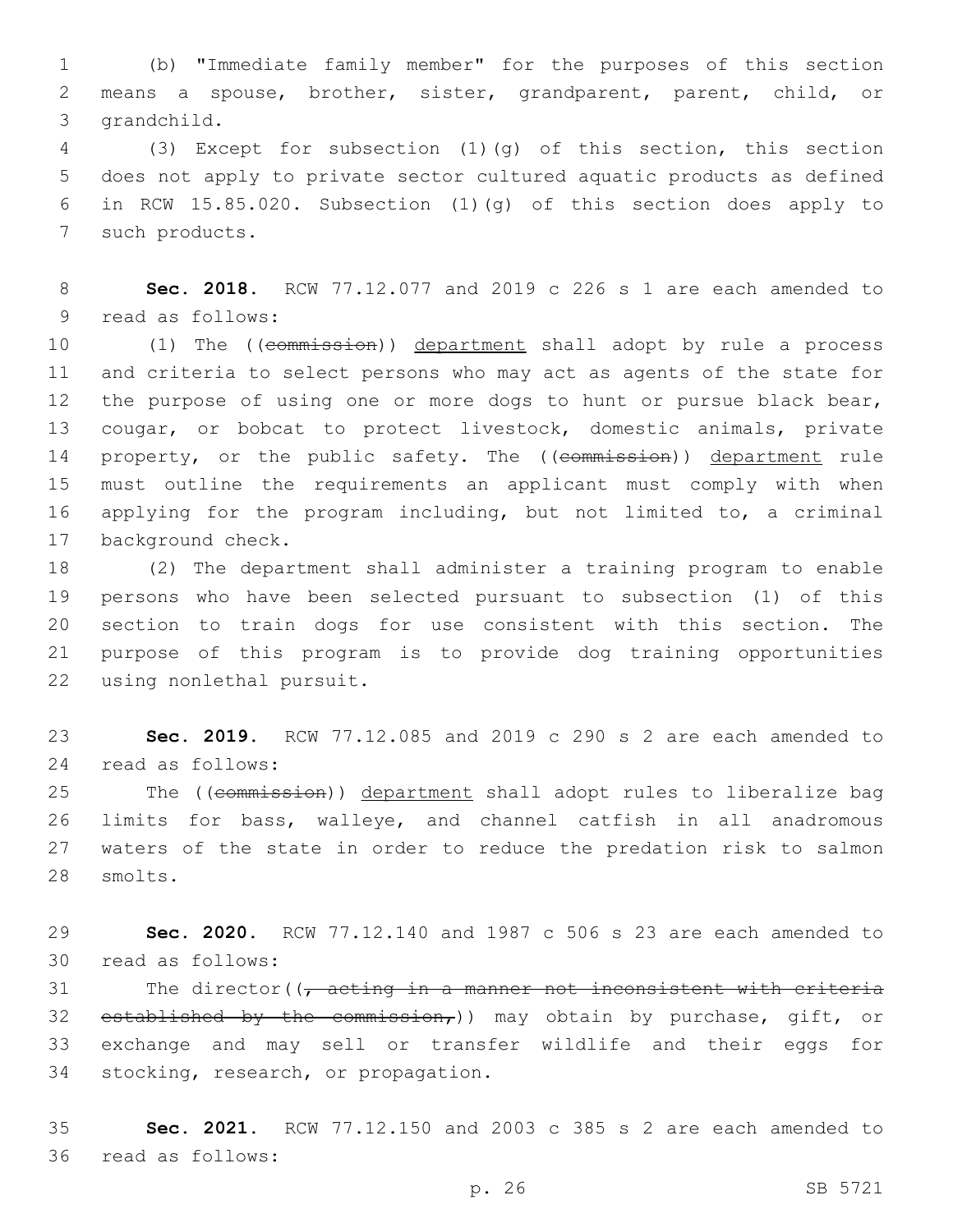(b) "Immediate family member" for the purposes of this section means a spouse, brother, sister, grandparent, parent, child, or grandchild.

(3) Except for subsection (1)(g) of this section, this section does not apply to private sector cultured aquatic products as defined in RCW 15.85.020. Subsection (1)(g) of this section does apply to such products.

**Sec. 2018.** RCW 77.12.077 and 2019 c 226 s 1 are each amended to read as follows:

(1) The ((~~commission~~)) department shall adopt by rule a process and criteria to select persons who may act as agents of the state for the purpose of using one or more dogs to hunt or pursue black bear, cougar, or bobcat to protect livestock, domestic animals, private property, or the public safety. The ((~~commission~~)) department rule must outline the requirements an applicant must comply with when applying for the program including, but not limited to, a criminal background check.

(2) The department shall administer a training program to enable persons who have been selected pursuant to subsection (1) of this section to train dogs for use consistent with this section. The purpose of this program is to provide dog training opportunities using nonlethal pursuit.

**Sec. 2019.** RCW 77.12.085 and 2019 c 290 s 2 are each amended to read as follows:

The ((~~commission~~)) department shall adopt rules to liberalize bag limits for bass, walleye, and channel catfish in all anadromous waters of the state in order to reduce the predation risk to salmon smolts.

**Sec. 2020.** RCW 77.12.140 and 1987 c 506 s 23 are each amended to read as follows:

The director((~~, acting in a manner not inconsistent with criteria established by the commission,~~)) may obtain by purchase, gift, or exchange and may sell or transfer wildlife and their eggs for stocking, research, or propagation.

**Sec. 2021.** RCW 77.12.150 and 2003 c 385 s 2 are each amended to read as follows: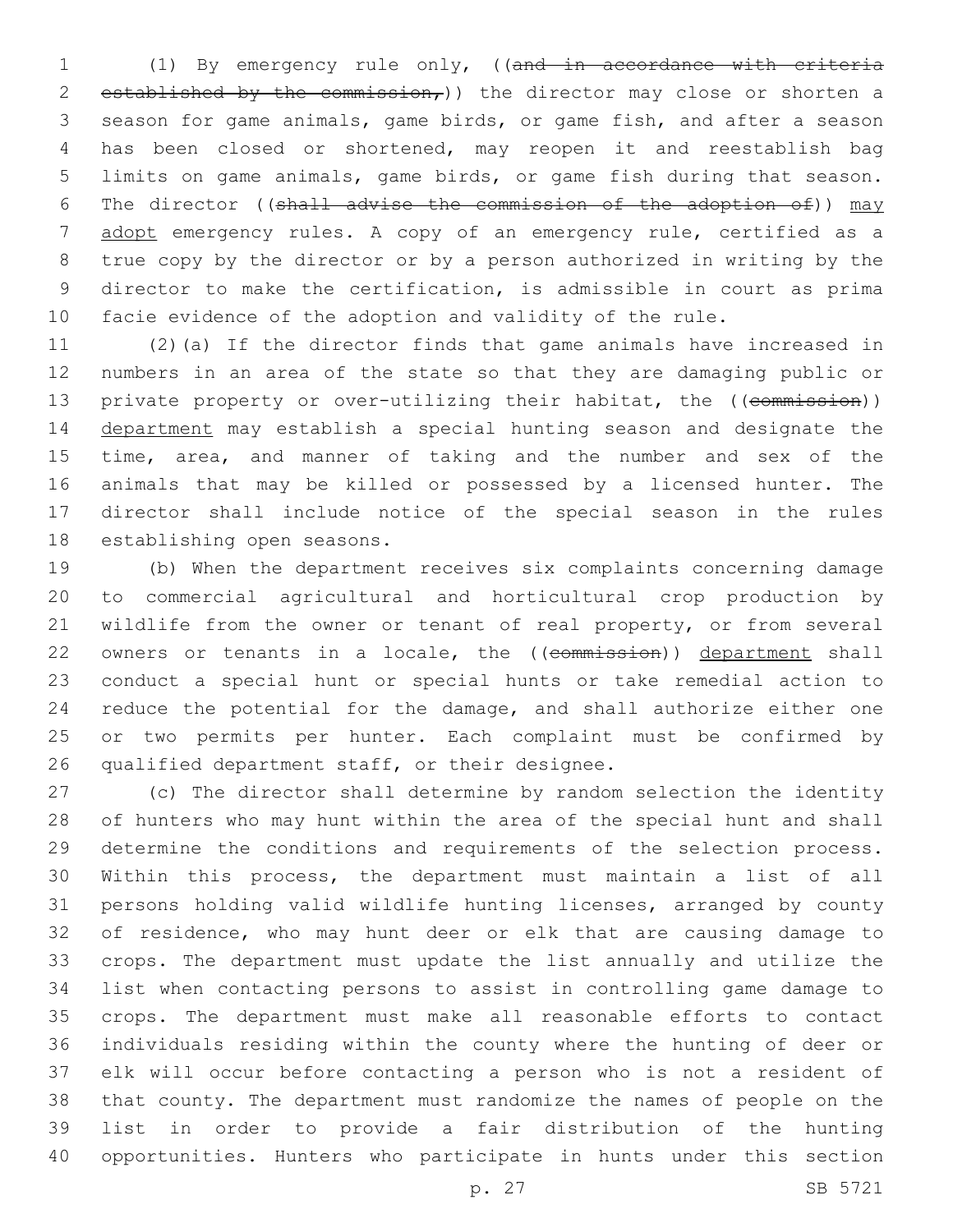(1) By emergency rule only, ((~~and in accordance with criteria established by the commission,~~)) the director may close or shorten a season for game animals, game birds, or game fish, and after a season has been closed or shortened, may reopen it and reestablish bag limits on game animals, game birds, or game fish during that season. The director ((~~shall advise the commission of the adoption of~~)) <u>may adopt</u> emergency rules. A copy of an emergency rule, certified as a true copy by the director or by a person authorized in writing by the director to make the certification, is admissible in court as prima facie evidence of the adoption and validity of the rule.

(2)(a) If the director finds that game animals have increased in numbers in an area of the state so that they are damaging public or private property or over-utilizing their habitat, the ((~~commission~~)) <u>department</u> may establish a special hunting season and designate the time, area, and manner of taking and the number and sex of the animals that may be killed or possessed by a licensed hunter. The director shall include notice of the special season in the rules establishing open seasons.

(b) When the department receives six complaints concerning damage to commercial agricultural and horticultural crop production by wildlife from the owner or tenant of real property, or from several owners or tenants in a locale, the ((~~commission~~)) <u>department</u> shall conduct a special hunt or special hunts or take remedial action to reduce the potential for the damage, and shall authorize either one or two permits per hunter. Each complaint must be confirmed by qualified department staff, or their designee.

(c) The director shall determine by random selection the identity of hunters who may hunt within the area of the special hunt and shall determine the conditions and requirements of the selection process. Within this process, the department must maintain a list of all persons holding valid wildlife hunting licenses, arranged by county of residence, who may hunt deer or elk that are causing damage to crops. The department must update the list annually and utilize the list when contacting persons to assist in controlling game damage to crops. The department must make all reasonable efforts to contact individuals residing within the county where the hunting of deer or elk will occur before contacting a person who is not a resident of that county. The department must randomize the names of people on the list in order to provide a fair distribution of the hunting opportunities. Hunters who participate in hunts under this section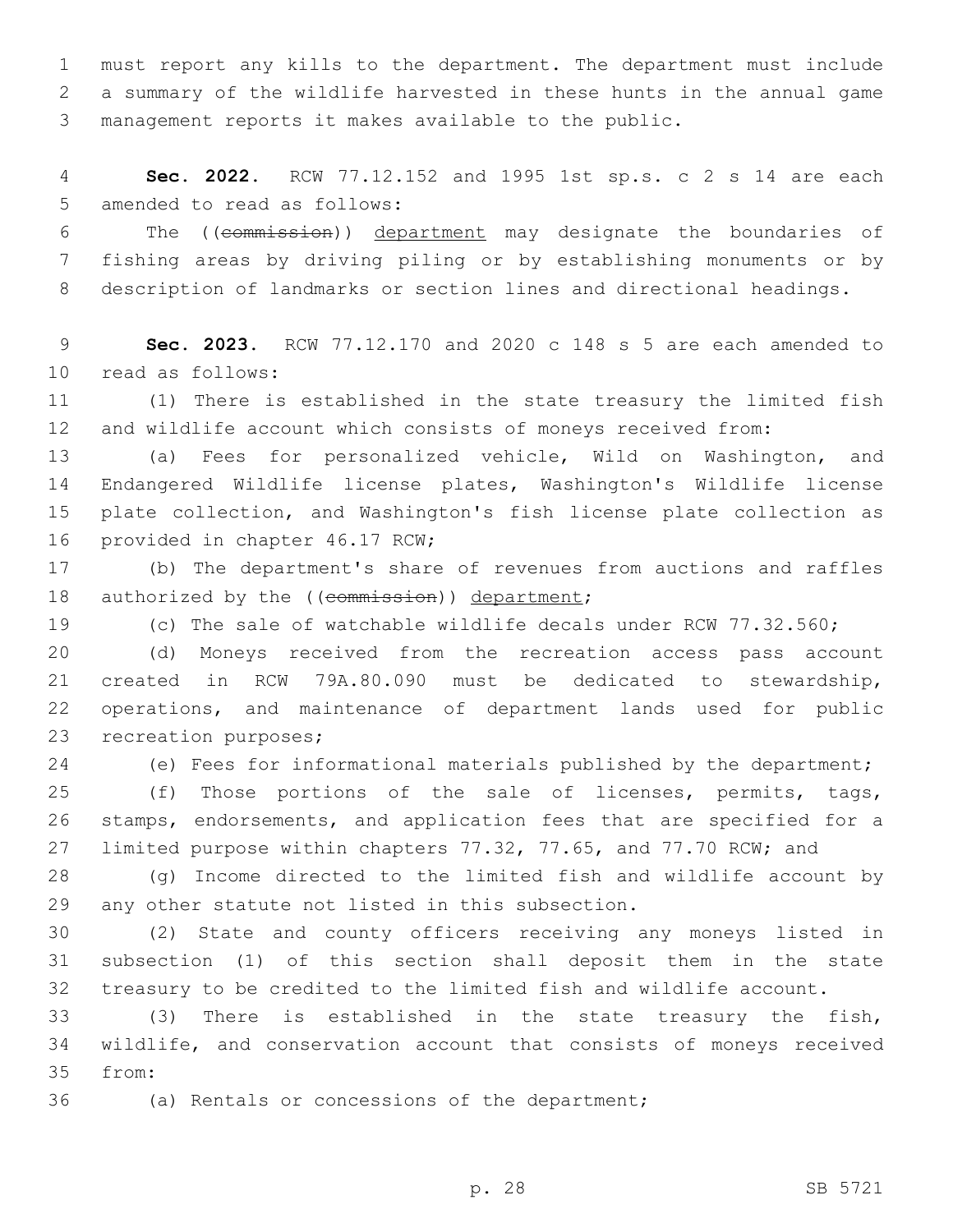must report any kills to the department. The department must include a summary of the wildlife harvested in these hunts in the annual game management reports it makes available to the public.

**Sec. 2022.** RCW 77.12.152 and 1995 1st sp.s. c 2 s 14 are each amended to read as follows:

The ((~~commission~~)) department may designate the boundaries of fishing areas by driving piling or by establishing monuments or by description of landmarks or section lines and directional headings.

**Sec. 2023.** RCW 77.12.170 and 2020 c 148 s 5 are each amended to read as follows:

(1) There is established in the state treasury the limited fish and wildlife account which consists of moneys received from:

(a) Fees for personalized vehicle, Wild on Washington, and Endangered Wildlife license plates, Washington's Wildlife license plate collection, and Washington's fish license plate collection as provided in chapter 46.17 RCW;

(b) The department's share of revenues from auctions and raffles authorized by the ((~~commission~~)) department;

(c) The sale of watchable wildlife decals under RCW 77.32.560;

(d) Moneys received from the recreation access pass account created in RCW 79A.80.090 must be dedicated to stewardship, operations, and maintenance of department lands used for public recreation purposes;

(e) Fees for informational materials published by the department;

(f) Those portions of the sale of licenses, permits, tags, stamps, endorsements, and application fees that are specified for a limited purpose within chapters 77.32, 77.65, and 77.70 RCW; and

(g) Income directed to the limited fish and wildlife account by any other statute not listed in this subsection.

(2) State and county officers receiving any moneys listed in subsection (1) of this section shall deposit them in the state treasury to be credited to the limited fish and wildlife account.

(3) There is established in the state treasury the fish, wildlife, and conservation account that consists of moneys received from:

(a) Rentals or concessions of the department;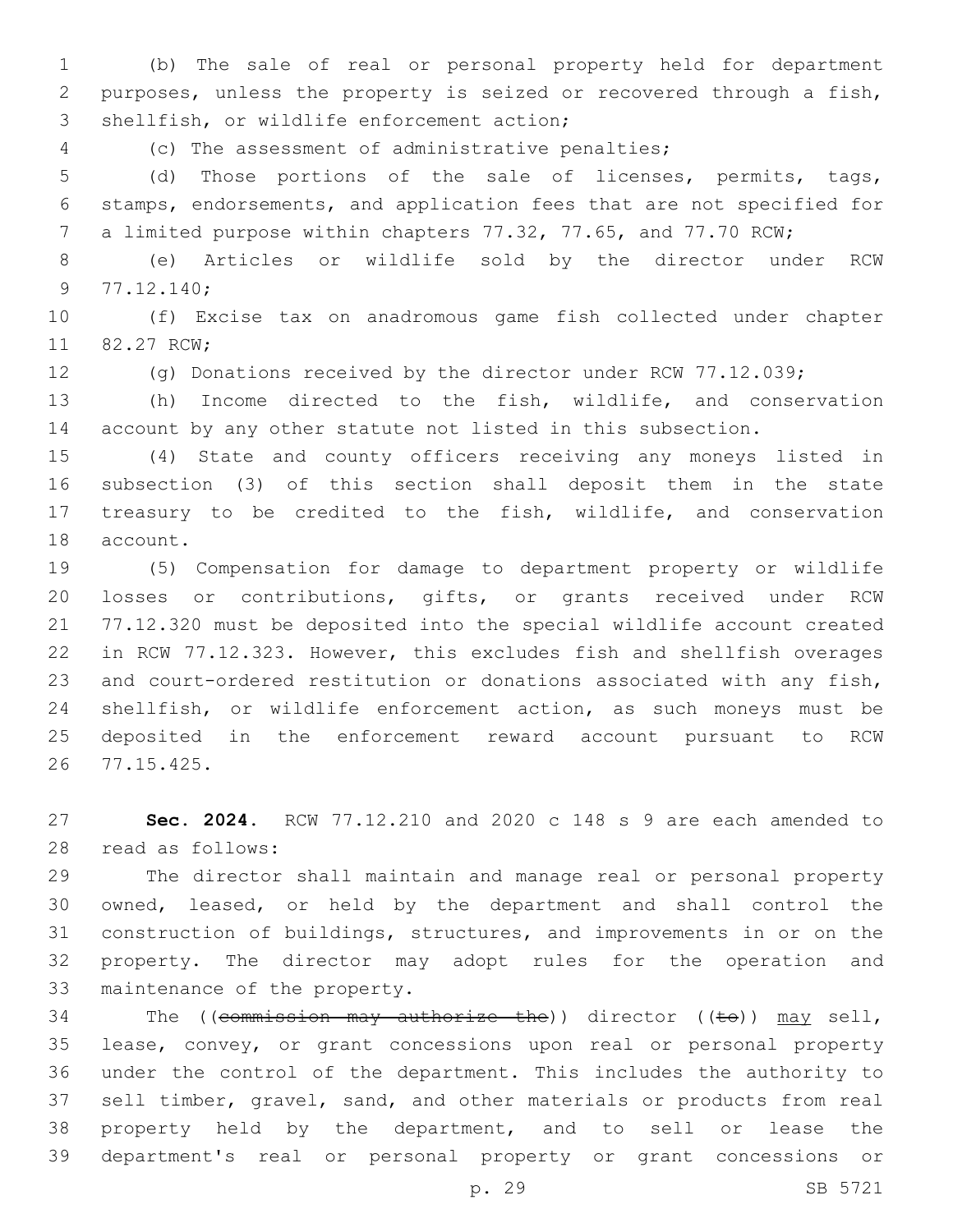(b) The sale of real or personal property held for department purposes, unless the property is seized or recovered through a fish, shellfish, or wildlife enforcement action;

(c) The assessment of administrative penalties;

(d) Those portions of the sale of licenses, permits, tags, stamps, endorsements, and application fees that are not specified for a limited purpose within chapters 77.32, 77.65, and 77.70 RCW;

(e) Articles or wildlife sold by the director under RCW 77.12.140;

(f) Excise tax on anadromous game fish collected under chapter 82.27 RCW;

(g) Donations received by the director under RCW 77.12.039;

(h) Income directed to the fish, wildlife, and conservation account by any other statute not listed in this subsection.

(4) State and county officers receiving any moneys listed in subsection (3) of this section shall deposit them in the state treasury to be credited to the fish, wildlife, and conservation account.

(5) Compensation for damage to department property or wildlife losses or contributions, gifts, or grants received under RCW 77.12.320 must be deposited into the special wildlife account created in RCW 77.12.323. However, this excludes fish and shellfish overages and court-ordered restitution or donations associated with any fish, shellfish, or wildlife enforcement action, as such moneys must be deposited in the enforcement reward account pursuant to RCW 77.15.425.

**Sec. 2024.** RCW 77.12.210 and 2020 c 148 s 9 are each amended to read as follows:

The director shall maintain and manage real or personal property owned, leased, or held by the department and shall control the construction of buildings, structures, and improvements in or on the property. The director may adopt rules for the operation and maintenance of the property.

The ((~~commission may authorize the~~)) director ((~~to~~)) <u>may</u> sell, lease, convey, or grant concessions upon real or personal property under the control of the department. This includes the authority to sell timber, gravel, sand, and other materials or products from real property held by the department, and to sell or lease the department's real or personal property or grant concessions or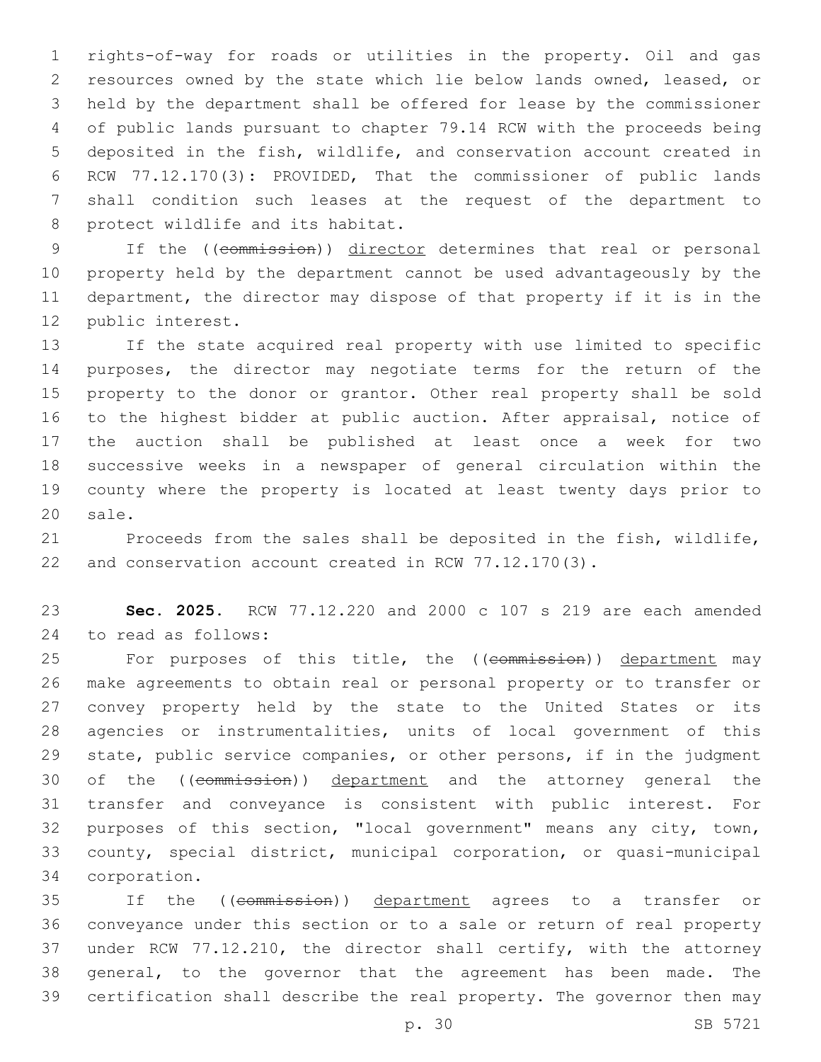rights-of-way for roads or utilities in the property. Oil and gas resources owned by the state which lie below lands owned, leased, or held by the department shall be offered for lease by the commissioner of public lands pursuant to chapter 79.14 RCW with the proceeds being deposited in the fish, wildlife, and conservation account created in RCW 77.12.170(3): PROVIDED, That the commissioner of public lands shall condition such leases at the request of the department to protect wildlife and its habitat.

If the ((~~commission~~)) director determines that real or personal property held by the department cannot be used advantageously by the department, the director may dispose of that property if it is in the public interest.

If the state acquired real property with use limited to specific purposes, the director may negotiate terms for the return of the property to the donor or grantor. Other real property shall be sold to the highest bidder at public auction. After appraisal, notice of the auction shall be published at least once a week for two successive weeks in a newspaper of general circulation within the county where the property is located at least twenty days prior to sale.

Proceeds from the sales shall be deposited in the fish, wildlife, and conservation account created in RCW 77.12.170(3).

**Sec. 2025.** RCW 77.12.220 and 2000 c 107 s 219 are each amended to read as follows:

For purposes of this title, the ((~~commission~~)) department may make agreements to obtain real or personal property or to transfer or convey property held by the state to the United States or its agencies or instrumentalities, units of local government of this state, public service companies, or other persons, if in the judgment of the ((~~commission~~)) department and the attorney general the transfer and conveyance is consistent with public interest. For purposes of this section, "local government" means any city, town, county, special district, municipal corporation, or quasi-municipal corporation.

If the ((~~commission~~)) department agrees to a transfer or conveyance under this section or to a sale or return of real property under RCW 77.12.210, the director shall certify, with the attorney general, to the governor that the agreement has been made. The certification shall describe the real property. The governor then may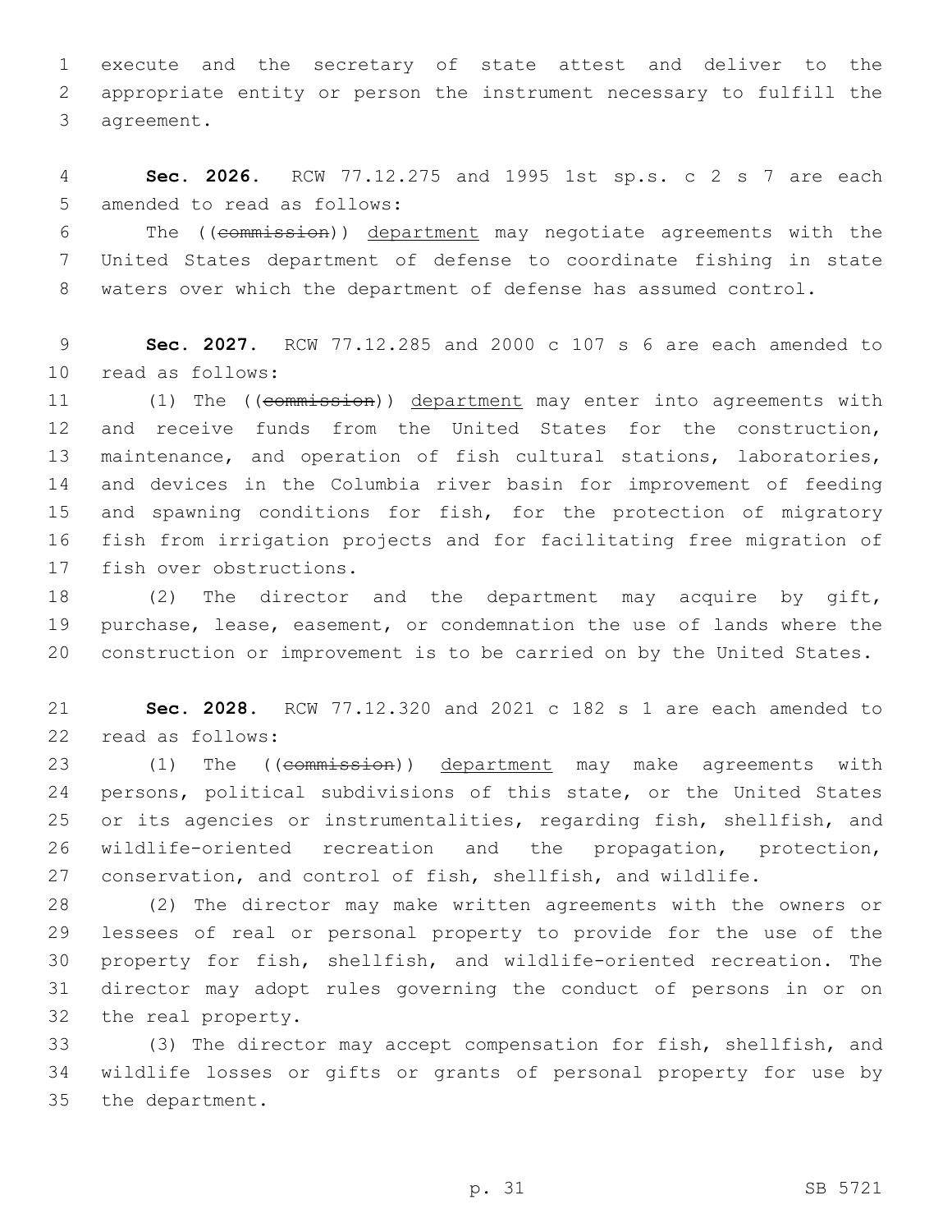execute and the secretary of state attest and deliver to the appropriate entity or person the instrument necessary to fulfill the agreement.

**Sec. 2026.** RCW 77.12.275 and 1995 1st sp.s. c 2 s 7 are each amended to read as follows:

The ((~~commission~~)) department may negotiate agreements with the United States department of defense to coordinate fishing in state waters over which the department of defense has assumed control.

**Sec. 2027.** RCW 77.12.285 and 2000 c 107 s 6 are each amended to read as follows:

(1) The ((~~commission~~)) department may enter into agreements with and receive funds from the United States for the construction, maintenance, and operation of fish cultural stations, laboratories, and devices in the Columbia river basin for improvement of feeding and spawning conditions for fish, for the protection of migratory fish from irrigation projects and for facilitating free migration of fish over obstructions.

(2) The director and the department may acquire by gift, purchase, lease, easement, or condemnation the use of lands where the construction or improvement is to be carried on by the United States.

**Sec. 2028.** RCW 77.12.320 and 2021 c 182 s 1 are each amended to read as follows:

(1) The ((~~commission~~)) department may make agreements with persons, political subdivisions of this state, or the United States or its agencies or instrumentalities, regarding fish, shellfish, and wildlife-oriented recreation and the propagation, protection, conservation, and control of fish, shellfish, and wildlife.

(2) The director may make written agreements with the owners or lessees of real or personal property to provide for the use of the property for fish, shellfish, and wildlife-oriented recreation. The director may adopt rules governing the conduct of persons in or on the real property.

(3) The director may accept compensation for fish, shellfish, and wildlife losses or gifts or grants of personal property for use by the department.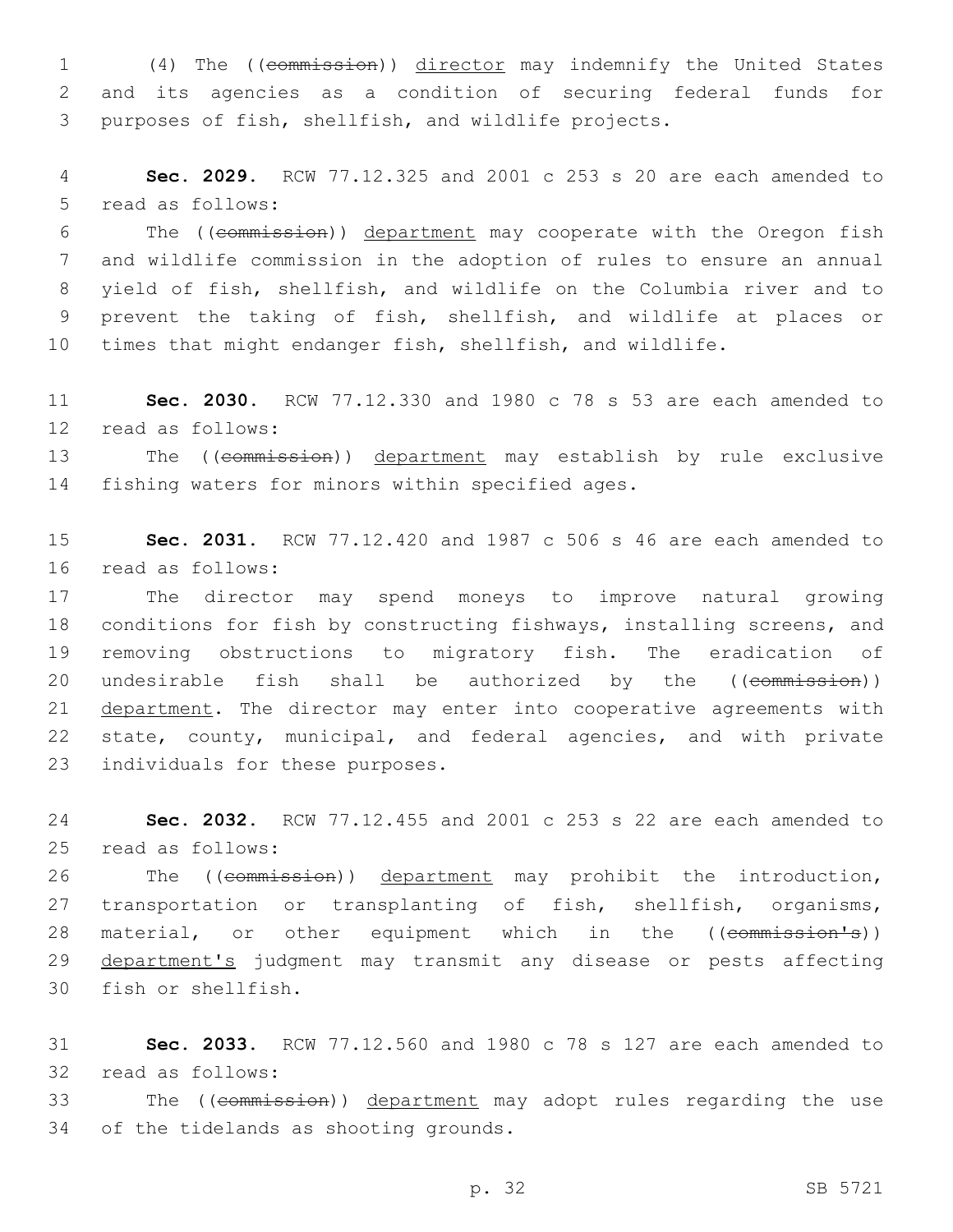(4) The ((~~commission~~)) <u>director</u> may indemnify the United States and its agencies as a condition of securing federal funds for purposes of fish, shellfish, and wildlife projects.

**Sec. 2029.** RCW 77.12.325 and 2001 c 253 s 20 are each amended to read as follows:

The ((~~commission~~)) <u>department</u> may cooperate with the Oregon fish and wildlife commission in the adoption of rules to ensure an annual yield of fish, shellfish, and wildlife on the Columbia river and to prevent the taking of fish, shellfish, and wildlife at places or times that might endanger fish, shellfish, and wildlife.

**Sec. 2030.** RCW 77.12.330 and 1980 c 78 s 53 are each amended to read as follows:

The ((~~commission~~)) <u>department</u> may establish by rule exclusive fishing waters for minors within specified ages.

**Sec. 2031.** RCW 77.12.420 and 1987 c 506 s 46 are each amended to read as follows:

The director may spend moneys to improve natural growing conditions for fish by constructing fishways, installing screens, and removing obstructions to migratory fish. The eradication of undesirable fish shall be authorized by the ((~~commission~~)) <u>department</u>. The director may enter into cooperative agreements with state, county, municipal, and federal agencies, and with private individuals for these purposes.

**Sec. 2032.** RCW 77.12.455 and 2001 c 253 s 22 are each amended to read as follows:

The ((~~commission~~)) <u>department</u> may prohibit the introduction, transportation or transplanting of fish, shellfish, organisms, material, or other equipment which in the ((~~commission's~~)) <u>department's</u> judgment may transmit any disease or pests affecting fish or shellfish.

**Sec. 2033.** RCW 77.12.560 and 1980 c 78 s 127 are each amended to read as follows:

The ((~~commission~~)) <u>department</u> may adopt rules regarding the use of the tidelands as shooting grounds.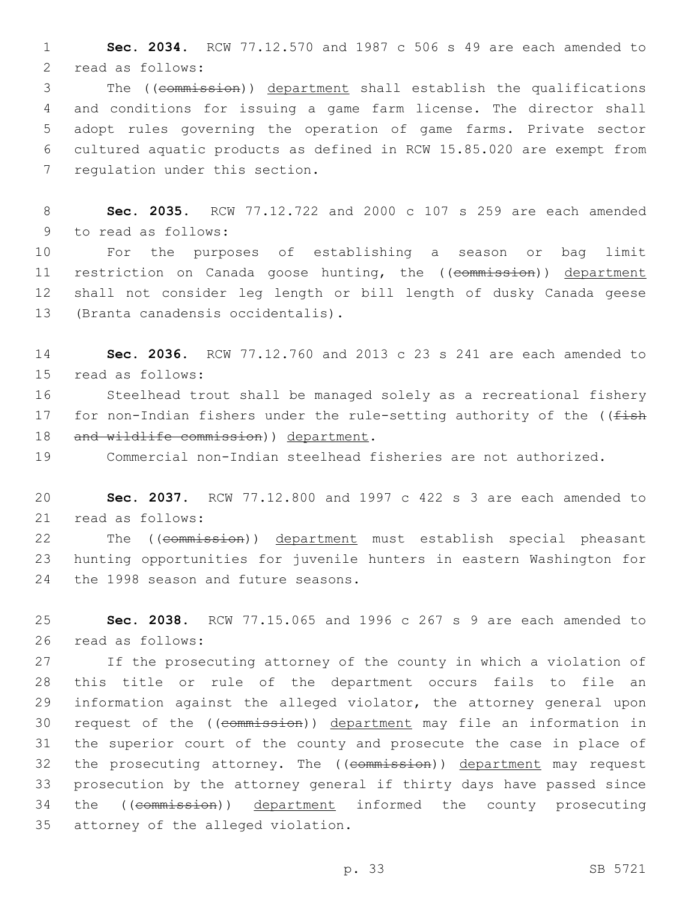**Sec. 2034.** RCW 77.12.570 and 1987 c 506 s 49 are each amended to read as follows:

The ((~~commission~~)) department shall establish the qualifications and conditions for issuing a game farm license. The director shall adopt rules governing the operation of game farms. Private sector cultured aquatic products as defined in RCW 15.85.020 are exempt from regulation under this section.

**Sec. 2035.** RCW 77.12.722 and 2000 c 107 s 259 are each amended to read as follows:

For the purposes of establishing a season or bag limit restriction on Canada goose hunting, the ((~~commission~~)) department shall not consider leg length or bill length of dusky Canada geese (Branta canadensis occidentalis).

**Sec. 2036.** RCW 77.12.760 and 2013 c 23 s 241 are each amended to read as follows:

Steelhead trout shall be managed solely as a recreational fishery for non-Indian fishers under the rule-setting authority of the ((~~fish and wildlife commission~~)) department.

Commercial non-Indian steelhead fisheries are not authorized.

**Sec. 2037.** RCW 77.12.800 and 1997 c 422 s 3 are each amended to read as follows:

The ((~~commission~~)) department must establish special pheasant hunting opportunities for juvenile hunters in eastern Washington for the 1998 season and future seasons.

**Sec. 2038.** RCW 77.15.065 and 1996 c 267 s 9 are each amended to read as follows:

If the prosecuting attorney of the county in which a violation of this title or rule of the department occurs fails to file an information against the alleged violator, the attorney general upon request of the ((~~commission~~)) department may file an information in the superior court of the county and prosecute the case in place of the prosecuting attorney. The ((~~commission~~)) department may request prosecution by the attorney general if thirty days have passed since the ((~~commission~~)) department informed the county prosecuting attorney of the alleged violation.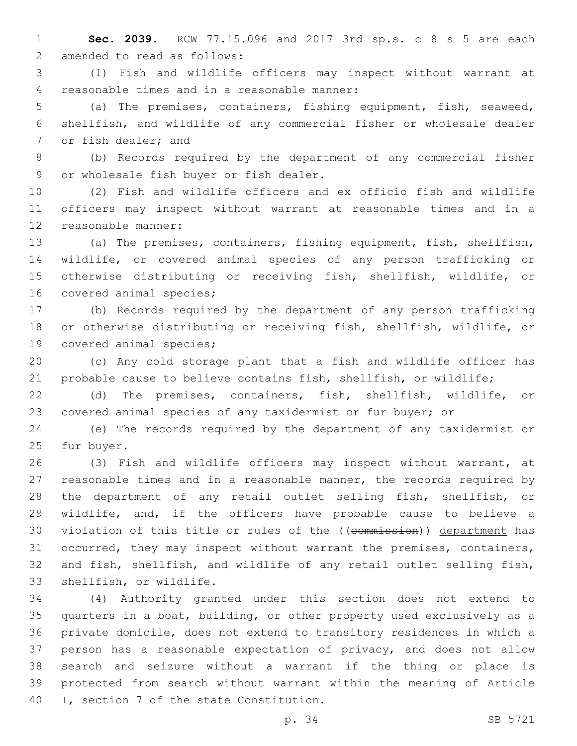**Sec. 2039.** RCW 77.15.096 and 2017 3rd sp.s. c 8 s 5 are each amended to read as follows:

(1) Fish and wildlife officers may inspect without warrant at reasonable times and in a reasonable manner:

(a) The premises, containers, fishing equipment, fish, seaweed, shellfish, and wildlife of any commercial fisher or wholesale dealer or fish dealer; and

(b) Records required by the department of any commercial fisher or wholesale fish buyer or fish dealer.

(2) Fish and wildlife officers and ex officio fish and wildlife officers may inspect without warrant at reasonable times and in a reasonable manner:

(a) The premises, containers, fishing equipment, fish, shellfish, wildlife, or covered animal species of any person trafficking or otherwise distributing or receiving fish, shellfish, wildlife, or covered animal species;

(b) Records required by the department of any person trafficking or otherwise distributing or receiving fish, shellfish, wildlife, or covered animal species;

(c) Any cold storage plant that a fish and wildlife officer has probable cause to believe contains fish, shellfish, or wildlife;

(d) The premises, containers, fish, shellfish, wildlife, or covered animal species of any taxidermist or fur buyer; or

(e) The records required by the department of any taxidermist or fur buyer.

(3) Fish and wildlife officers may inspect without warrant, at reasonable times and in a reasonable manner, the records required by the department of any retail outlet selling fish, shellfish, or wildlife, and, if the officers have probable cause to believe a violation of this title or rules of the ((~~commission~~)) <u>department</u> has occurred, they may inspect without warrant the premises, containers, and fish, shellfish, and wildlife of any retail outlet selling fish, shellfish, or wildlife.

(4) Authority granted under this section does not extend to quarters in a boat, building, or other property used exclusively as a private domicile, does not extend to transitory residences in which a person has a reasonable expectation of privacy, and does not allow search and seizure without a warrant if the thing or place is protected from search without warrant within the meaning of Article I, section 7 of the state Constitution.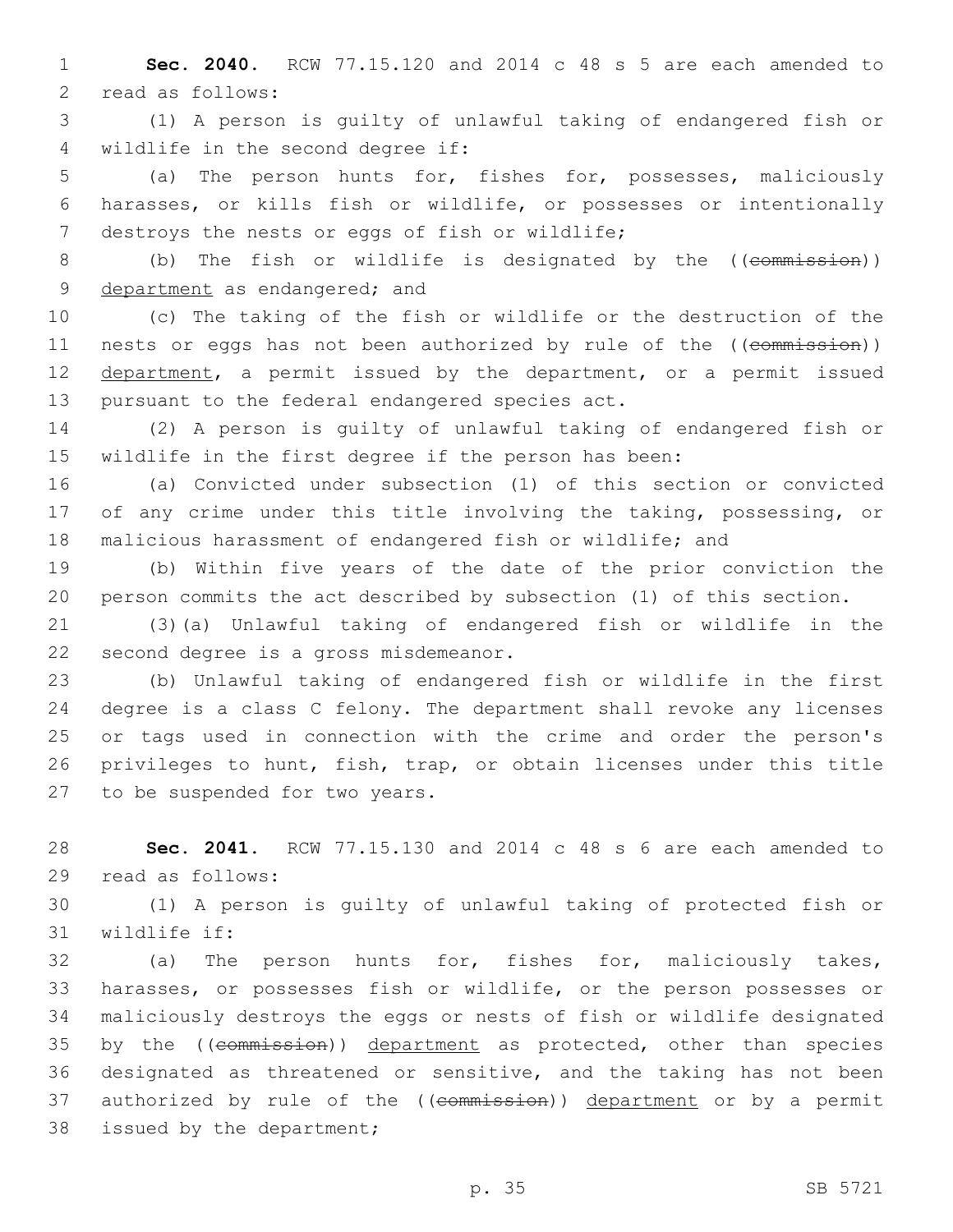**Sec. 2040.** RCW 77.15.120 and 2014 c 48 s 5 are each amended to read as follows:

(1) A person is guilty of unlawful taking of endangered fish or wildlife in the second degree if:

(a) The person hunts for, fishes for, possesses, maliciously harasses, or kills fish or wildlife, or possesses or intentionally destroys the nests or eggs of fish or wildlife;

(b) The fish or wildlife is designated by the ((~~commission~~)) <u>department</u> as endangered; and

(c) The taking of the fish or wildlife or the destruction of the nests or eggs has not been authorized by rule of the ((~~commission~~)) <u>department</u>, a permit issued by the department, or a permit issued pursuant to the federal endangered species act.

(2) A person is guilty of unlawful taking of endangered fish or wildlife in the first degree if the person has been:

(a) Convicted under subsection (1) of this section or convicted of any crime under this title involving the taking, possessing, or malicious harassment of endangered fish or wildlife; and

(b) Within five years of the date of the prior conviction the person commits the act described by subsection (1) of this section.

(3)(a) Unlawful taking of endangered fish or wildlife in the second degree is a gross misdemeanor.

(b) Unlawful taking of endangered fish or wildlife in the first degree is a class C felony. The department shall revoke any licenses or tags used in connection with the crime and order the person's privileges to hunt, fish, trap, or obtain licenses under this title to be suspended for two years.

**Sec. 2041.** RCW 77.15.130 and 2014 c 48 s 6 are each amended to read as follows:

(1) A person is guilty of unlawful taking of protected fish or wildlife if:

(a) The person hunts for, fishes for, maliciously takes, harasses, or possesses fish or wildlife, or the person possesses or maliciously destroys the eggs or nests of fish or wildlife designated by the ((~~commission~~)) <u>department</u> as protected, other than species designated as threatened or sensitive, and the taking has not been authorized by rule of the ((~~commission~~)) <u>department</u> or by a permit issued by the department;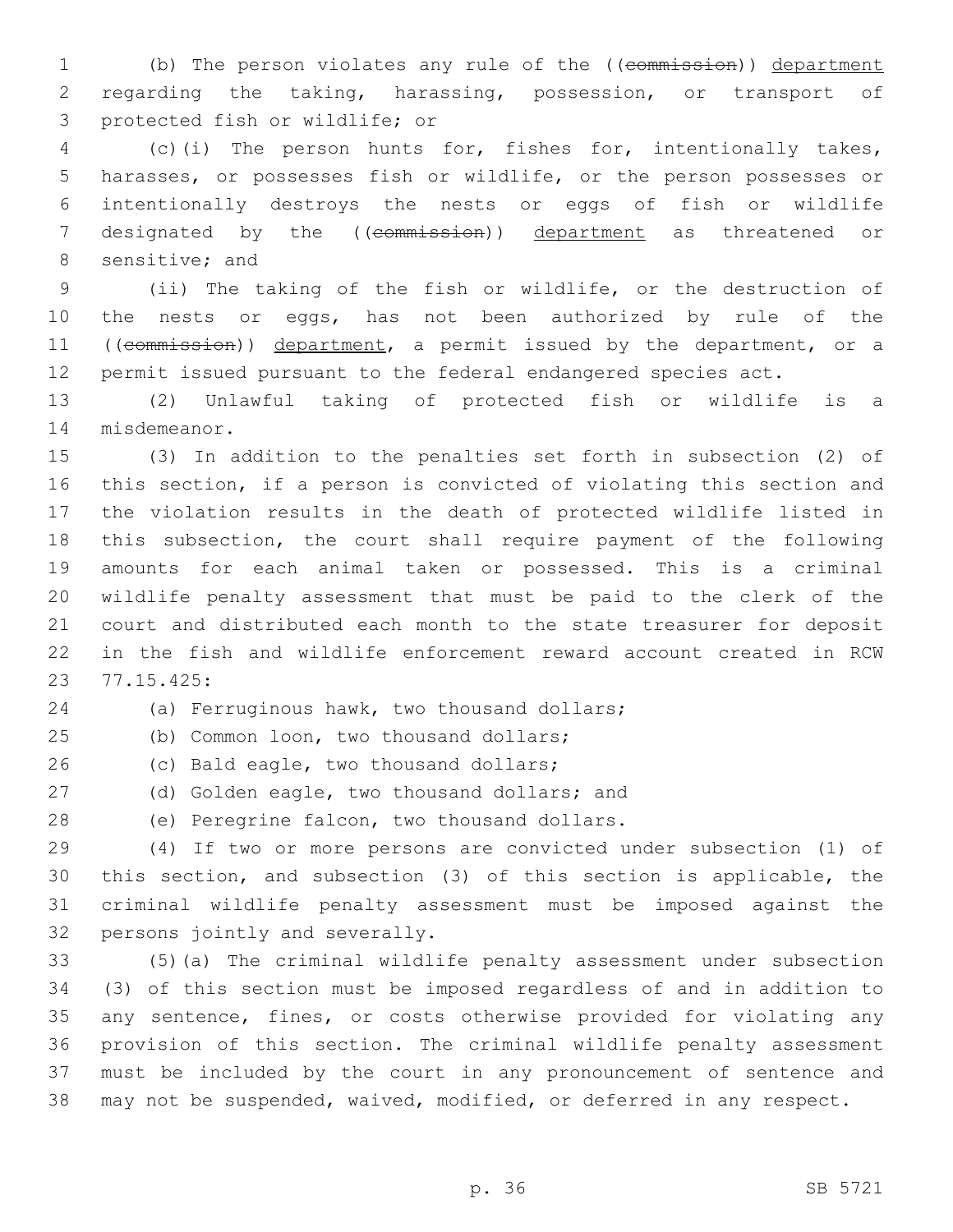(b) The person violates any rule of the ((~~commission~~)) department regarding the taking, harassing, possession, or transport of protected fish or wildlife; or

(c)(i) The person hunts for, fishes for, intentionally takes, harasses, or possesses fish or wildlife, or the person possesses or intentionally destroys the nests or eggs of fish or wildlife designated by the ((~~commission~~)) department as threatened or sensitive; and

(ii) The taking of the fish or wildlife, or the destruction of the nests or eggs, has not been authorized by rule of the ((~~commission~~)) department, a permit issued by the department, or a permit issued pursuant to the federal endangered species act.

(2) Unlawful taking of protected fish or wildlife is a misdemeanor.

(3) In addition to the penalties set forth in subsection (2) of this section, if a person is convicted of violating this section and the violation results in the death of protected wildlife listed in this subsection, the court shall require payment of the following amounts for each animal taken or possessed. This is a criminal wildlife penalty assessment that must be paid to the clerk of the court and distributed each month to the state treasurer for deposit in the fish and wildlife enforcement reward account created in RCW 77.15.425:

(a) Ferruginous hawk, two thousand dollars;

(b) Common loon, two thousand dollars;

(c) Bald eagle, two thousand dollars;

(d) Golden eagle, two thousand dollars; and

(e) Peregrine falcon, two thousand dollars.

(4) If two or more persons are convicted under subsection (1) of this section, and subsection (3) of this section is applicable, the criminal wildlife penalty assessment must be imposed against the persons jointly and severally.

(5)(a) The criminal wildlife penalty assessment under subsection (3) of this section must be imposed regardless of and in addition to any sentence, fines, or costs otherwise provided for violating any provision of this section. The criminal wildlife penalty assessment must be included by the court in any pronouncement of sentence and may not be suspended, waived, modified, or deferred in any respect.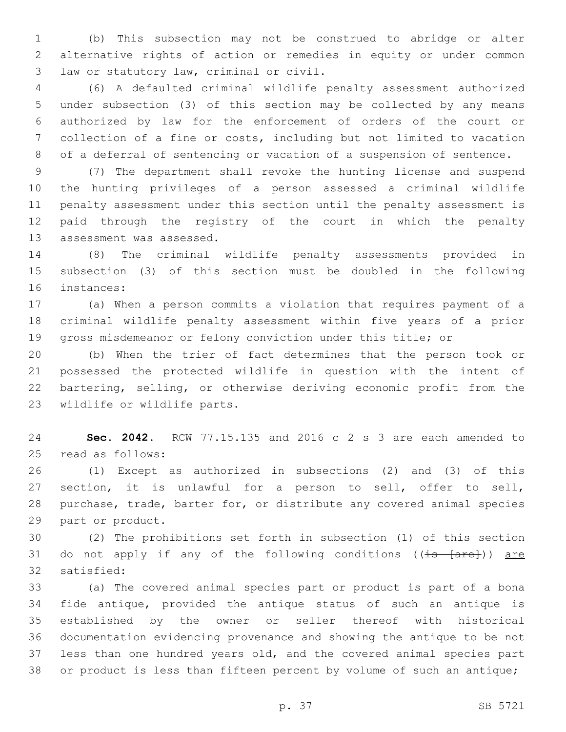(b) This subsection may not be construed to abridge or alter alternative rights of action or remedies in equity or under common law or statutory law, criminal or civil.

(6) A defaulted criminal wildlife penalty assessment authorized under subsection (3) of this section may be collected by any means authorized by law for the enforcement of orders of the court or collection of a fine or costs, including but not limited to vacation of a deferral of sentencing or vacation of a suspension of sentence.

(7) The department shall revoke the hunting license and suspend the hunting privileges of a person assessed a criminal wildlife penalty assessment under this section until the penalty assessment is paid through the registry of the court in which the penalty assessment was assessed.

(8) The criminal wildlife penalty assessments provided in subsection (3) of this section must be doubled in the following instances:

(a) When a person commits a violation that requires payment of a criminal wildlife penalty assessment within five years of a prior gross misdemeanor or felony conviction under this title; or

(b) When the trier of fact determines that the person took or possessed the protected wildlife in question with the intent of bartering, selling, or otherwise deriving economic profit from the wildlife or wildlife parts.

**Sec. 2042.** RCW 77.15.135 and 2016 c 2 s 3 are each amended to read as follows:

(1) Except as authorized in subsections (2) and (3) of this section, it is unlawful for a person to sell, offer to sell, purchase, trade, barter for, or distribute any covered animal species part or product.

(2) The prohibitions set forth in subsection (1) of this section do not apply if any of the following conditions ((~~is [are]~~)) <u>are</u> satisfied:

(a) The covered animal species part or product is part of a bona fide antique, provided the antique status of such an antique is established by the owner or seller thereof with historical documentation evidencing provenance and showing the antique to be not less than one hundred years old, and the covered animal species part or product is less than fifteen percent by volume of such an antique;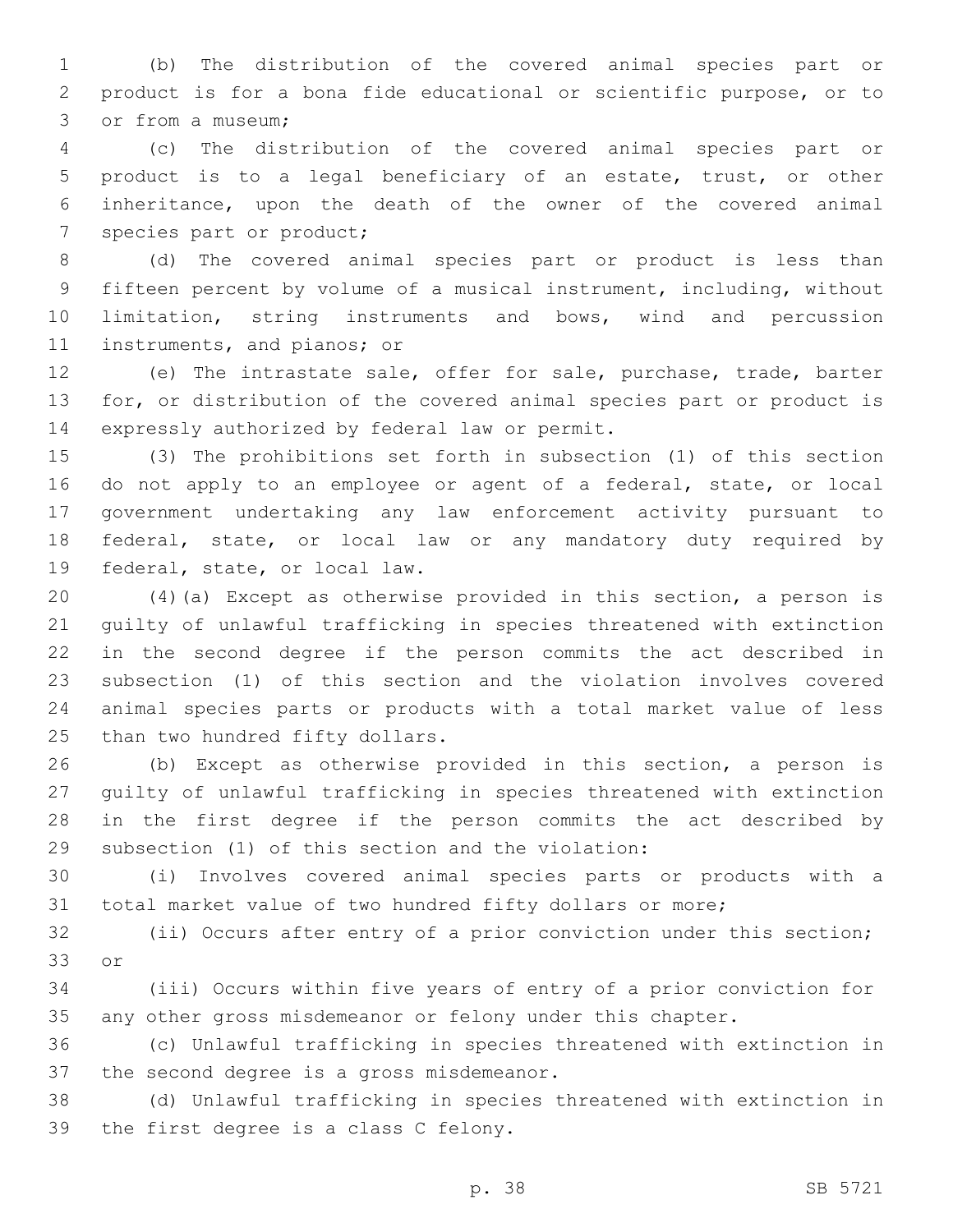(b) The distribution of the covered animal species part or product is for a bona fide educational or scientific purpose, or to or from a museum;

(c) The distribution of the covered animal species part or product is to a legal beneficiary of an estate, trust, or other inheritance, upon the death of the owner of the covered animal species part or product;

(d) The covered animal species part or product is less than fifteen percent by volume of a musical instrument, including, without limitation, string instruments and bows, wind and percussion instruments, and pianos; or

(e) The intrastate sale, offer for sale, purchase, trade, barter for, or distribution of the covered animal species part or product is expressly authorized by federal law or permit.

(3) The prohibitions set forth in subsection (1) of this section do not apply to an employee or agent of a federal, state, or local government undertaking any law enforcement activity pursuant to federal, state, or local law or any mandatory duty required by federal, state, or local law.

(4)(a) Except as otherwise provided in this section, a person is guilty of unlawful trafficking in species threatened with extinction in the second degree if the person commits the act described in subsection (1) of this section and the violation involves covered animal species parts or products with a total market value of less than two hundred fifty dollars.

(b) Except as otherwise provided in this section, a person is guilty of unlawful trafficking in species threatened with extinction in the first degree if the person commits the act described by subsection (1) of this section and the violation:

(i) Involves covered animal species parts or products with a total market value of two hundred fifty dollars or more;

(ii) Occurs after entry of a prior conviction under this section; or

(iii) Occurs within five years of entry of a prior conviction for any other gross misdemeanor or felony under this chapter.

(c) Unlawful trafficking in species threatened with extinction in the second degree is a gross misdemeanor.

(d) Unlawful trafficking in species threatened with extinction in the first degree is a class C felony.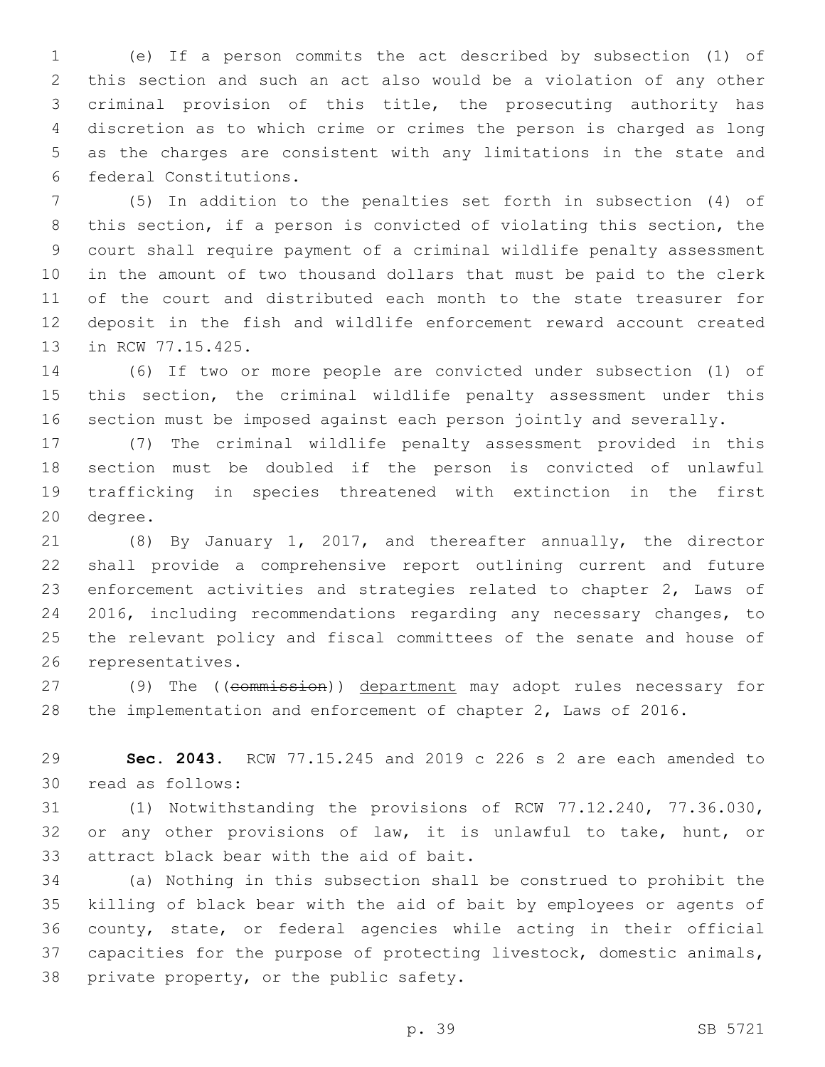(e) If a person commits the act described by subsection (1) of this section and such an act also would be a violation of any other criminal provision of this title, the prosecuting authority has discretion as to which crime or crimes the person is charged as long as the charges are consistent with any limitations in the state and federal Constitutions.

(5) In addition to the penalties set forth in subsection (4) of this section, if a person is convicted of violating this section, the court shall require payment of a criminal wildlife penalty assessment in the amount of two thousand dollars that must be paid to the clerk of the court and distributed each month to the state treasurer for deposit in the fish and wildlife enforcement reward account created in RCW 77.15.425.

(6) If two or more people are convicted under subsection (1) of this section, the criminal wildlife penalty assessment under this section must be imposed against each person jointly and severally.

(7) The criminal wildlife penalty assessment provided in this section must be doubled if the person is convicted of unlawful trafficking in species threatened with extinction in the first degree.

(8) By January 1, 2017, and thereafter annually, the director shall provide a comprehensive report outlining current and future enforcement activities and strategies related to chapter 2, Laws of 2016, including recommendations regarding any necessary changes, to the relevant policy and fiscal committees of the senate and house of representatives.

(9) The ((~~commission~~)) <u>department</u> may adopt rules necessary for the implementation and enforcement of chapter 2, Laws of 2016.

**Sec. 2043.** RCW 77.15.245 and 2019 c 226 s 2 are each amended to read as follows:

(1) Notwithstanding the provisions of RCW 77.12.240, 77.36.030, or any other provisions of law, it is unlawful to take, hunt, or attract black bear with the aid of bait.

(a) Nothing in this subsection shall be construed to prohibit the killing of black bear with the aid of bait by employees or agents of county, state, or federal agencies while acting in their official capacities for the purpose of protecting livestock, domestic animals, private property, or the public safety.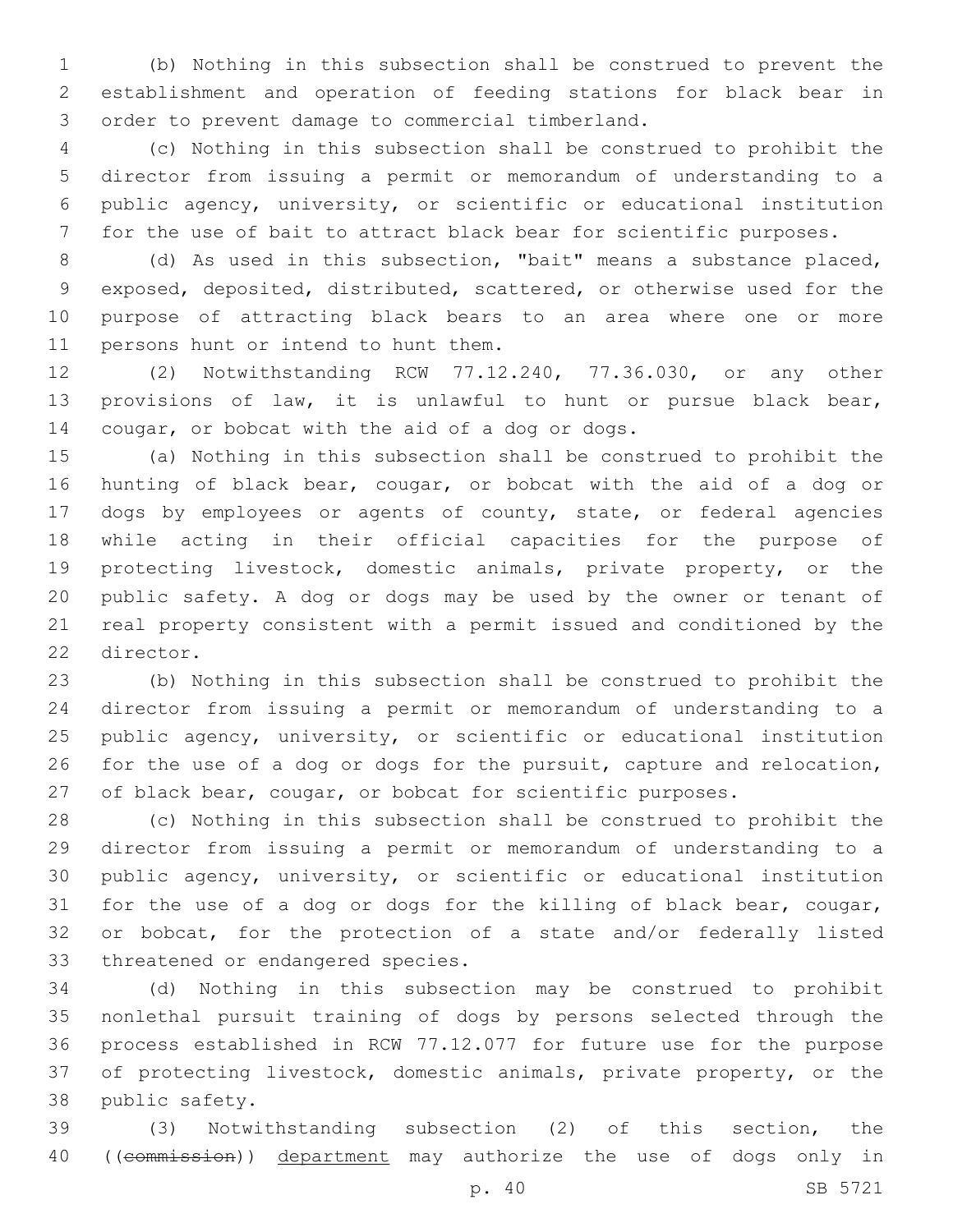(b) Nothing in this subsection shall be construed to prevent the establishment and operation of feeding stations for black bear in order to prevent damage to commercial timberland.

(c) Nothing in this subsection shall be construed to prohibit the director from issuing a permit or memorandum of understanding to a public agency, university, or scientific or educational institution for the use of bait to attract black bear for scientific purposes.

(d) As used in this subsection, "bait" means a substance placed, exposed, deposited, distributed, scattered, or otherwise used for the purpose of attracting black bears to an area where one or more persons hunt or intend to hunt them.

(2) Notwithstanding RCW 77.12.240, 77.36.030, or any other provisions of law, it is unlawful to hunt or pursue black bear, cougar, or bobcat with the aid of a dog or dogs.

(a) Nothing in this subsection shall be construed to prohibit the hunting of black bear, cougar, or bobcat with the aid of a dog or dogs by employees or agents of county, state, or federal agencies while acting in their official capacities for the purpose of protecting livestock, domestic animals, private property, or the public safety. A dog or dogs may be used by the owner or tenant of real property consistent with a permit issued and conditioned by the director.

(b) Nothing in this subsection shall be construed to prohibit the director from issuing a permit or memorandum of understanding to a public agency, university, or scientific or educational institution for the use of a dog or dogs for the pursuit, capture and relocation, of black bear, cougar, or bobcat for scientific purposes.

(c) Nothing in this subsection shall be construed to prohibit the director from issuing a permit or memorandum of understanding to a public agency, university, or scientific or educational institution for the use of a dog or dogs for the killing of black bear, cougar, or bobcat, for the protection of a state and/or federally listed threatened or endangered species.

(d) Nothing in this subsection may be construed to prohibit nonlethal pursuit training of dogs by persons selected through the process established in RCW 77.12.077 for future use for the purpose of protecting livestock, domestic animals, private property, or the public safety.

(3) Notwithstanding subsection (2) of this section, the ((~~commission~~)) <u>department</u> may authorize the use of dogs only in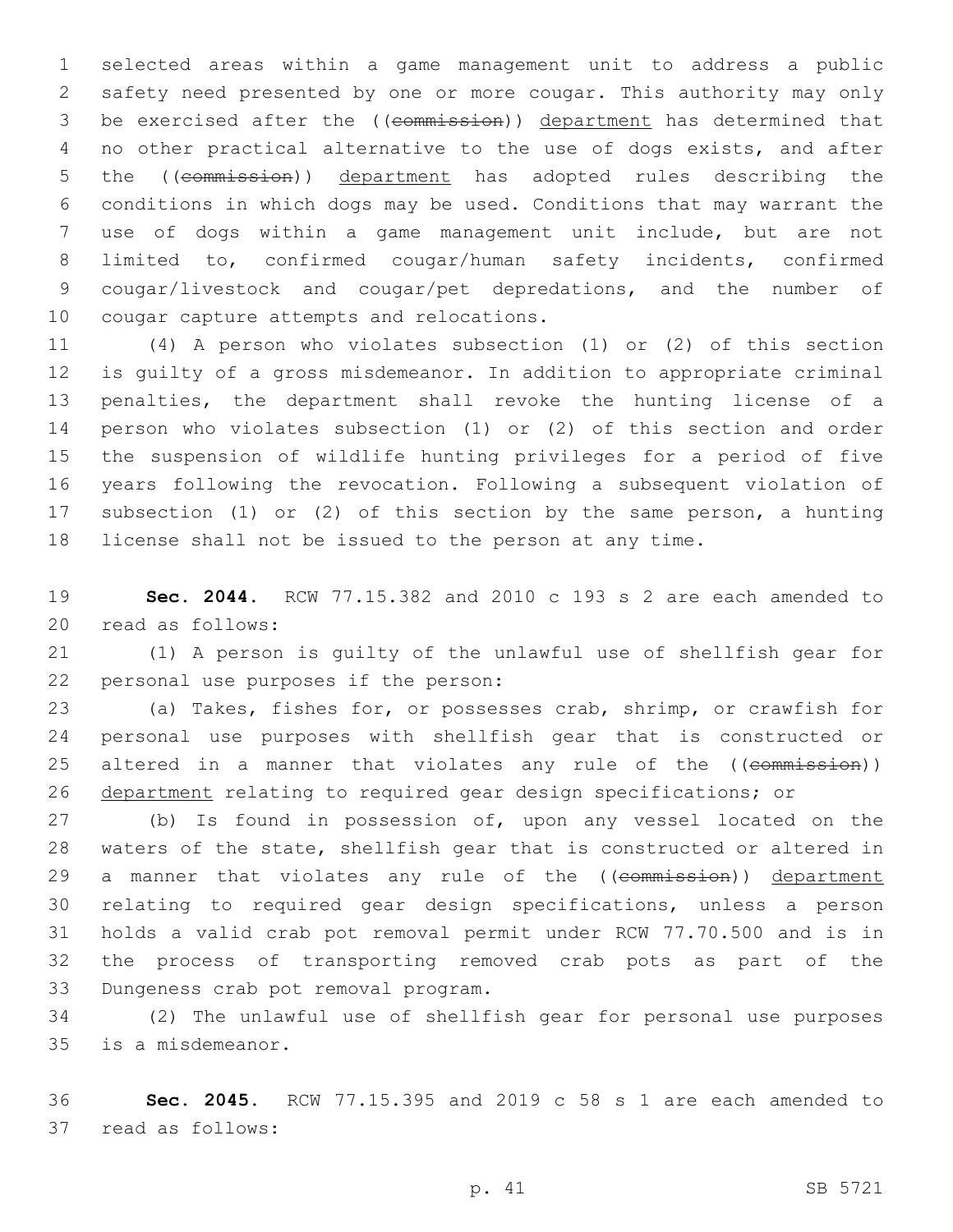selected areas within a game management unit to address a public safety need presented by one or more cougar. This authority may only be exercised after the ((~~commission~~)) <u>department</u> has determined that no other practical alternative to the use of dogs exists, and after the ((~~commission~~)) <u>department</u> has adopted rules describing the conditions in which dogs may be used. Conditions that may warrant the use of dogs within a game management unit include, but are not limited to, confirmed cougar/human safety incidents, confirmed cougar/livestock and cougar/pet depredations, and the number of cougar capture attempts and relocations.

(4) A person who violates subsection (1) or (2) of this section is guilty of a gross misdemeanor. In addition to appropriate criminal penalties, the department shall revoke the hunting license of a person who violates subsection (1) or (2) of this section and order the suspension of wildlife hunting privileges for a period of five years following the revocation. Following a subsequent violation of subsection (1) or (2) of this section by the same person, a hunting license shall not be issued to the person at any time.

**Sec. 2044.** RCW 77.15.382 and 2010 c 193 s 2 are each amended to read as follows:

(1) A person is guilty of the unlawful use of shellfish gear for personal use purposes if the person:

(a) Takes, fishes for, or possesses crab, shrimp, or crawfish for personal use purposes with shellfish gear that is constructed or altered in a manner that violates any rule of the ((~~commission~~)) <u>department</u> relating to required gear design specifications; or

(b) Is found in possession of, upon any vessel located on the waters of the state, shellfish gear that is constructed or altered in a manner that violates any rule of the ((~~commission~~)) <u>department</u> relating to required gear design specifications, unless a person holds a valid crab pot removal permit under RCW 77.70.500 and is in the process of transporting removed crab pots as part of the Dungeness crab pot removal program.

(2) The unlawful use of shellfish gear for personal use purposes is a misdemeanor.

**Sec. 2045.** RCW 77.15.395 and 2019 c 58 s 1 are each amended to read as follows: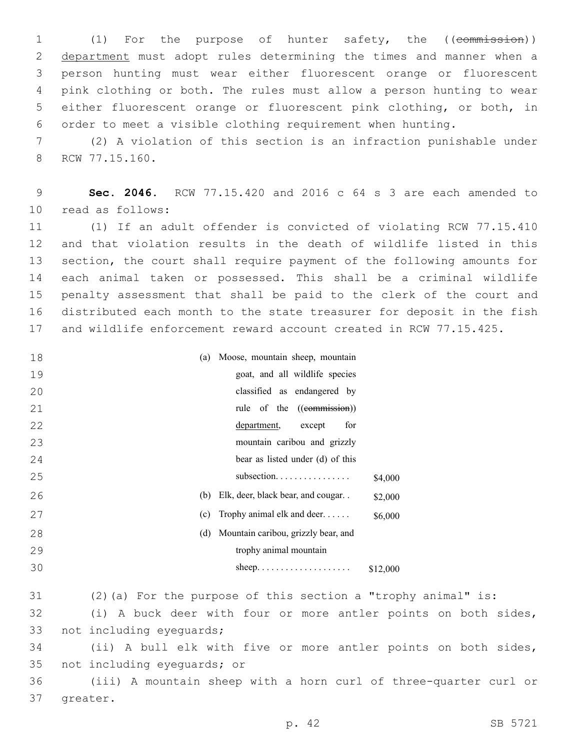(1) For the purpose of hunter safety, the ((~~commission~~)) <u>department</u> must adopt rules determining the times and manner when a person hunting must wear either fluorescent orange or fluorescent pink clothing or both. The rules must allow a person hunting to wear either fluorescent orange or fluorescent pink clothing, or both, in order to meet a visible clothing requirement when hunting.

(2) A violation of this section is an infraction punishable under RCW 77.15.160.

**Sec. 2046.** RCW 77.15.420 and 2016 c 64 s 3 are each amended to read as follows:

(1) If an adult offender is convicted of violating RCW 77.15.410 and that violation results in the death of wildlife listed in this section, the court shall require payment of the following amounts for each animal taken or possessed. This shall be a criminal wildlife penalty assessment that shall be paid to the clerk of the court and distributed each month to the state treasurer for deposit in the fish and wildlife enforcement reward account created in RCW 77.15.425.

| | |
|---|---|
| (a) Moose, mountain sheep, mountain goat, and all wildlife species classified as endangered by rule of the ((~~commission~~)) <u>department</u>, except for mountain caribou and grizzly bear as listed under (d) of this subsection. . . . . . . . . . . . . . . . | $4,000 |
| (b) Elk, deer, black bear, and cougar. . | $2,000 |
| (c) Trophy animal elk and deer. . . . . . | $6,000 |
| (d) Mountain caribou, grizzly bear, and trophy animal mountain sheep. . . . . . . . . . . . . . . . . . . . | $12,000 |

(2)(a) For the purpose of this section a "trophy animal" is:

(i) A buck deer with four or more antler points on both sides, not including eyeguards;

(ii) A bull elk with five or more antler points on both sides, not including eyeguards; or

(iii) A mountain sheep with a horn curl of three-quarter curl or greater.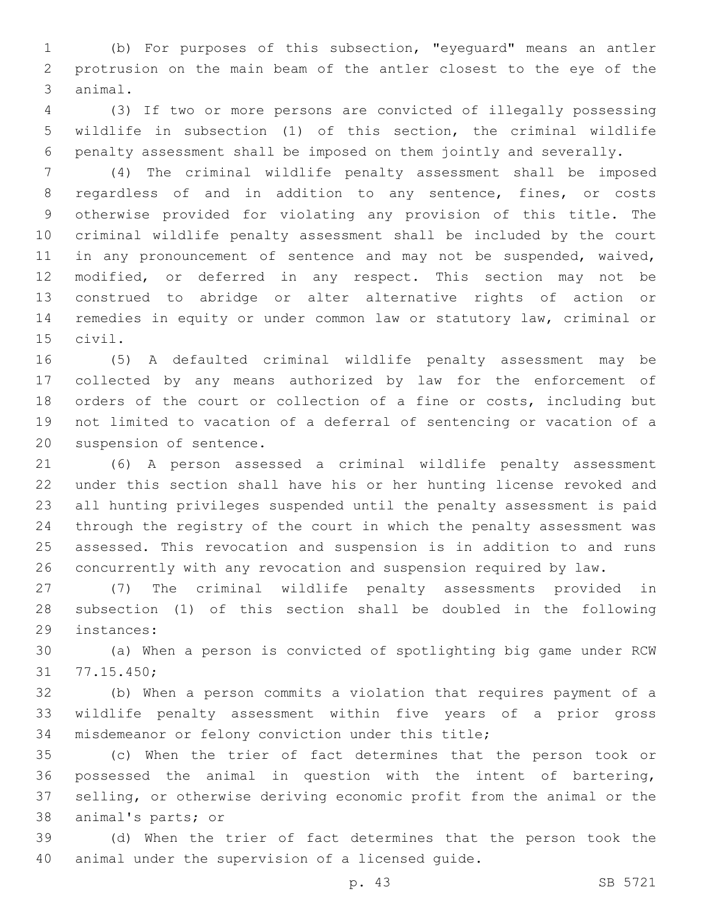(b) For purposes of this subsection, "eyeguard" means an antler protrusion on the main beam of the antler closest to the eye of the animal.

(3) If two or more persons are convicted of illegally possessing wildlife in subsection (1) of this section, the criminal wildlife penalty assessment shall be imposed on them jointly and severally.

(4) The criminal wildlife penalty assessment shall be imposed regardless of and in addition to any sentence, fines, or costs otherwise provided for violating any provision of this title. The criminal wildlife penalty assessment shall be included by the court in any pronouncement of sentence and may not be suspended, waived, modified, or deferred in any respect. This section may not be construed to abridge or alter alternative rights of action or remedies in equity or under common law or statutory law, criminal or civil.

(5) A defaulted criminal wildlife penalty assessment may be collected by any means authorized by law for the enforcement of orders of the court or collection of a fine or costs, including but not limited to vacation of a deferral of sentencing or vacation of a suspension of sentence.

(6) A person assessed a criminal wildlife penalty assessment under this section shall have his or her hunting license revoked and all hunting privileges suspended until the penalty assessment is paid through the registry of the court in which the penalty assessment was assessed. This revocation and suspension is in addition to and runs concurrently with any revocation and suspension required by law.

(7) The criminal wildlife penalty assessments provided in subsection (1) of this section shall be doubled in the following instances:

(a) When a person is convicted of spotlighting big game under RCW 77.15.450;

(b) When a person commits a violation that requires payment of a wildlife penalty assessment within five years of a prior gross misdemeanor or felony conviction under this title;

(c) When the trier of fact determines that the person took or possessed the animal in question with the intent of bartering, selling, or otherwise deriving economic profit from the animal or the animal's parts; or

(d) When the trier of fact determines that the person took the animal under the supervision of a licensed guide.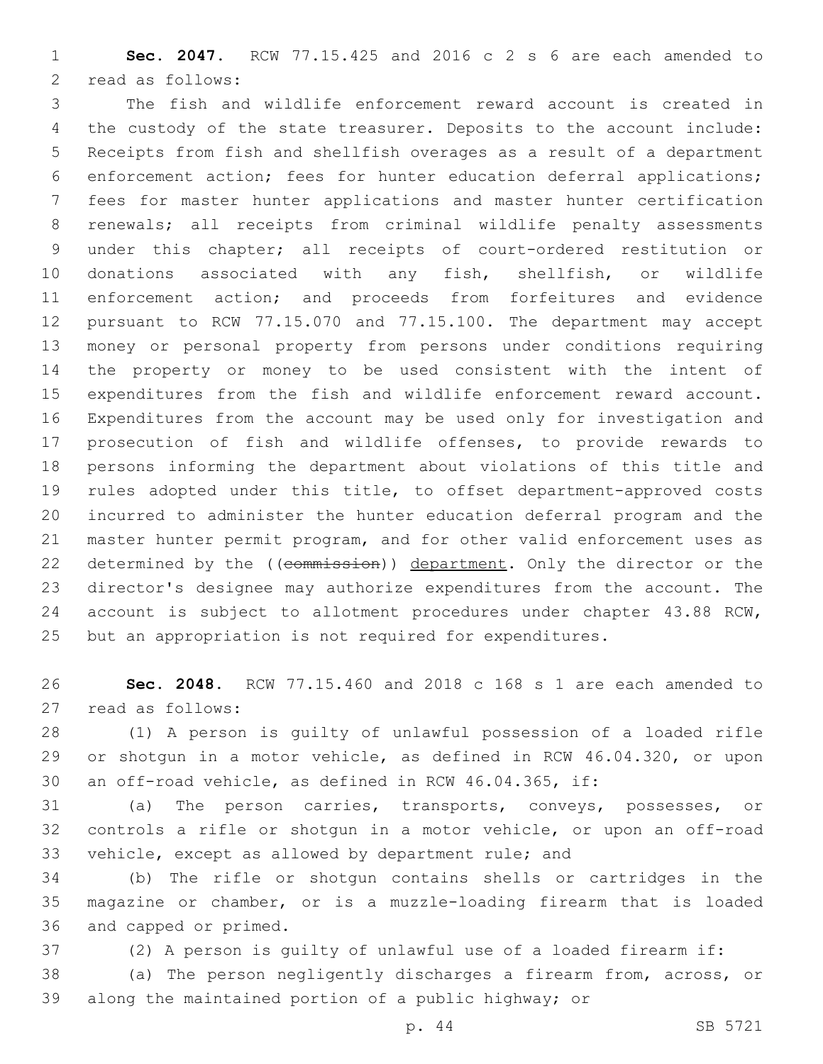**Sec. 2047.** RCW 77.15.425 and 2016 c 2 s 6 are each amended to read as follows:

The fish and wildlife enforcement reward account is created in the custody of the state treasurer. Deposits to the account include: Receipts from fish and shellfish overages as a result of a department enforcement action; fees for hunter education deferral applications; fees for master hunter applications and master hunter certification renewals; all receipts from criminal wildlife penalty assessments under this chapter; all receipts of court-ordered restitution or donations associated with any fish, shellfish, or wildlife enforcement action; and proceeds from forfeitures and evidence pursuant to RCW 77.15.070 and 77.15.100. The department may accept money or personal property from persons under conditions requiring the property or money to be used consistent with the intent of expenditures from the fish and wildlife enforcement reward account. Expenditures from the account may be used only for investigation and prosecution of fish and wildlife offenses, to provide rewards to persons informing the department about violations of this title and rules adopted under this title, to offset department-approved costs incurred to administer the hunter education deferral program and the master hunter permit program, and for other valid enforcement uses as determined by the ((~~commission~~)) <u>department</u>. Only the director or the director's designee may authorize expenditures from the account. The account is subject to allotment procedures under chapter 43.88 RCW, but an appropriation is not required for expenditures.

**Sec. 2048.** RCW 77.15.460 and 2018 c 168 s 1 are each amended to read as follows:

(1) A person is guilty of unlawful possession of a loaded rifle or shotgun in a motor vehicle, as defined in RCW 46.04.320, or upon an off-road vehicle, as defined in RCW 46.04.365, if:

(a) The person carries, transports, conveys, possesses, or controls a rifle or shotgun in a motor vehicle, or upon an off-road vehicle, except as allowed by department rule; and

(b) The rifle or shotgun contains shells or cartridges in the magazine or chamber, or is a muzzle-loading firearm that is loaded and capped or primed.

(2) A person is guilty of unlawful use of a loaded firearm if:

(a) The person negligently discharges a firearm from, across, or along the maintained portion of a public highway; or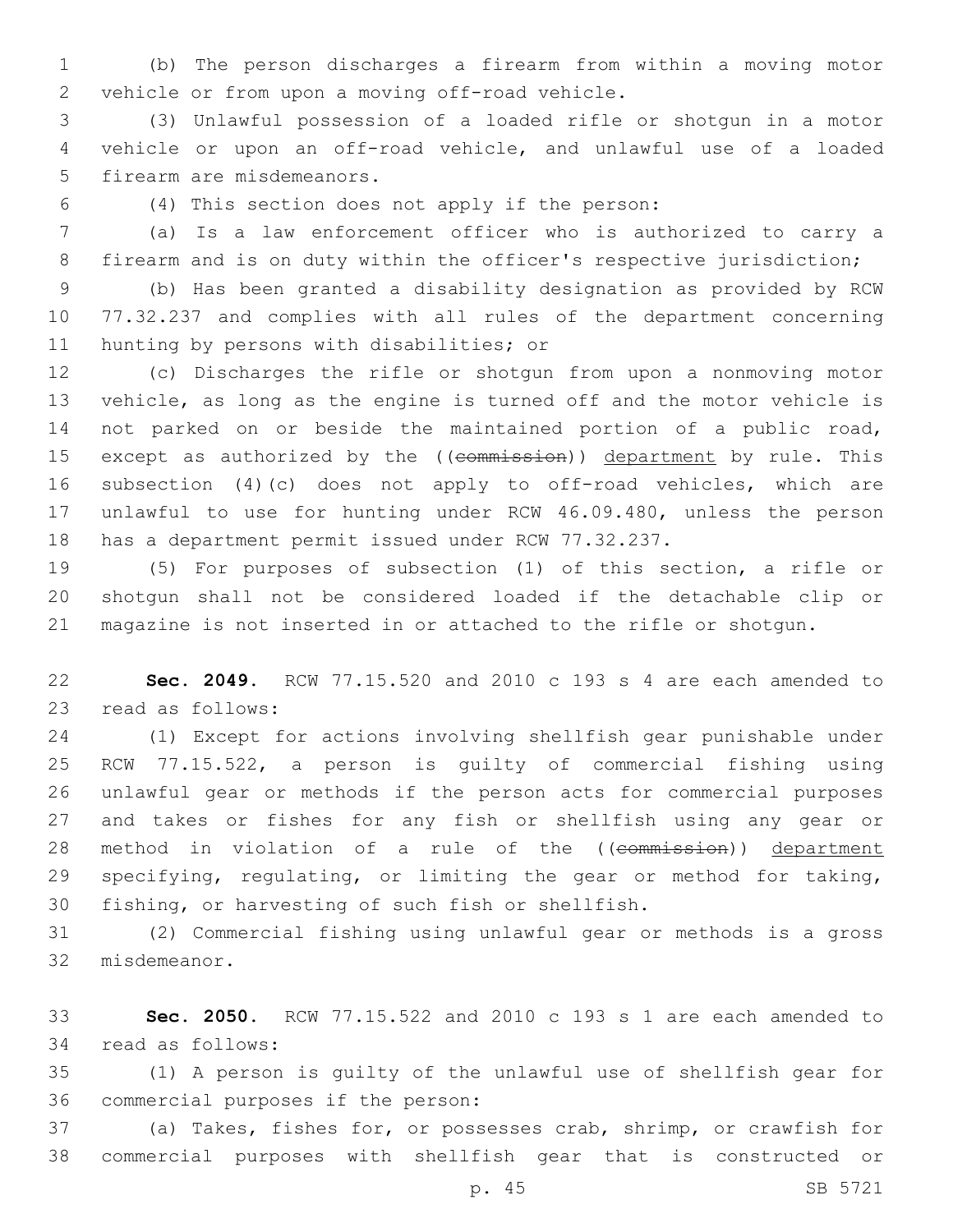(b) The person discharges a firearm from within a moving motor vehicle or from upon a moving off-road vehicle.

(3) Unlawful possession of a loaded rifle or shotgun in a motor vehicle or upon an off-road vehicle, and unlawful use of a loaded firearm are misdemeanors.

(4) This section does not apply if the person:

(a) Is a law enforcement officer who is authorized to carry a firearm and is on duty within the officer's respective jurisdiction;

(b) Has been granted a disability designation as provided by RCW 77.32.237 and complies with all rules of the department concerning hunting by persons with disabilities; or

(c) Discharges the rifle or shotgun from upon a nonmoving motor vehicle, as long as the engine is turned off and the motor vehicle is not parked on or beside the maintained portion of a public road, except as authorized by the ((~~commission~~)) department by rule. This subsection (4)(c) does not apply to off-road vehicles, which are unlawful to use for hunting under RCW 46.09.480, unless the person has a department permit issued under RCW 77.32.237.

(5) For purposes of subsection (1) of this section, a rifle or shotgun shall not be considered loaded if the detachable clip or magazine is not inserted in or attached to the rifle or shotgun.

**Sec. 2049.** RCW 77.15.520 and 2010 c 193 s 4 are each amended to read as follows:

(1) Except for actions involving shellfish gear punishable under RCW 77.15.522, a person is guilty of commercial fishing using unlawful gear or methods if the person acts for commercial purposes and takes or fishes for any fish or shellfish using any gear or method in violation of a rule of the ((~~commission~~)) department specifying, regulating, or limiting the gear or method for taking, fishing, or harvesting of such fish or shellfish.

(2) Commercial fishing using unlawful gear or methods is a gross misdemeanor.

**Sec. 2050.** RCW 77.15.522 and 2010 c 193 s 1 are each amended to read as follows:

(1) A person is guilty of the unlawful use of shellfish gear for commercial purposes if the person:

(a) Takes, fishes for, or possesses crab, shrimp, or crawfish for commercial purposes with shellfish gear that is constructed or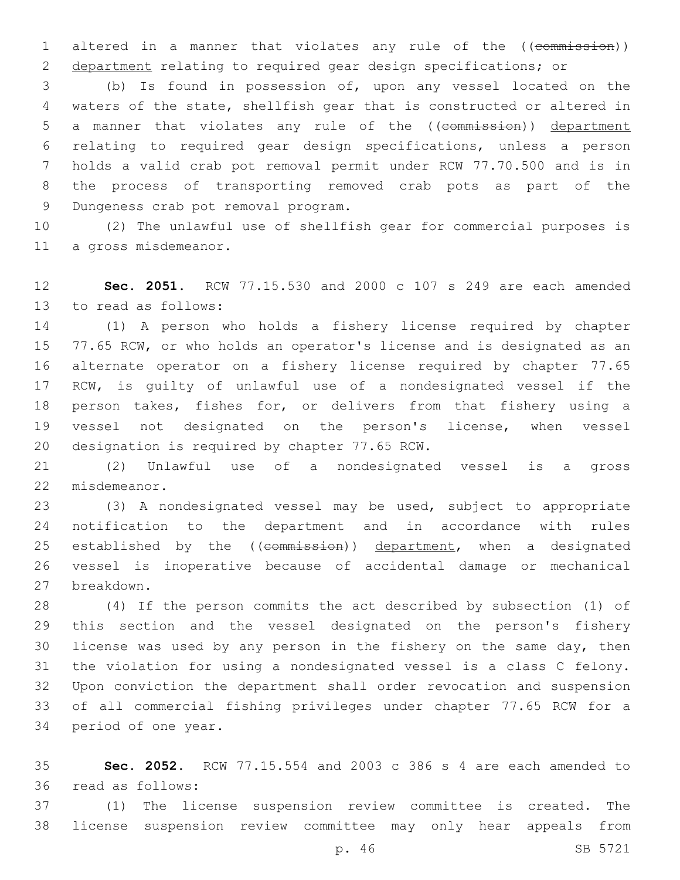altered in a manner that violates any rule of the ((~~commission~~)) department relating to required gear design specifications; or

(b) Is found in possession of, upon any vessel located on the waters of the state, shellfish gear that is constructed or altered in a manner that violates any rule of the ((~~commission~~)) department relating to required gear design specifications, unless a person holds a valid crab pot removal permit under RCW 77.70.500 and is in the process of transporting removed crab pots as part of the Dungeness crab pot removal program.

(2) The unlawful use of shellfish gear for commercial purposes is a gross misdemeanor.

**Sec. 2051.** RCW 77.15.530 and 2000 c 107 s 249 are each amended to read as follows:

(1) A person who holds a fishery license required by chapter 77.65 RCW, or who holds an operator's license and is designated as an alternate operator on a fishery license required by chapter 77.65 RCW, is guilty of unlawful use of a nondesignated vessel if the person takes, fishes for, or delivers from that fishery using a vessel not designated on the person's license, when vessel designation is required by chapter 77.65 RCW.

(2) Unlawful use of a nondesignated vessel is a gross misdemeanor.

(3) A nondesignated vessel may be used, subject to appropriate notification to the department and in accordance with rules established by the ((~~commission~~)) department, when a designated vessel is inoperative because of accidental damage or mechanical breakdown.

(4) If the person commits the act described by subsection (1) of this section and the vessel designated on the person's fishery license was used by any person in the fishery on the same day, then the violation for using a nondesignated vessel is a class C felony. Upon conviction the department shall order revocation and suspension of all commercial fishing privileges under chapter 77.65 RCW for a period of one year.

**Sec. 2052.** RCW 77.15.554 and 2003 c 386 s 4 are each amended to read as follows:

(1) The license suspension review committee is created. The license suspension review committee may only hear appeals from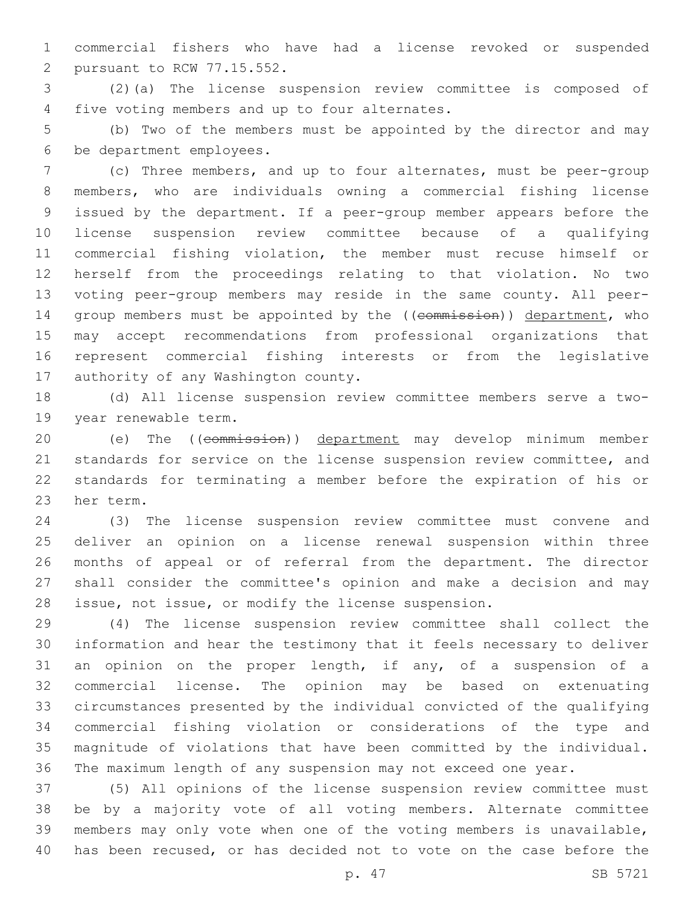commercial fishers who have had a license revoked or suspended pursuant to RCW 77.15.552.

(2)(a) The license suspension review committee is composed of five voting members and up to four alternates.

(b) Two of the members must be appointed by the director and may be department employees.

(c) Three members, and up to four alternates, must be peer-group members, who are individuals owning a commercial fishing license issued by the department. If a peer-group member appears before the license suspension review committee because of a qualifying commercial fishing violation, the member must recuse himself or herself from the proceedings relating to that violation. No two voting peer-group members may reside in the same county. All peer-group members must be appointed by the ((~~commission~~)) <u>department</u>, who may accept recommendations from professional organizations that represent commercial fishing interests or from the legislative authority of any Washington county.

(d) All license suspension review committee members serve a two-year renewable term.

(e) The ((~~commission~~)) <u>department</u> may develop minimum member standards for service on the license suspension review committee, and standards for terminating a member before the expiration of his or her term.

(3) The license suspension review committee must convene and deliver an opinion on a license renewal suspension within three months of appeal or of referral from the department. The director shall consider the committee's opinion and make a decision and may issue, not issue, or modify the license suspension.

(4) The license suspension review committee shall collect the information and hear the testimony that it feels necessary to deliver an opinion on the proper length, if any, of a suspension of a commercial license. The opinion may be based on extenuating circumstances presented by the individual convicted of the qualifying commercial fishing violation or considerations of the type and magnitude of violations that have been committed by the individual. The maximum length of any suspension may not exceed one year.

(5) All opinions of the license suspension review committee must be by a majority vote of all voting members. Alternate committee members may only vote when one of the voting members is unavailable, has been recused, or has decided not to vote on the case before the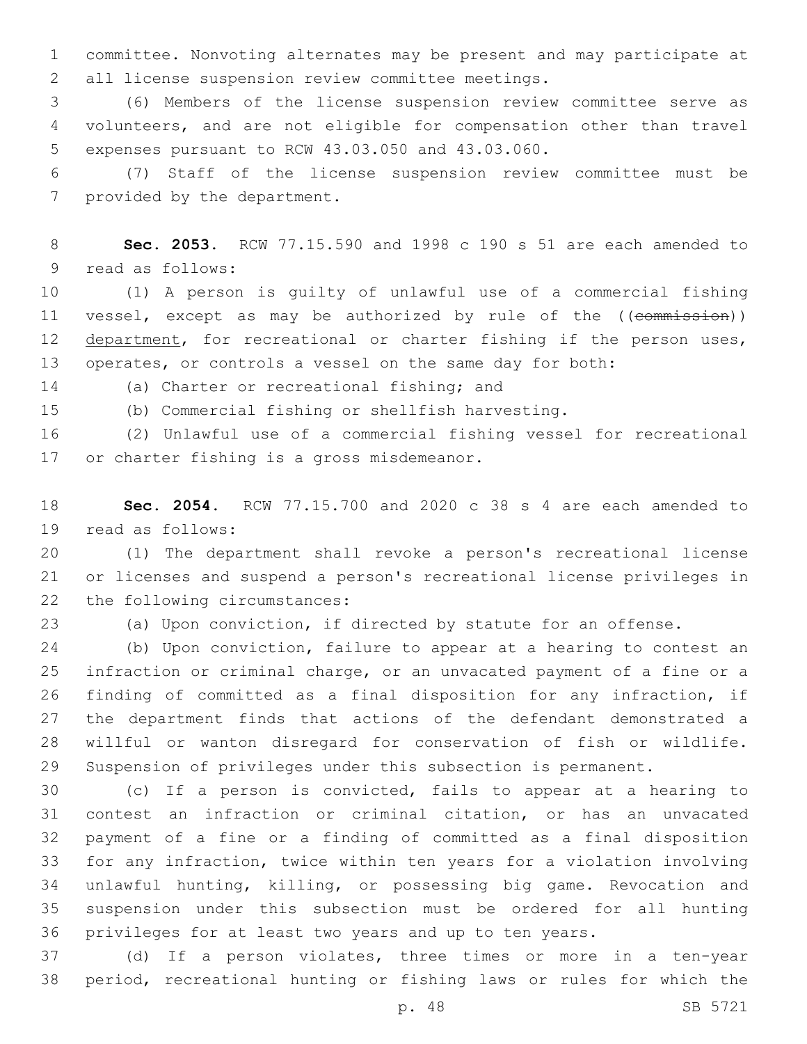committee. Nonvoting alternates may be present and may participate at all license suspension review committee meetings.

(6) Members of the license suspension review committee serve as volunteers, and are not eligible for compensation other than travel expenses pursuant to RCW 43.03.050 and 43.03.060.

(7) Staff of the license suspension review committee must be provided by the department.

**Sec. 2053.** RCW 77.15.590 and 1998 c 190 s 51 are each amended to read as follows:

(1) A person is guilty of unlawful use of a commercial fishing vessel, except as may be authorized by rule of the ((~~commission~~)) department, for recreational or charter fishing if the person uses, operates, or controls a vessel on the same day for both:

(a) Charter or recreational fishing; and

(b) Commercial fishing or shellfish harvesting.

(2) Unlawful use of a commercial fishing vessel for recreational or charter fishing is a gross misdemeanor.

**Sec. 2054.** RCW 77.15.700 and 2020 c 38 s 4 are each amended to read as follows:

(1) The department shall revoke a person's recreational license or licenses and suspend a person's recreational license privileges in the following circumstances:

(a) Upon conviction, if directed by statute for an offense.

(b) Upon conviction, failure to appear at a hearing to contest an infraction or criminal charge, or an unvacated payment of a fine or a finding of committed as a final disposition for any infraction, if the department finds that actions of the defendant demonstrated a willful or wanton disregard for conservation of fish or wildlife. Suspension of privileges under this subsection is permanent.

(c) If a person is convicted, fails to appear at a hearing to contest an infraction or criminal citation, or has an unvacated payment of a fine or a finding of committed as a final disposition for any infraction, twice within ten years for a violation involving unlawful hunting, killing, or possessing big game. Revocation and suspension under this subsection must be ordered for all hunting privileges for at least two years and up to ten years.

(d) If a person violates, three times or more in a ten-year period, recreational hunting or fishing laws or rules for which the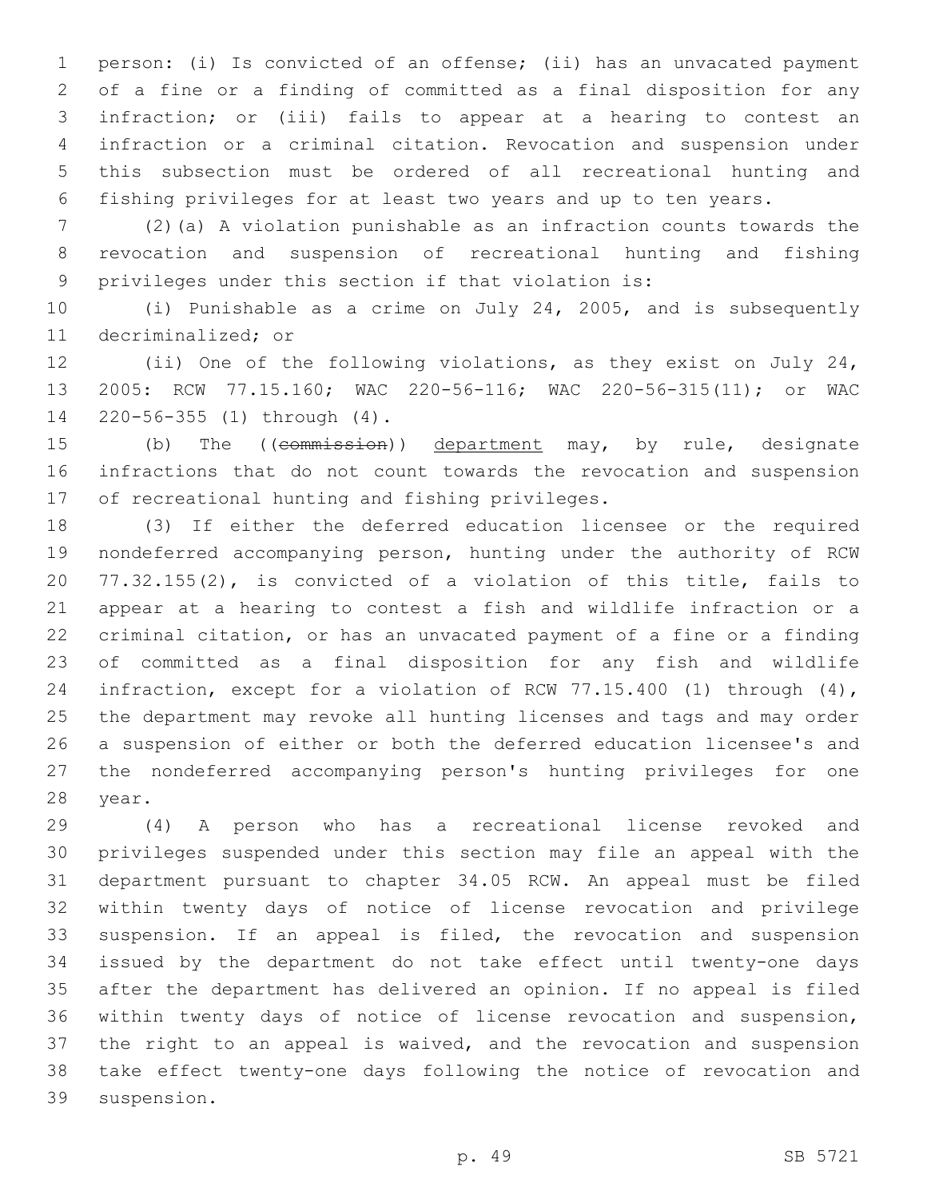person: (i) Is convicted of an offense; (ii) has an unvacated payment of a fine or a finding of committed as a final disposition for any infraction; or (iii) fails to appear at a hearing to contest an infraction or a criminal citation. Revocation and suspension under this subsection must be ordered of all recreational hunting and fishing privileges for at least two years and up to ten years.

(2)(a) A violation punishable as an infraction counts towards the revocation and suspension of recreational hunting and fishing privileges under this section if that violation is:

(i) Punishable as a crime on July 24, 2005, and is subsequently decriminalized; or

(ii) One of the following violations, as they exist on July 24, 2005: RCW 77.15.160; WAC 220-56-116; WAC 220-56-315(11); or WAC 220-56-355 (1) through (4).

(b) The ((~~commission~~)) <u>department</u> may, by rule, designate infractions that do not count towards the revocation and suspension of recreational hunting and fishing privileges.

(3) If either the deferred education licensee or the required nondeferred accompanying person, hunting under the authority of RCW 77.32.155(2), is convicted of a violation of this title, fails to appear at a hearing to contest a fish and wildlife infraction or a criminal citation, or has an unvacated payment of a fine or a finding of committed as a final disposition for any fish and wildlife infraction, except for a violation of RCW 77.15.400 (1) through (4), the department may revoke all hunting licenses and tags and may order a suspension of either or both the deferred education licensee's and the nondeferred accompanying person's hunting privileges for one year.

(4) A person who has a recreational license revoked and privileges suspended under this section may file an appeal with the department pursuant to chapter 34.05 RCW. An appeal must be filed within twenty days of notice of license revocation and privilege suspension. If an appeal is filed, the revocation and suspension issued by the department do not take effect until twenty-one days after the department has delivered an opinion. If no appeal is filed within twenty days of notice of license revocation and suspension, the right to an appeal is waived, and the revocation and suspension take effect twenty-one days following the notice of revocation and suspension.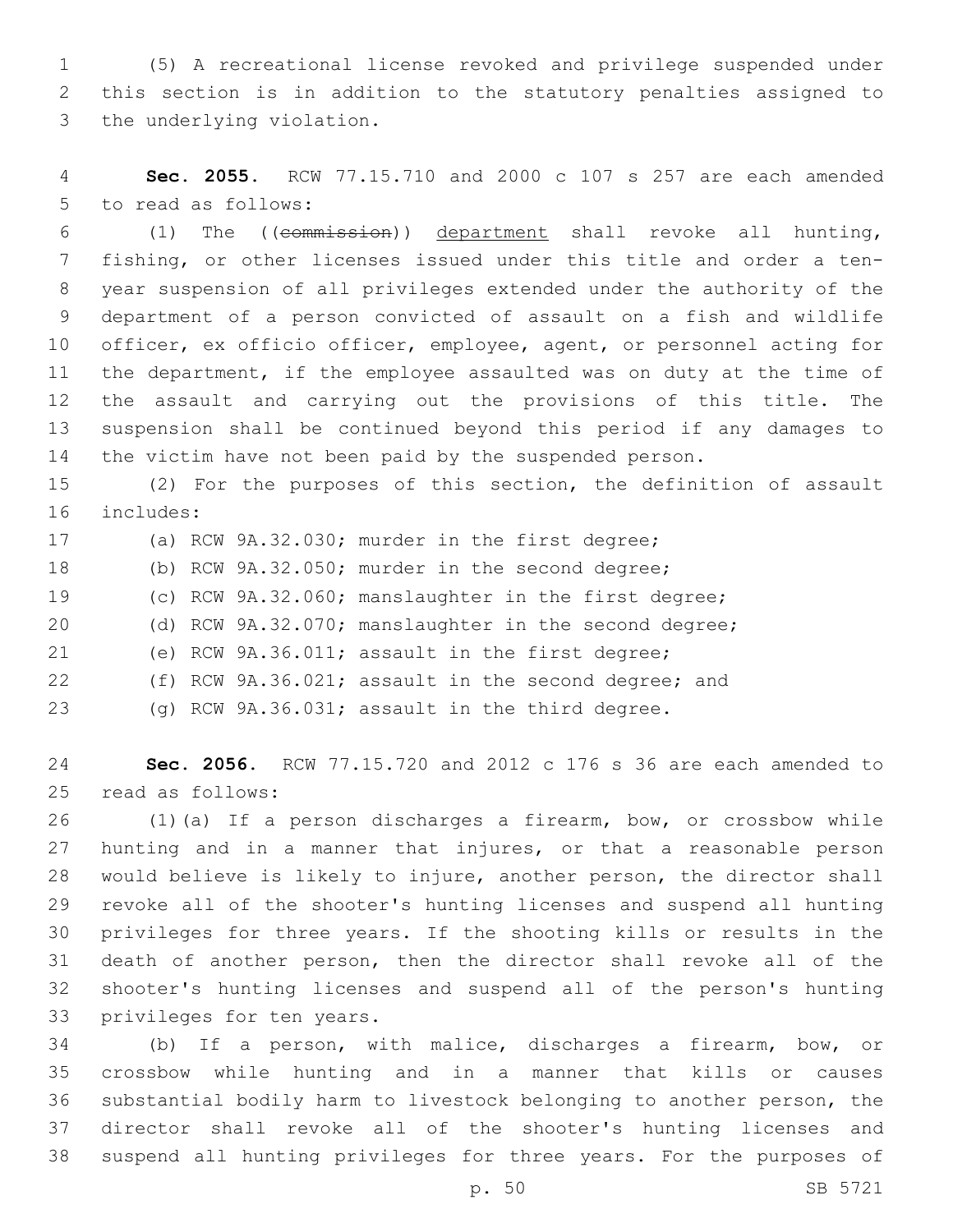(5) A recreational license revoked and privilege suspended under this section is in addition to the statutory penalties assigned to the underlying violation.

**Sec. 2055.** RCW 77.15.710 and 2000 c 107 s 257 are each amended to read as follows:

(1) The ((~~commission~~)) <u>department</u> shall revoke all hunting, fishing, or other licenses issued under this title and order a ten-year suspension of all privileges extended under the authority of the department of a person convicted of assault on a fish and wildlife officer, ex officio officer, employee, agent, or personnel acting for the department, if the employee assaulted was on duty at the time of the assault and carrying out the provisions of this title. The suspension shall be continued beyond this period if any damages to the victim have not been paid by the suspended person.

(2) For the purposes of this section, the definition of assault includes:

(a) RCW 9A.32.030; murder in the first degree;

(b) RCW 9A.32.050; murder in the second degree;

(c) RCW 9A.32.060; manslaughter in the first degree;

(d) RCW 9A.32.070; manslaughter in the second degree;

(e) RCW 9A.36.011; assault in the first degree;

(f) RCW 9A.36.021; assault in the second degree; and

(g) RCW 9A.36.031; assault in the third degree.

**Sec. 2056.** RCW 77.15.720 and 2012 c 176 s 36 are each amended to read as follows:

(1)(a) If a person discharges a firearm, bow, or crossbow while hunting and in a manner that injures, or that a reasonable person would believe is likely to injure, another person, the director shall revoke all of the shooter's hunting licenses and suspend all hunting privileges for three years. If the shooting kills or results in the death of another person, then the director shall revoke all of the shooter's hunting licenses and suspend all of the person's hunting privileges for ten years.

(b) If a person, with malice, discharges a firearm, bow, or crossbow while hunting and in a manner that kills or causes substantial bodily harm to livestock belonging to another person, the director shall revoke all of the shooter's hunting licenses and suspend all hunting privileges for three years. For the purposes of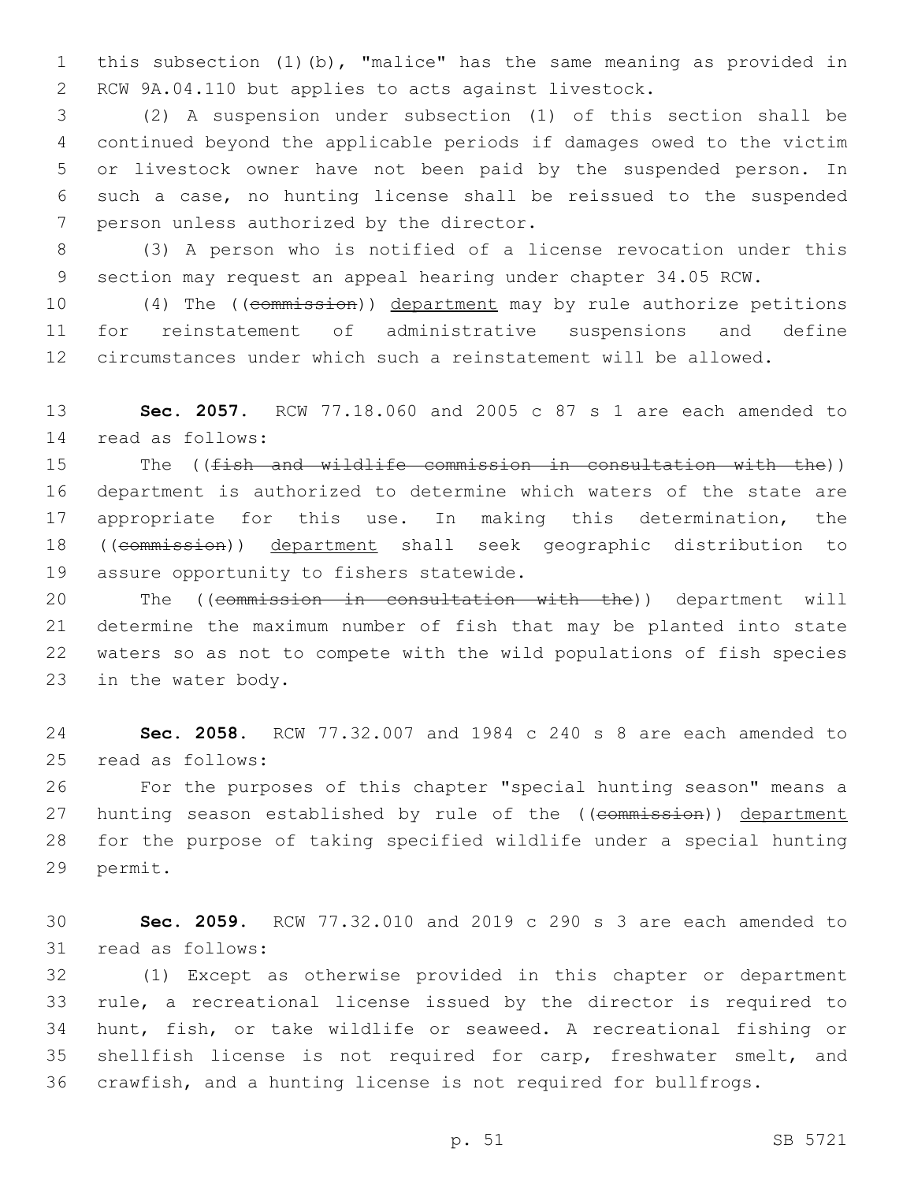this subsection (1)(b), "malice" has the same meaning as provided in RCW 9A.04.110 but applies to acts against livestock.

(2) A suspension under subsection (1) of this section shall be continued beyond the applicable periods if damages owed to the victim or livestock owner have not been paid by the suspended person. In such a case, no hunting license shall be reissued to the suspended person unless authorized by the director.

(3) A person who is notified of a license revocation under this section may request an appeal hearing under chapter 34.05 RCW.

(4) The ((~~commission~~)) <u>department</u> may by rule authorize petitions for reinstatement of administrative suspensions and define circumstances under which such a reinstatement will be allowed.

**Sec. 2057.** RCW 77.18.060 and 2005 c 87 s 1 are each amended to read as follows:

The ((~~fish and wildlife commission in consultation with the~~)) department is authorized to determine which waters of the state are appropriate for this use. In making this determination, the ((~~commission~~)) <u>department</u> shall seek geographic distribution to assure opportunity to fishers statewide.

The ((~~commission in consultation with the~~)) department will determine the maximum number of fish that may be planted into state waters so as not to compete with the wild populations of fish species in the water body.

**Sec. 2058.** RCW 77.32.007 and 1984 c 240 s 8 are each amended to read as follows:

For the purposes of this chapter "special hunting season" means a hunting season established by rule of the ((~~commission~~)) <u>department</u> for the purpose of taking specified wildlife under a special hunting permit.

**Sec. 2059.** RCW 77.32.010 and 2019 c 290 s 3 are each amended to read as follows:

(1) Except as otherwise provided in this chapter or department rule, a recreational license issued by the director is required to hunt, fish, or take wildlife or seaweed. A recreational fishing or shellfish license is not required for carp, freshwater smelt, and crawfish, and a hunting license is not required for bullfrogs.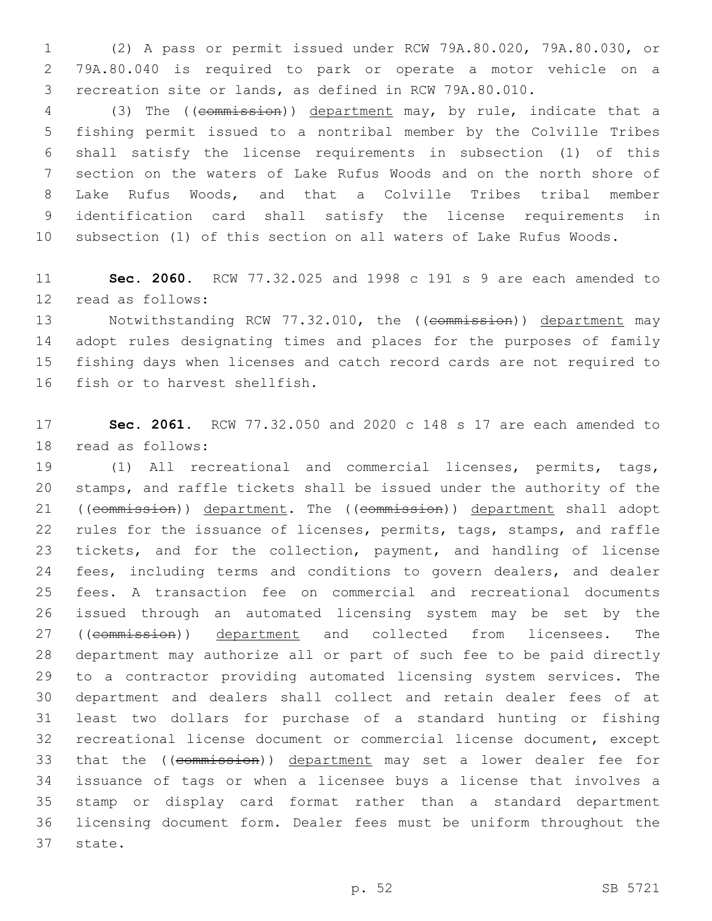(2) A pass or permit issued under RCW 79A.80.020, 79A.80.030, or 79A.80.040 is required to park or operate a motor vehicle on a recreation site or lands, as defined in RCW 79A.80.010.

(3) The ((~~commission~~)) department may, by rule, indicate that a fishing permit issued to a nontribal member by the Colville Tribes shall satisfy the license requirements in subsection (1) of this section on the waters of Lake Rufus Woods and on the north shore of Lake Rufus Woods, and that a Colville Tribes tribal member identification card shall satisfy the license requirements in subsection (1) of this section on all waters of Lake Rufus Woods.

**Sec. 2060.** RCW 77.32.025 and 1998 c 191 s 9 are each amended to read as follows:

Notwithstanding RCW 77.32.010, the ((~~commission~~)) department may adopt rules designating times and places for the purposes of family fishing days when licenses and catch record cards are not required to fish or to harvest shellfish.

**Sec. 2061.** RCW 77.32.050 and 2020 c 148 s 17 are each amended to read as follows:

(1) All recreational and commercial licenses, permits, tags, stamps, and raffle tickets shall be issued under the authority of the ((~~commission~~)) department. The ((~~commission~~)) department shall adopt rules for the issuance of licenses, permits, tags, stamps, and raffle tickets, and for the collection, payment, and handling of license fees, including terms and conditions to govern dealers, and dealer fees. A transaction fee on commercial and recreational documents issued through an automated licensing system may be set by the ((~~commission~~)) department and collected from licensees. The department may authorize all or part of such fee to be paid directly to a contractor providing automated licensing system services. The department and dealers shall collect and retain dealer fees of at least two dollars for purchase of a standard hunting or fishing recreational license document or commercial license document, except that the ((~~commission~~)) department may set a lower dealer fee for issuance of tags or when a licensee buys a license that involves a stamp or display card format rather than a standard department licensing document form. Dealer fees must be uniform throughout the state.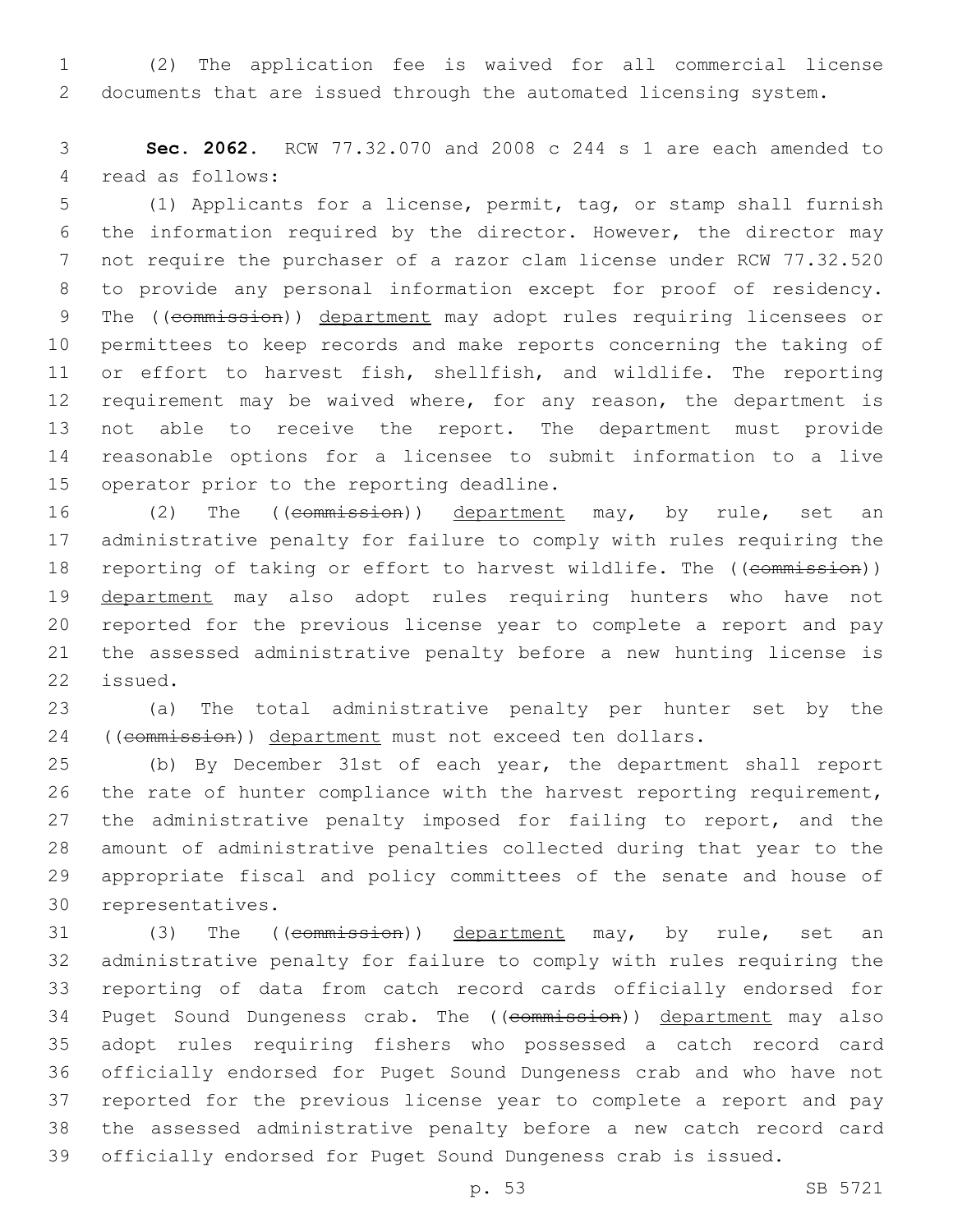(2) The application fee is waived for all commercial license documents that are issued through the automated licensing system.

**Sec. 2062.** RCW 77.32.070 and 2008 c 244 s 1 are each amended to read as follows:

(1) Applicants for a license, permit, tag, or stamp shall furnish the information required by the director. However, the director may not require the purchaser of a razor clam license under RCW 77.32.520 to provide any personal information except for proof of residency. The ((~~commission~~)) department may adopt rules requiring licensees or permittees to keep records and make reports concerning the taking of or effort to harvest fish, shellfish, and wildlife. The reporting requirement may be waived where, for any reason, the department is not able to receive the report. The department must provide reasonable options for a licensee to submit information to a live operator prior to the reporting deadline.

(2) The ((~~commission~~)) department may, by rule, set an administrative penalty for failure to comply with rules requiring the reporting of taking or effort to harvest wildlife. The ((~~commission~~)) department may also adopt rules requiring hunters who have not reported for the previous license year to complete a report and pay the assessed administrative penalty before a new hunting license is issued.

(a) The total administrative penalty per hunter set by the ((~~commission~~)) department must not exceed ten dollars.

(b) By December 31st of each year, the department shall report the rate of hunter compliance with the harvest reporting requirement, the administrative penalty imposed for failing to report, and the amount of administrative penalties collected during that year to the appropriate fiscal and policy committees of the senate and house of representatives.

(3) The ((~~commission~~)) department may, by rule, set an administrative penalty for failure to comply with rules requiring the reporting of data from catch record cards officially endorsed for Puget Sound Dungeness crab. The ((~~commission~~)) department may also adopt rules requiring fishers who possessed a catch record card officially endorsed for Puget Sound Dungeness crab and who have not reported for the previous license year to complete a report and pay the assessed administrative penalty before a new catch record card officially endorsed for Puget Sound Dungeness crab is issued.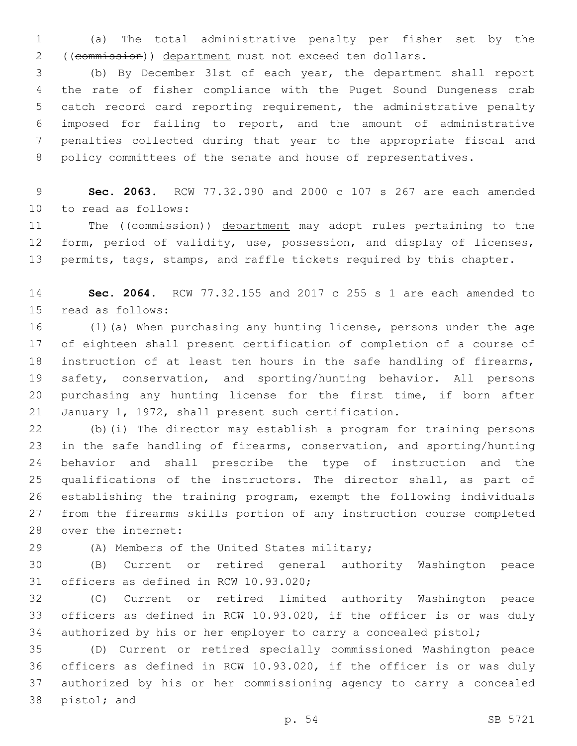(a) The total administrative penalty per fisher set by the ((~~commission~~)) department must not exceed ten dollars.

(b) By December 31st of each year, the department shall report the rate of fisher compliance with the Puget Sound Dungeness crab catch record card reporting requirement, the administrative penalty imposed for failing to report, and the amount of administrative penalties collected during that year to the appropriate fiscal and policy committees of the senate and house of representatives.

**Sec. 2063.** RCW 77.32.090 and 2000 c 107 s 267 are each amended to read as follows:

The ((~~commission~~)) department may adopt rules pertaining to the form, period of validity, use, possession, and display of licenses, permits, tags, stamps, and raffle tickets required by this chapter.

**Sec. 2064.** RCW 77.32.155 and 2017 c 255 s 1 are each amended to read as follows:

(1)(a) When purchasing any hunting license, persons under the age of eighteen shall present certification of completion of a course of instruction of at least ten hours in the safe handling of firearms, safety, conservation, and sporting/hunting behavior. All persons purchasing any hunting license for the first time, if born after January 1, 1972, shall present such certification.

(b)(i) The director may establish a program for training persons in the safe handling of firearms, conservation, and sporting/hunting behavior and shall prescribe the type of instruction and the qualifications of the instructors. The director shall, as part of establishing the training program, exempt the following individuals from the firearms skills portion of any instruction course completed over the internet:

(A) Members of the United States military;

(B) Current or retired general authority Washington peace officers as defined in RCW 10.93.020;

(C) Current or retired limited authority Washington peace officers as defined in RCW 10.93.020, if the officer is or was duly authorized by his or her employer to carry a concealed pistol;

(D) Current or retired specially commissioned Washington peace officers as defined in RCW 10.93.020, if the officer is or was duly authorized by his or her commissioning agency to carry a concealed pistol; and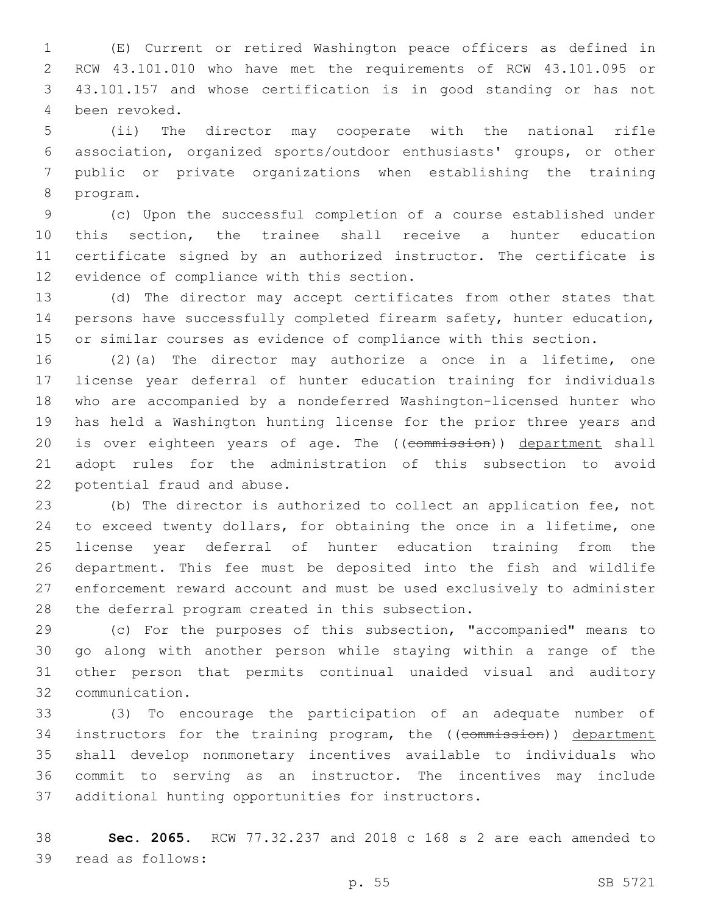(E) Current or retired Washington peace officers as defined in RCW 43.101.010 who have met the requirements of RCW 43.101.095 or 43.101.157 and whose certification is in good standing or has not been revoked.

(ii) The director may cooperate with the national rifle association, organized sports/outdoor enthusiasts' groups, or other public or private organizations when establishing the training program.

(c) Upon the successful completion of a course established under this section, the trainee shall receive a hunter education certificate signed by an authorized instructor. The certificate is evidence of compliance with this section.

(d) The director may accept certificates from other states that persons have successfully completed firearm safety, hunter education, or similar courses as evidence of compliance with this section.

(2)(a) The director may authorize a once in a lifetime, one license year deferral of hunter education training for individuals who are accompanied by a nondeferred Washington-licensed hunter who has held a Washington hunting license for the prior three years and is over eighteen years of age. The ((~~commission~~)) <u>department</u> shall adopt rules for the administration of this subsection to avoid potential fraud and abuse.

(b) The director is authorized to collect an application fee, not to exceed twenty dollars, for obtaining the once in a lifetime, one license year deferral of hunter education training from the department. This fee must be deposited into the fish and wildlife enforcement reward account and must be used exclusively to administer the deferral program created in this subsection.

(c) For the purposes of this subsection, "accompanied" means to go along with another person while staying within a range of the other person that permits continual unaided visual and auditory communication.

(3) To encourage the participation of an adequate number of instructors for the training program, the ((~~commission~~)) <u>department</u> shall develop nonmonetary incentives available to individuals who commit to serving as an instructor. The incentives may include additional hunting opportunities for instructors.

**Sec. 2065.** RCW 77.32.237 and 2018 c 168 s 2 are each amended to read as follows: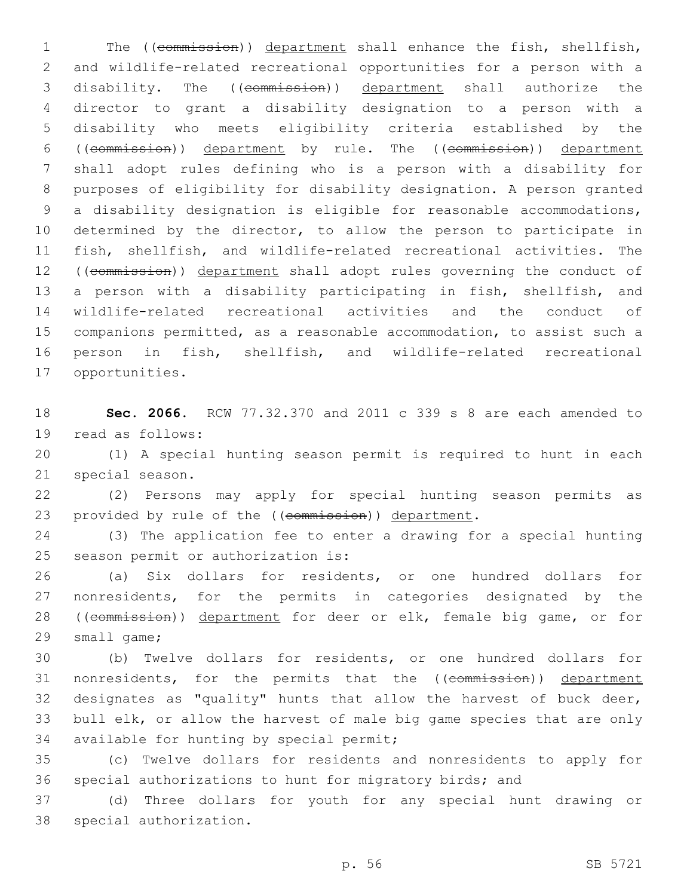The ((~~commission~~)) department shall enhance the fish, shellfish, and wildlife-related recreational opportunities for a person with a disability. The ((~~commission~~)) department shall authorize the director to grant a disability designation to a person with a disability who meets eligibility criteria established by the ((~~commission~~)) department by rule. The ((~~commission~~)) department shall adopt rules defining who is a person with a disability for purposes of eligibility for disability designation. A person granted a disability designation is eligible for reasonable accommodations, determined by the director, to allow the person to participate in fish, shellfish, and wildlife-related recreational activities. The ((~~commission~~)) department shall adopt rules governing the conduct of a person with a disability participating in fish, shellfish, and wildlife-related recreational activities and the conduct of companions permitted, as a reasonable accommodation, to assist such a person in fish, shellfish, and wildlife-related recreational opportunities.

**Sec. 2066.** RCW 77.32.370 and 2011 c 339 s 8 are each amended to read as follows:

(1) A special hunting season permit is required to hunt in each special season.

(2) Persons may apply for special hunting season permits as provided by rule of the ((~~commission~~)) department.

(3) The application fee to enter a drawing for a special hunting season permit or authorization is:

(a) Six dollars for residents, or one hundred dollars for nonresidents, for the permits in categories designated by the ((~~commission~~)) department for deer or elk, female big game, or for small game;

(b) Twelve dollars for residents, or one hundred dollars for nonresidents, for the permits that the ((~~commission~~)) department designates as "quality" hunts that allow the harvest of buck deer, bull elk, or allow the harvest of male big game species that are only available for hunting by special permit;

(c) Twelve dollars for residents and nonresidents to apply for special authorizations to hunt for migratory birds; and

(d) Three dollars for youth for any special hunt drawing or special authorization.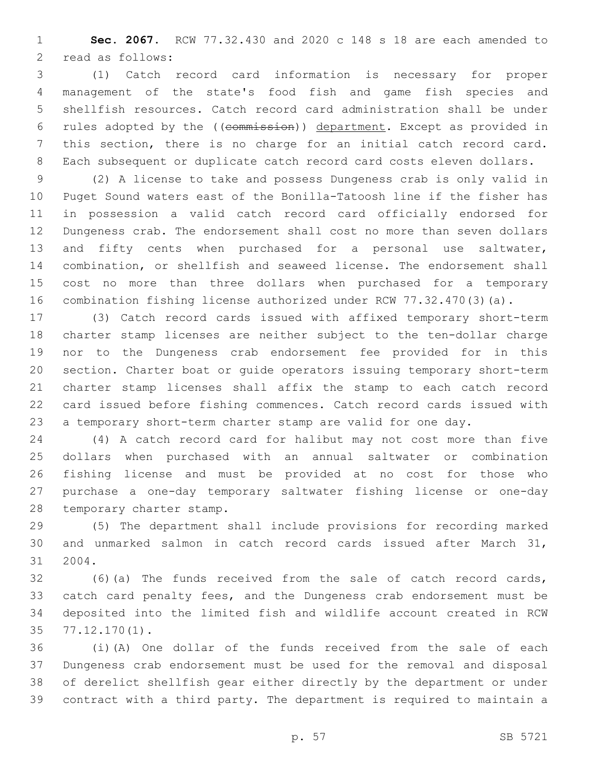**Sec. 2067.** RCW 77.32.430 and 2020 c 148 s 18 are each amended to read as follows:

(1) Catch record card information is necessary for proper management of the state's food fish and game fish species and shellfish resources. Catch record card administration shall be under rules adopted by the ((~~commission~~)) <u>department</u>. Except as provided in this section, there is no charge for an initial catch record card. Each subsequent or duplicate catch record card costs eleven dollars.

(2) A license to take and possess Dungeness crab is only valid in Puget Sound waters east of the Bonilla-Tatoosh line if the fisher has in possession a valid catch record card officially endorsed for Dungeness crab. The endorsement shall cost no more than seven dollars and fifty cents when purchased for a personal use saltwater, combination, or shellfish and seaweed license. The endorsement shall cost no more than three dollars when purchased for a temporary combination fishing license authorized under RCW 77.32.470(3)(a).

(3) Catch record cards issued with affixed temporary short-term charter stamp licenses are neither subject to the ten-dollar charge nor to the Dungeness crab endorsement fee provided for in this section. Charter boat or guide operators issuing temporary short-term charter stamp licenses shall affix the stamp to each catch record card issued before fishing commences. Catch record cards issued with a temporary short-term charter stamp are valid for one day.

(4) A catch record card for halibut may not cost more than five dollars when purchased with an annual saltwater or combination fishing license and must be provided at no cost for those who purchase a one-day temporary saltwater fishing license or one-day temporary charter stamp.

(5) The department shall include provisions for recording marked and unmarked salmon in catch record cards issued after March 31, 2004.

(6)(a) The funds received from the sale of catch record cards, catch card penalty fees, and the Dungeness crab endorsement must be deposited into the limited fish and wildlife account created in RCW 77.12.170(1).

(i)(A) One dollar of the funds received from the sale of each Dungeness crab endorsement must be used for the removal and disposal of derelict shellfish gear either directly by the department or under contract with a third party. The department is required to maintain a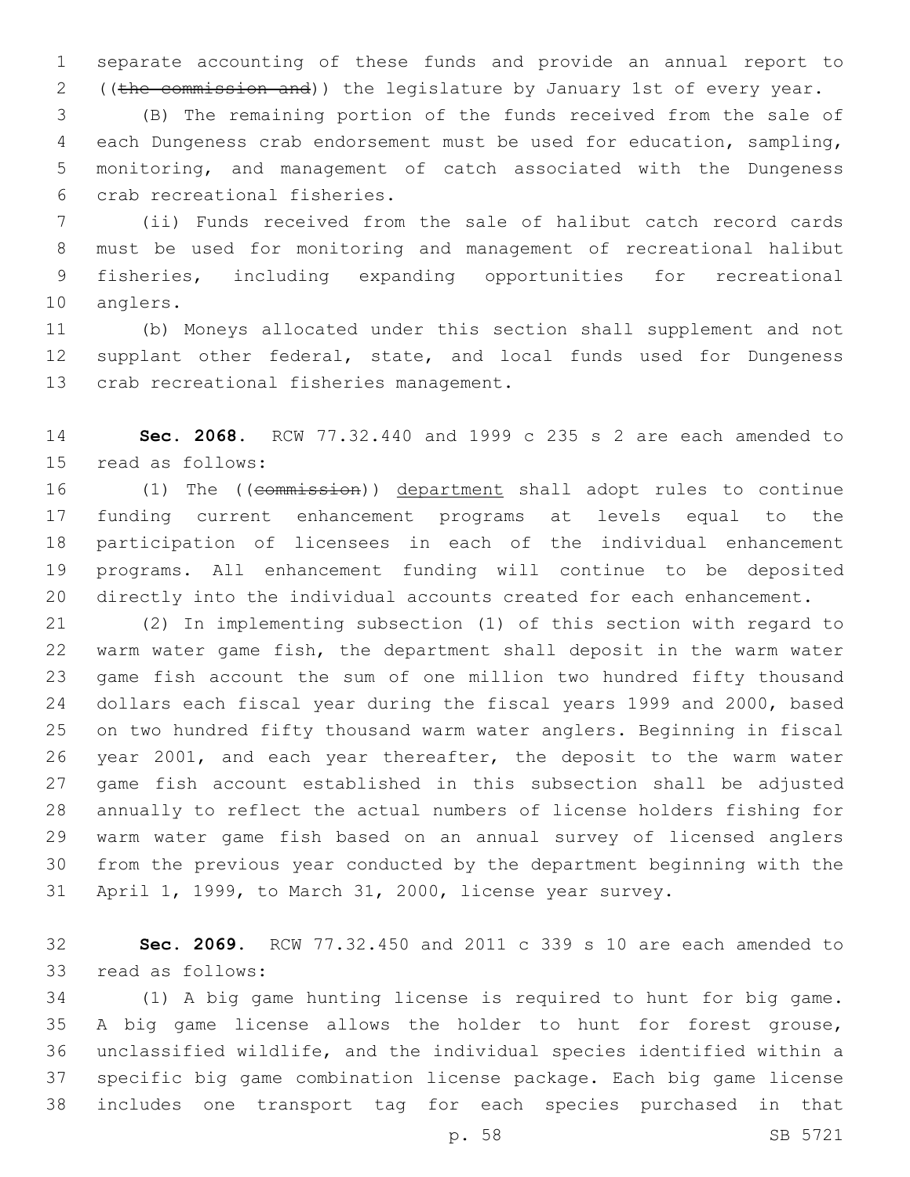separate accounting of these funds and provide an annual report to ((~~the commission and~~)) the legislature by January 1st of every year.

(B) The remaining portion of the funds received from the sale of each Dungeness crab endorsement must be used for education, sampling, monitoring, and management of catch associated with the Dungeness crab recreational fisheries.

(ii) Funds received from the sale of halibut catch record cards must be used for monitoring and management of recreational halibut fisheries, including expanding opportunities for recreational anglers.

(b) Moneys allocated under this section shall supplement and not supplant other federal, state, and local funds used for Dungeness crab recreational fisheries management.

**Sec. 2068.** RCW 77.32.440 and 1999 c 235 s 2 are each amended to read as follows:

(1) The ((~~commission~~)) department shall adopt rules to continue funding current enhancement programs at levels equal to the participation of licensees in each of the individual enhancement programs. All enhancement funding will continue to be deposited directly into the individual accounts created for each enhancement.

(2) In implementing subsection (1) of this section with regard to warm water game fish, the department shall deposit in the warm water game fish account the sum of one million two hundred fifty thousand dollars each fiscal year during the fiscal years 1999 and 2000, based on two hundred fifty thousand warm water anglers. Beginning in fiscal year 2001, and each year thereafter, the deposit to the warm water game fish account established in this subsection shall be adjusted annually to reflect the actual numbers of license holders fishing for warm water game fish based on an annual survey of licensed anglers from the previous year conducted by the department beginning with the April 1, 1999, to March 31, 2000, license year survey.

**Sec. 2069.** RCW 77.32.450 and 2011 c 339 s 10 are each amended to read as follows:

(1) A big game hunting license is required to hunt for big game. A big game license allows the holder to hunt for forest grouse, unclassified wildlife, and the individual species identified within a specific big game combination license package. Each big game license includes one transport tag for each species purchased in that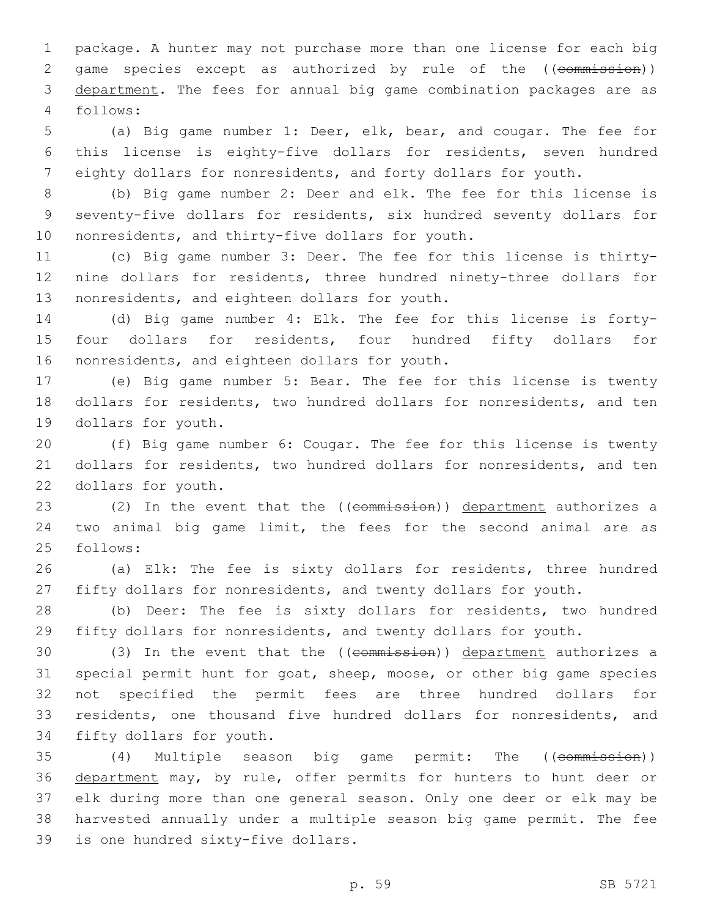package. A hunter may not purchase more than one license for each big game species except as authorized by rule of the ((~~commission~~)) <u>department</u>. The fees for annual big game combination packages are as follows:

(a) Big game number 1: Deer, elk, bear, and cougar. The fee for this license is eighty-five dollars for residents, seven hundred eighty dollars for nonresidents, and forty dollars for youth.

(b) Big game number 2: Deer and elk. The fee for this license is seventy-five dollars for residents, six hundred seventy dollars for nonresidents, and thirty-five dollars for youth.

(c) Big game number 3: Deer. The fee for this license is thirty-nine dollars for residents, three hundred ninety-three dollars for nonresidents, and eighteen dollars for youth.

(d) Big game number 4: Elk. The fee for this license is forty-four dollars for residents, four hundred fifty dollars for nonresidents, and eighteen dollars for youth.

(e) Big game number 5: Bear. The fee for this license is twenty dollars for residents, two hundred dollars for nonresidents, and ten dollars for youth.

(f) Big game number 6: Cougar. The fee for this license is twenty dollars for residents, two hundred dollars for nonresidents, and ten dollars for youth.

(2) In the event that the ((~~commission~~)) <u>department</u> authorizes a two animal big game limit, the fees for the second animal are as follows:

(a) Elk: The fee is sixty dollars for residents, three hundred fifty dollars for nonresidents, and twenty dollars for youth.

(b) Deer: The fee is sixty dollars for residents, two hundred fifty dollars for nonresidents, and twenty dollars for youth.

(3) In the event that the ((~~commission~~)) <u>department</u> authorizes a special permit hunt for goat, sheep, moose, or other big game species not specified the permit fees are three hundred dollars for residents, one thousand five hundred dollars for nonresidents, and fifty dollars for youth.

(4) Multiple season big game permit: The ((~~commission~~)) <u>department</u> may, by rule, offer permits for hunters to hunt deer or elk during more than one general season. Only one deer or elk may be harvested annually under a multiple season big game permit. The fee is one hundred sixty-five dollars.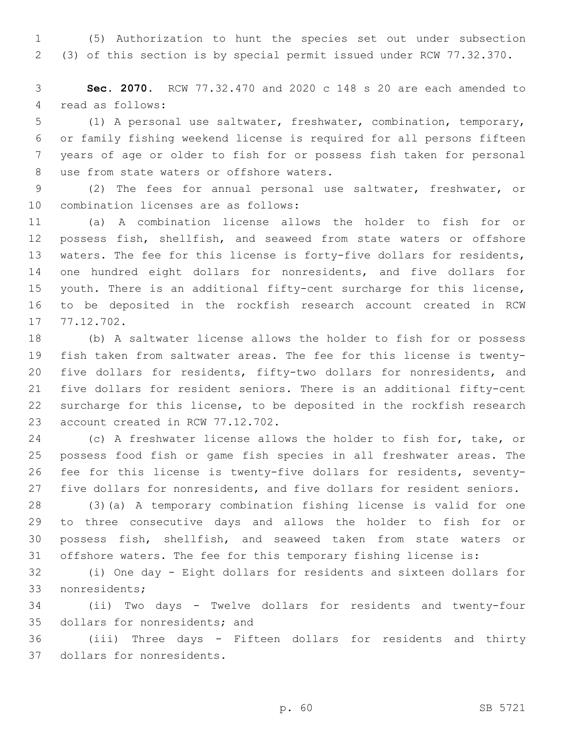(5) Authorization to hunt the species set out under subsection (3) of this section is by special permit issued under RCW 77.32.370.

**Sec. 2070.** RCW 77.32.470 and 2020 c 148 s 20 are each amended to read as follows:

(1) A personal use saltwater, freshwater, combination, temporary, or family fishing weekend license is required for all persons fifteen years of age or older to fish for or possess fish taken for personal use from state waters or offshore waters.

(2) The fees for annual personal use saltwater, freshwater, or combination licenses are as follows:

(a) A combination license allows the holder to fish for or possess fish, shellfish, and seaweed from state waters or offshore waters. The fee for this license is forty-five dollars for residents, one hundred eight dollars for nonresidents, and five dollars for youth. There is an additional fifty-cent surcharge for this license, to be deposited in the rockfish research account created in RCW 77.12.702.

(b) A saltwater license allows the holder to fish for or possess fish taken from saltwater areas. The fee for this license is twenty-five dollars for residents, fifty-two dollars for nonresidents, and five dollars for resident seniors. There is an additional fifty-cent surcharge for this license, to be deposited in the rockfish research account created in RCW 77.12.702.

(c) A freshwater license allows the holder to fish for, take, or possess food fish or game fish species in all freshwater areas. The fee for this license is twenty-five dollars for residents, seventy-five dollars for nonresidents, and five dollars for resident seniors.

(3)(a) A temporary combination fishing license is valid for one to three consecutive days and allows the holder to fish for or possess fish, shellfish, and seaweed taken from state waters or offshore waters. The fee for this temporary fishing license is:

(i) One day - Eight dollars for residents and sixteen dollars for nonresidents;

(ii) Two days - Twelve dollars for residents and twenty-four dollars for nonresidents; and

(iii) Three days - Fifteen dollars for residents and thirty dollars for nonresidents.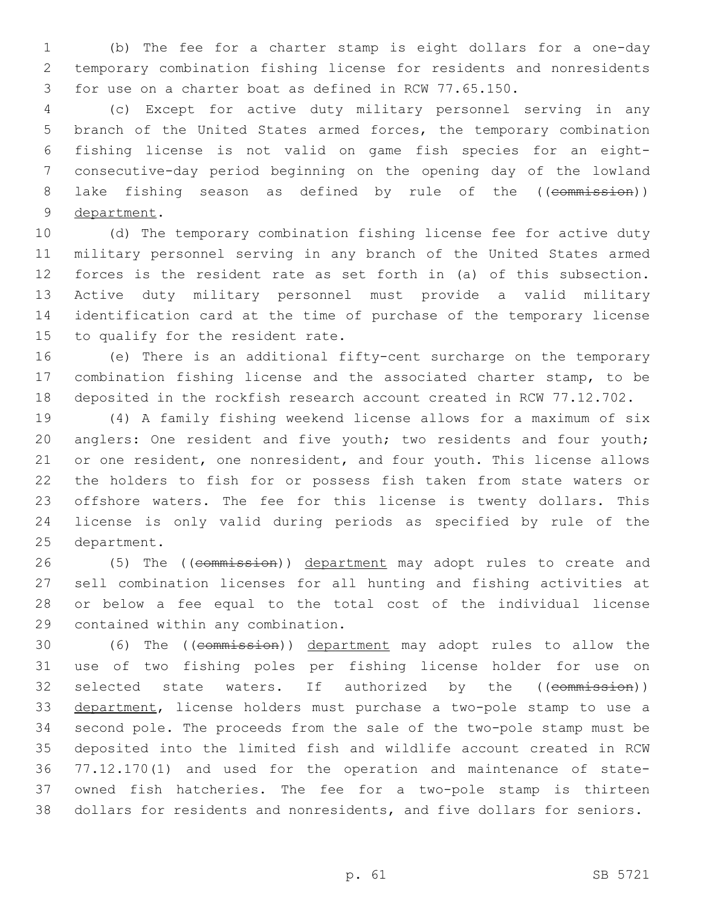(b) The fee for a charter stamp is eight dollars for a one-day temporary combination fishing license for residents and nonresidents for use on a charter boat as defined in RCW 77.65.150.

(c) Except for active duty military personnel serving in any branch of the United States armed forces, the temporary combination fishing license is not valid on game fish species for an eight-consecutive-day period beginning on the opening day of the lowland lake fishing season as defined by rule of the ((~~commission~~)) department.

(d) The temporary combination fishing license fee for active duty military personnel serving in any branch of the United States armed forces is the resident rate as set forth in (a) of this subsection. Active duty military personnel must provide a valid military identification card at the time of purchase of the temporary license to qualify for the resident rate.

(e) There is an additional fifty-cent surcharge on the temporary combination fishing license and the associated charter stamp, to be deposited in the rockfish research account created in RCW 77.12.702.

(4) A family fishing weekend license allows for a maximum of six anglers: One resident and five youth; two residents and four youth; or one resident, one nonresident, and four youth. This license allows the holders to fish for or possess fish taken from state waters or offshore waters. The fee for this license is twenty dollars. This license is only valid during periods as specified by rule of the department.

(5) The ((~~commission~~)) department may adopt rules to create and sell combination licenses for all hunting and fishing activities at or below a fee equal to the total cost of the individual license contained within any combination.

(6) The ((~~commission~~)) department may adopt rules to allow the use of two fishing poles per fishing license holder for use on selected state waters. If authorized by the ((~~commission~~)) department, license holders must purchase a two-pole stamp to use a second pole. The proceeds from the sale of the two-pole stamp must be deposited into the limited fish and wildlife account created in RCW 77.12.170(1) and used for the operation and maintenance of state-owned fish hatcheries. The fee for a two-pole stamp is thirteen dollars for residents and nonresidents, and five dollars for seniors.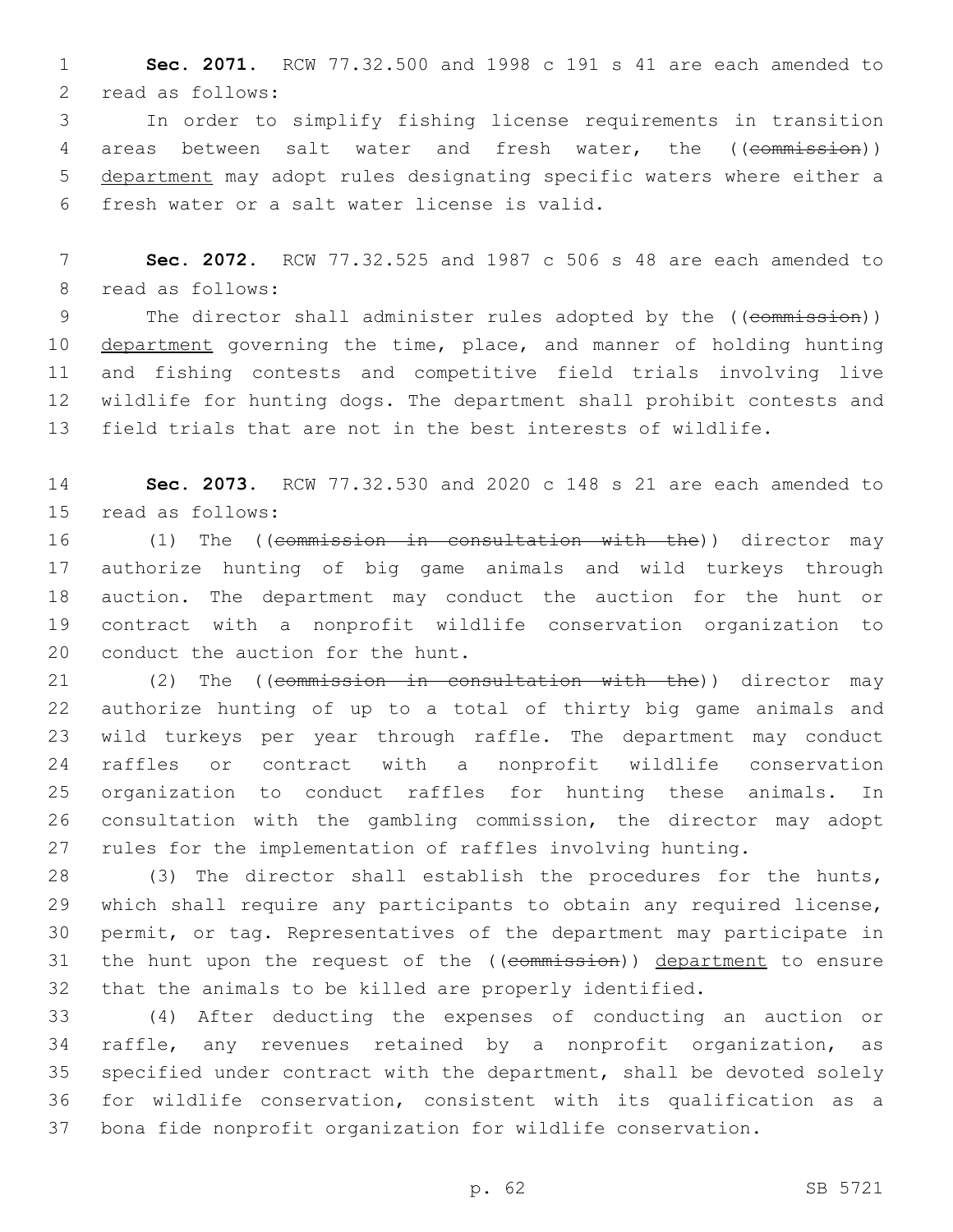**Sec. 2071.** RCW 77.32.500 and 1998 c 191 s 41 are each amended to read as follows:

In order to simplify fishing license requirements in transition areas between salt water and fresh water, the ((~~commission~~)) <u>department</u> may adopt rules designating specific waters where either a fresh water or a salt water license is valid.

**Sec. 2072.** RCW 77.32.525 and 1987 c 506 s 48 are each amended to read as follows:

The director shall administer rules adopted by the ((~~commission~~)) <u>department</u> governing the time, place, and manner of holding hunting and fishing contests and competitive field trials involving live wildlife for hunting dogs. The department shall prohibit contests and field trials that are not in the best interests of wildlife.

**Sec. 2073.** RCW 77.32.530 and 2020 c 148 s 21 are each amended to read as follows:

(1) The ((~~commission in consultation with the~~)) director may authorize hunting of big game animals and wild turkeys through auction. The department may conduct the auction for the hunt or contract with a nonprofit wildlife conservation organization to conduct the auction for the hunt.

(2) The ((~~commission in consultation with the~~)) director may authorize hunting of up to a total of thirty big game animals and wild turkeys per year through raffle. The department may conduct raffles or contract with a nonprofit wildlife conservation organization to conduct raffles for hunting these animals. In consultation with the gambling commission, the director may adopt rules for the implementation of raffles involving hunting.

(3) The director shall establish the procedures for the hunts, which shall require any participants to obtain any required license, permit, or tag. Representatives of the department may participate in the hunt upon the request of the ((~~commission~~)) <u>department</u> to ensure that the animals to be killed are properly identified.

(4) After deducting the expenses of conducting an auction or raffle, any revenues retained by a nonprofit organization, as specified under contract with the department, shall be devoted solely for wildlife conservation, consistent with its qualification as a bona fide nonprofit organization for wildlife conservation.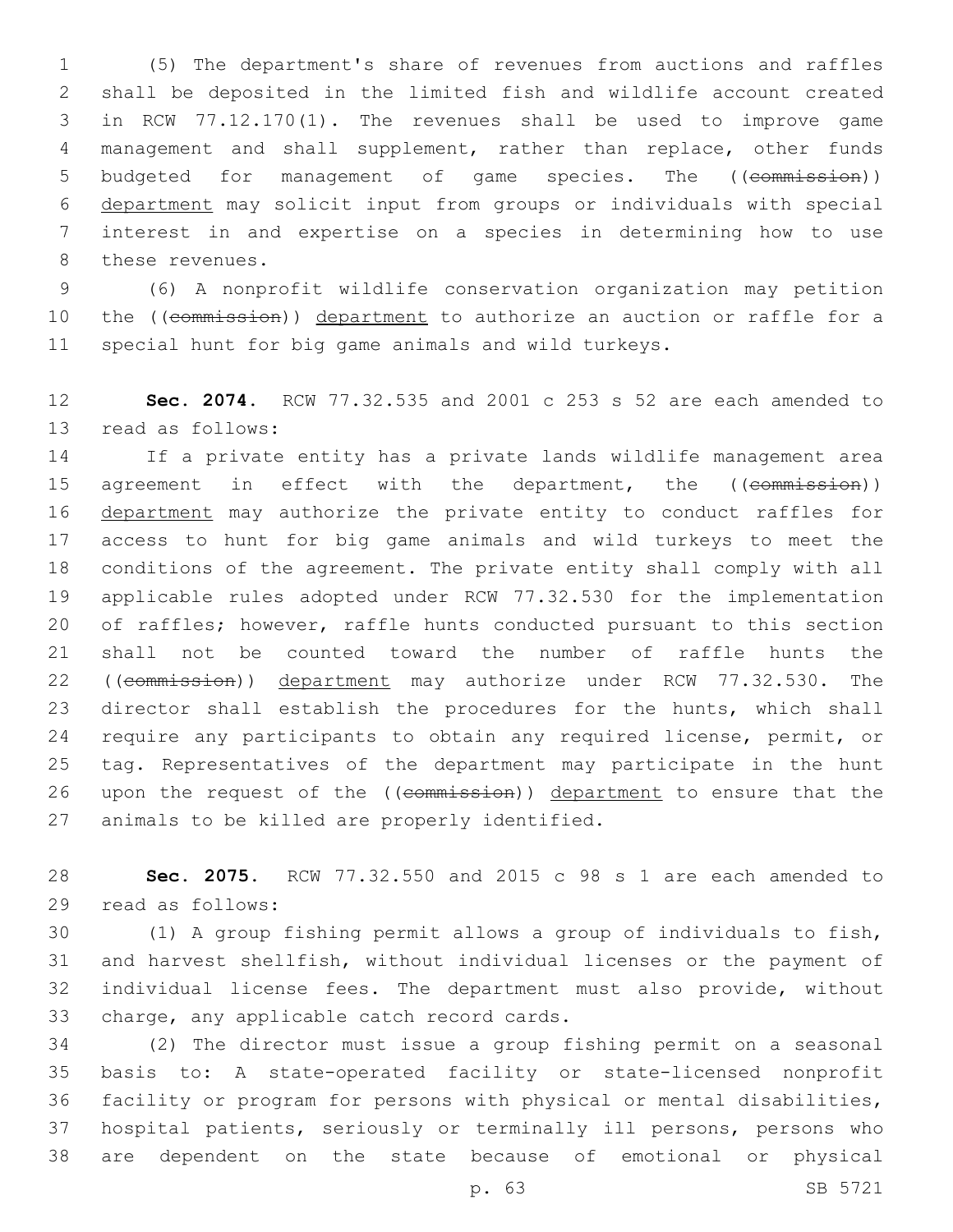(5) The department's share of revenues from auctions and raffles shall be deposited in the limited fish and wildlife account created in RCW 77.12.170(1). The revenues shall be used to improve game management and shall supplement, rather than replace, other funds budgeted for management of game species. The ((~~commission~~)) <u>department</u> may solicit input from groups or individuals with special interest in and expertise on a species in determining how to use these revenues.

(6) A nonprofit wildlife conservation organization may petition the ((~~commission~~)) <u>department</u> to authorize an auction or raffle for a special hunt for big game animals and wild turkeys.

**Sec. 2074.** RCW 77.32.535 and 2001 c 253 s 52 are each amended to read as follows:

If a private entity has a private lands wildlife management area agreement in effect with the department, the ((~~commission~~)) <u>department</u> may authorize the private entity to conduct raffles for access to hunt for big game animals and wild turkeys to meet the conditions of the agreement. The private entity shall comply with all applicable rules adopted under RCW 77.32.530 for the implementation of raffles; however, raffle hunts conducted pursuant to this section shall not be counted toward the number of raffle hunts the ((~~commission~~)) <u>department</u> may authorize under RCW 77.32.530. The director shall establish the procedures for the hunts, which shall require any participants to obtain any required license, permit, or tag. Representatives of the department may participate in the hunt upon the request of the ((~~commission~~)) <u>department</u> to ensure that the animals to be killed are properly identified.

**Sec. 2075.** RCW 77.32.550 and 2015 c 98 s 1 are each amended to read as follows:

(1) A group fishing permit allows a group of individuals to fish, and harvest shellfish, without individual licenses or the payment of individual license fees. The department must also provide, without charge, any applicable catch record cards.

(2) The director must issue a group fishing permit on a seasonal basis to: A state-operated facility or state-licensed nonprofit facility or program for persons with physical or mental disabilities, hospital patients, seriously or terminally ill persons, persons who are dependent on the state because of emotional or physical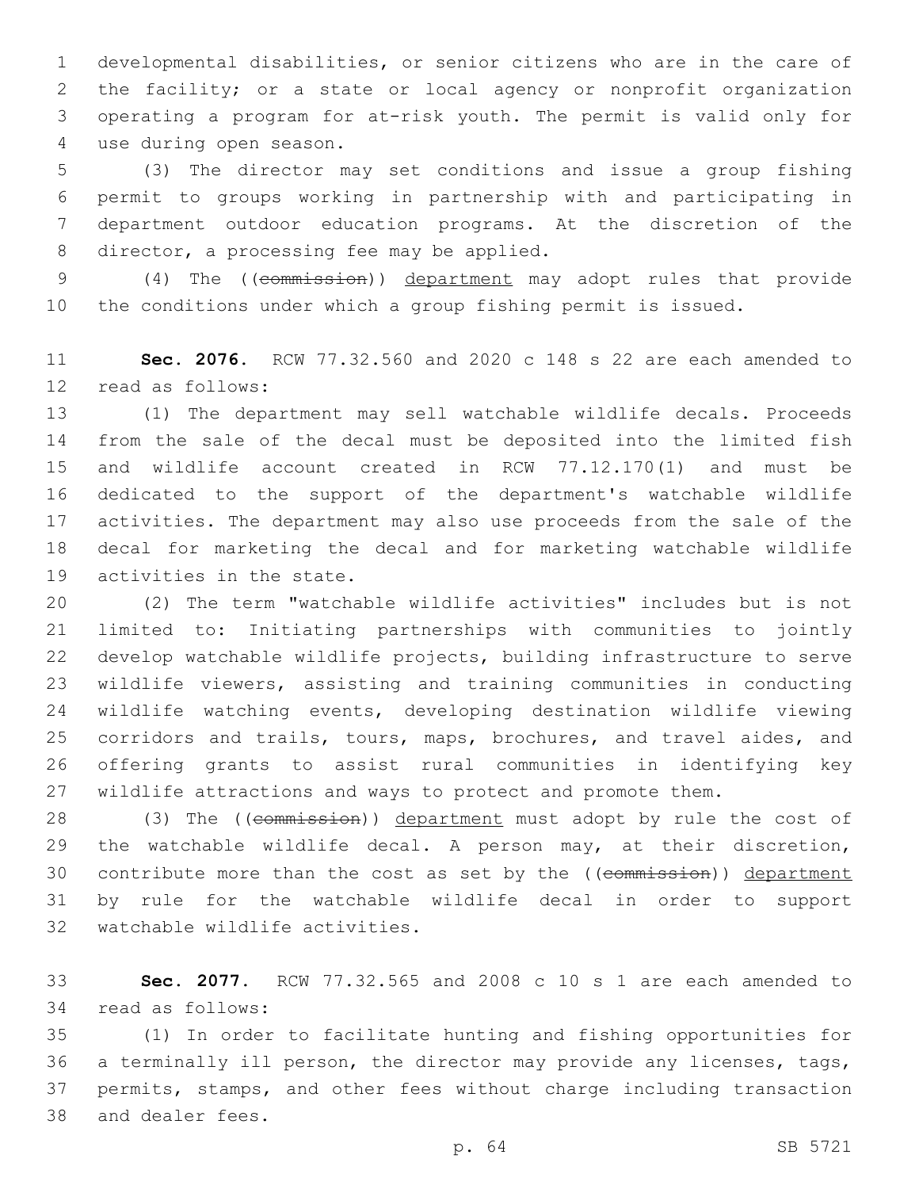developmental disabilities, or senior citizens who are in the care of the facility; or a state or local agency or nonprofit organization operating a program for at-risk youth. The permit is valid only for use during open season.

(3) The director may set conditions and issue a group fishing permit to groups working in partnership with and participating in department outdoor education programs. At the discretion of the director, a processing fee may be applied.

(4) The ((~~commission~~)) department may adopt rules that provide the conditions under which a group fishing permit is issued.

**Sec. 2076.** RCW 77.32.560 and 2020 c 148 s 22 are each amended to read as follows:

(1) The department may sell watchable wildlife decals. Proceeds from the sale of the decal must be deposited into the limited fish and wildlife account created in RCW 77.12.170(1) and must be dedicated to the support of the department's watchable wildlife activities. The department may also use proceeds from the sale of the decal for marketing the decal and for marketing watchable wildlife activities in the state.

(2) The term "watchable wildlife activities" includes but is not limited to: Initiating partnerships with communities to jointly develop watchable wildlife projects, building infrastructure to serve wildlife viewers, assisting and training communities in conducting wildlife watching events, developing destination wildlife viewing corridors and trails, tours, maps, brochures, and travel aides, and offering grants to assist rural communities in identifying key wildlife attractions and ways to protect and promote them.

(3) The ((~~commission~~)) department must adopt by rule the cost of the watchable wildlife decal. A person may, at their discretion, contribute more than the cost as set by the ((~~commission~~)) department by rule for the watchable wildlife decal in order to support watchable wildlife activities.

**Sec. 2077.** RCW 77.32.565 and 2008 c 10 s 1 are each amended to read as follows:

(1) In order to facilitate hunting and fishing opportunities for a terminally ill person, the director may provide any licenses, tags, permits, stamps, and other fees without charge including transaction and dealer fees.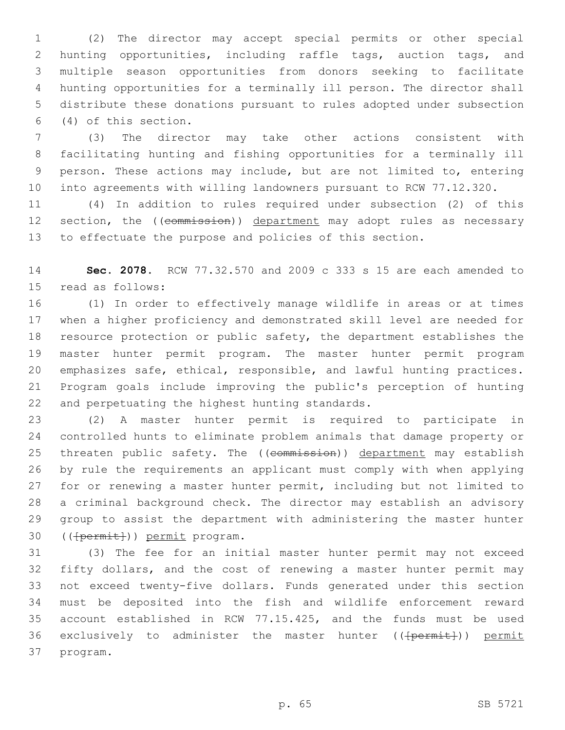(2) The director may accept special permits or other special hunting opportunities, including raffle tags, auction tags, and multiple season opportunities from donors seeking to facilitate hunting opportunities for a terminally ill person. The director shall distribute these donations pursuant to rules adopted under subsection (4) of this section.

(3) The director may take other actions consistent with facilitating hunting and fishing opportunities for a terminally ill person. These actions may include, but are not limited to, entering into agreements with willing landowners pursuant to RCW 77.12.320.

(4) In addition to rules required under subsection (2) of this section, the ((~~commission~~)) <u>department</u> may adopt rules as necessary to effectuate the purpose and policies of this section.

**Sec. 2078.** RCW 77.32.570 and 2009 c 333 s 15 are each amended to read as follows:

(1) In order to effectively manage wildlife in areas or at times when a higher proficiency and demonstrated skill level are needed for resource protection or public safety, the department establishes the master hunter permit program. The master hunter permit program emphasizes safe, ethical, responsible, and lawful hunting practices. Program goals include improving the public's perception of hunting and perpetuating the highest hunting standards.

(2) A master hunter permit is required to participate in controlled hunts to eliminate problem animals that damage property or threaten public safety. The ((~~commission~~)) <u>department</u> may establish by rule the requirements an applicant must comply with when applying for or renewing a master hunter permit, including but not limited to a criminal background check. The director may establish an advisory group to assist the department with administering the master hunter ((~~[permit]~~)) <u>permit</u> program.

(3) The fee for an initial master hunter permit may not exceed fifty dollars, and the cost of renewing a master hunter permit may not exceed twenty-five dollars. Funds generated under this section must be deposited into the fish and wildlife enforcement reward account established in RCW 77.15.425, and the funds must be used exclusively to administer the master hunter ((~~[permit]~~)) <u>permit</u> program.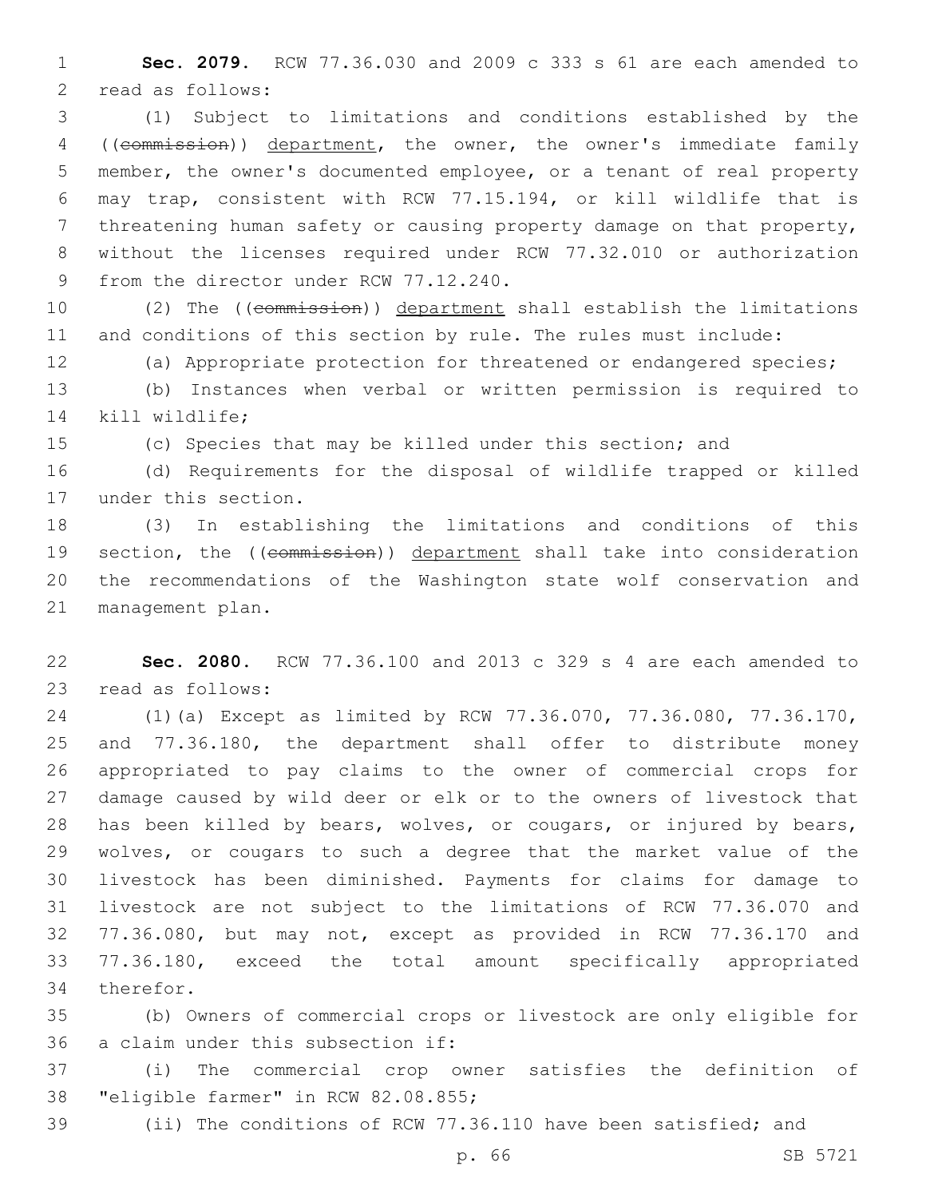**Sec. 2079.** RCW 77.36.030 and 2009 c 333 s 61 are each amended to read as follows:

(1) Subject to limitations and conditions established by the ((~~commission~~)) <u>department</u>, the owner, the owner's immediate family member, the owner's documented employee, or a tenant of real property may trap, consistent with RCW 77.15.194, or kill wildlife that is threatening human safety or causing property damage on that property, without the licenses required under RCW 77.32.010 or authorization from the director under RCW 77.12.240.

(2) The ((~~commission~~)) <u>department</u> shall establish the limitations and conditions of this section by rule. The rules must include:

(a) Appropriate protection for threatened or endangered species;

(b) Instances when verbal or written permission is required to kill wildlife;

(c) Species that may be killed under this section; and

(d) Requirements for the disposal of wildlife trapped or killed under this section.

(3) In establishing the limitations and conditions of this section, the ((~~commission~~)) <u>department</u> shall take into consideration the recommendations of the Washington state wolf conservation and management plan.

**Sec. 2080.** RCW 77.36.100 and 2013 c 329 s 4 are each amended to read as follows:

(1)(a) Except as limited by RCW 77.36.070, 77.36.080, 77.36.170, and 77.36.180, the department shall offer to distribute money appropriated to pay claims to the owner of commercial crops for damage caused by wild deer or elk or to the owners of livestock that has been killed by bears, wolves, or cougars, or injured by bears, wolves, or cougars to such a degree that the market value of the livestock has been diminished. Payments for claims for damage to livestock are not subject to the limitations of RCW 77.36.070 and 77.36.080, but may not, except as provided in RCW 77.36.170 and 77.36.180, exceed the total amount specifically appropriated therefor.

(b) Owners of commercial crops or livestock are only eligible for a claim under this subsection if:

(i) The commercial crop owner satisfies the definition of "eligible farmer" in RCW 82.08.855;

(ii) The conditions of RCW 77.36.110 have been satisfied; and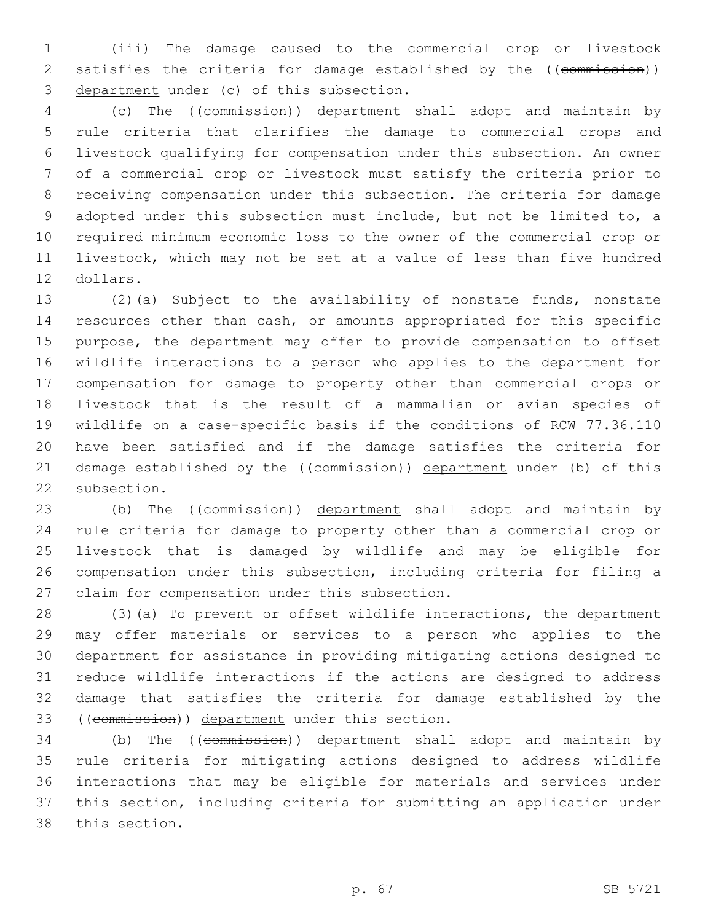(iii) The damage caused to the commercial crop or livestock satisfies the criteria for damage established by the ((~~commission~~)) department under (c) of this subsection.

(c) The ((~~commission~~)) department shall adopt and maintain by rule criteria that clarifies the damage to commercial crops and livestock qualifying for compensation under this subsection. An owner of a commercial crop or livestock must satisfy the criteria prior to receiving compensation under this subsection. The criteria for damage adopted under this subsection must include, but not be limited to, a required minimum economic loss to the owner of the commercial crop or livestock, which may not be set at a value of less than five hundred dollars.

(2)(a) Subject to the availability of nonstate funds, nonstate resources other than cash, or amounts appropriated for this specific purpose, the department may offer to provide compensation to offset wildlife interactions to a person who applies to the department for compensation for damage to property other than commercial crops or livestock that is the result of a mammalian or avian species of wildlife on a case-specific basis if the conditions of RCW 77.36.110 have been satisfied and if the damage satisfies the criteria for damage established by the ((~~commission~~)) department under (b) of this subsection.

(b) The ((~~commission~~)) department shall adopt and maintain by rule criteria for damage to property other than a commercial crop or livestock that is damaged by wildlife and may be eligible for compensation under this subsection, including criteria for filing a claim for compensation under this subsection.

(3)(a) To prevent or offset wildlife interactions, the department may offer materials or services to a person who applies to the department for assistance in providing mitigating actions designed to reduce wildlife interactions if the actions are designed to address damage that satisfies the criteria for damage established by the ((~~commission~~)) department under this section.

(b) The ((~~commission~~)) department shall adopt and maintain by rule criteria for mitigating actions designed to address wildlife interactions that may be eligible for materials and services under this section, including criteria for submitting an application under this section.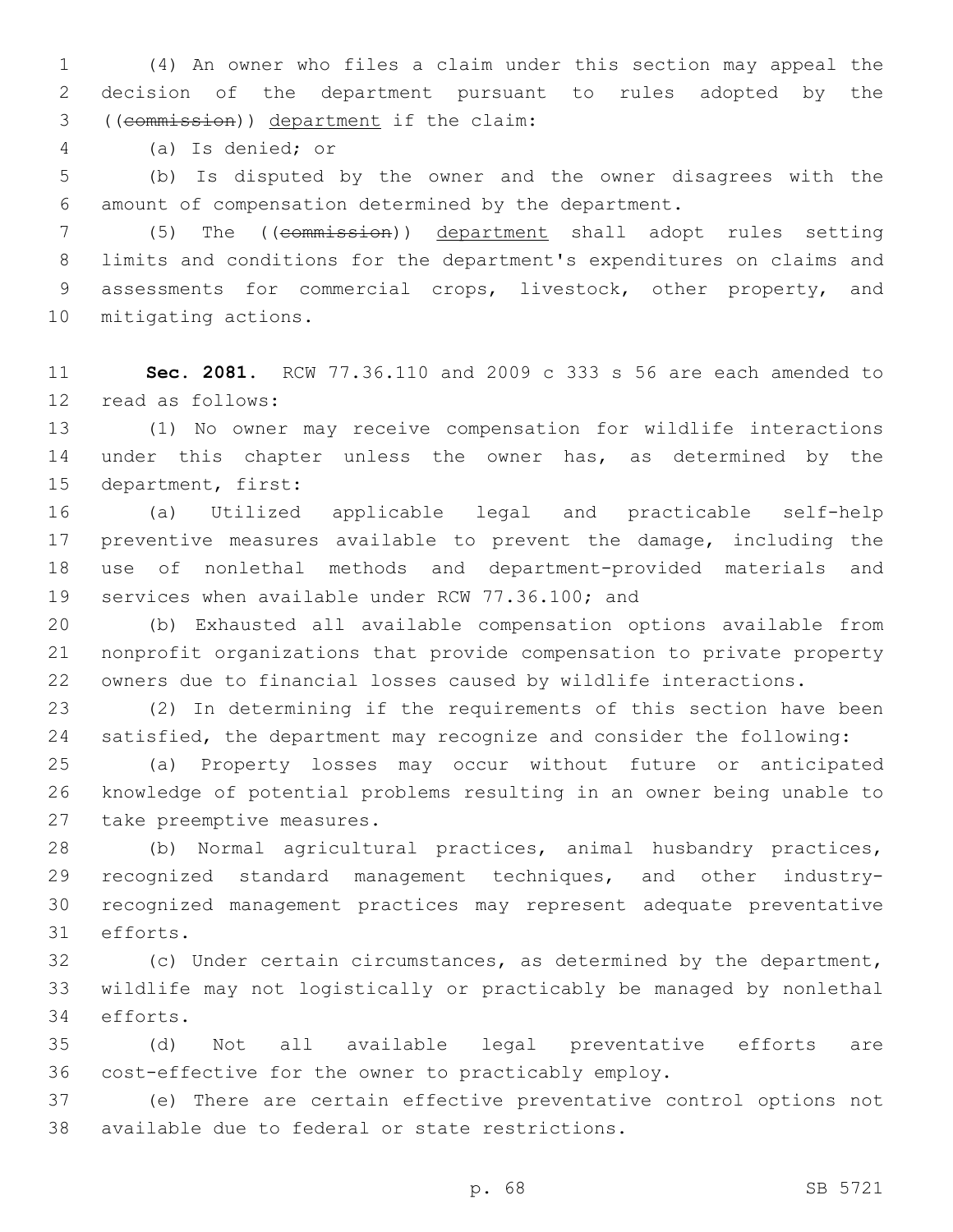(4) An owner who files a claim under this section may appeal the decision of the department pursuant to rules adopted by the ((~~commission~~)) department if the claim:

(a) Is denied; or

(b) Is disputed by the owner and the owner disagrees with the amount of compensation determined by the department.

(5) The ((~~commission~~)) department shall adopt rules setting limits and conditions for the department's expenditures on claims and assessments for commercial crops, livestock, other property, and mitigating actions.

**Sec. 2081.** RCW 77.36.110 and 2009 c 333 s 56 are each amended to read as follows:

(1) No owner may receive compensation for wildlife interactions under this chapter unless the owner has, as determined by the department, first:

(a) Utilized applicable legal and practicable self-help preventive measures available to prevent the damage, including the use of nonlethal methods and department-provided materials and services when available under RCW 77.36.100; and

(b) Exhausted all available compensation options available from nonprofit organizations that provide compensation to private property owners due to financial losses caused by wildlife interactions.

(2) In determining if the requirements of this section have been satisfied, the department may recognize and consider the following:

(a) Property losses may occur without future or anticipated knowledge of potential problems resulting in an owner being unable to take preemptive measures.

(b) Normal agricultural practices, animal husbandry practices, recognized standard management techniques, and other industry-recognized management practices may represent adequate preventative efforts.

(c) Under certain circumstances, as determined by the department, wildlife may not logistically or practicably be managed by nonlethal efforts.

(d) Not all available legal preventative efforts are cost-effective for the owner to practicably employ.

(e) There are certain effective preventative control options not available due to federal or state restrictions.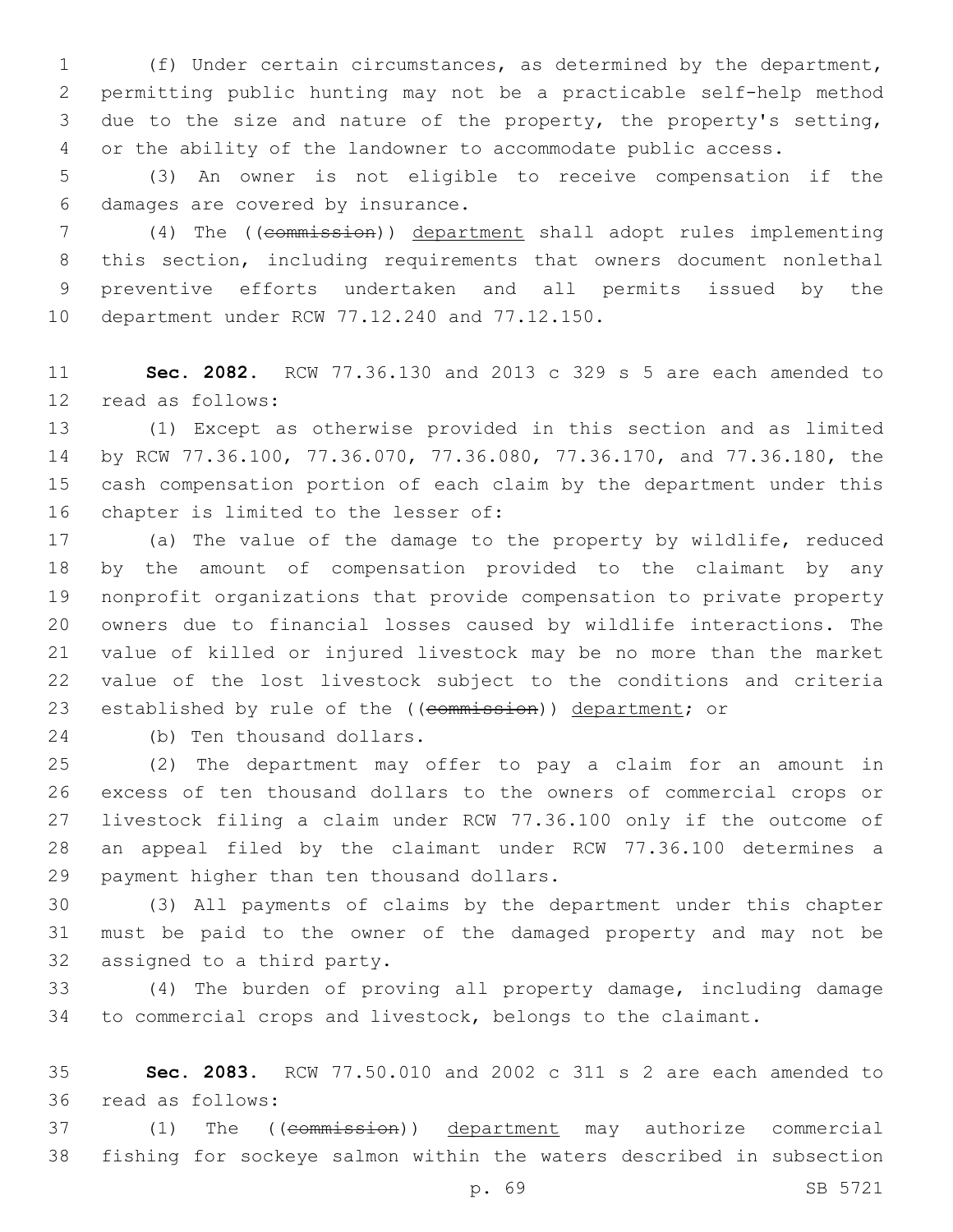(f) Under certain circumstances, as determined by the department, permitting public hunting may not be a practicable self-help method due to the size and nature of the property, the property's setting, or the ability of the landowner to accommodate public access.

(3) An owner is not eligible to receive compensation if the damages are covered by insurance.

(4) The ((~~commission~~)) department shall adopt rules implementing this section, including requirements that owners document nonlethal preventive efforts undertaken and all permits issued by the department under RCW 77.12.240 and 77.12.150.

**Sec. 2082.** RCW 77.36.130 and 2013 c 329 s 5 are each amended to read as follows:

(1) Except as otherwise provided in this section and as limited by RCW 77.36.100, 77.36.070, 77.36.080, 77.36.170, and 77.36.180, the cash compensation portion of each claim by the department under this chapter is limited to the lesser of:

(a) The value of the damage to the property by wildlife, reduced by the amount of compensation provided to the claimant by any nonprofit organizations that provide compensation to private property owners due to financial losses caused by wildlife interactions. The value of killed or injured livestock may be no more than the market value of the lost livestock subject to the conditions and criteria established by rule of the ((~~commission~~)) department; or

(b) Ten thousand dollars.

(2) The department may offer to pay a claim for an amount in excess of ten thousand dollars to the owners of commercial crops or livestock filing a claim under RCW 77.36.100 only if the outcome of an appeal filed by the claimant under RCW 77.36.100 determines a payment higher than ten thousand dollars.

(3) All payments of claims by the department under this chapter must be paid to the owner of the damaged property and may not be assigned to a third party.

(4) The burden of proving all property damage, including damage to commercial crops and livestock, belongs to the claimant.

**Sec. 2083.** RCW 77.50.010 and 2002 c 311 s 2 are each amended to read as follows:

(1) The ((~~commission~~)) department may authorize commercial fishing for sockeye salmon within the waters described in subsection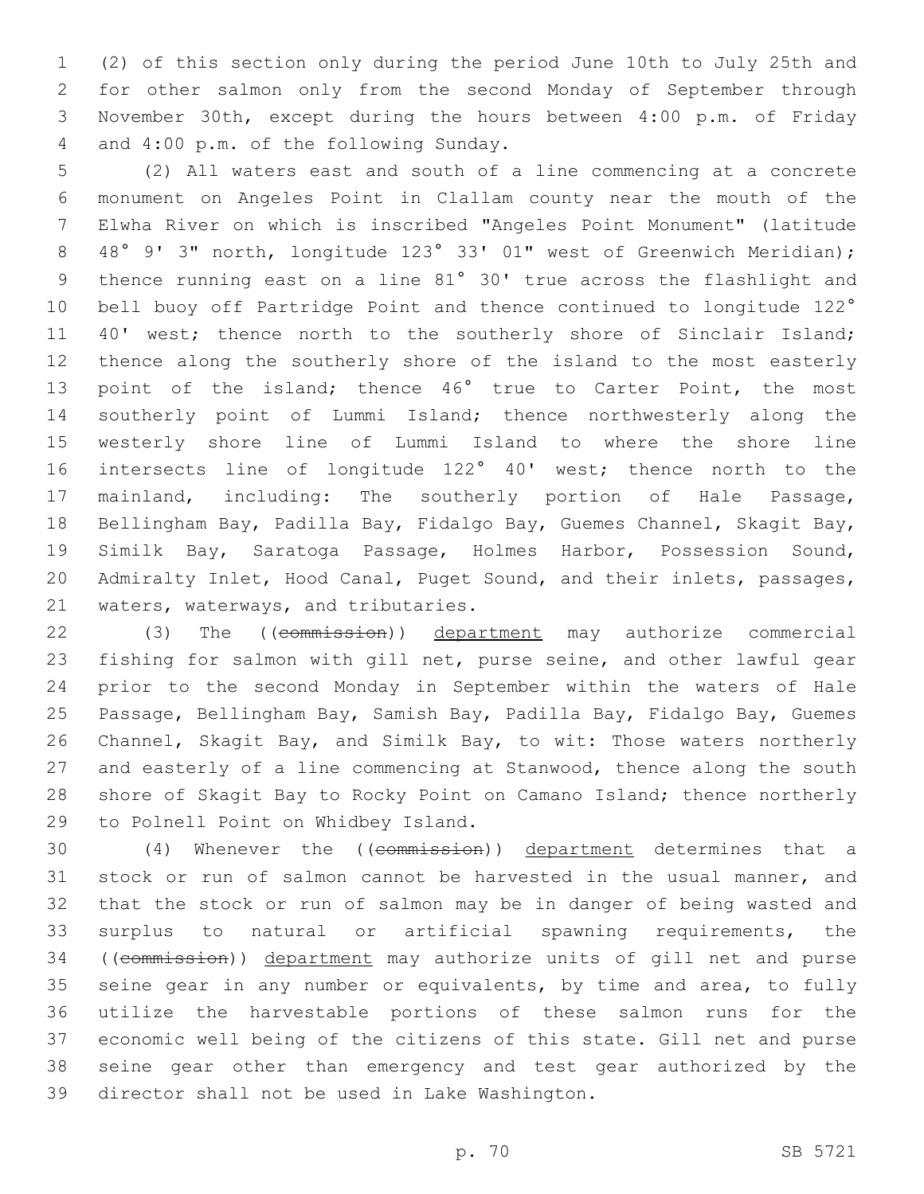(2) of this section only during the period June 10th to July 25th and for other salmon only from the second Monday of September through November 30th, except during the hours between 4:00 p.m. of Friday and 4:00 p.m. of the following Sunday.

(2) All waters east and south of a line commencing at a concrete monument on Angeles Point in Clallam county near the mouth of the Elwha River on which is inscribed "Angeles Point Monument" (latitude 48° 9' 3" north, longitude 123° 33' 01" west of Greenwich Meridian); thence running east on a line 81° 30' true across the flashlight and bell buoy off Partridge Point and thence continued to longitude 122° 40' west; thence north to the southerly shore of Sinclair Island; thence along the southerly shore of the island to the most easterly point of the island; thence 46° true to Carter Point, the most southerly point of Lummi Island; thence northwesterly along the westerly shore line of Lummi Island to where the shore line intersects line of longitude 122° 40' west; thence north to the mainland, including: The southerly portion of Hale Passage, Bellingham Bay, Padilla Bay, Fidalgo Bay, Guemes Channel, Skagit Bay, Similk Bay, Saratoga Passage, Holmes Harbor, Possession Sound, Admiralty Inlet, Hood Canal, Puget Sound, and their inlets, passages, waters, waterways, and tributaries.

(3) The ((~~commission~~)) <u>department</u> may authorize commercial fishing for salmon with gill net, purse seine, and other lawful gear prior to the second Monday in September within the waters of Hale Passage, Bellingham Bay, Samish Bay, Padilla Bay, Fidalgo Bay, Guemes Channel, Skagit Bay, and Similk Bay, to wit: Those waters northerly and easterly of a line commencing at Stanwood, thence along the south shore of Skagit Bay to Rocky Point on Camano Island; thence northerly to Polnell Point on Whidbey Island.

(4) Whenever the ((~~commission~~)) <u>department</u> determines that a stock or run of salmon cannot be harvested in the usual manner, and that the stock or run of salmon may be in danger of being wasted and surplus to natural or artificial spawning requirements, the ((~~commission~~)) <u>department</u> may authorize units of gill net and purse seine gear in any number or equivalents, by time and area, to fully utilize the harvestable portions of these salmon runs for the economic well being of the citizens of this state. Gill net and purse seine gear other than emergency and test gear authorized by the director shall not be used in Lake Washington.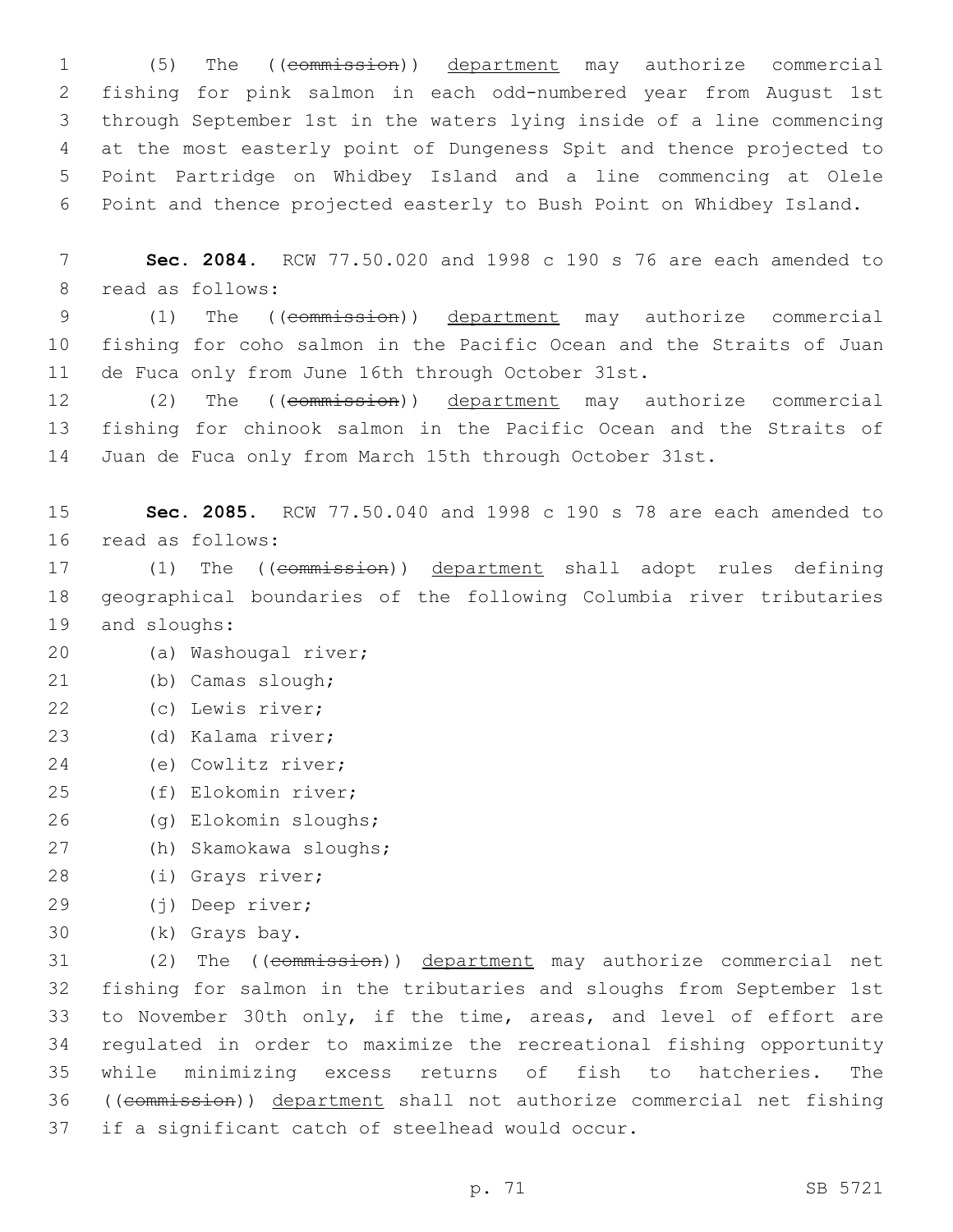(5) The ((~~commission~~)) <u>department</u> may authorize commercial fishing for pink salmon in each odd-numbered year from August 1st through September 1st in the waters lying inside of a line commencing at the most easterly point of Dungeness Spit and thence projected to Point Partridge on Whidbey Island and a line commencing at Olele Point and thence projected easterly to Bush Point on Whidbey Island.

**Sec. 2084.** RCW 77.50.020 and 1998 c 190 s 76 are each amended to read as follows:

(1) The ((~~commission~~)) <u>department</u> may authorize commercial fishing for coho salmon in the Pacific Ocean and the Straits of Juan de Fuca only from June 16th through October 31st.

(2) The ((~~commission~~)) <u>department</u> may authorize commercial fishing for chinook salmon in the Pacific Ocean and the Straits of Juan de Fuca only from March 15th through October 31st.

**Sec. 2085.** RCW 77.50.040 and 1998 c 190 s 78 are each amended to read as follows:

(1) The ((~~commission~~)) <u>department</u> shall adopt rules defining geographical boundaries of the following Columbia river tributaries and sloughs:

(a) Washougal river;

(b) Camas slough;

(c) Lewis river;

(d) Kalama river;

(e) Cowlitz river;

(f) Elokomin river;

(g) Elokomin sloughs;

(h) Skamokawa sloughs;

(i) Grays river;

(j) Deep river;

(k) Grays bay.

(2) The ((~~commission~~)) <u>department</u> may authorize commercial net fishing for salmon in the tributaries and sloughs from September 1st to November 30th only, if the time, areas, and level of effort are regulated in order to maximize the recreational fishing opportunity while minimizing excess returns of fish to hatcheries. The ((~~commission~~)) <u>department</u> shall not authorize commercial net fishing if a significant catch of steelhead would occur.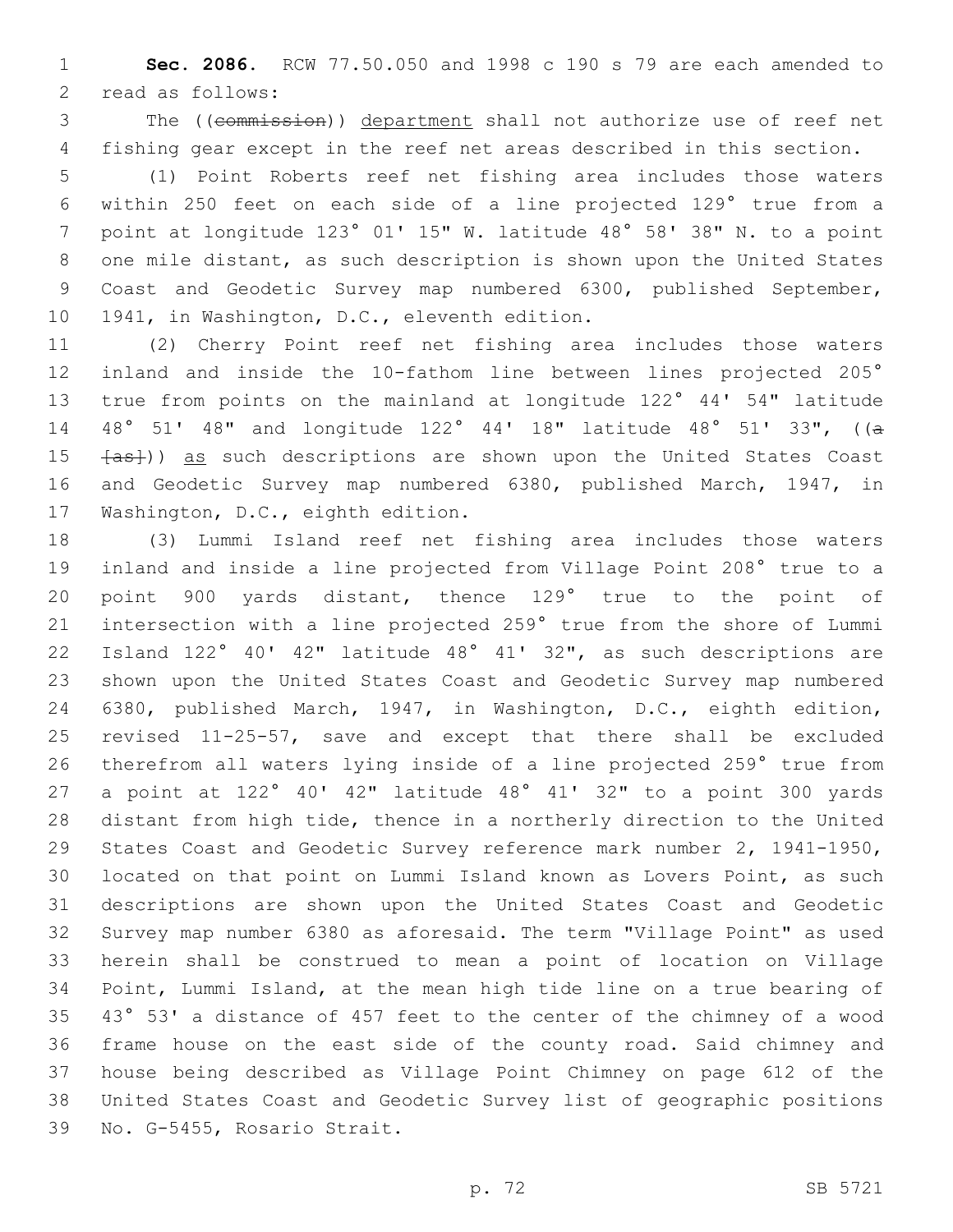**Sec. 2086.** RCW 77.50.050 and 1998 c 190 s 79 are each amended to read as follows:

The ((~~commission~~)) <u>department</u> shall not authorize use of reef net fishing gear except in the reef net areas described in this section.

(1) Point Roberts reef net fishing area includes those waters within 250 feet on each side of a line projected 129° true from a point at longitude 123° 01' 15" W. latitude 48° 58' 38" N. to a point one mile distant, as such description is shown upon the United States Coast and Geodetic Survey map numbered 6300, published September, 1941, in Washington, D.C., eleventh edition.

(2) Cherry Point reef net fishing area includes those waters inland and inside the 10-fathom line between lines projected 205° true from points on the mainland at longitude 122° 44' 54" latitude 48° 51' 48" and longitude 122° 44' 18" latitude 48° 51' 33", ((~~a [as]~~)) <u>as</u> such descriptions are shown upon the United States Coast and Geodetic Survey map numbered 6380, published March, 1947, in Washington, D.C., eighth edition.

(3) Lummi Island reef net fishing area includes those waters inland and inside a line projected from Village Point 208° true to a point 900 yards distant, thence 129° true to the point of intersection with a line projected 259° true from the shore of Lummi Island 122° 40' 42" latitude 48° 41' 32", as such descriptions are shown upon the United States Coast and Geodetic Survey map numbered 6380, published March, 1947, in Washington, D.C., eighth edition, revised 11-25-57, save and except that there shall be excluded therefrom all waters lying inside of a line projected 259° true from a point at 122° 40' 42" latitude 48° 41' 32" to a point 300 yards distant from high tide, thence in a northerly direction to the United States Coast and Geodetic Survey reference mark number 2, 1941-1950, located on that point on Lummi Island known as Lovers Point, as such descriptions are shown upon the United States Coast and Geodetic Survey map number 6380 as aforesaid. The term "Village Point" as used herein shall be construed to mean a point of location on Village Point, Lummi Island, at the mean high tide line on a true bearing of 43° 53' a distance of 457 feet to the center of the chimney of a wood frame house on the east side of the county road. Said chimney and house being described as Village Point Chimney on page 612 of the United States Coast and Geodetic Survey list of geographic positions No. G-5455, Rosario Strait.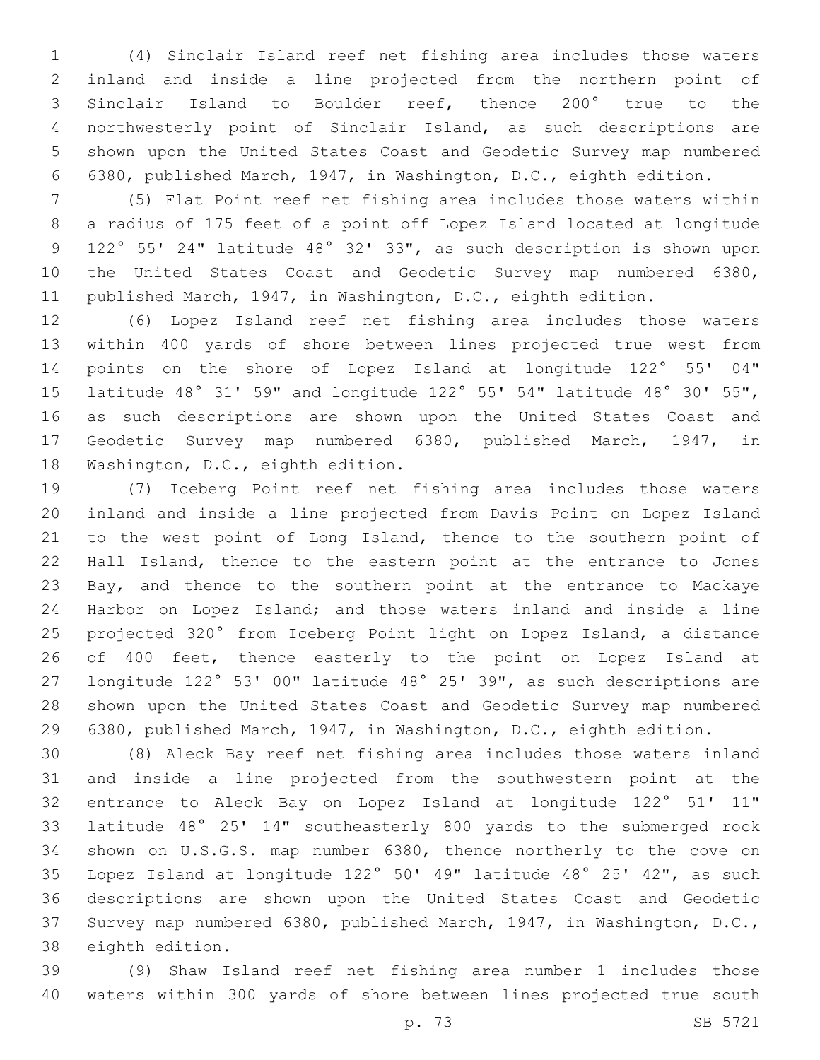(4) Sinclair Island reef net fishing area includes those waters inland and inside a line projected from the northern point of Sinclair Island to Boulder reef, thence 200° true to the northwesterly point of Sinclair Island, as such descriptions are shown upon the United States Coast and Geodetic Survey map numbered 6380, published March, 1947, in Washington, D.C., eighth edition.

(5) Flat Point reef net fishing area includes those waters within a radius of 175 feet of a point off Lopez Island located at longitude 122° 55' 24" latitude 48° 32' 33", as such description is shown upon the United States Coast and Geodetic Survey map numbered 6380, published March, 1947, in Washington, D.C., eighth edition.

(6) Lopez Island reef net fishing area includes those waters within 400 yards of shore between lines projected true west from points on the shore of Lopez Island at longitude 122° 55' 04" latitude 48° 31' 59" and longitude 122° 55' 54" latitude 48° 30' 55", as such descriptions are shown upon the United States Coast and Geodetic Survey map numbered 6380, published March, 1947, in Washington, D.C., eighth edition.

(7) Iceberg Point reef net fishing area includes those waters inland and inside a line projected from Davis Point on Lopez Island to the west point of Long Island, thence to the southern point of Hall Island, thence to the eastern point at the entrance to Jones Bay, and thence to the southern point at the entrance to Mackaye Harbor on Lopez Island; and those waters inland and inside a line projected 320° from Iceberg Point light on Lopez Island, a distance of 400 feet, thence easterly to the point on Lopez Island at longitude 122° 53' 00" latitude 48° 25' 39", as such descriptions are shown upon the United States Coast and Geodetic Survey map numbered 6380, published March, 1947, in Washington, D.C., eighth edition.

(8) Aleck Bay reef net fishing area includes those waters inland and inside a line projected from the southwestern point at the entrance to Aleck Bay on Lopez Island at longitude 122° 51' 11" latitude 48° 25' 14" southeasterly 800 yards to the submerged rock shown on U.S.G.S. map number 6380, thence northerly to the cove on Lopez Island at longitude 122° 50' 49" latitude 48° 25' 42", as such descriptions are shown upon the United States Coast and Geodetic Survey map numbered 6380, published March, 1947, in Washington, D.C., eighth edition.

(9) Shaw Island reef net fishing area number 1 includes those waters within 300 yards of shore between lines projected true south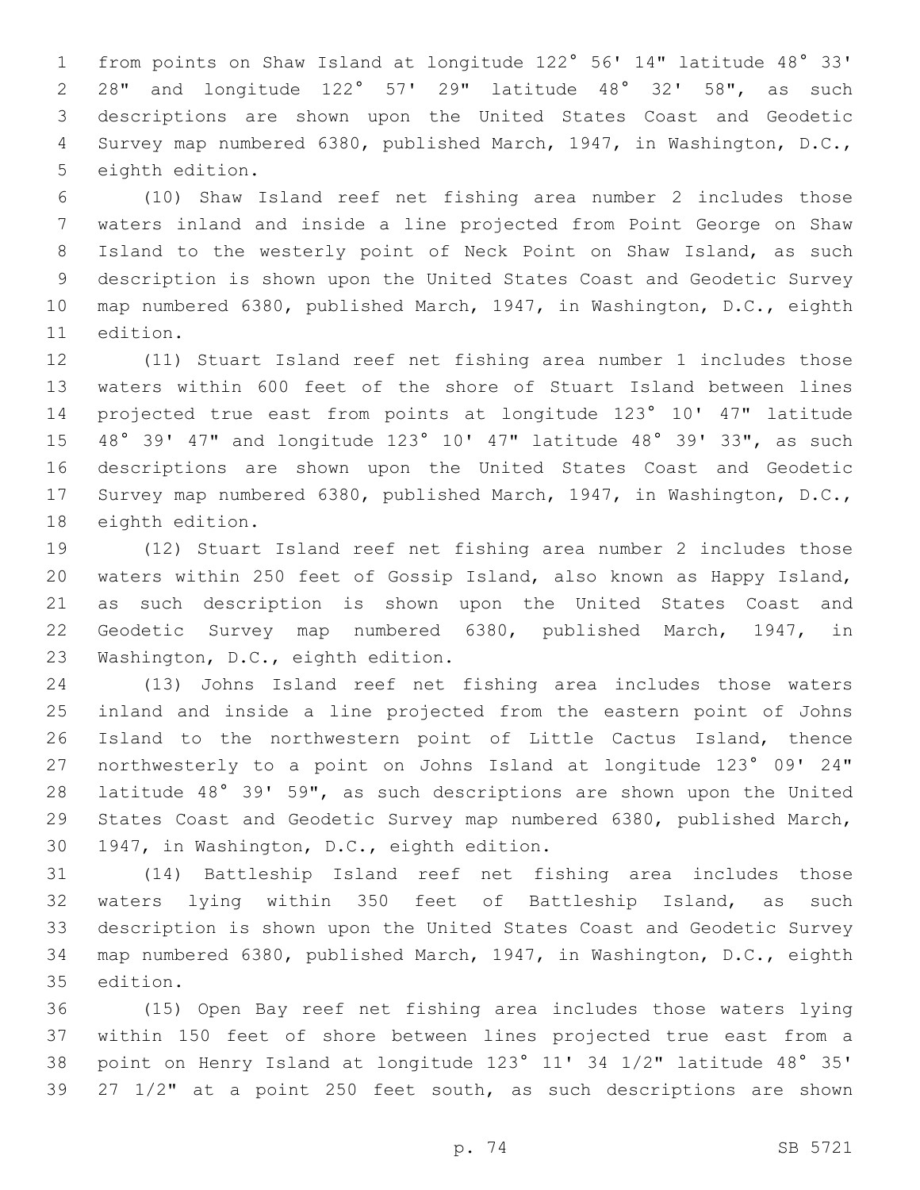from points on Shaw Island at longitude 122° 56' 14" latitude 48° 33' 28" and longitude 122° 57' 29" latitude 48° 32' 58", as such descriptions are shown upon the United States Coast and Geodetic Survey map numbered 6380, published March, 1947, in Washington, D.C., eighth edition.

(10) Shaw Island reef net fishing area number 2 includes those waters inland and inside a line projected from Point George on Shaw Island to the westerly point of Neck Point on Shaw Island, as such description is shown upon the United States Coast and Geodetic Survey map numbered 6380, published March, 1947, in Washington, D.C., eighth edition.

(11) Stuart Island reef net fishing area number 1 includes those waters within 600 feet of the shore of Stuart Island between lines projected true east from points at longitude 123° 10' 47" latitude 48° 39' 47" and longitude 123° 10' 47" latitude 48° 39' 33", as such descriptions are shown upon the United States Coast and Geodetic Survey map numbered 6380, published March, 1947, in Washington, D.C., eighth edition.

(12) Stuart Island reef net fishing area number 2 includes those waters within 250 feet of Gossip Island, also known as Happy Island, as such description is shown upon the United States Coast and Geodetic Survey map numbered 6380, published March, 1947, in Washington, D.C., eighth edition.

(13) Johns Island reef net fishing area includes those waters inland and inside a line projected from the eastern point of Johns Island to the northwestern point of Little Cactus Island, thence northwesterly to a point on Johns Island at longitude 123° 09' 24" latitude 48° 39' 59", as such descriptions are shown upon the United States Coast and Geodetic Survey map numbered 6380, published March, 1947, in Washington, D.C., eighth edition.

(14) Battleship Island reef net fishing area includes those waters lying within 350 feet of Battleship Island, as such description is shown upon the United States Coast and Geodetic Survey map numbered 6380, published March, 1947, in Washington, D.C., eighth edition.

(15) Open Bay reef net fishing area includes those waters lying within 150 feet of shore between lines projected true east from a point on Henry Island at longitude 123° 11' 34 1/2" latitude 48° 35' 27 1/2" at a point 250 feet south, as such descriptions are shown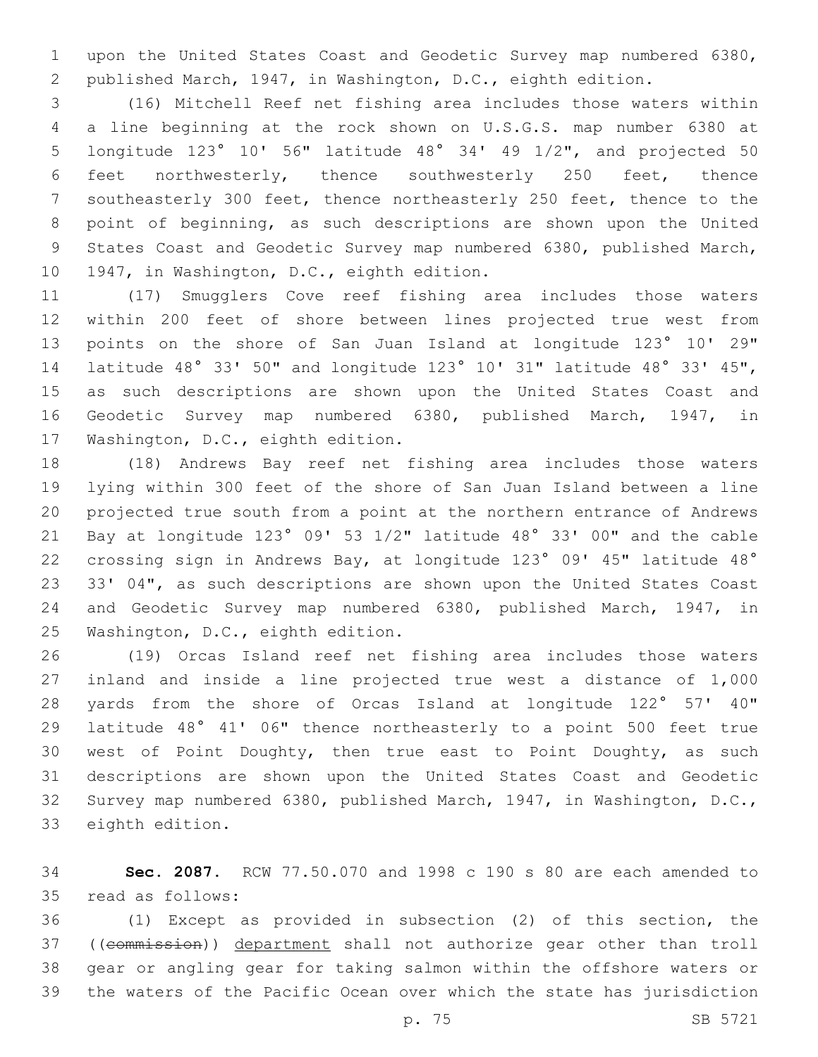upon the United States Coast and Geodetic Survey map numbered 6380, published March, 1947, in Washington, D.C., eighth edition.

(16) Mitchell Reef net fishing area includes those waters within a line beginning at the rock shown on U.S.G.S. map number 6380 at longitude 123° 10' 56" latitude 48° 34' 49 1/2", and projected 50 feet northwesterly, thence southwesterly 250 feet, thence southeasterly 300 feet, thence northeasterly 250 feet, thence to the point of beginning, as such descriptions are shown upon the United States Coast and Geodetic Survey map numbered 6380, published March, 1947, in Washington, D.C., eighth edition.

(17) Smugglers Cove reef fishing area includes those waters within 200 feet of shore between lines projected true west from points on the shore of San Juan Island at longitude 123° 10' 29" latitude 48° 33' 50" and longitude 123° 10' 31" latitude 48° 33' 45", as such descriptions are shown upon the United States Coast and Geodetic Survey map numbered 6380, published March, 1947, in Washington, D.C., eighth edition.

(18) Andrews Bay reef net fishing area includes those waters lying within 300 feet of the shore of San Juan Island between a line projected true south from a point at the northern entrance of Andrews Bay at longitude 123° 09' 53 1/2" latitude 48° 33' 00" and the cable crossing sign in Andrews Bay, at longitude 123° 09' 45" latitude 48° 33' 04", as such descriptions are shown upon the United States Coast and Geodetic Survey map numbered 6380, published March, 1947, in Washington, D.C., eighth edition.

(19) Orcas Island reef net fishing area includes those waters inland and inside a line projected true west a distance of 1,000 yards from the shore of Orcas Island at longitude 122° 57' 40" latitude 48° 41' 06" thence northeasterly to a point 500 feet true west of Point Doughty, then true east to Point Doughty, as such descriptions are shown upon the United States Coast and Geodetic Survey map numbered 6380, published March, 1947, in Washington, D.C., eighth edition.

**Sec. 2087.** RCW 77.50.070 and 1998 c 190 s 80 are each amended to read as follows:

(1) Except as provided in subsection (2) of this section, the ((~~commission~~)) <u>department</u> shall not authorize gear other than troll gear or angling gear for taking salmon within the offshore waters or the waters of the Pacific Ocean over which the state has jurisdiction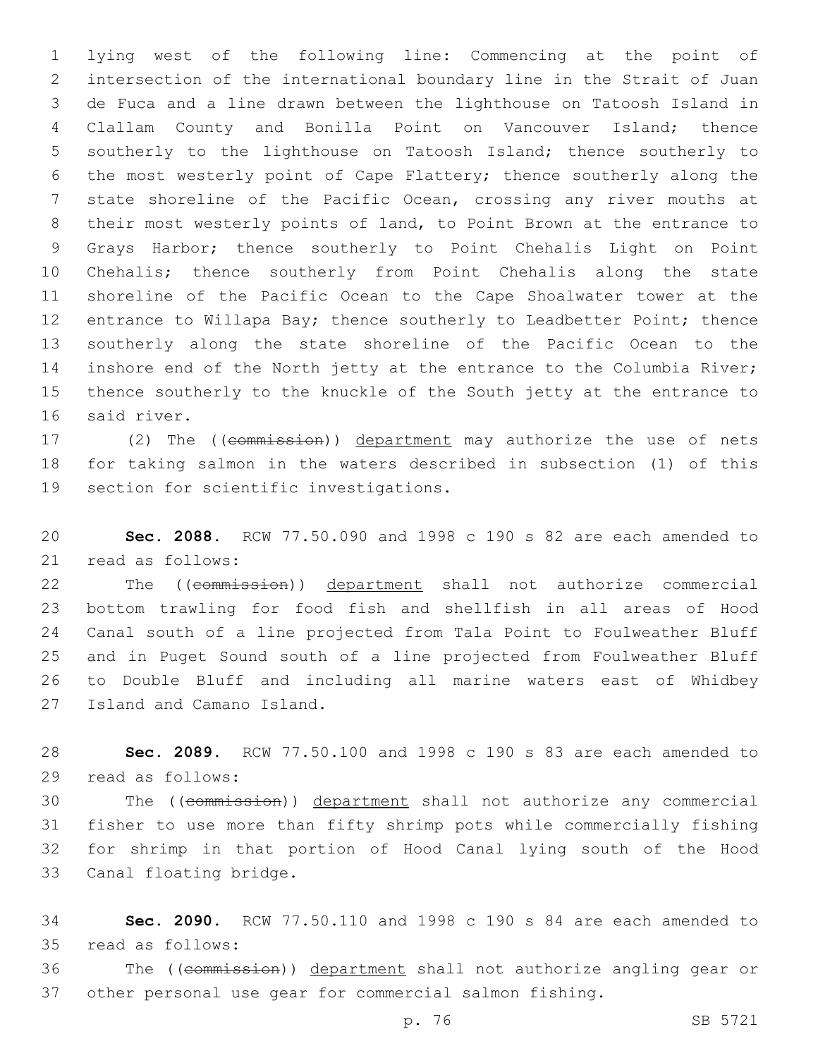lying west of the following line: Commencing at the point of intersection of the international boundary line in the Strait of Juan de Fuca and a line drawn between the lighthouse on Tatoosh Island in Clallam County and Bonilla Point on Vancouver Island; thence southerly to the lighthouse on Tatoosh Island; thence southerly to the most westerly point of Cape Flattery; thence southerly along the state shoreline of the Pacific Ocean, crossing any river mouths at their most westerly points of land, to Point Brown at the entrance to Grays Harbor; thence southerly to Point Chehalis Light on Point Chehalis; thence southerly from Point Chehalis along the state shoreline of the Pacific Ocean to the Cape Shoalwater tower at the entrance to Willapa Bay; thence southerly to Leadbetter Point; thence southerly along the state shoreline of the Pacific Ocean to the inshore end of the North jetty at the entrance to the Columbia River; thence southerly to the knuckle of the South jetty at the entrance to said river.

(2) The ((~~commission~~)) <u>department</u> may authorize the use of nets for taking salmon in the waters described in subsection (1) of this section for scientific investigations.

**Sec. 2088.** RCW 77.50.090 and 1998 c 190 s 82 are each amended to read as follows:

The ((~~commission~~)) <u>department</u> shall not authorize commercial bottom trawling for food fish and shellfish in all areas of Hood Canal south of a line projected from Tala Point to Foulweather Bluff and in Puget Sound south of a line projected from Foulweather Bluff to Double Bluff and including all marine waters east of Whidbey Island and Camano Island.

**Sec. 2089.** RCW 77.50.100 and 1998 c 190 s 83 are each amended to read as follows:

The ((~~commission~~)) <u>department</u> shall not authorize any commercial fisher to use more than fifty shrimp pots while commercially fishing for shrimp in that portion of Hood Canal lying south of the Hood Canal floating bridge.

**Sec. 2090.** RCW 77.50.110 and 1998 c 190 s 84 are each amended to read as follows:

The ((~~commission~~)) <u>department</u> shall not authorize angling gear or other personal use gear for commercial salmon fishing.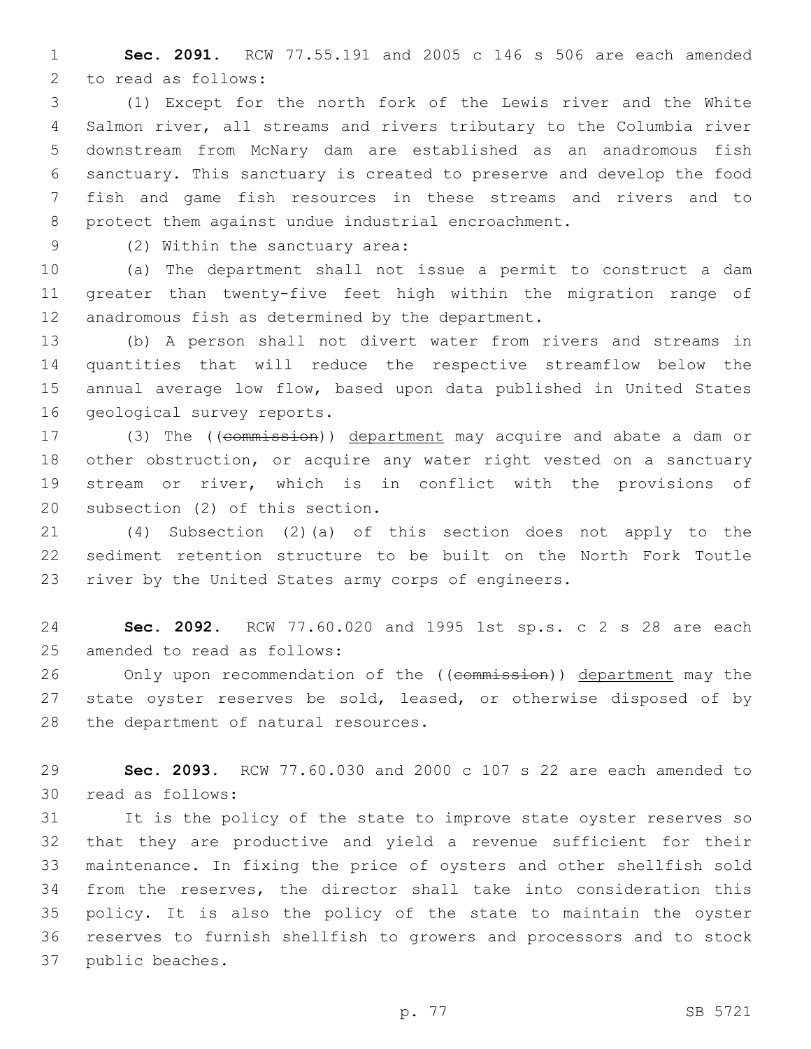**Sec. 2091.** RCW 77.55.191 and 2005 c 146 s 506 are each amended to read as follows:

(1) Except for the north fork of the Lewis river and the White Salmon river, all streams and rivers tributary to the Columbia river downstream from McNary dam are established as an anadromous fish sanctuary. This sanctuary is created to preserve and develop the food fish and game fish resources in these streams and rivers and to protect them against undue industrial encroachment.

(2) Within the sanctuary area:

(a) The department shall not issue a permit to construct a dam greater than twenty-five feet high within the migration range of anadromous fish as determined by the department.

(b) A person shall not divert water from rivers and streams in quantities that will reduce the respective streamflow below the annual average low flow, based upon data published in United States geological survey reports.

(3) The ((~~commission~~)) <u>department</u> may acquire and abate a dam or other obstruction, or acquire any water right vested on a sanctuary stream or river, which is in conflict with the provisions of subsection (2) of this section.

(4) Subsection (2)(a) of this section does not apply to the sediment retention structure to be built on the North Fork Toutle river by the United States army corps of engineers.

**Sec. 2092.** RCW 77.60.020 and 1995 1st sp.s. c 2 s 28 are each amended to read as follows:

Only upon recommendation of the ((~~commission~~)) <u>department</u> may the state oyster reserves be sold, leased, or otherwise disposed of by the department of natural resources.

**Sec. 2093.** RCW 77.60.030 and 2000 c 107 s 22 are each amended to read as follows:

It is the policy of the state to improve state oyster reserves so that they are productive and yield a revenue sufficient for their maintenance. In fixing the price of oysters and other shellfish sold from the reserves, the director shall take into consideration this policy. It is also the policy of the state to maintain the oyster reserves to furnish shellfish to growers and processors and to stock public beaches.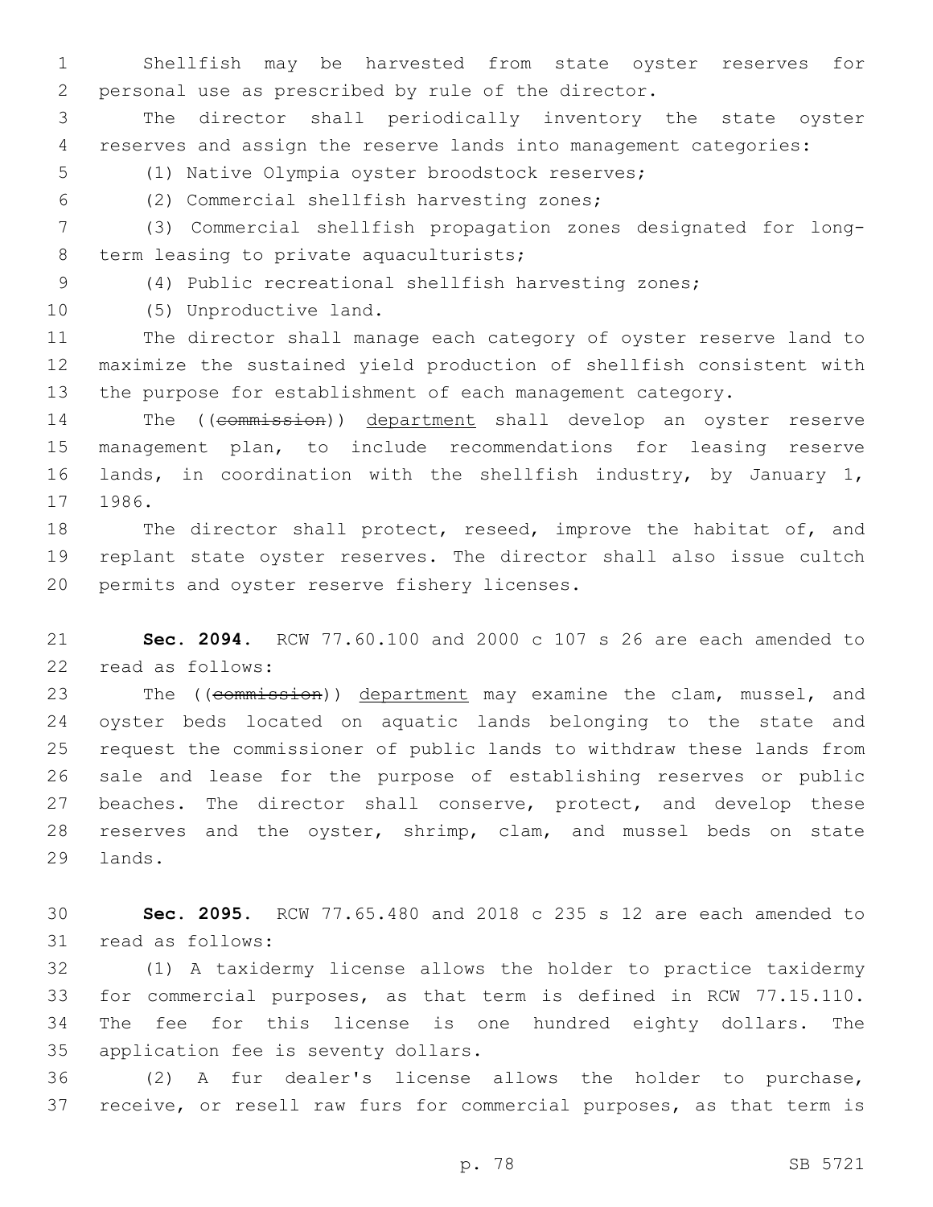Shellfish may be harvested from state oyster reserves for personal use as prescribed by rule of the director.

The director shall periodically inventory the state oyster reserves and assign the reserve lands into management categories:

(1) Native Olympia oyster broodstock reserves;

(2) Commercial shellfish harvesting zones;

(3) Commercial shellfish propagation zones designated for long-term leasing to private aquaculturists;

(4) Public recreational shellfish harvesting zones;

(5) Unproductive land.

The director shall manage each category of oyster reserve land to maximize the sustained yield production of shellfish consistent with the purpose for establishment of each management category.

The ((~~commission~~)) department shall develop an oyster reserve management plan, to include recommendations for leasing reserve lands, in coordination with the shellfish industry, by January 1, 1986.

The director shall protect, reseed, improve the habitat of, and replant state oyster reserves. The director shall also issue cultch permits and oyster reserve fishery licenses.

**Sec. 2094.** RCW 77.60.100 and 2000 c 107 s 26 are each amended to read as follows:

The ((~~commission~~)) department may examine the clam, mussel, and oyster beds located on aquatic lands belonging to the state and request the commissioner of public lands to withdraw these lands from sale and lease for the purpose of establishing reserves or public beaches. The director shall conserve, protect, and develop these reserves and the oyster, shrimp, clam, and mussel beds on state lands.

**Sec. 2095.** RCW 77.65.480 and 2018 c 235 s 12 are each amended to read as follows:

(1) A taxidermy license allows the holder to practice taxidermy for commercial purposes, as that term is defined in RCW 77.15.110. The fee for this license is one hundred eighty dollars. The application fee is seventy dollars.

(2) A fur dealer's license allows the holder to purchase, receive, or resell raw furs for commercial purposes, as that term is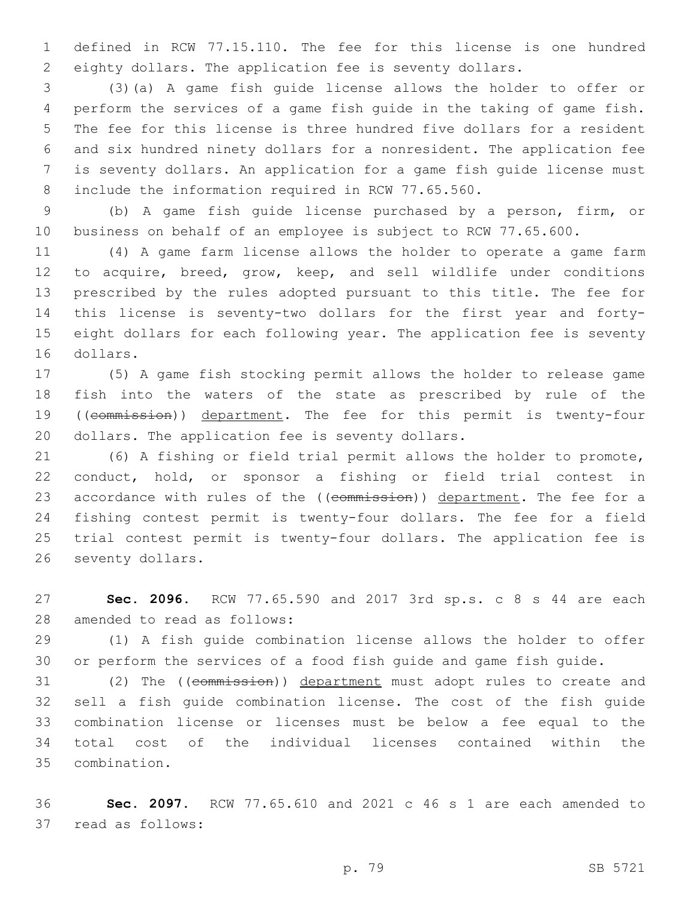defined in RCW 77.15.110. The fee for this license is one hundred eighty dollars. The application fee is seventy dollars.

(3)(a) A game fish guide license allows the holder to offer or perform the services of a game fish guide in the taking of game fish. The fee for this license is three hundred five dollars for a resident and six hundred ninety dollars for a nonresident. The application fee is seventy dollars. An application for a game fish guide license must include the information required in RCW 77.65.560.

(b) A game fish guide license purchased by a person, firm, or business on behalf of an employee is subject to RCW 77.65.600.

(4) A game farm license allows the holder to operate a game farm to acquire, breed, grow, keep, and sell wildlife under conditions prescribed by the rules adopted pursuant to this title. The fee for this license is seventy-two dollars for the first year and forty-eight dollars for each following year. The application fee is seventy dollars.

(5) A game fish stocking permit allows the holder to release game fish into the waters of the state as prescribed by rule of the ((~~commission~~)) <u>department</u>. The fee for this permit is twenty-four dollars. The application fee is seventy dollars.

(6) A fishing or field trial permit allows the holder to promote, conduct, hold, or sponsor a fishing or field trial contest in accordance with rules of the ((~~commission~~)) <u>department</u>. The fee for a fishing contest permit is twenty-four dollars. The fee for a field trial contest permit is twenty-four dollars. The application fee is seventy dollars.

**Sec. 2096.** RCW 77.65.590 and 2017 3rd sp.s. c 8 s 44 are each amended to read as follows:

(1) A fish guide combination license allows the holder to offer or perform the services of a food fish guide and game fish guide.

(2) The ((~~commission~~)) <u>department</u> must adopt rules to create and sell a fish guide combination license. The cost of the fish guide combination license or licenses must be below a fee equal to the total cost of the individual licenses contained within the combination.

**Sec. 2097.** RCW 77.65.610 and 2021 c 46 s 1 are each amended to read as follows: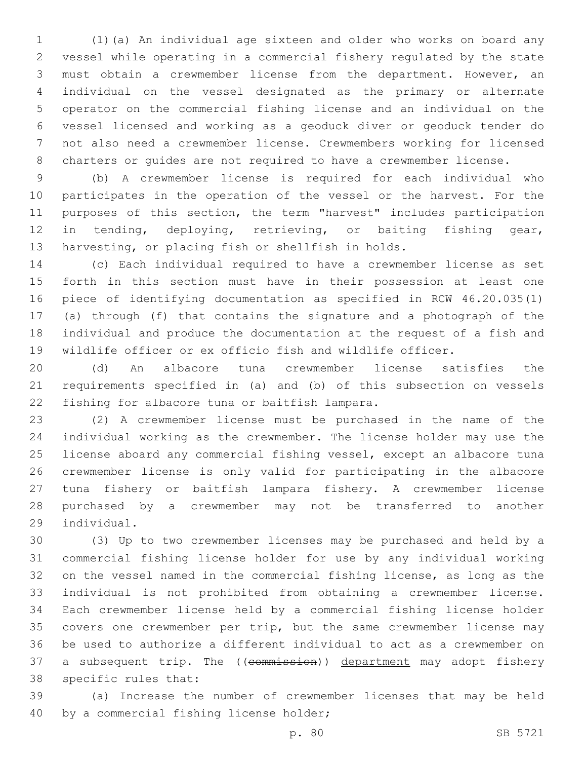(1)(a) An individual age sixteen and older who works on board any vessel while operating in a commercial fishery regulated by the state must obtain a crewmember license from the department. However, an individual on the vessel designated as the primary or alternate operator on the commercial fishing license and an individual on the vessel licensed and working as a geoduck diver or geoduck tender do not also need a crewmember license. Crewmembers working for licensed charters or guides are not required to have a crewmember license.

(b) A crewmember license is required for each individual who participates in the operation of the vessel or the harvest. For the purposes of this section, the term "harvest" includes participation in tending, deploying, retrieving, or baiting fishing gear, harvesting, or placing fish or shellfish in holds.

(c) Each individual required to have a crewmember license as set forth in this section must have in their possession at least one piece of identifying documentation as specified in RCW 46.20.035(1)(a) through (f) that contains the signature and a photograph of the individual and produce the documentation at the request of a fish and wildlife officer or ex officio fish and wildlife officer.

(d) An albacore tuna crewmember license satisfies the requirements specified in (a) and (b) of this subsection on vessels fishing for albacore tuna or baitfish lampara.

(2) A crewmember license must be purchased in the name of the individual working as the crewmember. The license holder may use the license aboard any commercial fishing vessel, except an albacore tuna crewmember license is only valid for participating in the albacore tuna fishery or baitfish lampara fishery. A crewmember license purchased by a crewmember may not be transferred to another individual.

(3) Up to two crewmember licenses may be purchased and held by a commercial fishing license holder for use by any individual working on the vessel named in the commercial fishing license, as long as the individual is not prohibited from obtaining a crewmember license. Each crewmember license held by a commercial fishing license holder covers one crewmember per trip, but the same crewmember license may be used to authorize a different individual to act as a crewmember on a subsequent trip. The ((~~commission~~)) <u>department</u> may adopt fishery specific rules that:

(a) Increase the number of crewmember licenses that may be held by a commercial fishing license holder;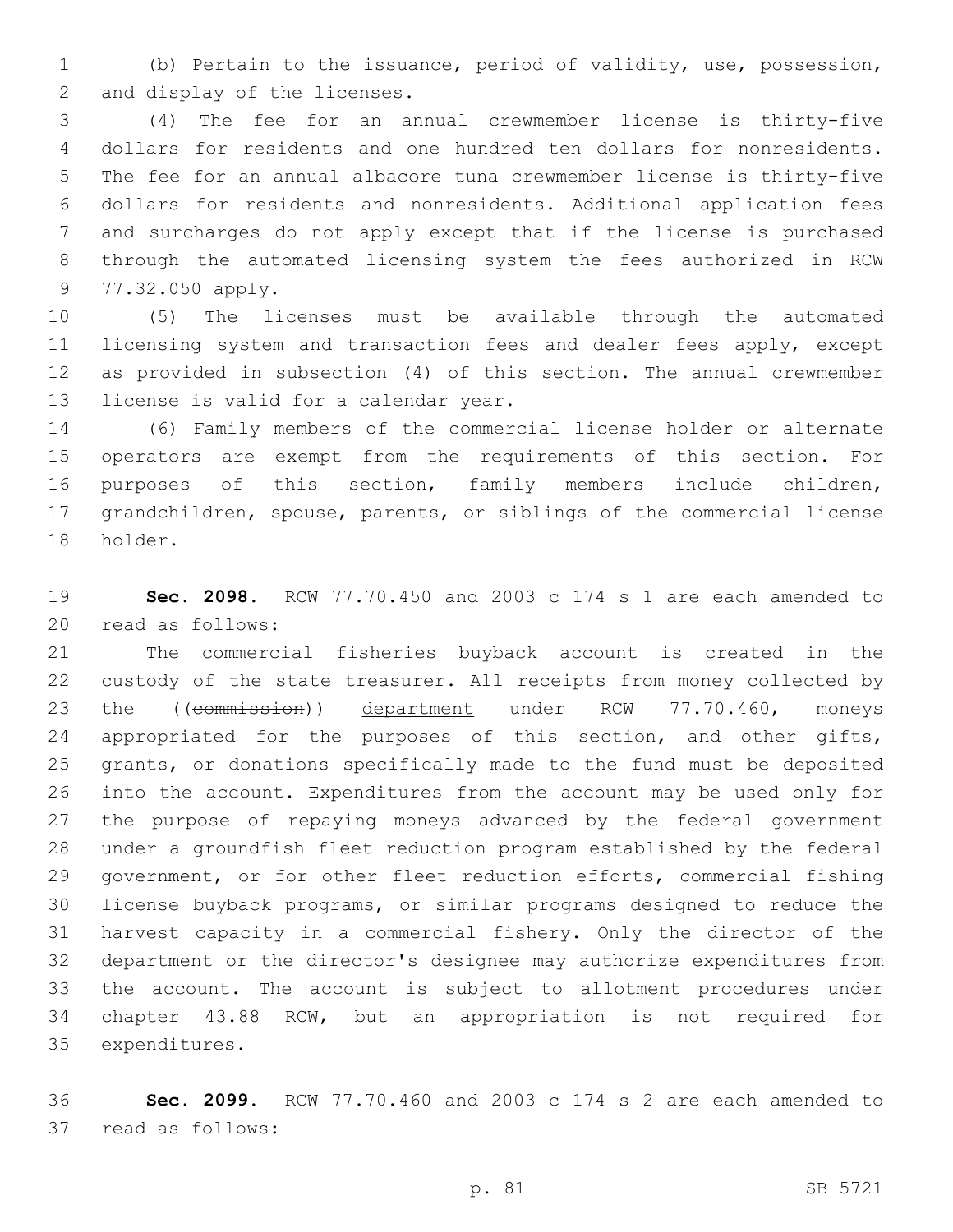(b) Pertain to the issuance, period of validity, use, possession, and display of the licenses.

(4) The fee for an annual crewmember license is thirty-five dollars for residents and one hundred ten dollars for nonresidents. The fee for an annual albacore tuna crewmember license is thirty-five dollars for residents and nonresidents. Additional application fees and surcharges do not apply except that if the license is purchased through the automated licensing system the fees authorized in RCW 77.32.050 apply.

(5) The licenses must be available through the automated licensing system and transaction fees and dealer fees apply, except as provided in subsection (4) of this section. The annual crewmember license is valid for a calendar year.

(6) Family members of the commercial license holder or alternate operators are exempt from the requirements of this section. For purposes of this section, family members include children, grandchildren, spouse, parents, or siblings of the commercial license holder.

**Sec. 2098.** RCW 77.70.450 and 2003 c 174 s 1 are each amended to read as follows:

The commercial fisheries buyback account is created in the custody of the state treasurer. All receipts from money collected by the ((~~commission~~)) <u>department</u> under RCW 77.70.460, moneys appropriated for the purposes of this section, and other gifts, grants, or donations specifically made to the fund must be deposited into the account. Expenditures from the account may be used only for the purpose of repaying moneys advanced by the federal government under a groundfish fleet reduction program established by the federal government, or for other fleet reduction efforts, commercial fishing license buyback programs, or similar programs designed to reduce the harvest capacity in a commercial fishery. Only the director of the department or the director's designee may authorize expenditures from the account. The account is subject to allotment procedures under chapter 43.88 RCW, but an appropriation is not required for expenditures.

**Sec. 2099.** RCW 77.70.460 and 2003 c 174 s 2 are each amended to read as follows: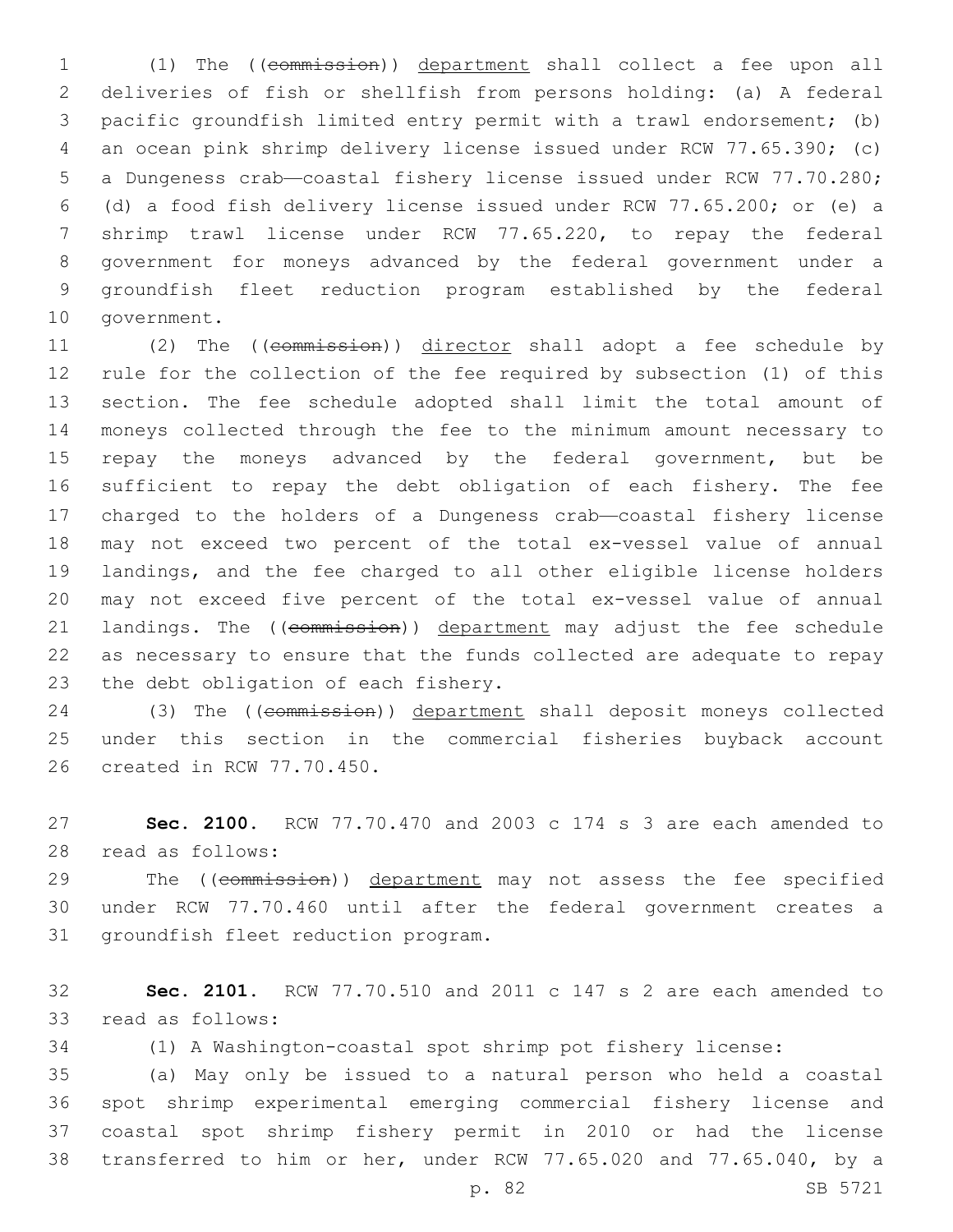(1) The ((~~commission~~)) <u>department</u> shall collect a fee upon all deliveries of fish or shellfish from persons holding: (a) A federal pacific groundfish limited entry permit with a trawl endorsement; (b) an ocean pink shrimp delivery license issued under RCW 77.65.390; (c) a Dungeness crab—coastal fishery license issued under RCW 77.70.280; (d) a food fish delivery license issued under RCW 77.65.200; or (e) a shrimp trawl license under RCW 77.65.220, to repay the federal government for moneys advanced by the federal government under a groundfish fleet reduction program established by the federal government.

(2) The ((~~commission~~)) <u>director</u> shall adopt a fee schedule by rule for the collection of the fee required by subsection (1) of this section. The fee schedule adopted shall limit the total amount of moneys collected through the fee to the minimum amount necessary to repay the moneys advanced by the federal government, but be sufficient to repay the debt obligation of each fishery. The fee charged to the holders of a Dungeness crab—coastal fishery license may not exceed two percent of the total ex-vessel value of annual landings, and the fee charged to all other eligible license holders may not exceed five percent of the total ex-vessel value of annual landings. The ((~~commission~~)) <u>department</u> may adjust the fee schedule as necessary to ensure that the funds collected are adequate to repay the debt obligation of each fishery.

(3) The ((~~commission~~)) <u>department</u> shall deposit moneys collected under this section in the commercial fisheries buyback account created in RCW 77.70.450.

**Sec. 2100.** RCW 77.70.470 and 2003 c 174 s 3 are each amended to read as follows:

The ((~~commission~~)) <u>department</u> may not assess the fee specified under RCW 77.70.460 until after the federal government creates a groundfish fleet reduction program.

**Sec. 2101.** RCW 77.70.510 and 2011 c 147 s 2 are each amended to read as follows:

(1) A Washington-coastal spot shrimp pot fishery license:

(a) May only be issued to a natural person who held a coastal spot shrimp experimental emerging commercial fishery license and coastal spot shrimp fishery permit in 2010 or had the license transferred to him or her, under RCW 77.65.020 and 77.65.040, by a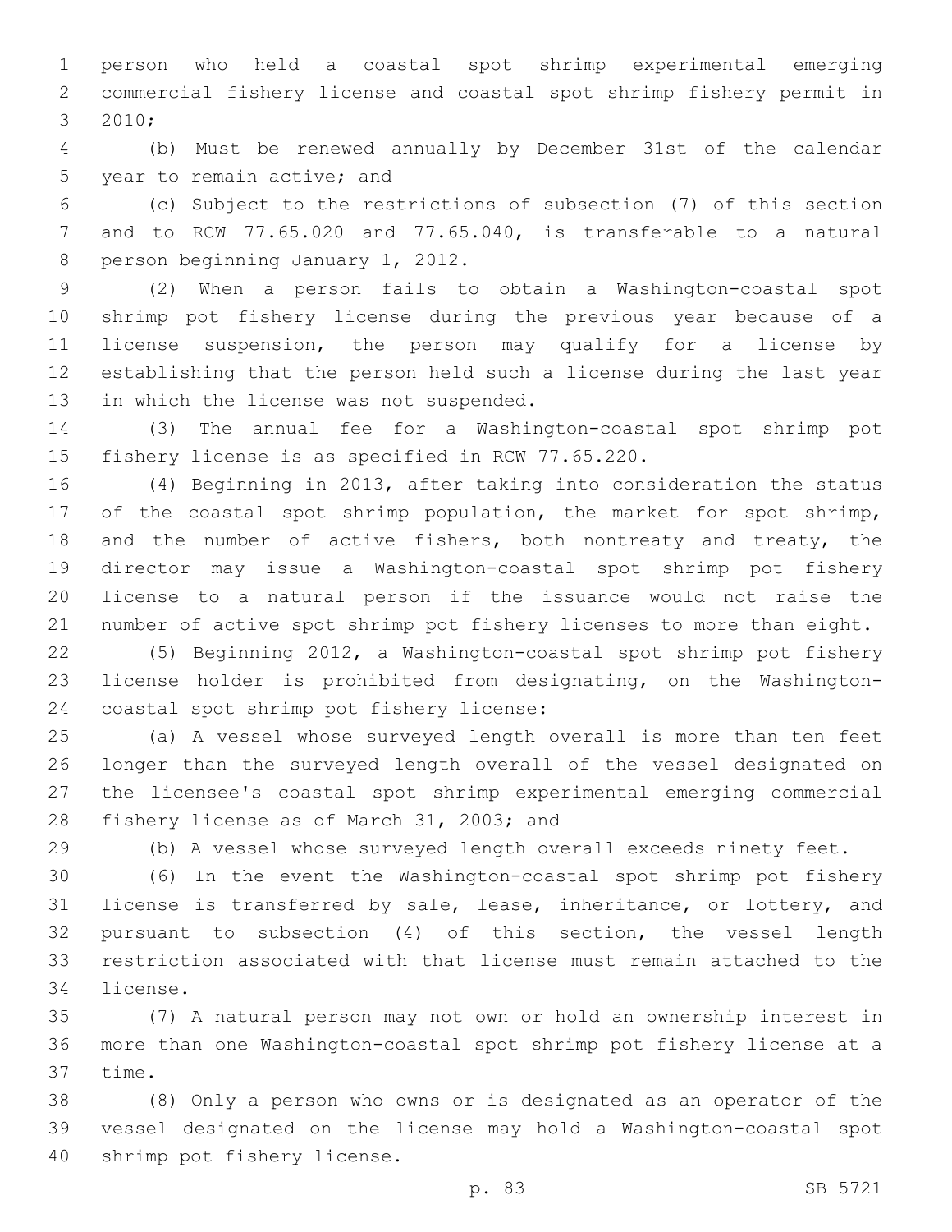person who held a coastal spot shrimp experimental emerging commercial fishery license and coastal spot shrimp fishery permit in 2010;

(b) Must be renewed annually by December 31st of the calendar year to remain active; and

(c) Subject to the restrictions of subsection (7) of this section and to RCW 77.65.020 and 77.65.040, is transferable to a natural person beginning January 1, 2012.

(2) When a person fails to obtain a Washington-coastal spot shrimp pot fishery license during the previous year because of a license suspension, the person may qualify for a license by establishing that the person held such a license during the last year in which the license was not suspended.

(3) The annual fee for a Washington-coastal spot shrimp pot fishery license is as specified in RCW 77.65.220.

(4) Beginning in 2013, after taking into consideration the status of the coastal spot shrimp population, the market for spot shrimp, and the number of active fishers, both nontreaty and treaty, the director may issue a Washington-coastal spot shrimp pot fishery license to a natural person if the issuance would not raise the number of active spot shrimp pot fishery licenses to more than eight.

(5) Beginning 2012, a Washington-coastal spot shrimp pot fishery license holder is prohibited from designating, on the Washington-coastal spot shrimp pot fishery license:

(a) A vessel whose surveyed length overall is more than ten feet longer than the surveyed length overall of the vessel designated on the licensee's coastal spot shrimp experimental emerging commercial fishery license as of March 31, 2003; and

(b) A vessel whose surveyed length overall exceeds ninety feet.

(6) In the event the Washington-coastal spot shrimp pot fishery license is transferred by sale, lease, inheritance, or lottery, and pursuant to subsection (4) of this section, the vessel length restriction associated with that license must remain attached to the license.

(7) A natural person may not own or hold an ownership interest in more than one Washington-coastal spot shrimp pot fishery license at a time.

(8) Only a person who owns or is designated as an operator of the vessel designated on the license may hold a Washington-coastal spot shrimp pot fishery license.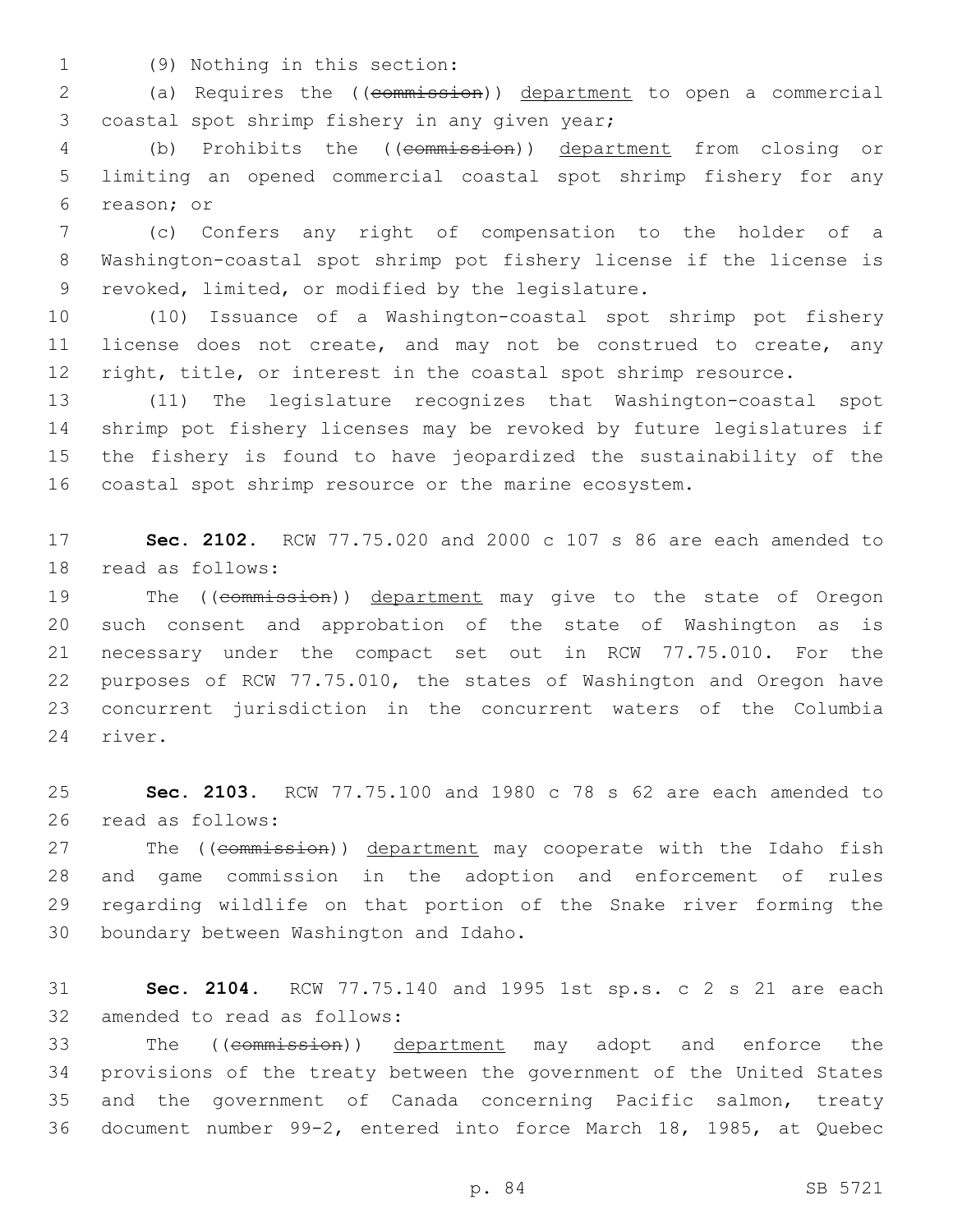(9) Nothing in this section:

(a) Requires the ((~~commission~~)) department to open a commercial coastal spot shrimp fishery in any given year;

(b) Prohibits the ((~~commission~~)) department from closing or limiting an opened commercial coastal spot shrimp fishery for any reason; or

(c) Confers any right of compensation to the holder of a Washington-coastal spot shrimp pot fishery license if the license is revoked, limited, or modified by the legislature.

(10) Issuance of a Washington-coastal spot shrimp pot fishery license does not create, and may not be construed to create, any right, title, or interest in the coastal spot shrimp resource.

(11) The legislature recognizes that Washington-coastal spot shrimp pot fishery licenses may be revoked by future legislatures if the fishery is found to have jeopardized the sustainability of the coastal spot shrimp resource or the marine ecosystem.

**Sec. 2102.** RCW 77.75.020 and 2000 c 107 s 86 are each amended to read as follows:

The ((~~commission~~)) department may give to the state of Oregon such consent and approbation of the state of Washington as is necessary under the compact set out in RCW 77.75.010. For the purposes of RCW 77.75.010, the states of Washington and Oregon have concurrent jurisdiction in the concurrent waters of the Columbia river.

**Sec. 2103.** RCW 77.75.100 and 1980 c 78 s 62 are each amended to read as follows:

The ((~~commission~~)) department may cooperate with the Idaho fish and game commission in the adoption and enforcement of rules regarding wildlife on that portion of the Snake river forming the boundary between Washington and Idaho.

**Sec. 2104.** RCW 77.75.140 and 1995 1st sp.s. c 2 s 21 are each amended to read as follows:

The ((~~commission~~)) department may adopt and enforce the provisions of the treaty between the government of the United States and the government of Canada concerning Pacific salmon, treaty document number 99-2, entered into force March 18, 1985, at Quebec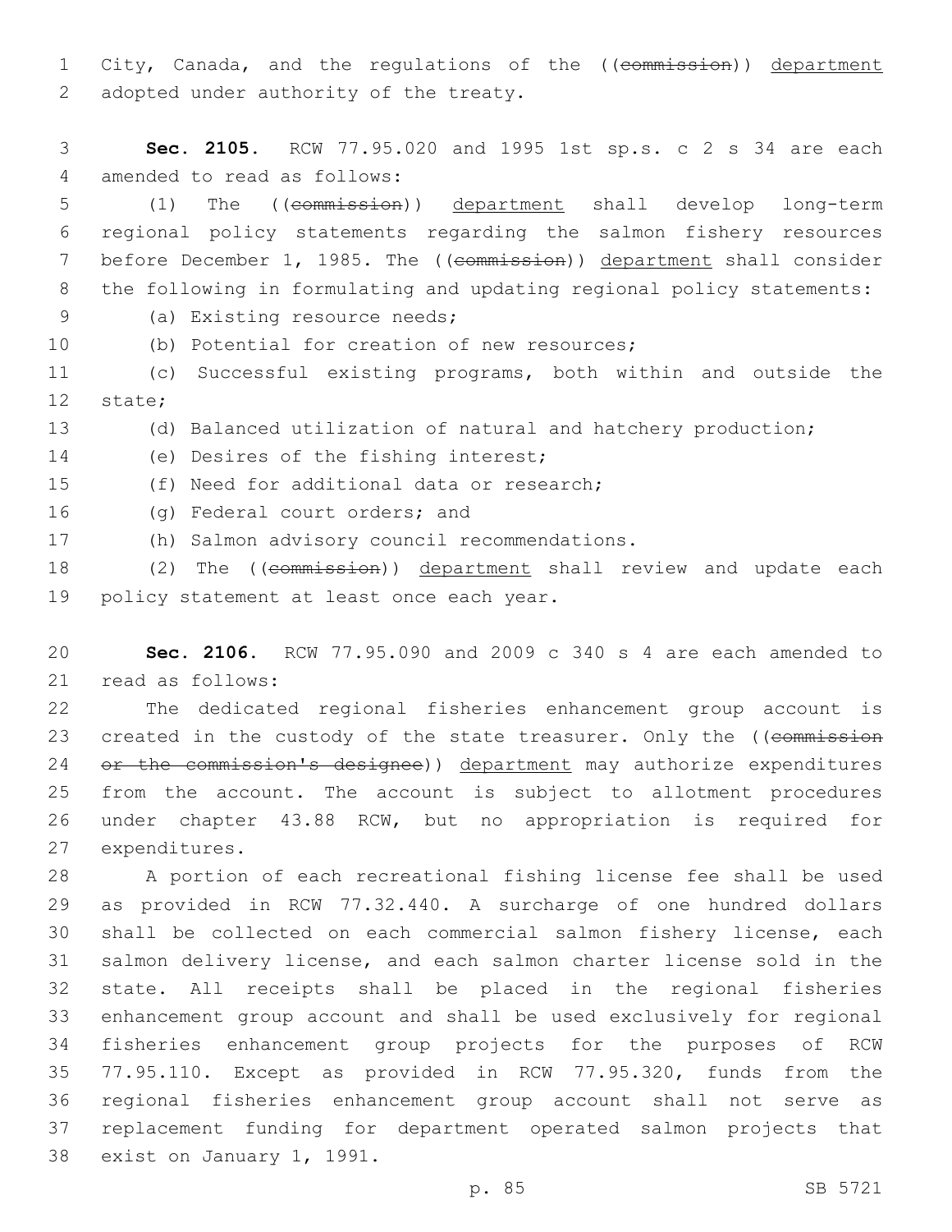City, Canada, and the regulations of the ((~~commission~~)) department adopted under authority of the treaty.

**Sec. 2105.** RCW 77.95.020 and 1995 1st sp.s. c 2 s 34 are each amended to read as follows:

(1) The ((~~commission~~)) department shall develop long-term regional policy statements regarding the salmon fishery resources before December 1, 1985. The ((~~commission~~)) department shall consider the following in formulating and updating regional policy statements:

(a) Existing resource needs;

(b) Potential for creation of new resources;

(c) Successful existing programs, both within and outside the state;

(d) Balanced utilization of natural and hatchery production;

(e) Desires of the fishing interest;

(f) Need for additional data or research;

(g) Federal court orders; and

(h) Salmon advisory council recommendations.

(2) The ((~~commission~~)) department shall review and update each policy statement at least once each year.

**Sec. 2106.** RCW 77.95.090 and 2009 c 340 s 4 are each amended to read as follows:

The dedicated regional fisheries enhancement group account is created in the custody of the state treasurer. Only the ((~~commission or the commission's designee~~)) department may authorize expenditures from the account. The account is subject to allotment procedures under chapter 43.88 RCW, but no appropriation is required for expenditures.

A portion of each recreational fishing license fee shall be used as provided in RCW 77.32.440. A surcharge of one hundred dollars shall be collected on each commercial salmon fishery license, each salmon delivery license, and each salmon charter license sold in the state. All receipts shall be placed in the regional fisheries enhancement group account and shall be used exclusively for regional fisheries enhancement group projects for the purposes of RCW 77.95.110. Except as provided in RCW 77.95.320, funds from the regional fisheries enhancement group account shall not serve as replacement funding for department operated salmon projects that exist on January 1, 1991.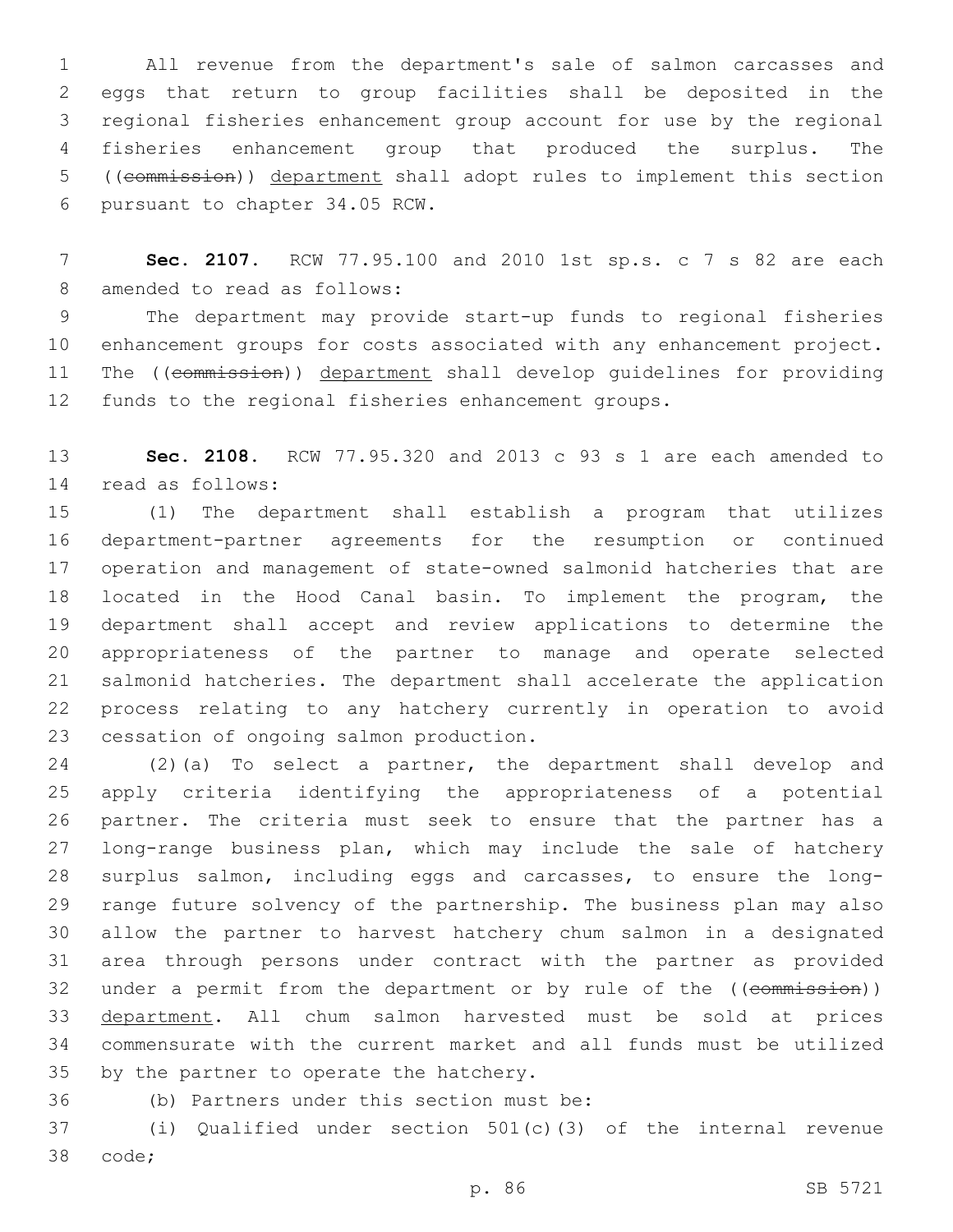All revenue from the department's sale of salmon carcasses and eggs that return to group facilities shall be deposited in the regional fisheries enhancement group account for use by the regional fisheries enhancement group that produced the surplus. The ((~~commission~~)) department shall adopt rules to implement this section pursuant to chapter 34.05 RCW.

**Sec. 2107.** RCW 77.95.100 and 2010 1st sp.s. c 7 s 82 are each amended to read as follows:

The department may provide start-up funds to regional fisheries enhancement groups for costs associated with any enhancement project. The ((~~commission~~)) department shall develop guidelines for providing funds to the regional fisheries enhancement groups.

**Sec. 2108.** RCW 77.95.320 and 2013 c 93 s 1 are each amended to read as follows:

(1) The department shall establish a program that utilizes department-partner agreements for the resumption or continued operation and management of state-owned salmonid hatcheries that are located in the Hood Canal basin. To implement the program, the department shall accept and review applications to determine the appropriateness of the partner to manage and operate selected salmonid hatcheries. The department shall accelerate the application process relating to any hatchery currently in operation to avoid cessation of ongoing salmon production.

(2)(a) To select a partner, the department shall develop and apply criteria identifying the appropriateness of a potential partner. The criteria must seek to ensure that the partner has a long-range business plan, which may include the sale of hatchery surplus salmon, including eggs and carcasses, to ensure the long-range future solvency of the partnership. The business plan may also allow the partner to harvest hatchery chum salmon in a designated area through persons under contract with the partner as provided under a permit from the department or by rule of the ((~~commission~~)) department. All chum salmon harvested must be sold at prices commensurate with the current market and all funds must be utilized by the partner to operate the hatchery.

(b) Partners under this section must be:

(i) Qualified under section 501(c)(3) of the internal revenue code;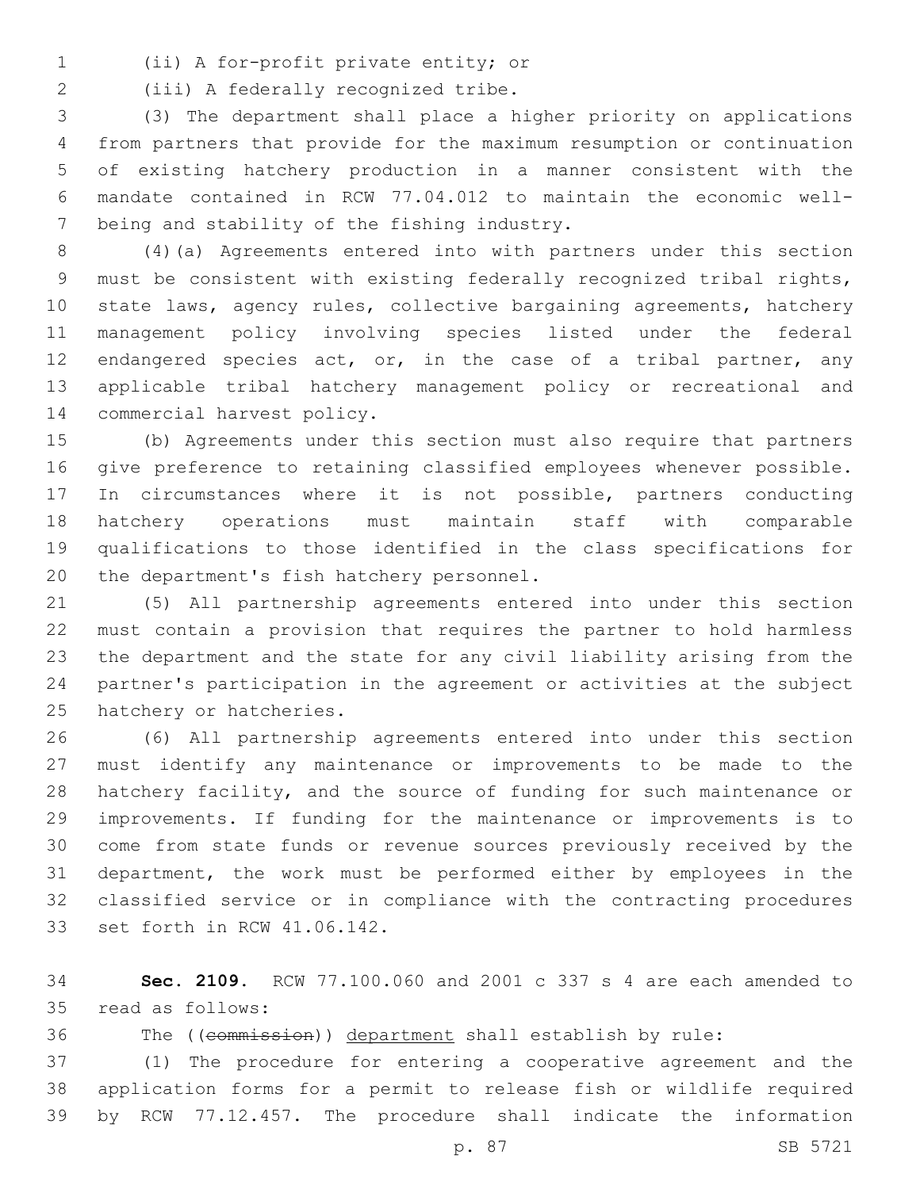(ii) A for-profit private entity; or

(iii) A federally recognized tribe.

(3) The department shall place a higher priority on applications from partners that provide for the maximum resumption or continuation of existing hatchery production in a manner consistent with the mandate contained in RCW 77.04.012 to maintain the economic well-being and stability of the fishing industry.

(4)(a) Agreements entered into with partners under this section must be consistent with existing federally recognized tribal rights, state laws, agency rules, collective bargaining agreements, hatchery management policy involving species listed under the federal endangered species act, or, in the case of a tribal partner, any applicable tribal hatchery management policy or recreational and commercial harvest policy.

(b) Agreements under this section must also require that partners give preference to retaining classified employees whenever possible. In circumstances where it is not possible, partners conducting hatchery operations must maintain staff with comparable qualifications to those identified in the class specifications for the department's fish hatchery personnel.

(5) All partnership agreements entered into under this section must contain a provision that requires the partner to hold harmless the department and the state for any civil liability arising from the partner's participation in the agreement or activities at the subject hatchery or hatcheries.

(6) All partnership agreements entered into under this section must identify any maintenance or improvements to be made to the hatchery facility, and the source of funding for such maintenance or improvements. If funding for the maintenance or improvements is to come from state funds or revenue sources previously received by the department, the work must be performed either by employees in the classified service or in compliance with the contracting procedures set forth in RCW 41.06.142.

**Sec. 2109.** RCW 77.100.060 and 2001 c 337 s 4 are each amended to read as follows:

The ((~~commission~~)) <u>department</u> shall establish by rule:

(1) The procedure for entering a cooperative agreement and the application forms for a permit to release fish or wildlife required by RCW 77.12.457. The procedure shall indicate the information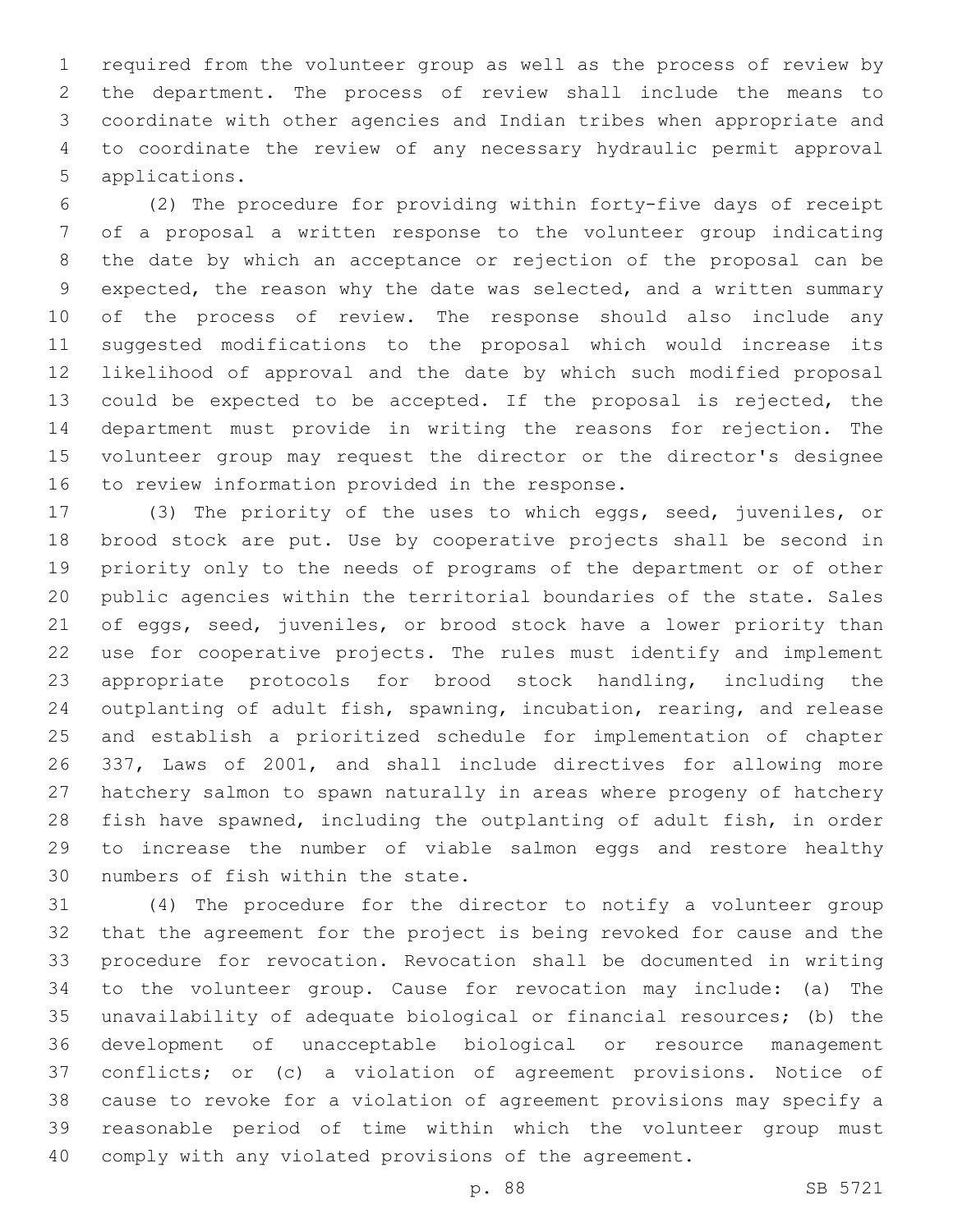required from the volunteer group as well as the process of review by the department. The process of review shall include the means to coordinate with other agencies and Indian tribes when appropriate and to coordinate the review of any necessary hydraulic permit approval applications.

(2) The procedure for providing within forty-five days of receipt of a proposal a written response to the volunteer group indicating the date by which an acceptance or rejection of the proposal can be expected, the reason why the date was selected, and a written summary of the process of review. The response should also include any suggested modifications to the proposal which would increase its likelihood of approval and the date by which such modified proposal could be expected to be accepted. If the proposal is rejected, the department must provide in writing the reasons for rejection. The volunteer group may request the director or the director's designee to review information provided in the response.

(3) The priority of the uses to which eggs, seed, juveniles, or brood stock are put. Use by cooperative projects shall be second in priority only to the needs of programs of the department or of other public agencies within the territorial boundaries of the state. Sales of eggs, seed, juveniles, or brood stock have a lower priority than use for cooperative projects. The rules must identify and implement appropriate protocols for brood stock handling, including the outplanting of adult fish, spawning, incubation, rearing, and release and establish a prioritized schedule for implementation of chapter 337, Laws of 2001, and shall include directives for allowing more hatchery salmon to spawn naturally in areas where progeny of hatchery fish have spawned, including the outplanting of adult fish, in order to increase the number of viable salmon eggs and restore healthy numbers of fish within the state.

(4) The procedure for the director to notify a volunteer group that the agreement for the project is being revoked for cause and the procedure for revocation. Revocation shall be documented in writing to the volunteer group. Cause for revocation may include: (a) The unavailability of adequate biological or financial resources; (b) the development of unacceptable biological or resource management conflicts; or (c) a violation of agreement provisions. Notice of cause to revoke for a violation of agreement provisions may specify a reasonable period of time within which the volunteer group must comply with any violated provisions of the agreement.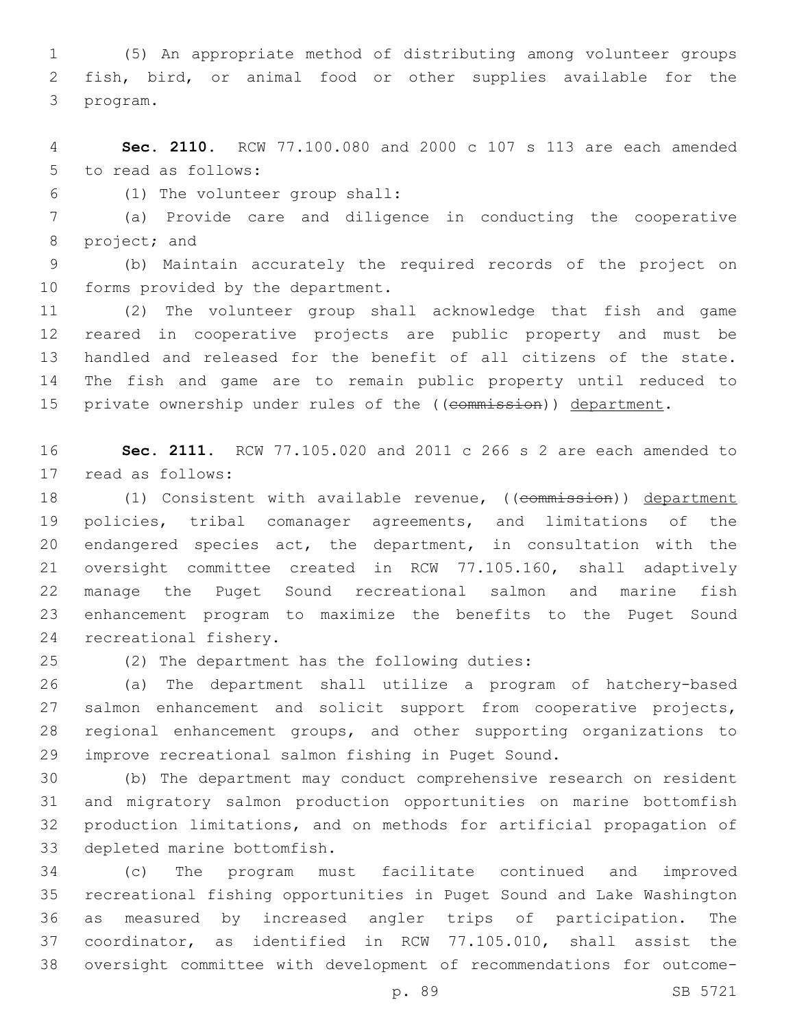(5) An appropriate method of distributing among volunteer groups fish, bird, or animal food or other supplies available for the program.

**Sec. 2110.** RCW 77.100.080 and 2000 c 107 s 113 are each amended to read as follows:

(1) The volunteer group shall:

(a) Provide care and diligence in conducting the cooperative project; and

(b) Maintain accurately the required records of the project on forms provided by the department.

(2) The volunteer group shall acknowledge that fish and game reared in cooperative projects are public property and must be handled and released for the benefit of all citizens of the state. The fish and game are to remain public property until reduced to private ownership under rules of the ((~~commission~~)) <u>department</u>.

**Sec. 2111.** RCW 77.105.020 and 2011 c 266 s 2 are each amended to read as follows:

(1) Consistent with available revenue, ((~~commission~~)) <u>department</u> policies, tribal comanager agreements, and limitations of the endangered species act, the department, in consultation with the oversight committee created in RCW 77.105.160, shall adaptively manage the Puget Sound recreational salmon and marine fish enhancement program to maximize the benefits to the Puget Sound recreational fishery.

(2) The department has the following duties:

(a) The department shall utilize a program of hatchery-based salmon enhancement and solicit support from cooperative projects, regional enhancement groups, and other supporting organizations to improve recreational salmon fishing in Puget Sound.

(b) The department may conduct comprehensive research on resident and migratory salmon production opportunities on marine bottomfish production limitations, and on methods for artificial propagation of depleted marine bottomfish.

(c) The program must facilitate continued and improved recreational fishing opportunities in Puget Sound and Lake Washington as measured by increased angler trips of participation. The coordinator, as identified in RCW 77.105.010, shall assist the oversight committee with development of recommendations for outcome-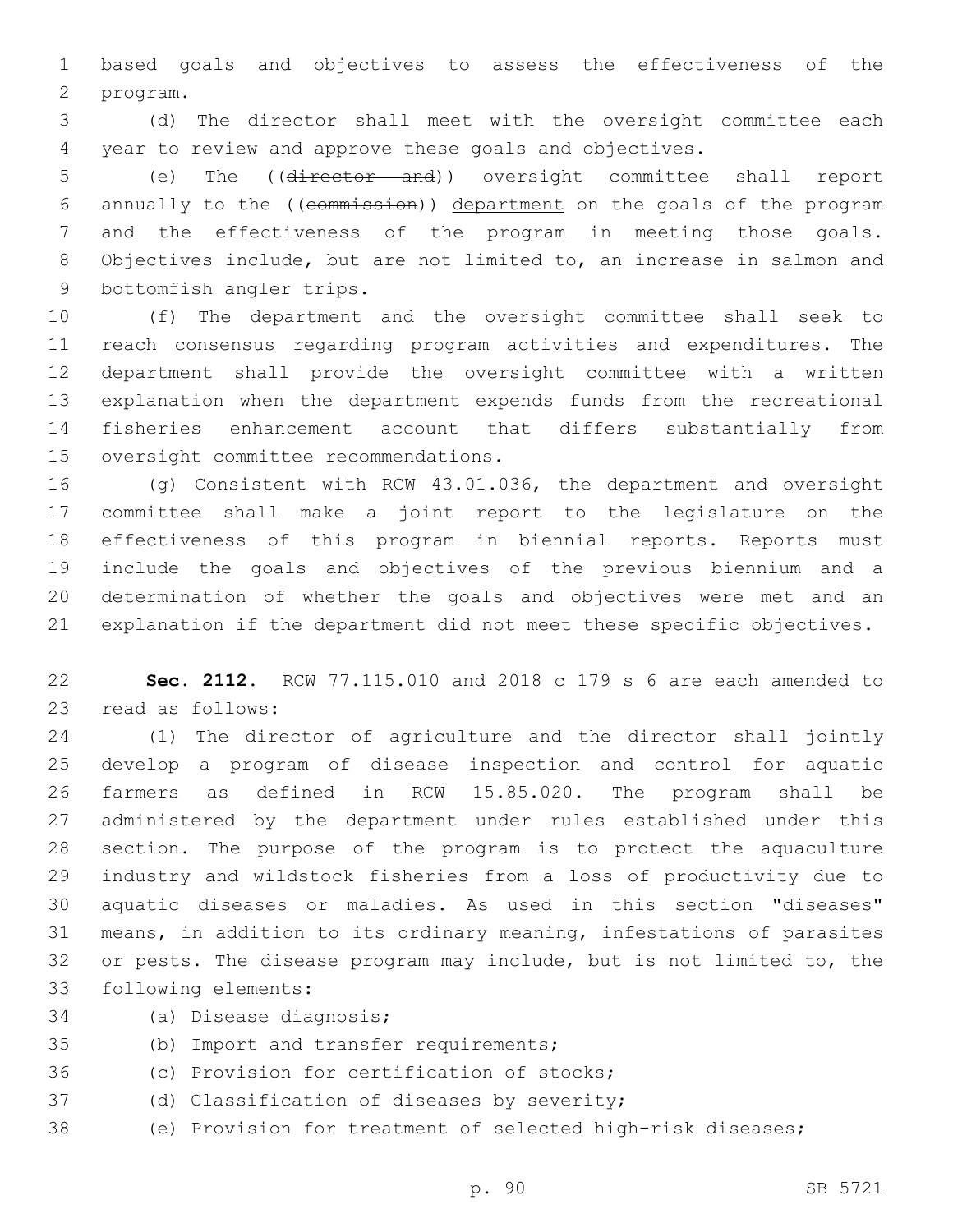based goals and objectives to assess the effectiveness of the program.

(d) The director shall meet with the oversight committee each year to review and approve these goals and objectives.

(e) The ((~~director and~~)) oversight committee shall report annually to the ((~~commission~~)) department on the goals of the program and the effectiveness of the program in meeting those goals. Objectives include, but are not limited to, an increase in salmon and bottomfish angler trips.

(f) The department and the oversight committee shall seek to reach consensus regarding program activities and expenditures. The department shall provide the oversight committee with a written explanation when the department expends funds from the recreational fisheries enhancement account that differs substantially from oversight committee recommendations.

(g) Consistent with RCW 43.01.036, the department and oversight committee shall make a joint report to the legislature on the effectiveness of this program in biennial reports. Reports must include the goals and objectives of the previous biennium and a determination of whether the goals and objectives were met and an explanation if the department did not meet these specific objectives.

**Sec. 2112.** RCW 77.115.010 and 2018 c 179 s 6 are each amended to read as follows:

(1) The director of agriculture and the director shall jointly develop a program of disease inspection and control for aquatic farmers as defined in RCW 15.85.020. The program shall be administered by the department under rules established under this section. The purpose of the program is to protect the aquaculture industry and wildstock fisheries from a loss of productivity due to aquatic diseases or maladies. As used in this section "diseases" means, in addition to its ordinary meaning, infestations of parasites or pests. The disease program may include, but is not limited to, the following elements:

(a) Disease diagnosis;

(b) Import and transfer requirements;

(c) Provision for certification of stocks;

(d) Classification of diseases by severity;

(e) Provision for treatment of selected high-risk diseases;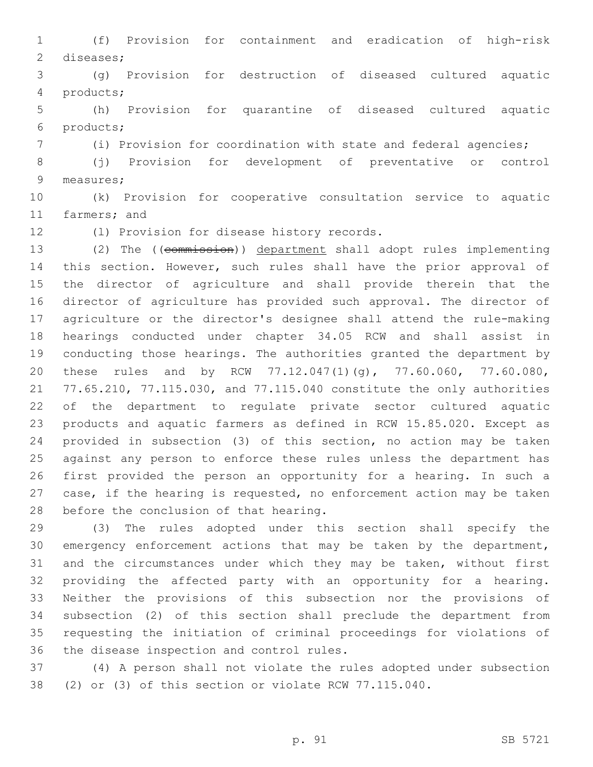(f) Provision for containment and eradication of high-risk diseases;

(g) Provision for destruction of diseased cultured aquatic products;

(h) Provision for quarantine of diseased cultured aquatic products;

(i) Provision for coordination with state and federal agencies;

(j) Provision for development of preventative or control measures;

(k) Provision for cooperative consultation service to aquatic farmers; and

(l) Provision for disease history records.

(2) The ((~~commission~~)) <u>department</u> shall adopt rules implementing this section. However, such rules shall have the prior approval of the director of agriculture and shall provide therein that the director of agriculture has provided such approval. The director of agriculture or the director's designee shall attend the rule-making hearings conducted under chapter 34.05 RCW and shall assist in conducting those hearings. The authorities granted the department by these rules and by RCW 77.12.047(1)(g), 77.60.060, 77.60.080, 77.65.210, 77.115.030, and 77.115.040 constitute the only authorities of the department to regulate private sector cultured aquatic products and aquatic farmers as defined in RCW 15.85.020. Except as provided in subsection (3) of this section, no action may be taken against any person to enforce these rules unless the department has first provided the person an opportunity for a hearing. In such a case, if the hearing is requested, no enforcement action may be taken before the conclusion of that hearing.

(3) The rules adopted under this section shall specify the emergency enforcement actions that may be taken by the department, and the circumstances under which they may be taken, without first providing the affected party with an opportunity for a hearing. Neither the provisions of this subsection nor the provisions of subsection (2) of this section shall preclude the department from requesting the initiation of criminal proceedings for violations of the disease inspection and control rules.

(4) A person shall not violate the rules adopted under subsection (2) or (3) of this section or violate RCW 77.115.040.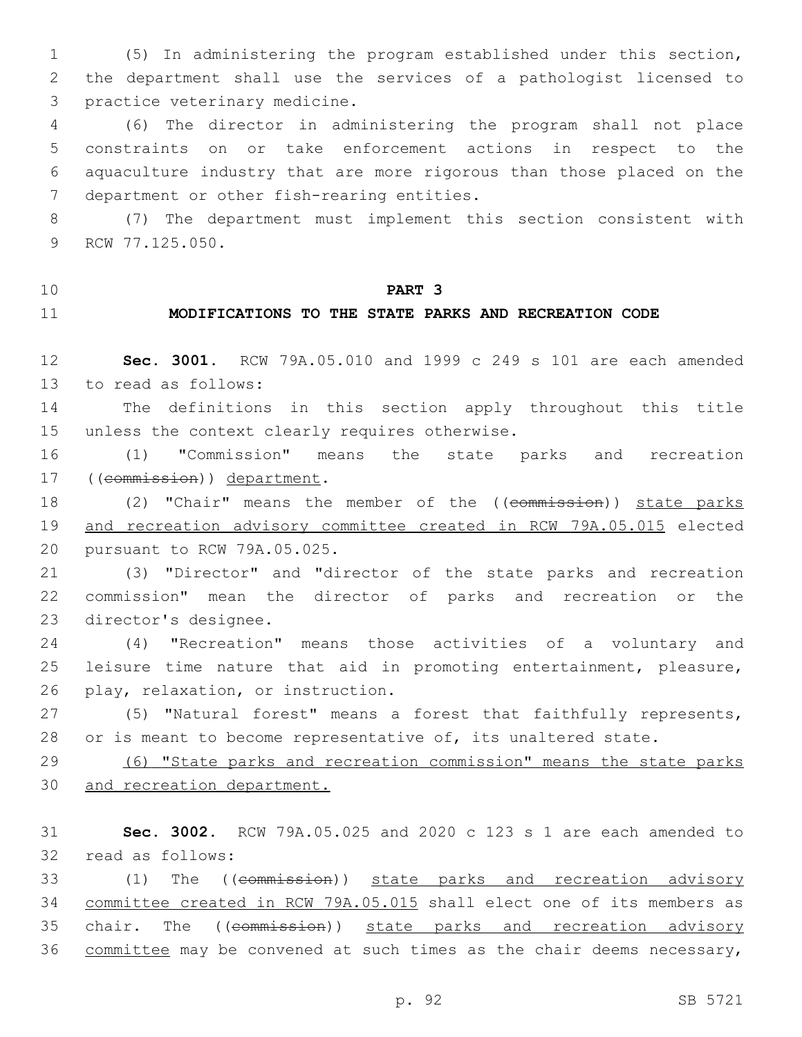(5) In administering the program established under this section, the department shall use the services of a pathologist licensed to practice veterinary medicine.

(6) The director in administering the program shall not place constraints on or take enforcement actions in respect to the aquaculture industry that are more rigorous than those placed on the department or other fish-rearing entities.

(7) The department must implement this section consistent with RCW 77.125.050.

**PART 3**

**MODIFICATIONS TO THE STATE PARKS AND RECREATION CODE**

**Sec. 3001.** RCW 79A.05.010 and 1999 c 249 s 101 are each amended to read as follows:

The definitions in this section apply throughout this title unless the context clearly requires otherwise.

(1) "Commission" means the state parks and recreation ((~~commission~~)) <u>department</u>.

(2) "Chair" means the member of the ((~~commission~~)) <u>state parks and recreation advisory committee created in RCW 79A.05.015</u> elected pursuant to RCW 79A.05.025.

(3) "Director" and "director of the state parks and recreation commission" mean the director of parks and recreation or the director's designee.

(4) "Recreation" means those activities of a voluntary and leisure time nature that aid in promoting entertainment, pleasure, play, relaxation, or instruction.

(5) "Natural forest" means a forest that faithfully represents, or is meant to become representative of, its unaltered state.

<u>(6) "State parks and recreation commission" means the state parks and recreation department.</u>

**Sec. 3002.** RCW 79A.05.025 and 2020 c 123 s 1 are each amended to read as follows:

(1) The ((~~commission~~)) <u>state parks and recreation advisory committee created in RCW 79A.05.015</u> shall elect one of its members as chair. The ((~~commission~~)) <u>state parks and recreation advisory committee</u> may be convened at such times as the chair deems necessary,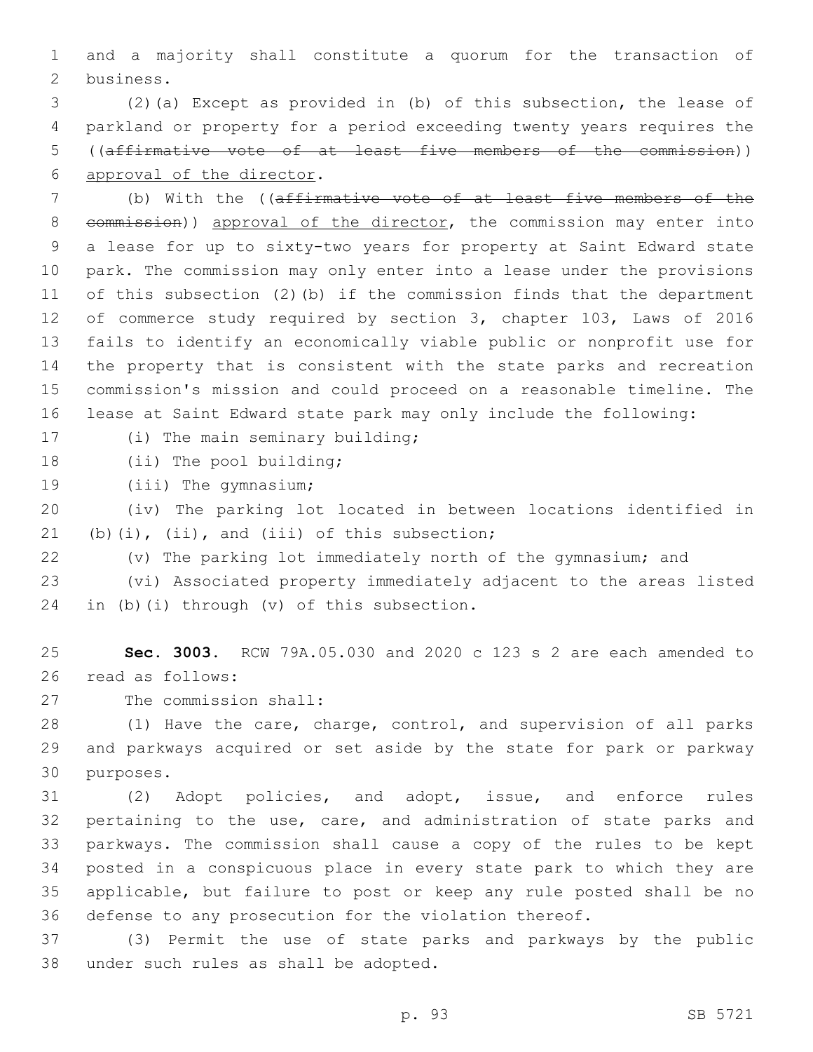and a majority shall constitute a quorum for the transaction of business.

(2)(a) Except as provided in (b) of this subsection, the lease of parkland or property for a period exceeding twenty years requires the ((~~affirmative vote of at least five members of the commission~~)) approval of the director.

(b) With the ((~~affirmative vote of at least five members of the commission~~)) approval of the director, the commission may enter into a lease for up to sixty-two years for property at Saint Edward state park. The commission may only enter into a lease under the provisions of this subsection (2)(b) if the commission finds that the department of commerce study required by section 3, chapter 103, Laws of 2016 fails to identify an economically viable public or nonprofit use for the property that is consistent with the state parks and recreation commission's mission and could proceed on a reasonable timeline. The lease at Saint Edward state park may only include the following:

(i) The main seminary building;

(ii) The pool building;

(iii) The gymnasium;

(iv) The parking lot located in between locations identified in (b)(i), (ii), and (iii) of this subsection;

(v) The parking lot immediately north of the gymnasium; and

(vi) Associated property immediately adjacent to the areas listed in (b)(i) through (v) of this subsection.

**Sec. 3003.** RCW 79A.05.030 and 2020 c 123 s 2 are each amended to read as follows:

The commission shall:

(1) Have the care, charge, control, and supervision of all parks and parkways acquired or set aside by the state for park or parkway purposes.

(2) Adopt policies, and adopt, issue, and enforce rules pertaining to the use, care, and administration of state parks and parkways. The commission shall cause a copy of the rules to be kept posted in a conspicuous place in every state park to which they are applicable, but failure to post or keep any rule posted shall be no defense to any prosecution for the violation thereof.

(3) Permit the use of state parks and parkways by the public under such rules as shall be adopted.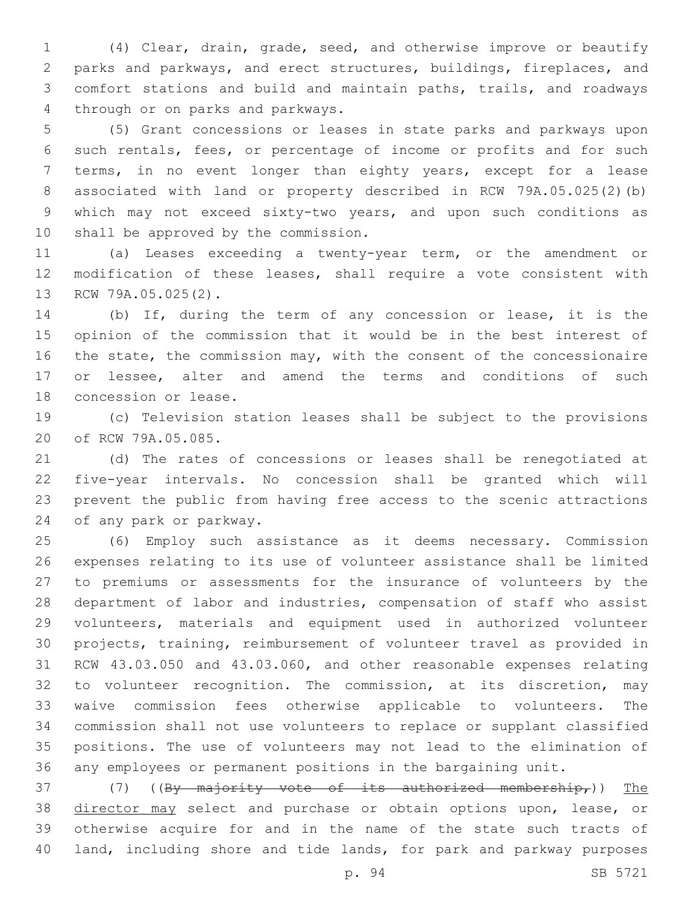(4) Clear, drain, grade, seed, and otherwise improve or beautify parks and parkways, and erect structures, buildings, fireplaces, and comfort stations and build and maintain paths, trails, and roadways through or on parks and parkways.

(5) Grant concessions or leases in state parks and parkways upon such rentals, fees, or percentage of income or profits and for such terms, in no event longer than eighty years, except for a lease associated with land or property described in RCW 79A.05.025(2)(b) which may not exceed sixty-two years, and upon such conditions as shall be approved by the commission.

(a) Leases exceeding a twenty-year term, or the amendment or modification of these leases, shall require a vote consistent with RCW 79A.05.025(2).

(b) If, during the term of any concession or lease, it is the opinion of the commission that it would be in the best interest of the state, the commission may, with the consent of the concessionaire or lessee, alter and amend the terms and conditions of such concession or lease.

(c) Television station leases shall be subject to the provisions of RCW 79A.05.085.

(d) The rates of concessions or leases shall be renegotiated at five-year intervals. No concession shall be granted which will prevent the public from having free access to the scenic attractions of any park or parkway.

(6) Employ such assistance as it deems necessary. Commission expenses relating to its use of volunteer assistance shall be limited to premiums or assessments for the insurance of volunteers by the department of labor and industries, compensation of staff who assist volunteers, materials and equipment used in authorized volunteer projects, training, reimbursement of volunteer travel as provided in RCW 43.03.050 and 43.03.060, and other reasonable expenses relating to volunteer recognition. The commission, at its discretion, may waive commission fees otherwise applicable to volunteers. The commission shall not use volunteers to replace or supplant classified positions. The use of volunteers may not lead to the elimination of any employees or permanent positions in the bargaining unit.

(7) ((~~By majority vote of its authorized membership,~~)) <u>The director may</u> select and purchase or obtain options upon, lease, or otherwise acquire for and in the name of the state such tracts of land, including shore and tide lands, for park and parkway purposes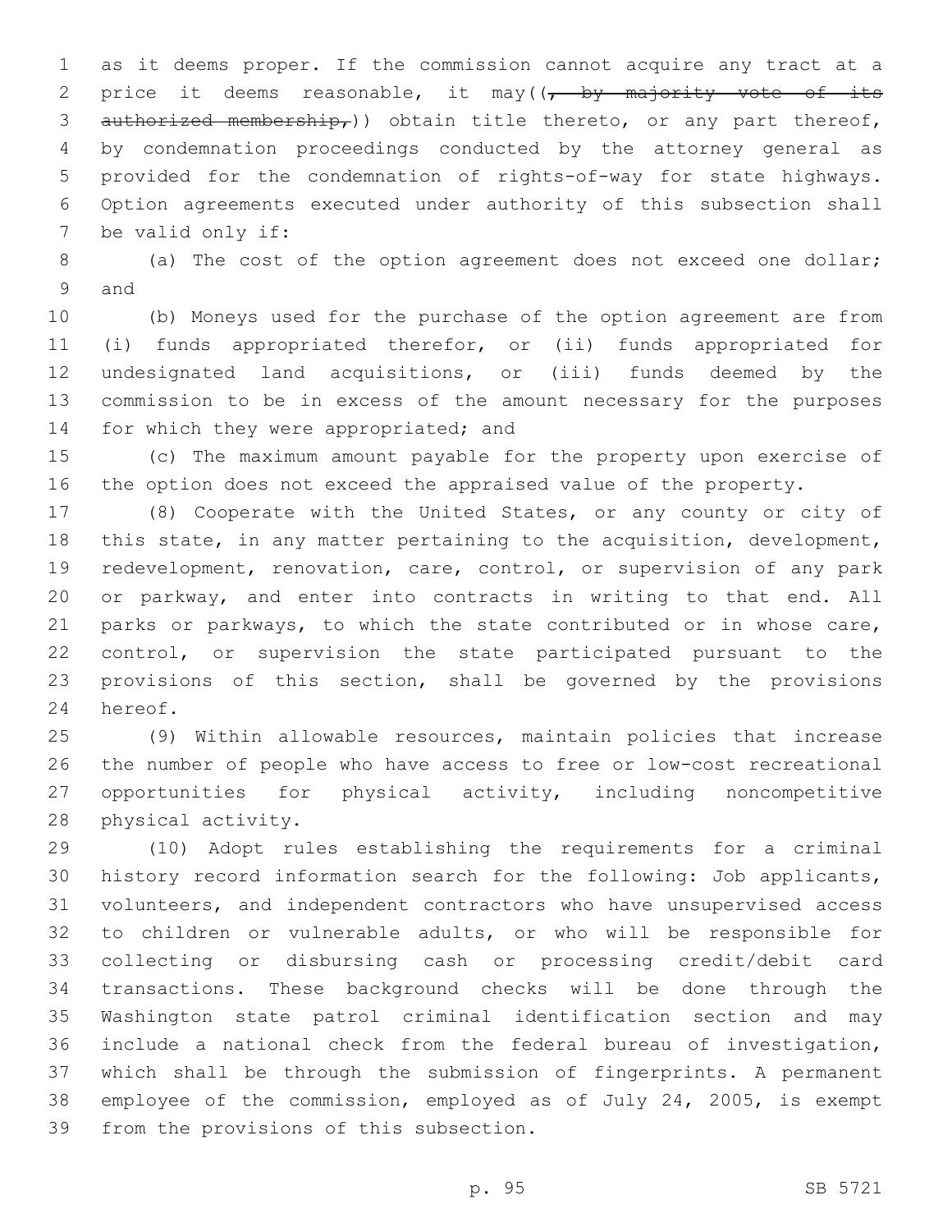as it deems proper. If the commission cannot acquire any tract at a price it deems reasonable, it may((~~, by majority vote of its authorized membership,~~)) obtain title thereto, or any part thereof, by condemnation proceedings conducted by the attorney general as provided for the condemnation of rights-of-way for state highways. Option agreements executed under authority of this subsection shall be valid only if:

(a) The cost of the option agreement does not exceed one dollar; and

(b) Moneys used for the purchase of the option agreement are from (i) funds appropriated therefor, or (ii) funds appropriated for undesignated land acquisitions, or (iii) funds deemed by the commission to be in excess of the amount necessary for the purposes for which they were appropriated; and

(c) The maximum amount payable for the property upon exercise of the option does not exceed the appraised value of the property.

(8) Cooperate with the United States, or any county or city of this state, in any matter pertaining to the acquisition, development, redevelopment, renovation, care, control, or supervision of any park or parkway, and enter into contracts in writing to that end. All parks or parkways, to which the state contributed or in whose care, control, or supervision the state participated pursuant to the provisions of this section, shall be governed by the provisions hereof.

(9) Within allowable resources, maintain policies that increase the number of people who have access to free or low-cost recreational opportunities for physical activity, including noncompetitive physical activity.

(10) Adopt rules establishing the requirements for a criminal history record information search for the following: Job applicants, volunteers, and independent contractors who have unsupervised access to children or vulnerable adults, or who will be responsible for collecting or disbursing cash or processing credit/debit card transactions. These background checks will be done through the Washington state patrol criminal identification section and may include a national check from the federal bureau of investigation, which shall be through the submission of fingerprints. A permanent employee of the commission, employed as of July 24, 2005, is exempt from the provisions of this subsection.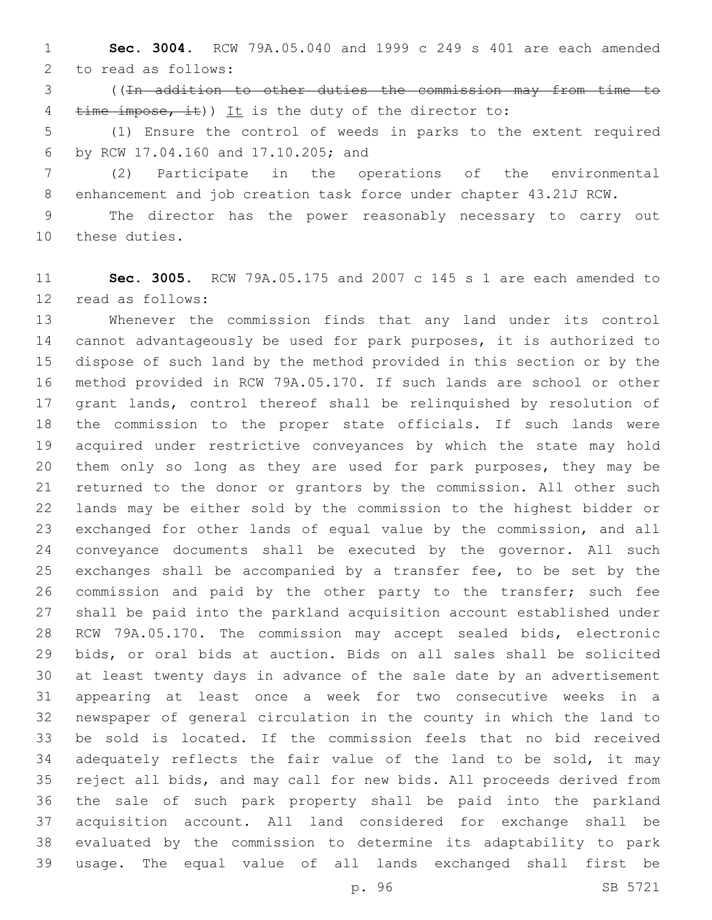**Sec. 3004.** RCW 79A.05.040 and 1999 c 249 s 401 are each amended to read as follows:

((~~In addition to other duties the commission may from time to time impose, it~~)) It is the duty of the director to:

(1) Ensure the control of weeds in parks to the extent required by RCW 17.04.160 and 17.10.205; and

(2) Participate in the operations of the environmental enhancement and job creation task force under chapter 43.21J RCW.

The director has the power reasonably necessary to carry out these duties.

**Sec. 3005.** RCW 79A.05.175 and 2007 c 145 s 1 are each amended to read as follows:

Whenever the commission finds that any land under its control cannot advantageously be used for park purposes, it is authorized to dispose of such land by the method provided in this section or by the method provided in RCW 79A.05.170. If such lands are school or other grant lands, control thereof shall be relinquished by resolution of the commission to the proper state officials. If such lands were acquired under restrictive conveyances by which the state may hold them only so long as they are used for park purposes, they may be returned to the donor or grantors by the commission. All other such lands may be either sold by the commission to the highest bidder or exchanged for other lands of equal value by the commission, and all conveyance documents shall be executed by the governor. All such exchanges shall be accompanied by a transfer fee, to be set by the commission and paid by the other party to the transfer; such fee shall be paid into the parkland acquisition account established under RCW 79A.05.170. The commission may accept sealed bids, electronic bids, or oral bids at auction. Bids on all sales shall be solicited at least twenty days in advance of the sale date by an advertisement appearing at least once a week for two consecutive weeks in a newspaper of general circulation in the county in which the land to be sold is located. If the commission feels that no bid received adequately reflects the fair value of the land to be sold, it may reject all bids, and may call for new bids. All proceeds derived from the sale of such park property shall be paid into the parkland acquisition account. All land considered for exchange shall be evaluated by the commission to determine its adaptability to park usage. The equal value of all lands exchanged shall first be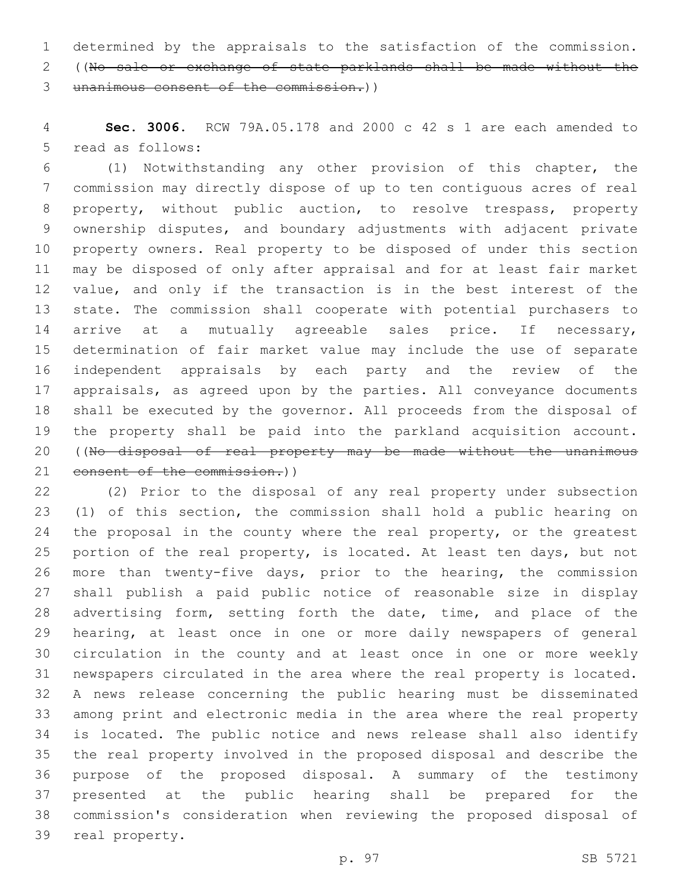determined by the appraisals to the satisfaction of the commission. ((~~No sale or exchange of state parklands shall be made without the unanimous consent of the commission.~~))

**Sec. 3006.** RCW 79A.05.178 and 2000 c 42 s 1 are each amended to read as follows:

(1) Notwithstanding any other provision of this chapter, the commission may directly dispose of up to ten contiguous acres of real property, without public auction, to resolve trespass, property ownership disputes, and boundary adjustments with adjacent private property owners. Real property to be disposed of under this section may be disposed of only after appraisal and for at least fair market value, and only if the transaction is in the best interest of the state. The commission shall cooperate with potential purchasers to arrive at a mutually agreeable sales price. If necessary, determination of fair market value may include the use of separate independent appraisals by each party and the review of the appraisals, as agreed upon by the parties. All conveyance documents shall be executed by the governor. All proceeds from the disposal of the property shall be paid into the parkland acquisition account. ((~~No disposal of real property may be made without the unanimous consent of the commission.~~))

(2) Prior to the disposal of any real property under subsection (1) of this section, the commission shall hold a public hearing on the proposal in the county where the real property, or the greatest portion of the real property, is located. At least ten days, but not more than twenty-five days, prior to the hearing, the commission shall publish a paid public notice of reasonable size in display advertising form, setting forth the date, time, and place of the hearing, at least once in one or more daily newspapers of general circulation in the county and at least once in one or more weekly newspapers circulated in the area where the real property is located. A news release concerning the public hearing must be disseminated among print and electronic media in the area where the real property is located. The public notice and news release shall also identify the real property involved in the proposed disposal and describe the purpose of the proposed disposal. A summary of the testimony presented at the public hearing shall be prepared for the commission's consideration when reviewing the proposed disposal of real property.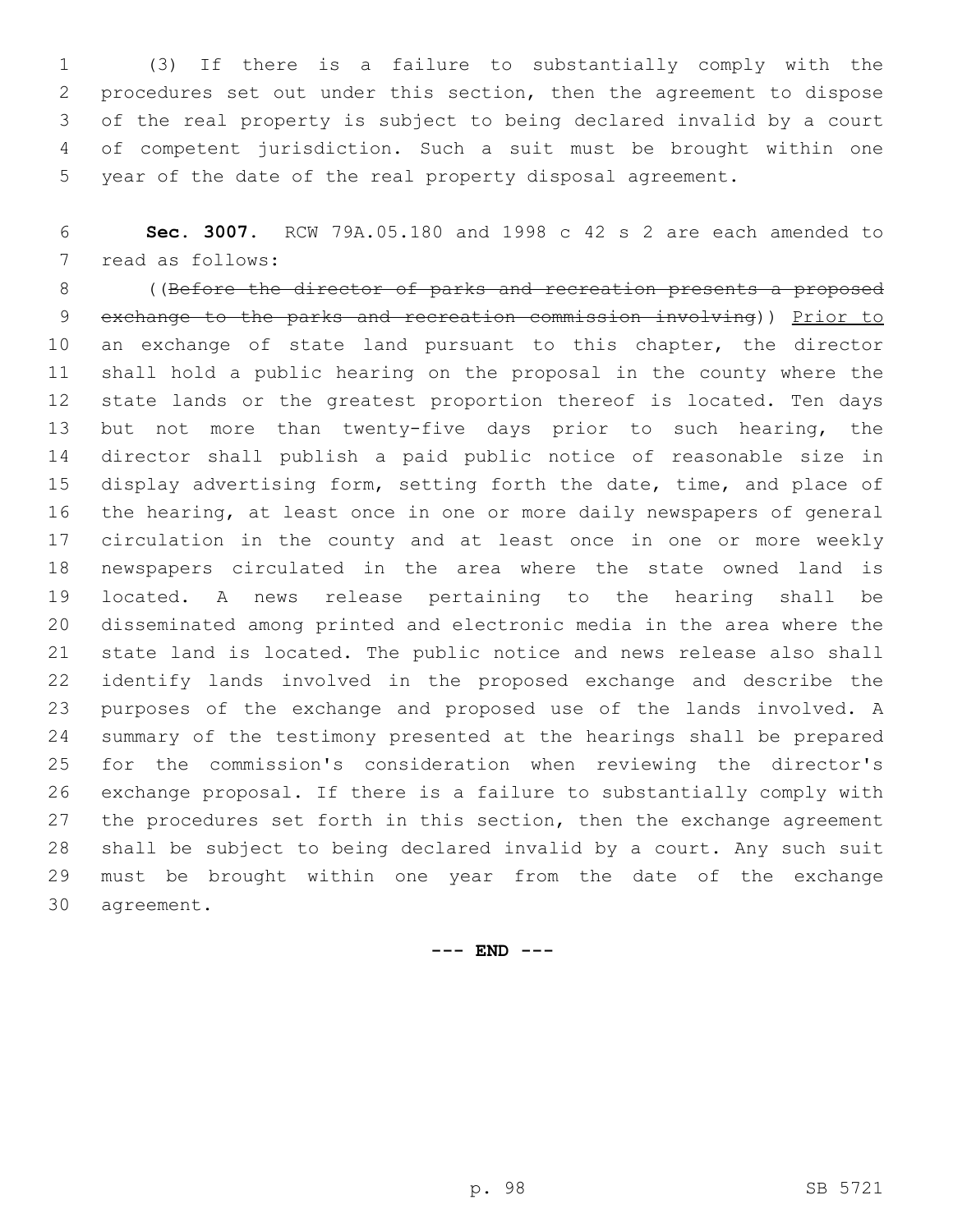(3) If there is a failure to substantially comply with the procedures set out under this section, then the agreement to dispose of the real property is subject to being declared invalid by a court of competent jurisdiction. Such a suit must be brought within one year of the date of the real property disposal agreement.

**Sec. 3007.** RCW 79A.05.180 and 1998 c 42 s 2 are each amended to read as follows:

((~~Before the director of parks and recreation presents a proposed exchange to the parks and recreation commission involving~~)) Prior to an exchange of state land pursuant to this chapter, the director shall hold a public hearing on the proposal in the county where the state lands or the greatest proportion thereof is located. Ten days but not more than twenty-five days prior to such hearing, the director shall publish a paid public notice of reasonable size in display advertising form, setting forth the date, time, and place of the hearing, at least once in one or more daily newspapers of general circulation in the county and at least once in one or more weekly newspapers circulated in the area where the state owned land is located. A news release pertaining to the hearing shall be disseminated among printed and electronic media in the area where the state land is located. The public notice and news release also shall identify lands involved in the proposed exchange and describe the purposes of the exchange and proposed use of the lands involved. A summary of the testimony presented at the hearings shall be prepared for the commission's consideration when reviewing the director's exchange proposal. If there is a failure to substantially comply with the procedures set forth in this section, then the exchange agreement shall be subject to being declared invalid by a court. Any such suit must be brought within one year from the date of the exchange agreement.

**--- END ---**